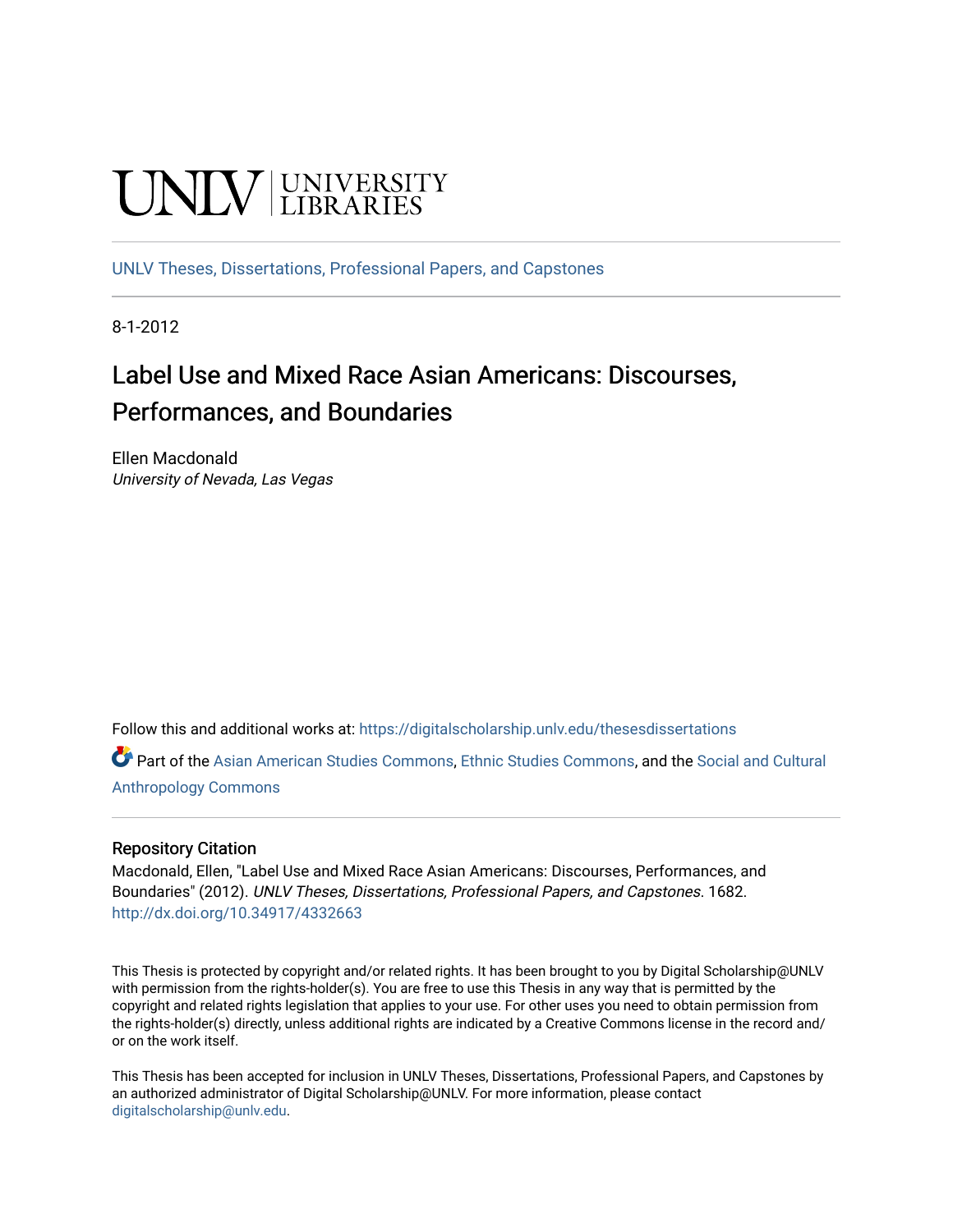UNLV | UNIVERSITY LIBRARIES

UNLV Theses, Dissertations, Professional Papers, and Capstones

8-1-2012

# Label Use and Mixed Race Asian Americans: Discourses, Performances, and Boundaries

Ellen Macdonald
*University of Nevada, Las Vegas*

Follow this and additional works at: https://digitalscholarship.unlv.edu/thesesdissertations

Part of the Asian American Studies Commons, Ethnic Studies Commons, and the Social and Cultural Anthropology Commons

### Repository Citation

Macdonald, Ellen, "Label Use and Mixed Race Asian Americans: Discourses, Performances, and Boundaries" (2012). *UNLV Theses, Dissertations, Professional Papers, and Capstones*. 1682.
http://dx.doi.org/10.34917/4332663

This Thesis is protected by copyright and/or related rights. It has been brought to you by Digital Scholarship@UNLV with permission from the rights-holder(s). You are free to use this Thesis in any way that is permitted by the copyright and related rights legislation that applies to your use. For other uses you need to obtain permission from the rights-holder(s) directly, unless additional rights are indicated by a Creative Commons license in the record and/or on the work itself.

This Thesis has been accepted for inclusion in UNLV Theses, Dissertations, Professional Papers, and Capstones by an authorized administrator of Digital Scholarship@UNLV. For more information, please contact digitalscholarship@unlv.edu.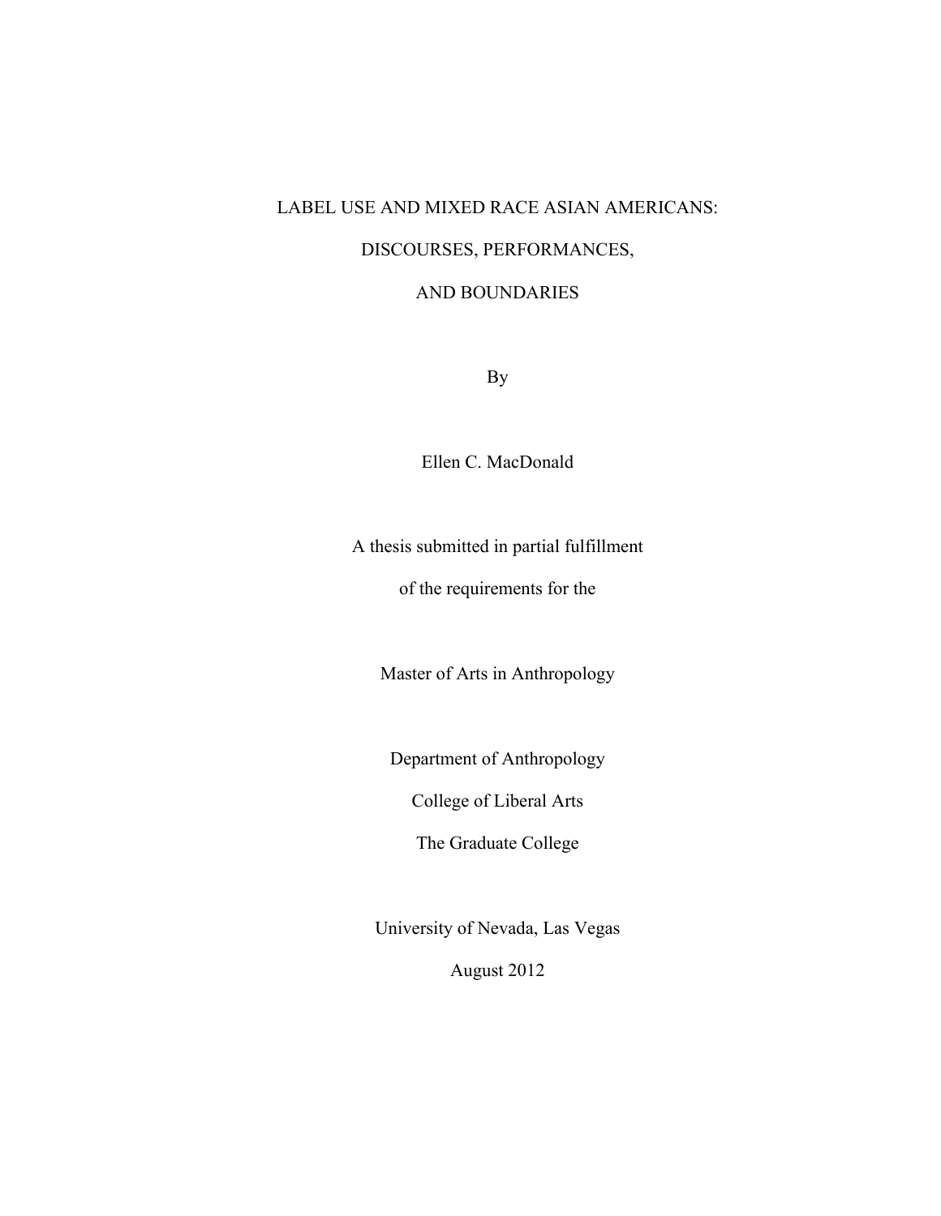# LABEL USE AND MIXED RACE ASIAN AMERICANS:

# DISCOURSES, PERFORMANCES,

# AND BOUNDARIES

By

Ellen C. MacDonald

A thesis submitted in partial fulfillment

of the requirements for the

Master of Arts in Anthropology

Department of Anthropology

College of Liberal Arts

The Graduate College

University of Nevada, Las Vegas

August 2012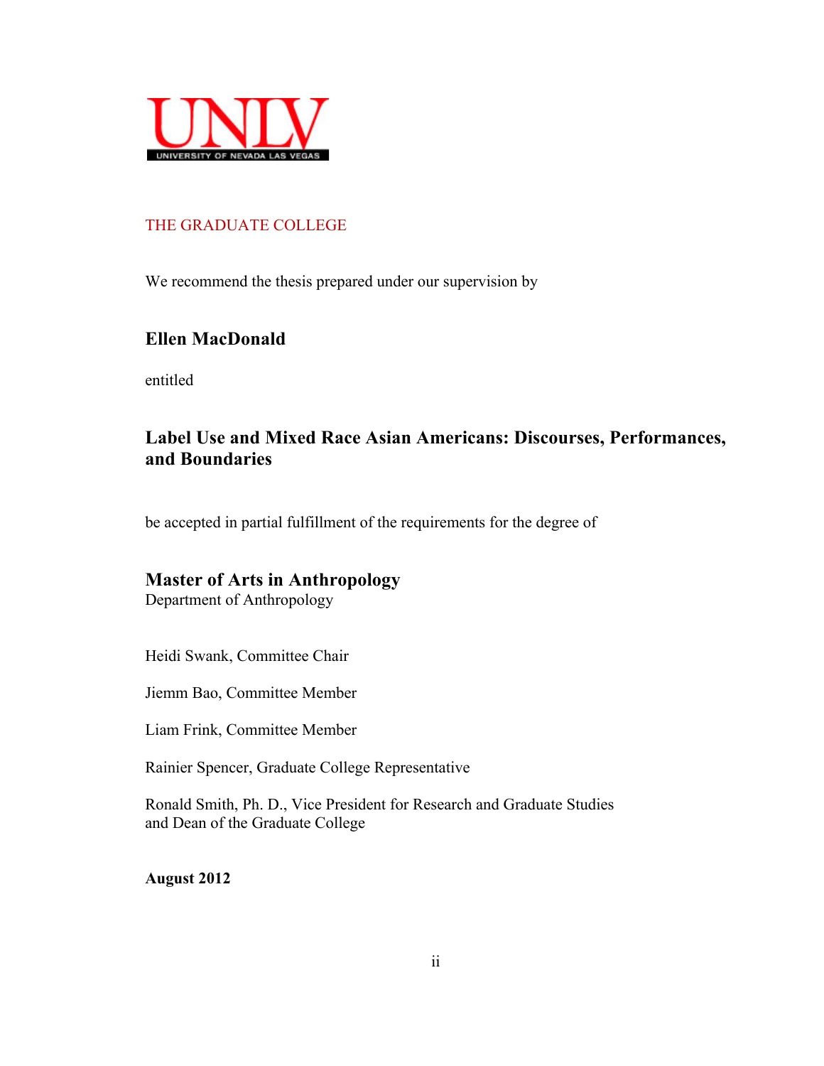UNLV

UNIVERSITY OF NEVADA LAS VEGAS

THE GRADUATE COLLEGE

We recommend the thesis prepared under our supervision by

**Ellen MacDonald**

entitled

**Label Use and Mixed Race Asian Americans: Discourses, Performances, and Boundaries**

be accepted in partial fulfillment of the requirements for the degree of

**Master of Arts in Anthropology**
Department of Anthropology

Heidi Swank, Committee Chair

Jiemm Bao, Committee Member

Liam Frink, Committee Member

Rainier Spencer, Graduate College Representative

Ronald Smith, Ph. D., Vice President for Research and Graduate Studies
and Dean of the Graduate College

**August 2012**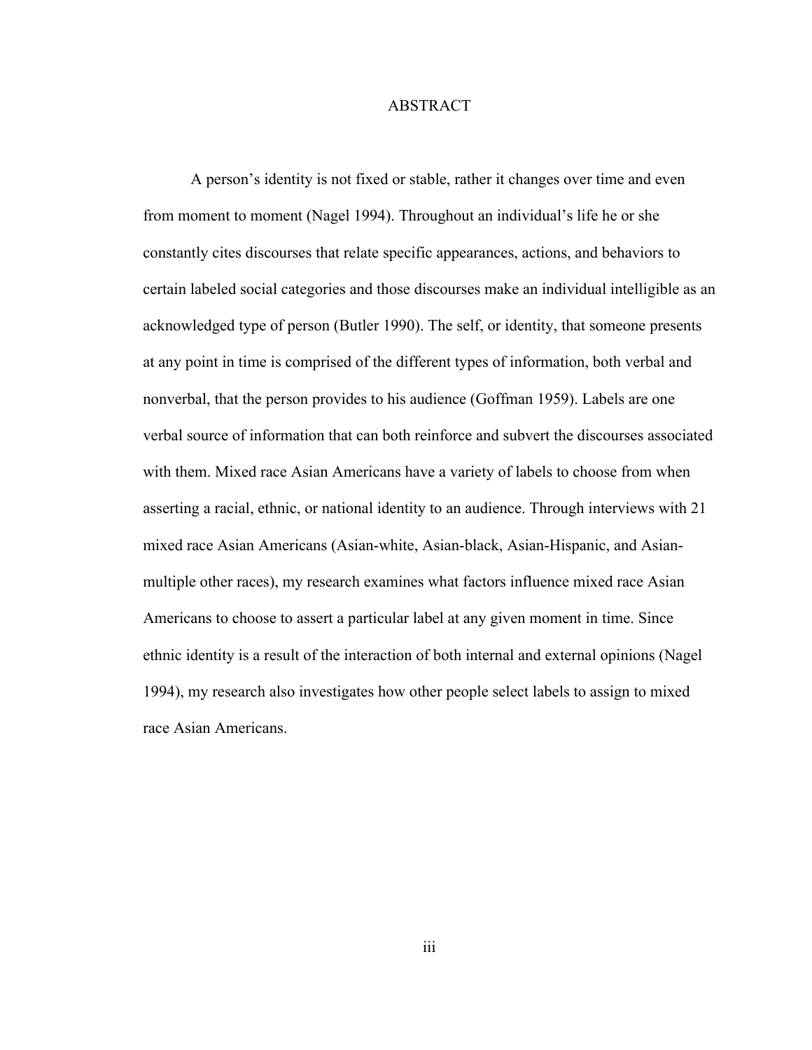# ABSTRACT

A person's identity is not fixed or stable, rather it changes over time and even from moment to moment (Nagel 1994). Throughout an individual's life he or she constantly cites discourses that relate specific appearances, actions, and behaviors to certain labeled social categories and those discourses make an individual intelligible as an acknowledged type of person (Butler 1990). The self, or identity, that someone presents at any point in time is comprised of the different types of information, both verbal and nonverbal, that the person provides to his audience (Goffman 1959). Labels are one verbal source of information that can both reinforce and subvert the discourses associated with them. Mixed race Asian Americans have a variety of labels to choose from when asserting a racial, ethnic, or national identity to an audience. Through interviews with 21 mixed race Asian Americans (Asian-white, Asian-black, Asian-Hispanic, and Asian-multiple other races), my research examines what factors influence mixed race Asian Americans to choose to assert a particular label at any given moment in time. Since ethnic identity is a result of the interaction of both internal and external opinions (Nagel 1994), my research also investigates how other people select labels to assign to mixed race Asian Americans.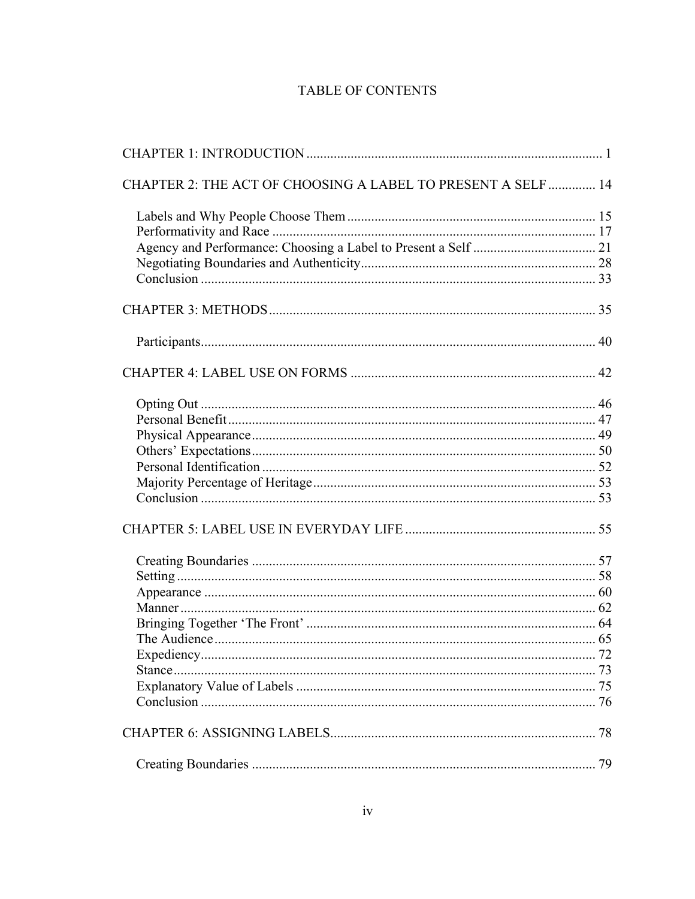# TABLE OF CONTENTS

CHAPTER 1: INTRODUCTION ........................................................................................ 1

CHAPTER 2: THE ACT OF CHOOSING A LABEL TO PRESENT A SELF .............. 14

- Labels and Why People Choose Them ........................................................................ 15
- Performativity and Race .............................................................................................. 17
- Agency and Performance: Choosing a Label to Present a Self .................................... 21
- Negotiating Boundaries and Authenticity..................................................................... 28
- Conclusion ................................................................................................................... 33

CHAPTER 3: METHODS ................................................................................................ 35

- Participants................................................................................................................... 40

CHAPTER 4: LABEL USE ON FORMS ........................................................................ 42

- Opting Out ................................................................................................................... 46
- Personal Benefit........................................................................................................... 47
- Physical Appearance.................................................................................................... 49
- Others' Expectations.................................................................................................... 50
- Personal Identification ................................................................................................. 52
- Majority Percentage of Heritage.................................................................................. 53
- Conclusion ................................................................................................................... 53

CHAPTER 5: LABEL USE IN EVERYDAY LIFE ........................................................ 55

- Creating Boundaries .................................................................................................... 57
- Setting .......................................................................................................................... 58
- Appearance .................................................................................................................. 60
- Manner......................................................................................................................... 62
- Bringing Together 'The Front' ..................................................................................... 64
- The Audience............................................................................................................... 65
- Expediency................................................................................................................... 72
- Stance........................................................................................................................... 73
- Explanatory Value of Labels ....................................................................................... 75
- Conclusion ................................................................................................................... 76

CHAPTER 6: ASSIGNING LABELS.............................................................................. 78

- Creating Boundaries .................................................................................................... 79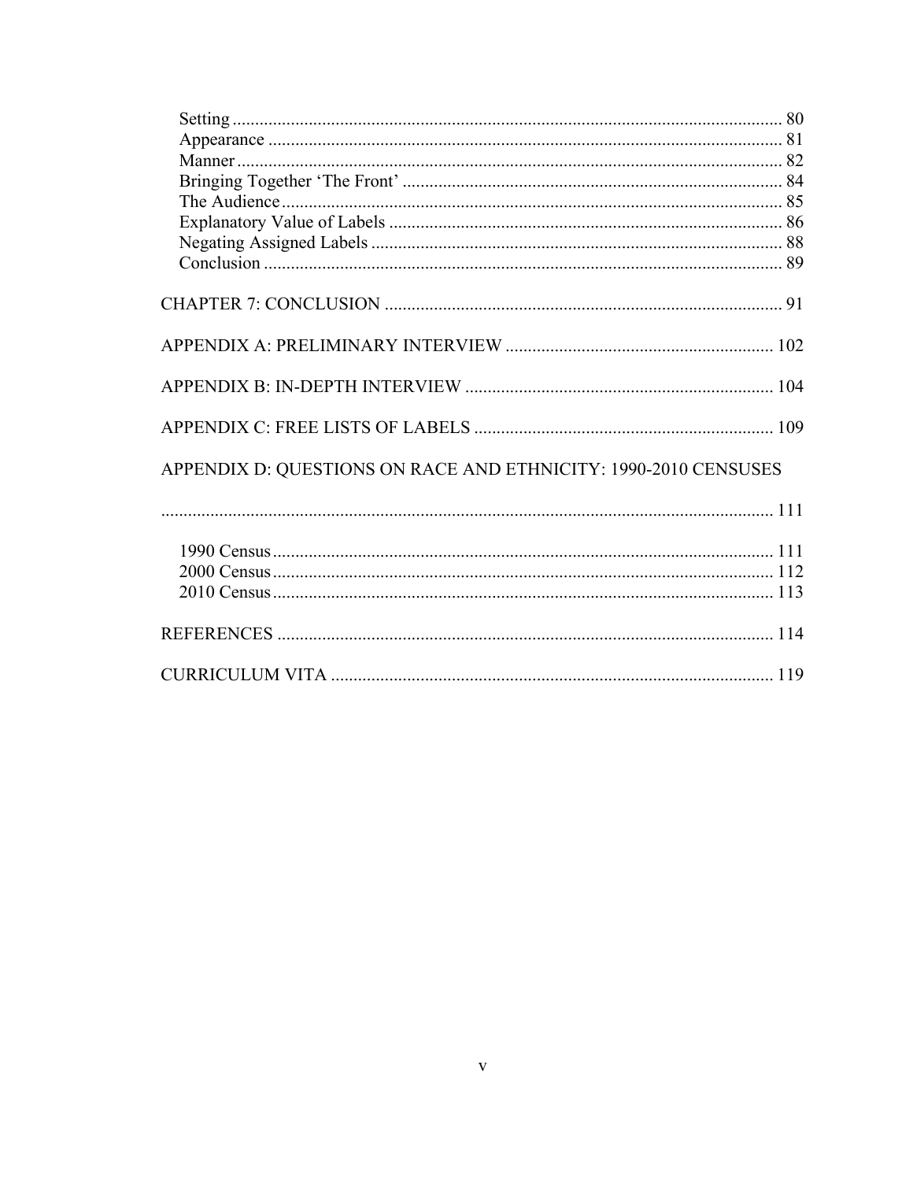Setting ........................................................................................................ 80
Appearance ................................................................................................... 81
Manner ......................................................................................................... 82
Bringing Together 'The Front' ...................................................................... 84
The Audience ................................................................................................ 85
Explanatory Value of Labels ......................................................................... 86
Negating Assigned Labels ............................................................................. 88
Conclusion .................................................................................................... 89

CHAPTER 7: CONCLUSION ......................................................................... 91

APPENDIX A: PRELIMINARY INTERVIEW ............................................... 102

APPENDIX B: IN-DEPTH INTERVIEW ........................................................ 104

APPENDIX C: FREE LISTS OF LABELS ..................................................... 109

APPENDIX D: QUESTIONS ON RACE AND ETHNICITY: 1990-2010 CENSUSES ......................................................................................................... 111

1990 Census .................................................................................................. 111
2000 Census .................................................................................................. 112
2010 Census .................................................................................................. 113

REFERENCES ............................................................................................... 114

CURRICULUM VITA .................................................................................... 119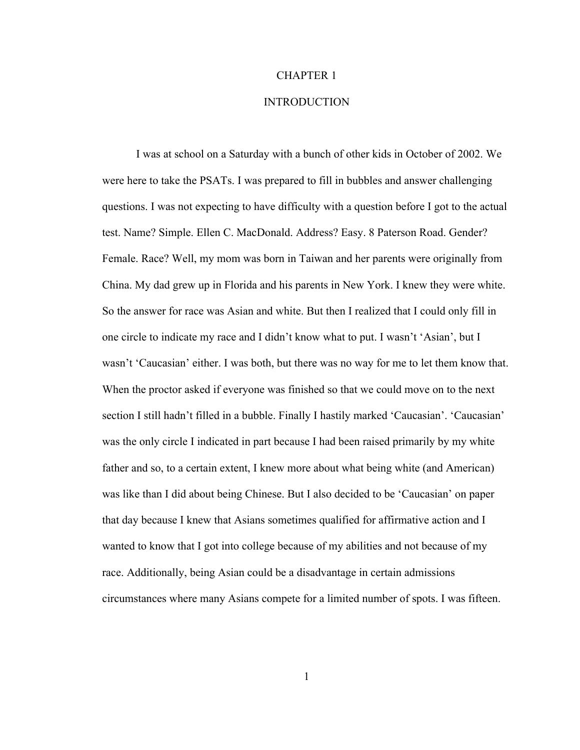# CHAPTER 1

# INTRODUCTION

I was at school on a Saturday with a bunch of other kids in October of 2002. We were here to take the PSATs. I was prepared to fill in bubbles and answer challenging questions. I was not expecting to have difficulty with a question before I got to the actual test. Name? Simple. Ellen C. MacDonald. Address? Easy. 8 Paterson Road. Gender? Female. Race? Well, my mom was born in Taiwan and her parents were originally from China. My dad grew up in Florida and his parents in New York. I knew they were white. So the answer for race was Asian and white. But then I realized that I could only fill in one circle to indicate my race and I didn't know what to put. I wasn't 'Asian', but I wasn't 'Caucasian' either. I was both, but there was no way for me to let them know that. When the proctor asked if everyone was finished so that we could move on to the next section I still hadn't filled in a bubble. Finally I hastily marked 'Caucasian'. 'Caucasian' was the only circle I indicated in part because I had been raised primarily by my white father and so, to a certain extent, I knew more about what being white (and American) was like than I did about being Chinese. But I also decided to be 'Caucasian' on paper that day because I knew that Asians sometimes qualified for affirmative action and I wanted to know that I got into college because of my abilities and not because of my race. Additionally, being Asian could be a disadvantage in certain admissions circumstances where many Asians compete for a limited number of spots. I was fifteen.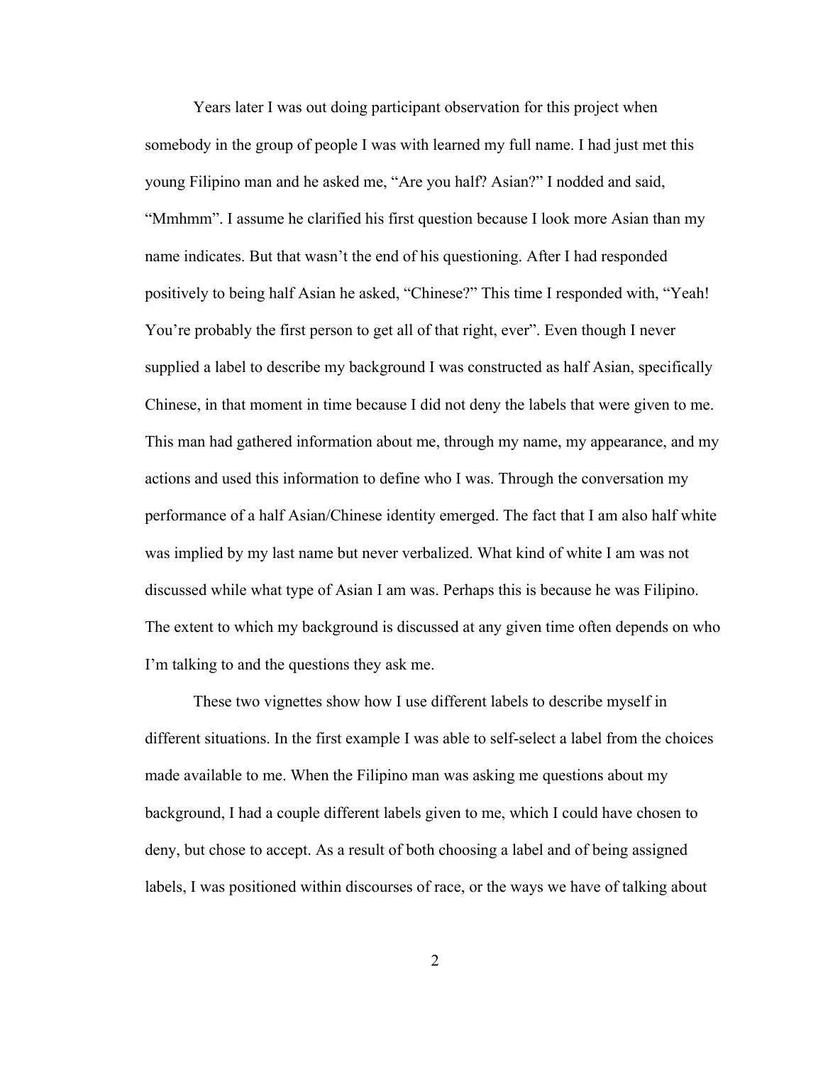Years later I was out doing participant observation for this project when somebody in the group of people I was with learned my full name. I had just met this young Filipino man and he asked me, "Are you half? Asian?" I nodded and said, "Mmhmm". I assume he clarified his first question because I look more Asian than my name indicates. But that wasn't the end of his questioning. After I had responded positively to being half Asian he asked, "Chinese?" This time I responded with, "Yeah! You're probably the first person to get all of that right, ever". Even though I never supplied a label to describe my background I was constructed as half Asian, specifically Chinese, in that moment in time because I did not deny the labels that were given to me. This man had gathered information about me, through my name, my appearance, and my actions and used this information to define who I was. Through the conversation my performance of a half Asian/Chinese identity emerged. The fact that I am also half white was implied by my last name but never verbalized. What kind of white I am was not discussed while what type of Asian I am was. Perhaps this is because he was Filipino. The extent to which my background is discussed at any given time often depends on who I'm talking to and the questions they ask me.

These two vignettes show how I use different labels to describe myself in different situations. In the first example I was able to self-select a label from the choices made available to me. When the Filipino man was asking me questions about my background, I had a couple different labels given to me, which I could have chosen to deny, but chose to accept. As a result of both choosing a label and of being assigned labels, I was positioned within discourses of race, or the ways we have of talking about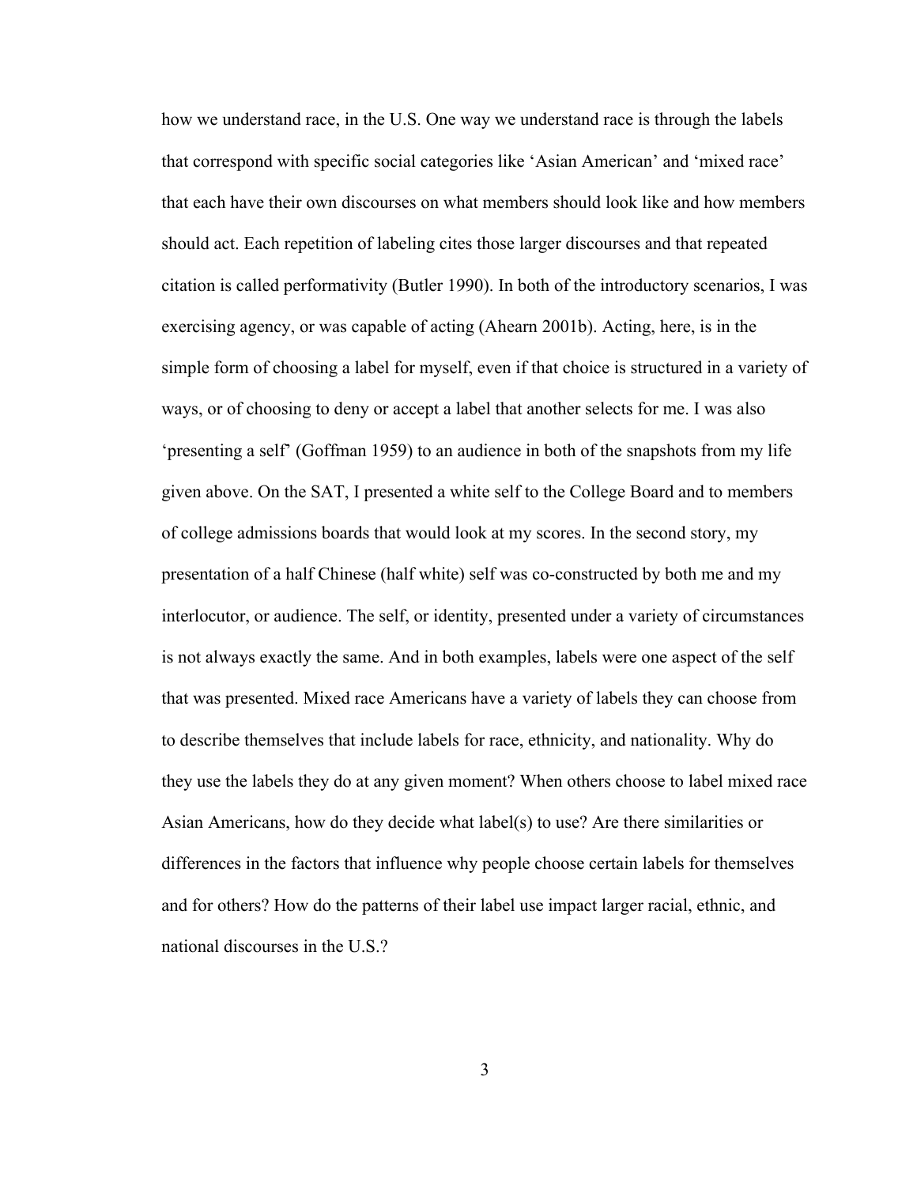how we understand race, in the U.S. One way we understand race is through the labels that correspond with specific social categories like ‘Asian American’ and ‘mixed race’ that each have their own discourses on what members should look like and how members should act. Each repetition of labeling cites those larger discourses and that repeated citation is called performativity (Butler 1990). In both of the introductory scenarios, I was exercising agency, or was capable of acting (Ahearn 2001b). Acting, here, is in the simple form of choosing a label for myself, even if that choice is structured in a variety of ways, or of choosing to deny or accept a label that another selects for me. I was also ‘presenting a self’ (Goffman 1959) to an audience in both of the snapshots from my life given above. On the SAT, I presented a white self to the College Board and to members of college admissions boards that would look at my scores. In the second story, my presentation of a half Chinese (half white) self was co-constructed by both me and my interlocutor, or audience. The self, or identity, presented under a variety of circumstances is not always exactly the same. And in both examples, labels were one aspect of the self that was presented. Mixed race Americans have a variety of labels they can choose from to describe themselves that include labels for race, ethnicity, and nationality. Why do they use the labels they do at any given moment? When others choose to label mixed race Asian Americans, how do they decide what label(s) to use? Are there similarities or differences in the factors that influence why people choose certain labels for themselves and for others? How do the patterns of their label use impact larger racial, ethnic, and national discourses in the U.S.?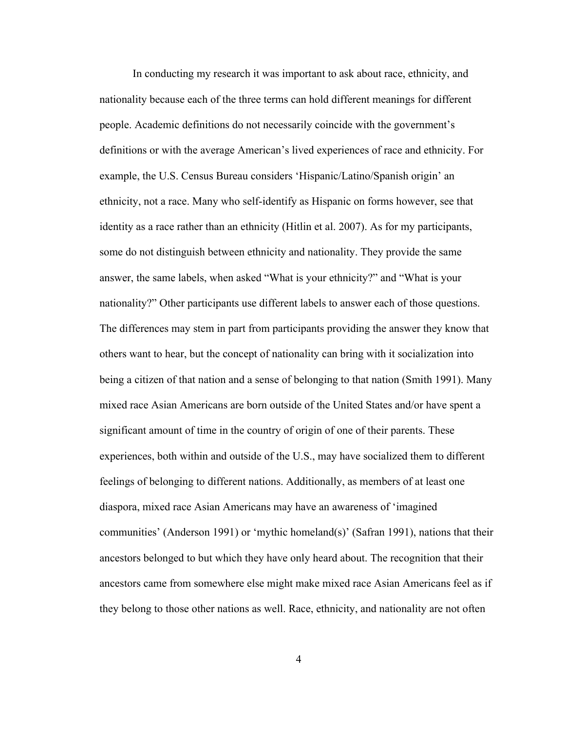In conducting my research it was important to ask about race, ethnicity, and nationality because each of the three terms can hold different meanings for different people. Academic definitions do not necessarily coincide with the government's definitions or with the average American's lived experiences of race and ethnicity. For example, the U.S. Census Bureau considers 'Hispanic/Latino/Spanish origin' an ethnicity, not a race. Many who self-identify as Hispanic on forms however, see that identity as a race rather than an ethnicity (Hitlin et al. 2007). As for my participants, some do not distinguish between ethnicity and nationality. They provide the same answer, the same labels, when asked "What is your ethnicity?" and "What is your nationality?" Other participants use different labels to answer each of those questions. The differences may stem in part from participants providing the answer they know that others want to hear, but the concept of nationality can bring with it socialization into being a citizen of that nation and a sense of belonging to that nation (Smith 1991). Many mixed race Asian Americans are born outside of the United States and/or have spent a significant amount of time in the country of origin of one of their parents. These experiences, both within and outside of the U.S., may have socialized them to different feelings of belonging to different nations. Additionally, as members of at least one diaspora, mixed race Asian Americans may have an awareness of 'imagined communities' (Anderson 1991) or 'mythic homeland(s)' (Safran 1991), nations that their ancestors belonged to but which they have only heard about. The recognition that their ancestors came from somewhere else might make mixed race Asian Americans feel as if they belong to those other nations as well. Race, ethnicity, and nationality are not often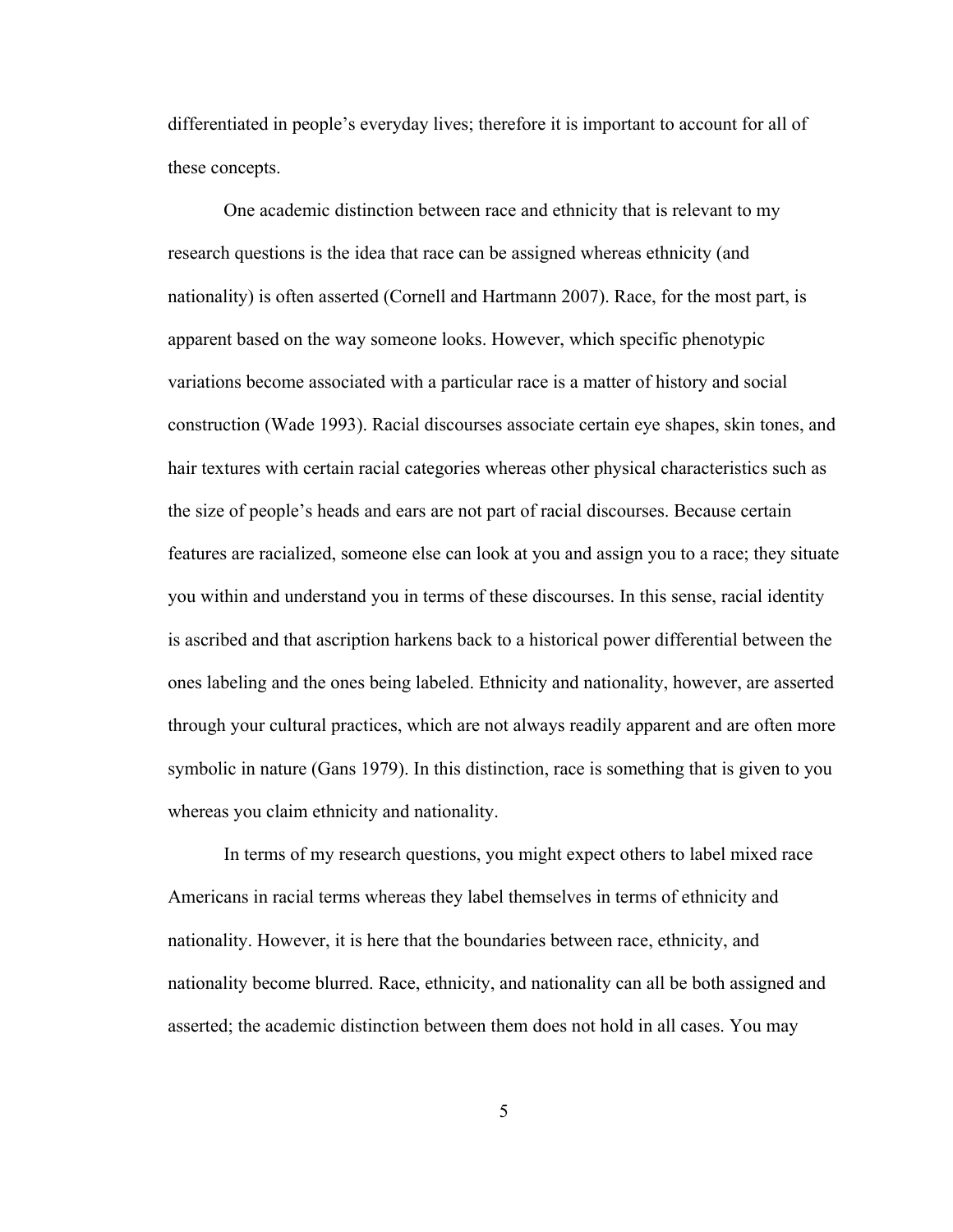differentiated in people's everyday lives; therefore it is important to account for all of these concepts.

One academic distinction between race and ethnicity that is relevant to my research questions is the idea that race can be assigned whereas ethnicity (and nationality) is often asserted (Cornell and Hartmann 2007). Race, for the most part, is apparent based on the way someone looks. However, which specific phenotypic variations become associated with a particular race is a matter of history and social construction (Wade 1993). Racial discourses associate certain eye shapes, skin tones, and hair textures with certain racial categories whereas other physical characteristics such as the size of people's heads and ears are not part of racial discourses. Because certain features are racialized, someone else can look at you and assign you to a race; they situate you within and understand you in terms of these discourses. In this sense, racial identity is ascribed and that ascription harkens back to a historical power differential between the ones labeling and the ones being labeled. Ethnicity and nationality, however, are asserted through your cultural practices, which are not always readily apparent and are often more symbolic in nature (Gans 1979). In this distinction, race is something that is given to you whereas you claim ethnicity and nationality.

In terms of my research questions, you might expect others to label mixed race Americans in racial terms whereas they label themselves in terms of ethnicity and nationality. However, it is here that the boundaries between race, ethnicity, and nationality become blurred. Race, ethnicity, and nationality can all be both assigned and asserted; the academic distinction between them does not hold in all cases. You may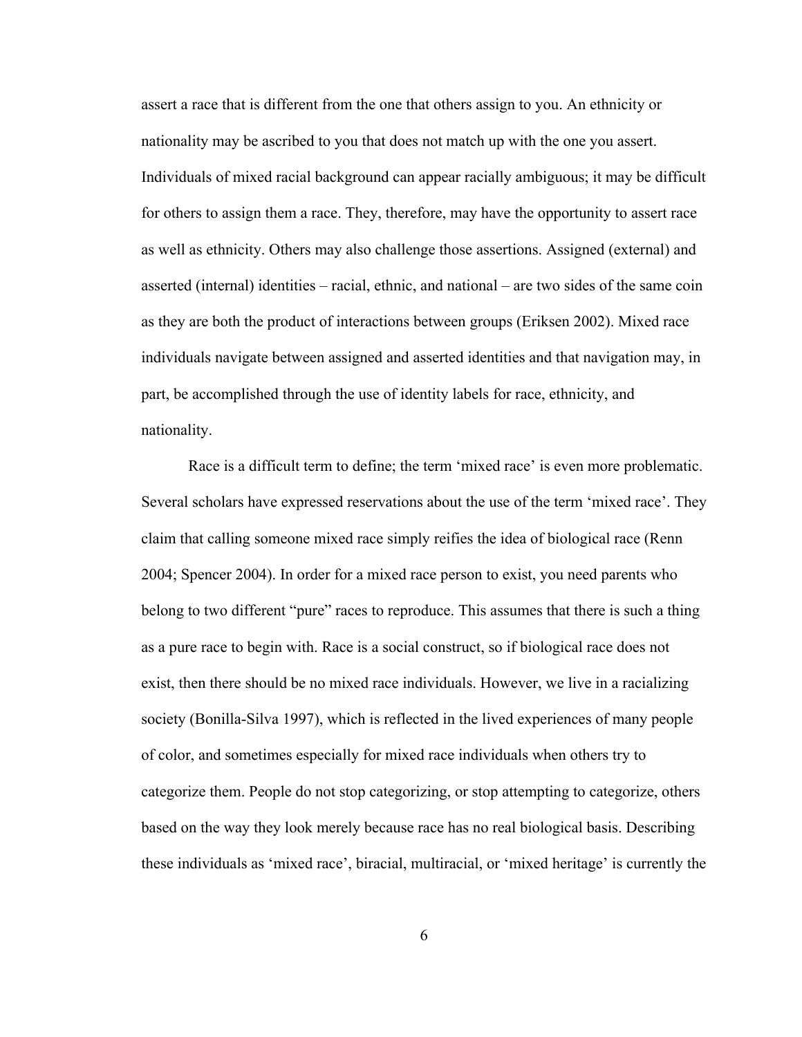assert a race that is different from the one that others assign to you. An ethnicity or nationality may be ascribed to you that does not match up with the one you assert. Individuals of mixed racial background can appear racially ambiguous; it may be difficult for others to assign them a race. They, therefore, may have the opportunity to assert race as well as ethnicity. Others may also challenge those assertions. Assigned (external) and asserted (internal) identities – racial, ethnic, and national – are two sides of the same coin as they are both the product of interactions between groups (Eriksen 2002). Mixed race individuals navigate between assigned and asserted identities and that navigation may, in part, be accomplished through the use of identity labels for race, ethnicity, and nationality.

Race is a difficult term to define; the term 'mixed race' is even more problematic. Several scholars have expressed reservations about the use of the term 'mixed race'. They claim that calling someone mixed race simply reifies the idea of biological race (Renn 2004; Spencer 2004). In order for a mixed race person to exist, you need parents who belong to two different "pure" races to reproduce. This assumes that there is such a thing as a pure race to begin with. Race is a social construct, so if biological race does not exist, then there should be no mixed race individuals. However, we live in a racializing society (Bonilla-Silva 1997), which is reflected in the lived experiences of many people of color, and sometimes especially for mixed race individuals when others try to categorize them. People do not stop categorizing, or stop attempting to categorize, others based on the way they look merely because race has no real biological basis. Describing these individuals as 'mixed race', biracial, multiracial, or 'mixed heritage' is currently the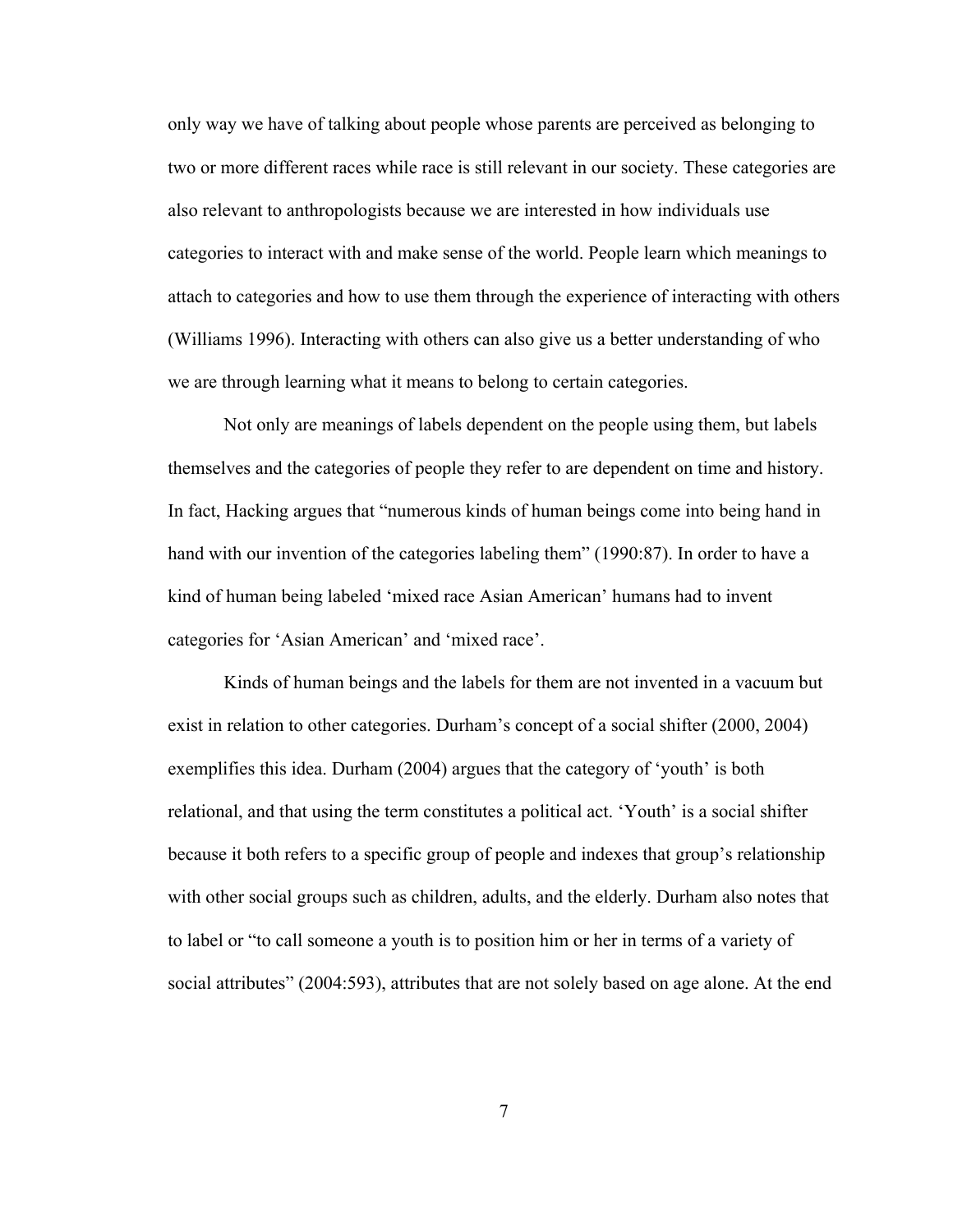only way we have of talking about people whose parents are perceived as belonging to two or more different races while race is still relevant in our society. These categories are also relevant to anthropologists because we are interested in how individuals use categories to interact with and make sense of the world. People learn which meanings to attach to categories and how to use them through the experience of interacting with others (Williams 1996). Interacting with others can also give us a better understanding of who we are through learning what it means to belong to certain categories.

Not only are meanings of labels dependent on the people using them, but labels themselves and the categories of people they refer to are dependent on time and history. In fact, Hacking argues that "numerous kinds of human beings come into being hand in hand with our invention of the categories labeling them" (1990:87). In order to have a kind of human being labeled 'mixed race Asian American' humans had to invent categories for 'Asian American' and 'mixed race'.

Kinds of human beings and the labels for them are not invented in a vacuum but exist in relation to other categories. Durham's concept of a social shifter (2000, 2004) exemplifies this idea. Durham (2004) argues that the category of 'youth' is both relational, and that using the term constitutes a political act. 'Youth' is a social shifter because it both refers to a specific group of people and indexes that group's relationship with other social groups such as children, adults, and the elderly. Durham also notes that to label or "to call someone a youth is to position him or her in terms of a variety of social attributes" (2004:593), attributes that are not solely based on age alone. At the end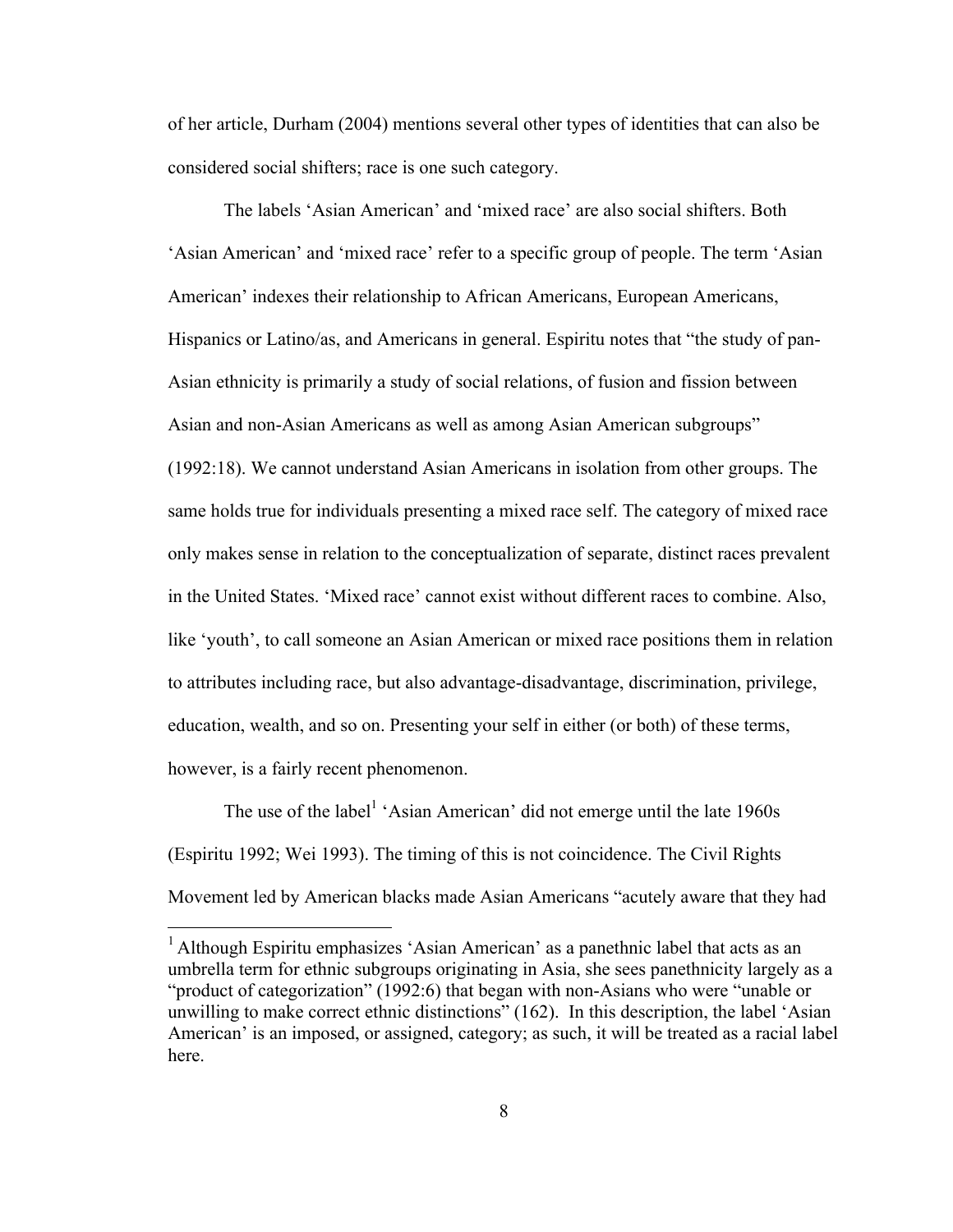of her article, Durham (2004) mentions several other types of identities that can also be considered social shifters; race is one such category.

The labels 'Asian American' and 'mixed race' are also social shifters. Both 'Asian American' and 'mixed race' refer to a specific group of people. The term 'Asian American' indexes their relationship to African Americans, European Americans, Hispanics or Latino/as, and Americans in general. Espiritu notes that "the study of pan-Asian ethnicity is primarily a study of social relations, of fusion and fission between Asian and non-Asian Americans as well as among Asian American subgroups" (1992:18). We cannot understand Asian Americans in isolation from other groups. The same holds true for individuals presenting a mixed race self. The category of mixed race only makes sense in relation to the conceptualization of separate, distinct races prevalent in the United States. 'Mixed race' cannot exist without different races to combine. Also, like 'youth', to call someone an Asian American or mixed race positions them in relation to attributes including race, but also advantage-disadvantage, discrimination, privilege, education, wealth, and so on. Presenting your self in either (or both) of these terms, however, is a fairly recent phenomenon.

The use of the label[1] 'Asian American' did not emerge until the late 1960s (Espiritu 1992; Wei 1993). The timing of this is not coincidence. The Civil Rights Movement led by American blacks made Asian Americans "acutely aware that they had

[1] Although Espiritu emphasizes 'Asian American' as a panethnic label that acts as an umbrella term for ethnic subgroups originating in Asia, she sees panethnicity largely as a "product of categorization" (1992:6) that began with non-Asians who were "unable or unwilling to make correct ethnic distinctions" (162). In this description, the label 'Asian American' is an imposed, or assigned, category; as such, it will be treated as a racial label here.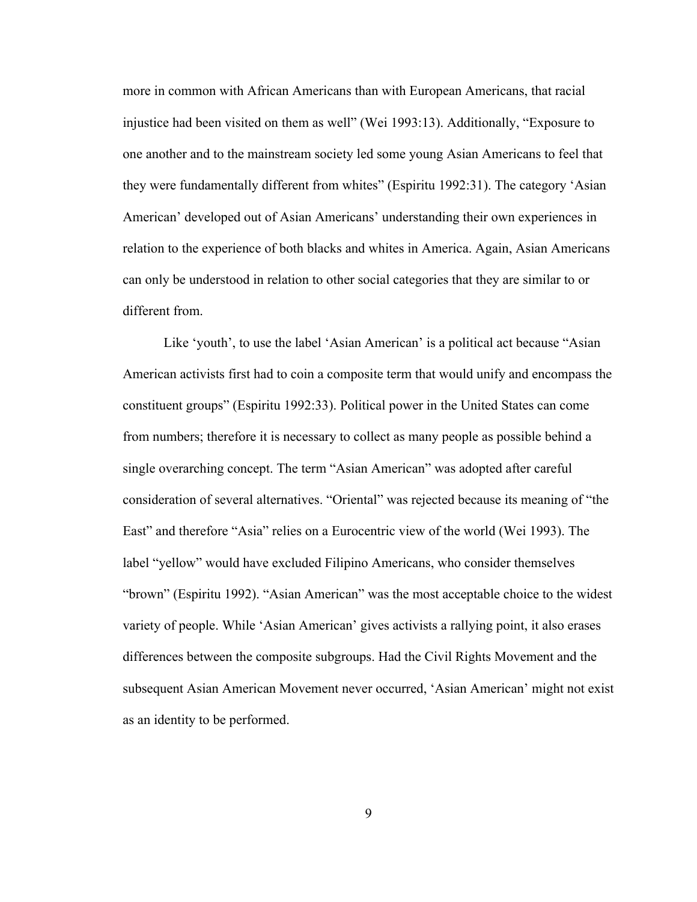more in common with African Americans than with European Americans, that racial injustice had been visited on them as well" (Wei 1993:13). Additionally, "Exposure to one another and to the mainstream society led some young Asian Americans to feel that they were fundamentally different from whites" (Espiritu 1992:31). The category 'Asian American' developed out of Asian Americans' understanding their own experiences in relation to the experience of both blacks and whites in America. Again, Asian Americans can only be understood in relation to other social categories that they are similar to or different from.

Like 'youth', to use the label 'Asian American' is a political act because "Asian American activists first had to coin a composite term that would unify and encompass the constituent groups" (Espiritu 1992:33). Political power in the United States can come from numbers; therefore it is necessary to collect as many people as possible behind a single overarching concept. The term "Asian American" was adopted after careful consideration of several alternatives. "Oriental" was rejected because its meaning of "the East" and therefore "Asia" relies on a Eurocentric view of the world (Wei 1993). The label "yellow" would have excluded Filipino Americans, who consider themselves "brown" (Espiritu 1992). "Asian American" was the most acceptable choice to the widest variety of people. While 'Asian American' gives activists a rallying point, it also erases differences between the composite subgroups. Had the Civil Rights Movement and the subsequent Asian American Movement never occurred, 'Asian American' might not exist as an identity to be performed.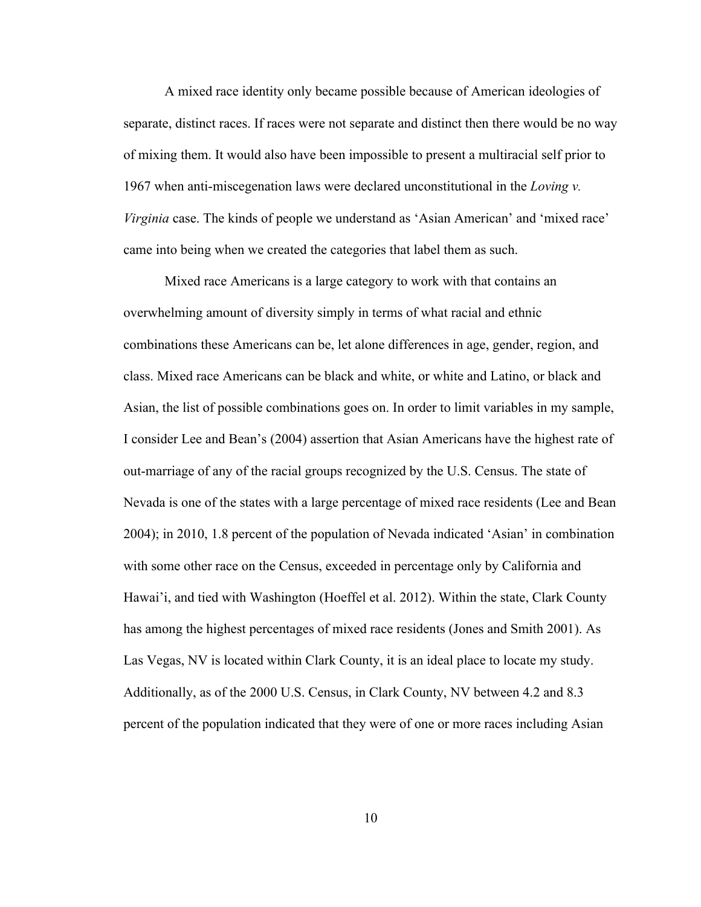A mixed race identity only became possible because of American ideologies of separate, distinct races. If races were not separate and distinct then there would be no way of mixing them. It would also have been impossible to present a multiracial self prior to 1967 when anti-miscegenation laws were declared unconstitutional in the *Loving v. Virginia* case. The kinds of people we understand as 'Asian American' and 'mixed race' came into being when we created the categories that label them as such.

Mixed race Americans is a large category to work with that contains an overwhelming amount of diversity simply in terms of what racial and ethnic combinations these Americans can be, let alone differences in age, gender, region, and class. Mixed race Americans can be black and white, or white and Latino, or black and Asian, the list of possible combinations goes on. In order to limit variables in my sample, I consider Lee and Bean's (2004) assertion that Asian Americans have the highest rate of out-marriage of any of the racial groups recognized by the U.S. Census. The state of Nevada is one of the states with a large percentage of mixed race residents (Lee and Bean 2004); in 2010, 1.8 percent of the population of Nevada indicated 'Asian' in combination with some other race on the Census, exceeded in percentage only by California and Hawai'i, and tied with Washington (Hoeffel et al. 2012). Within the state, Clark County has among the highest percentages of mixed race residents (Jones and Smith 2001). As Las Vegas, NV is located within Clark County, it is an ideal place to locate my study. Additionally, as of the 2000 U.S. Census, in Clark County, NV between 4.2 and 8.3 percent of the population indicated that they were of one or more races including Asian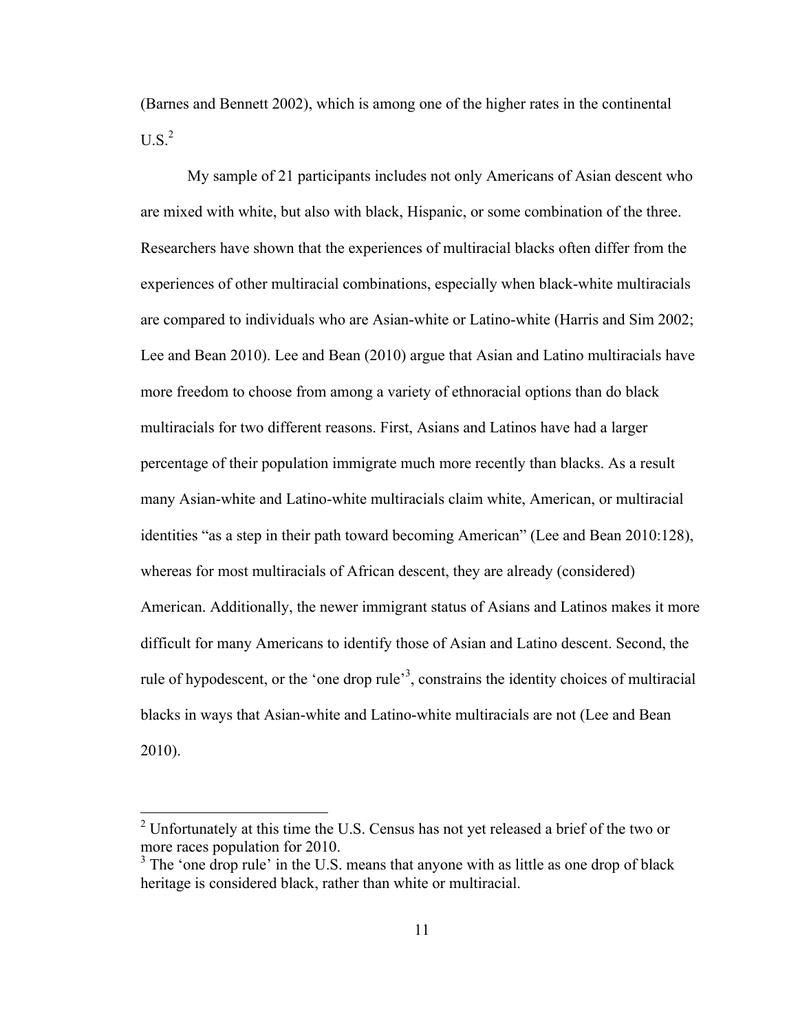(Barnes and Bennett 2002), which is among one of the higher rates in the continental U.S.[2]

My sample of 21 participants includes not only Americans of Asian descent who are mixed with white, but also with black, Hispanic, or some combination of the three. Researchers have shown that the experiences of multiracial blacks often differ from the experiences of other multiracial combinations, especially when black-white multiracials are compared to individuals who are Asian-white or Latino-white (Harris and Sim 2002; Lee and Bean 2010). Lee and Bean (2010) argue that Asian and Latino multiracials have more freedom to choose from among a variety of ethnoracial options than do black multiracials for two different reasons. First, Asians and Latinos have had a larger percentage of their population immigrate much more recently than blacks. As a result many Asian-white and Latino-white multiracials claim white, American, or multiracial identities "as a step in their path toward becoming American" (Lee and Bean 2010:128), whereas for most multiracials of African descent, they are already (considered) American. Additionally, the newer immigrant status of Asians and Latinos makes it more difficult for many Americans to identify those of Asian and Latino descent. Second, the rule of hypodescent, or the 'one drop rule'[3], constrains the identity choices of multiracial blacks in ways that Asian-white and Latino-white multiracials are not (Lee and Bean 2010).

---

[2] Unfortunately at this time the U.S. Census has not yet released a brief of the two or more races population for 2010.

[3] The 'one drop rule' in the U.S. means that anyone with as little as one drop of black heritage is considered black, rather than white or multiracial.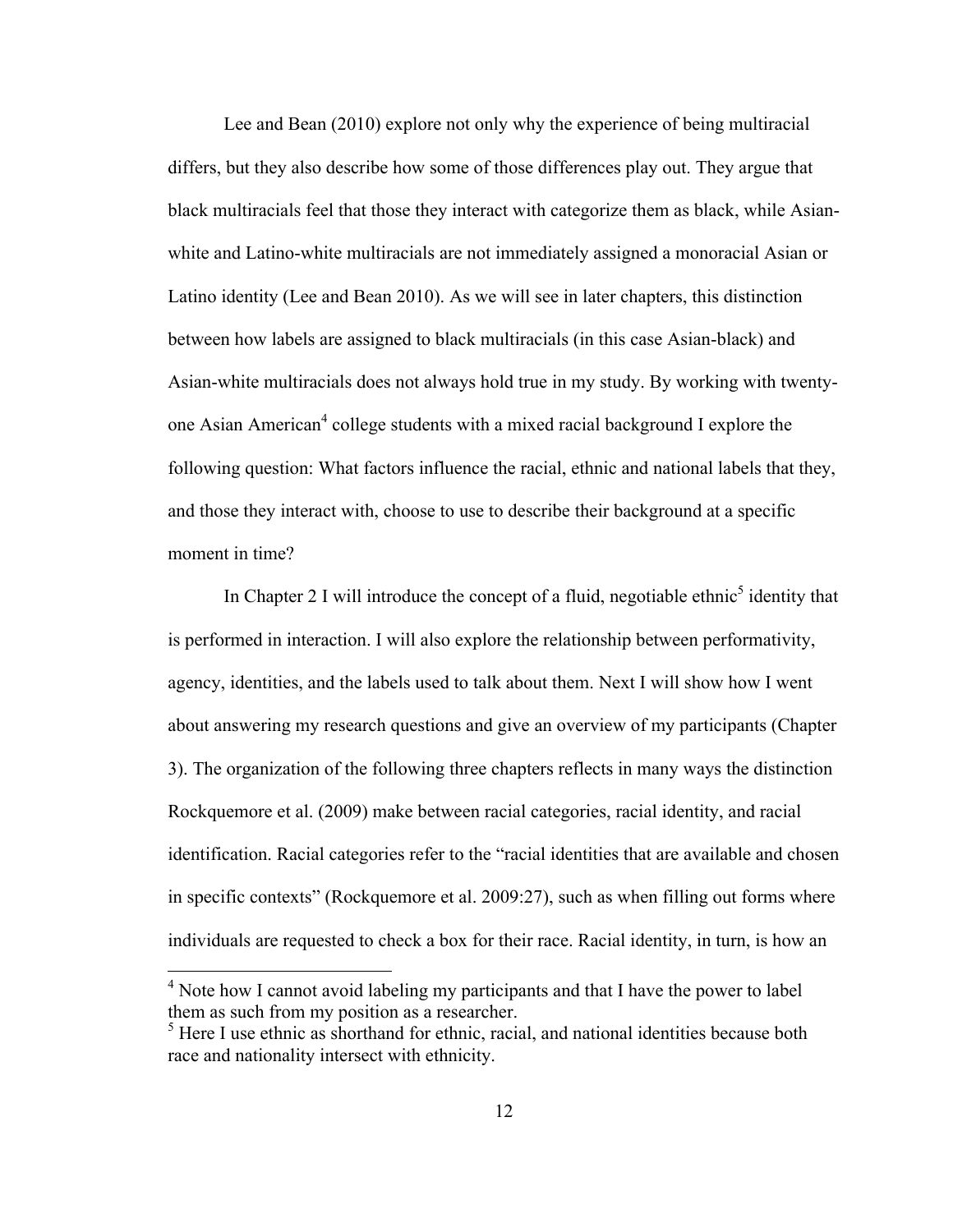Lee and Bean (2010) explore not only why the experience of being multiracial differs, but they also describe how some of those differences play out. They argue that black multiracials feel that those they interact with categorize them as black, while Asian-white and Latino-white multiracials are not immediately assigned a monoracial Asian or Latino identity (Lee and Bean 2010). As we will see in later chapters, this distinction between how labels are assigned to black multiracials (in this case Asian-black) and Asian-white multiracials does not always hold true in my study. By working with twenty-one Asian American[4] college students with a mixed racial background I explore the following question: What factors influence the racial, ethnic and national labels that they, and those they interact with, choose to use to describe their background at a specific moment in time?

In Chapter 2 I will introduce the concept of a fluid, negotiable ethnic[5] identity that is performed in interaction. I will also explore the relationship between performativity, agency, identities, and the labels used to talk about them. Next I will show how I went about answering my research questions and give an overview of my participants (Chapter 3). The organization of the following three chapters reflects in many ways the distinction Rockquemore et al. (2009) make between racial categories, racial identity, and racial identification. Racial categories refer to the "racial identities that are available and chosen in specific contexts" (Rockquemore et al. 2009:27), such as when filling out forms where individuals are requested to check a box for their race. Racial identity, in turn, is how an

---

[4] Note how I cannot avoid labeling my participants and that I have the power to label them as such from my position as a researcher.

[5] Here I use ethnic as shorthand for ethnic, racial, and national identities because both race and nationality intersect with ethnicity.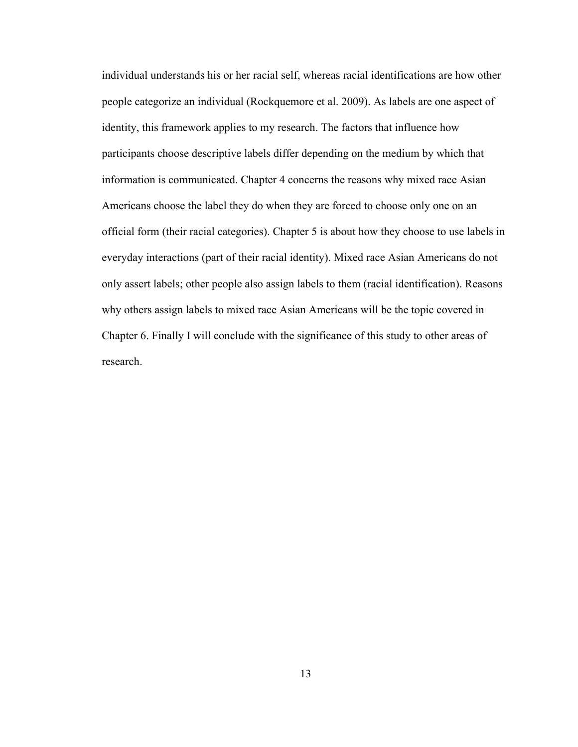individual understands his or her racial self, whereas racial identifications are how other people categorize an individual (Rockquemore et al. 2009). As labels are one aspect of identity, this framework applies to my research. The factors that influence how participants choose descriptive labels differ depending on the medium by which that information is communicated. Chapter 4 concerns the reasons why mixed race Asian Americans choose the label they do when they are forced to choose only one on an official form (their racial categories). Chapter 5 is about how they choose to use labels in everyday interactions (part of their racial identity). Mixed race Asian Americans do not only assert labels; other people also assign labels to them (racial identification). Reasons why others assign labels to mixed race Asian Americans will be the topic covered in Chapter 6. Finally I will conclude with the significance of this study to other areas of research.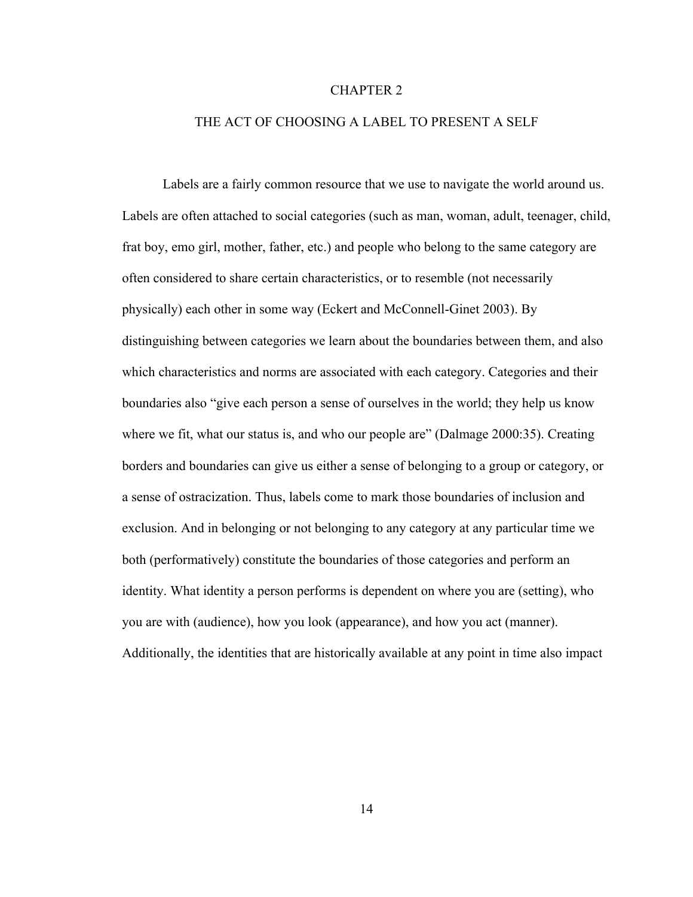# CHAPTER 2

## THE ACT OF CHOOSING A LABEL TO PRESENT A SELF

Labels are a fairly common resource that we use to navigate the world around us. Labels are often attached to social categories (such as man, woman, adult, teenager, child, frat boy, emo girl, mother, father, etc.) and people who belong to the same category are often considered to share certain characteristics, or to resemble (not necessarily physically) each other in some way (Eckert and McConnell-Ginet 2003). By distinguishing between categories we learn about the boundaries between them, and also which characteristics and norms are associated with each category. Categories and their boundaries also "give each person a sense of ourselves in the world; they help us know where we fit, what our status is, and who our people are" (Dalmage 2000:35). Creating borders and boundaries can give us either a sense of belonging to a group or category, or a sense of ostracization. Thus, labels come to mark those boundaries of inclusion and exclusion. And in belonging or not belonging to any category at any particular time we both (performatively) constitute the boundaries of those categories and perform an identity. What identity a person performs is dependent on where you are (setting), who you are with (audience), how you look (appearance), and how you act (manner). Additionally, the identities that are historically available at any point in time also impact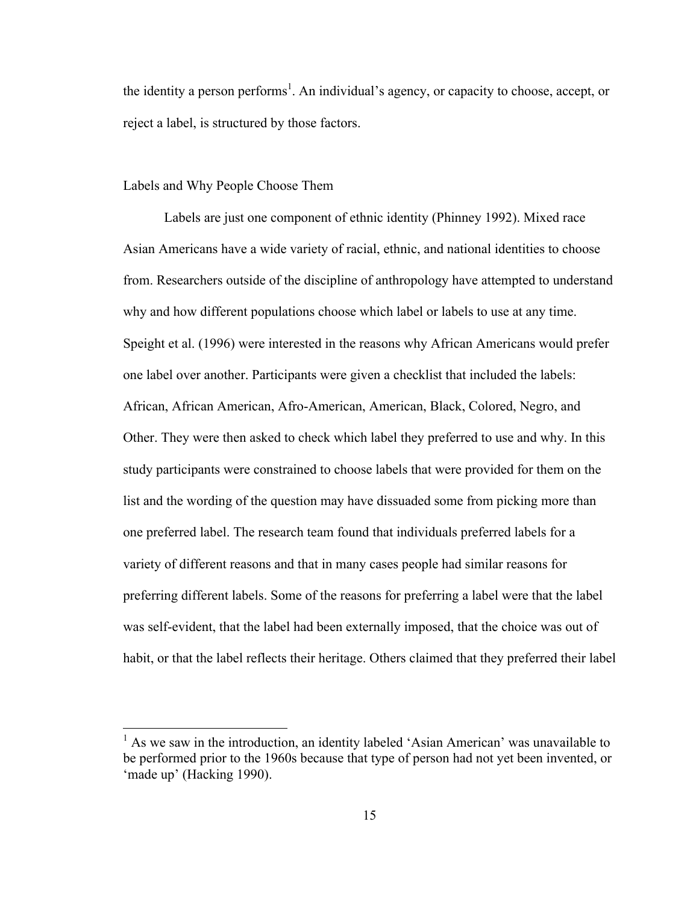the identity a person performs[1]. An individual's agency, or capacity to choose, accept, or reject a label, is structured by those factors.

## Labels and Why People Choose Them

Labels are just one component of ethnic identity (Phinney 1992). Mixed race Asian Americans have a wide variety of racial, ethnic, and national identities to choose from. Researchers outside of the discipline of anthropology have attempted to understand why and how different populations choose which label or labels to use at any time. Speight et al. (1996) were interested in the reasons why African Americans would prefer one label over another. Participants were given a checklist that included the labels: African, African American, Afro-American, American, Black, Colored, Negro, and Other. They were then asked to check which label they preferred to use and why. In this study participants were constrained to choose labels that were provided for them on the list and the wording of the question may have dissuaded some from picking more than one preferred label. The research team found that individuals preferred labels for a variety of different reasons and that in many cases people had similar reasons for preferring different labels. Some of the reasons for preferring a label were that the label was self-evident, that the label had been externally imposed, that the choice was out of habit, or that the label reflects their heritage. Others claimed that they preferred their label

---

[1] As we saw in the introduction, an identity labeled 'Asian American' was unavailable to be performed prior to the 1960s because that type of person had not yet been invented, or 'made up' (Hacking 1990).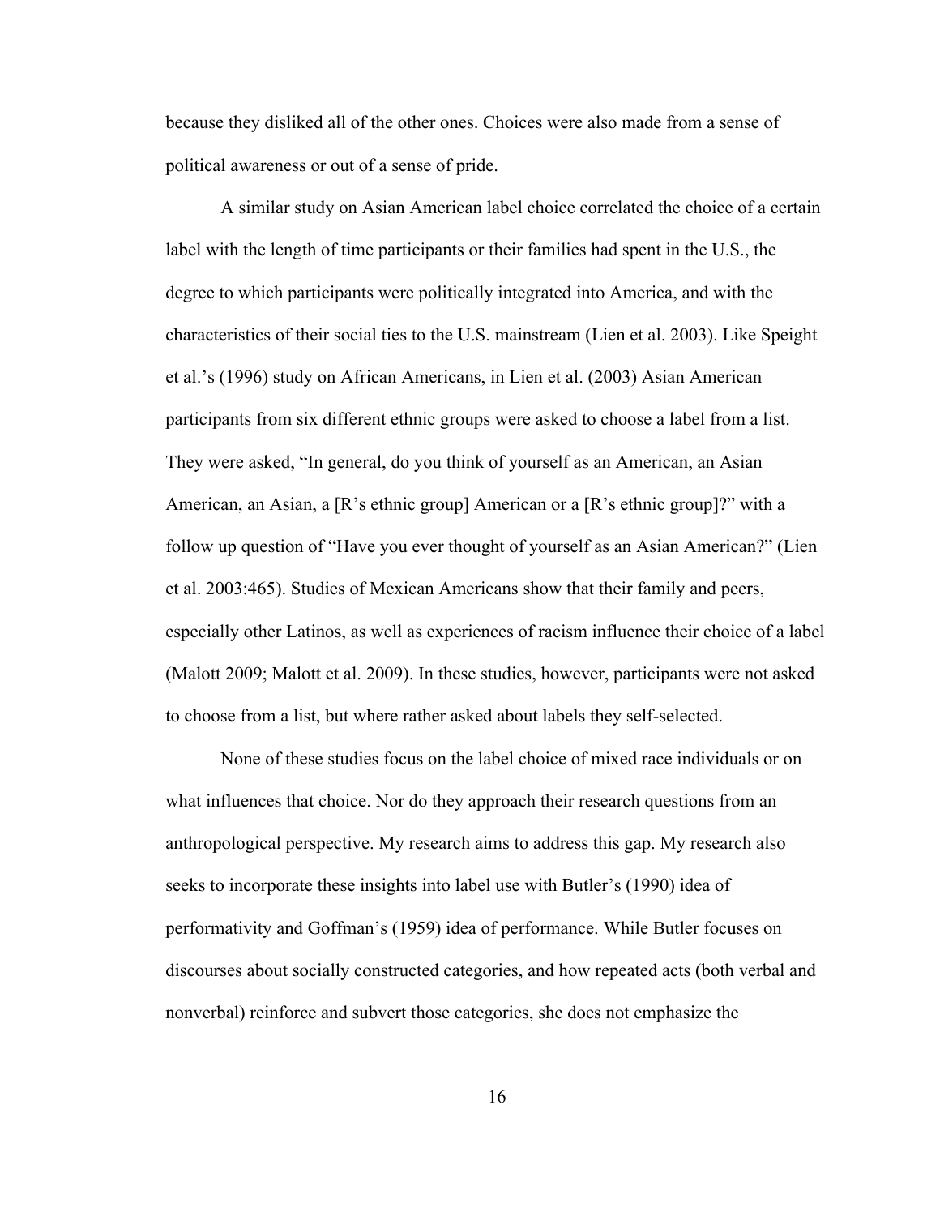because they disliked all of the other ones. Choices were also made from a sense of political awareness or out of a sense of pride.

A similar study on Asian American label choice correlated the choice of a certain label with the length of time participants or their families had spent in the U.S., the degree to which participants were politically integrated into America, and with the characteristics of their social ties to the U.S. mainstream (Lien et al. 2003). Like Speight et al.'s (1996) study on African Americans, in Lien et al. (2003) Asian American participants from six different ethnic groups were asked to choose a label from a list. They were asked, "In general, do you think of yourself as an American, an Asian American, an Asian, a [R's ethnic group] American or a [R's ethnic group]?" with a follow up question of "Have you ever thought of yourself as an Asian American?" (Lien et al. 2003:465). Studies of Mexican Americans show that their family and peers, especially other Latinos, as well as experiences of racism influence their choice of a label (Malott 2009; Malott et al. 2009). In these studies, however, participants were not asked to choose from a list, but where rather asked about labels they self-selected.

None of these studies focus on the label choice of mixed race individuals or on what influences that choice. Nor do they approach their research questions from an anthropological perspective. My research aims to address this gap. My research also seeks to incorporate these insights into label use with Butler's (1990) idea of performativity and Goffman's (1959) idea of performance. While Butler focuses on discourses about socially constructed categories, and how repeated acts (both verbal and nonverbal) reinforce and subvert those categories, she does not emphasize the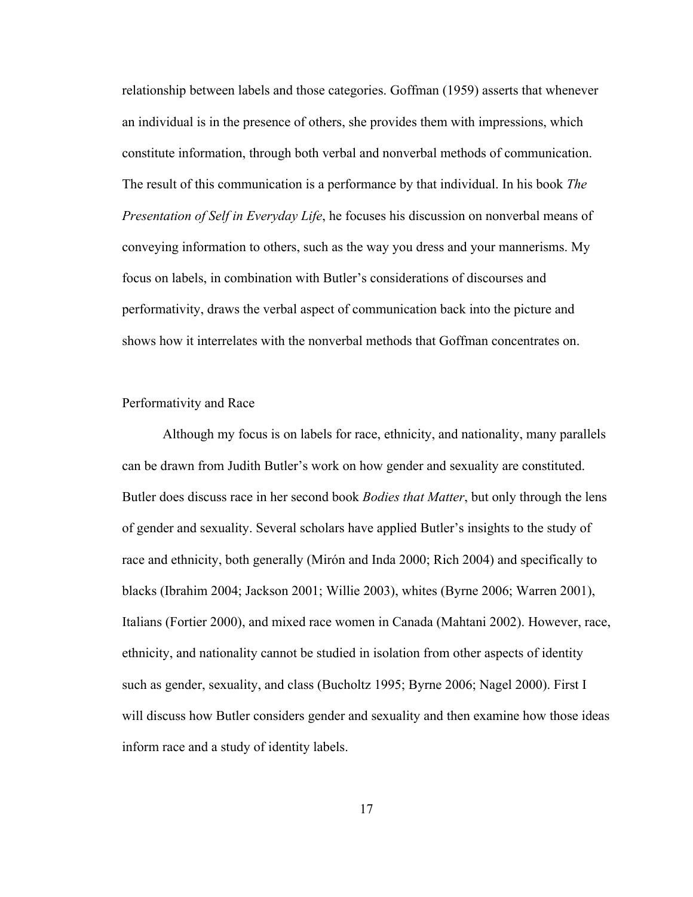relationship between labels and those categories. Goffman (1959) asserts that whenever an individual is in the presence of others, she provides them with impressions, which constitute information, through both verbal and nonverbal methods of communication. The result of this communication is a performance by that individual. In his book *The Presentation of Self in Everyday Life*, he focuses his discussion on nonverbal means of conveying information to others, such as the way you dress and your mannerisms. My focus on labels, in combination with Butler's considerations of discourses and performativity, draws the verbal aspect of communication back into the picture and shows how it interrelates with the nonverbal methods that Goffman concentrates on.

## Performativity and Race

Although my focus is on labels for race, ethnicity, and nationality, many parallels can be drawn from Judith Butler's work on how gender and sexuality are constituted. Butler does discuss race in her second book *Bodies that Matter*, but only through the lens of gender and sexuality. Several scholars have applied Butler's insights to the study of race and ethnicity, both generally (Mirón and Inda 2000; Rich 2004) and specifically to blacks (Ibrahim 2004; Jackson 2001; Willie 2003), whites (Byrne 2006; Warren 2001), Italians (Fortier 2000), and mixed race women in Canada (Mahtani 2002). However, race, ethnicity, and nationality cannot be studied in isolation from other aspects of identity such as gender, sexuality, and class (Bucholtz 1995; Byrne 2006; Nagel 2000). First I will discuss how Butler considers gender and sexuality and then examine how those ideas inform race and a study of identity labels.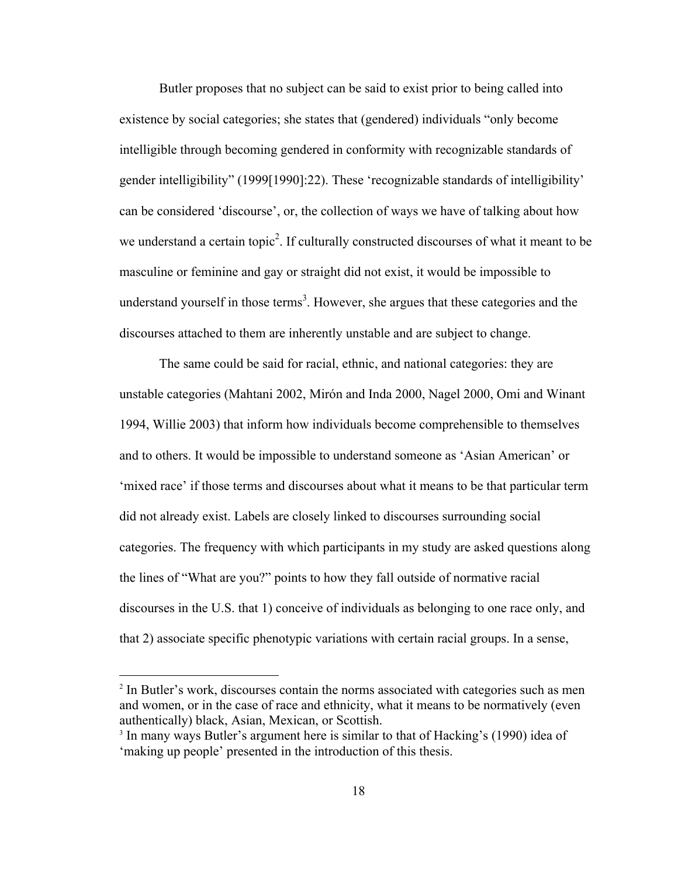Butler proposes that no subject can be said to exist prior to being called into existence by social categories; she states that (gendered) individuals "only become intelligible through becoming gendered in conformity with recognizable standards of gender intelligibility" (1999[1990]:22). These 'recognizable standards of intelligibility' can be considered 'discourse', or, the collection of ways we have of talking about how we understand a certain topic[2]. If culturally constructed discourses of what it meant to be masculine or feminine and gay or straight did not exist, it would be impossible to understand yourself in those terms[3]. However, she argues that these categories and the discourses attached to them are inherently unstable and are subject to change.

The same could be said for racial, ethnic, and national categories: they are unstable categories (Mahtani 2002, Mirón and Inda 2000, Nagel 2000, Omi and Winant 1994, Willie 2003) that inform how individuals become comprehensible to themselves and to others. It would be impossible to understand someone as 'Asian American' or 'mixed race' if those terms and discourses about what it means to be that particular term did not already exist. Labels are closely linked to discourses surrounding social categories. The frequency with which participants in my study are asked questions along the lines of "What are you?" points to how they fall outside of normative racial discourses in the U.S. that 1) conceive of individuals as belonging to one race only, and that 2) associate specific phenotypic variations with certain racial groups. In a sense,

---

[2] In Butler's work, discourses contain the norms associated with categories such as men and women, or in the case of race and ethnicity, what it means to be normatively (even authentically) black, Asian, Mexican, or Scottish.

[3] In many ways Butler's argument here is similar to that of Hacking's (1990) idea of 'making up people' presented in the introduction of this thesis.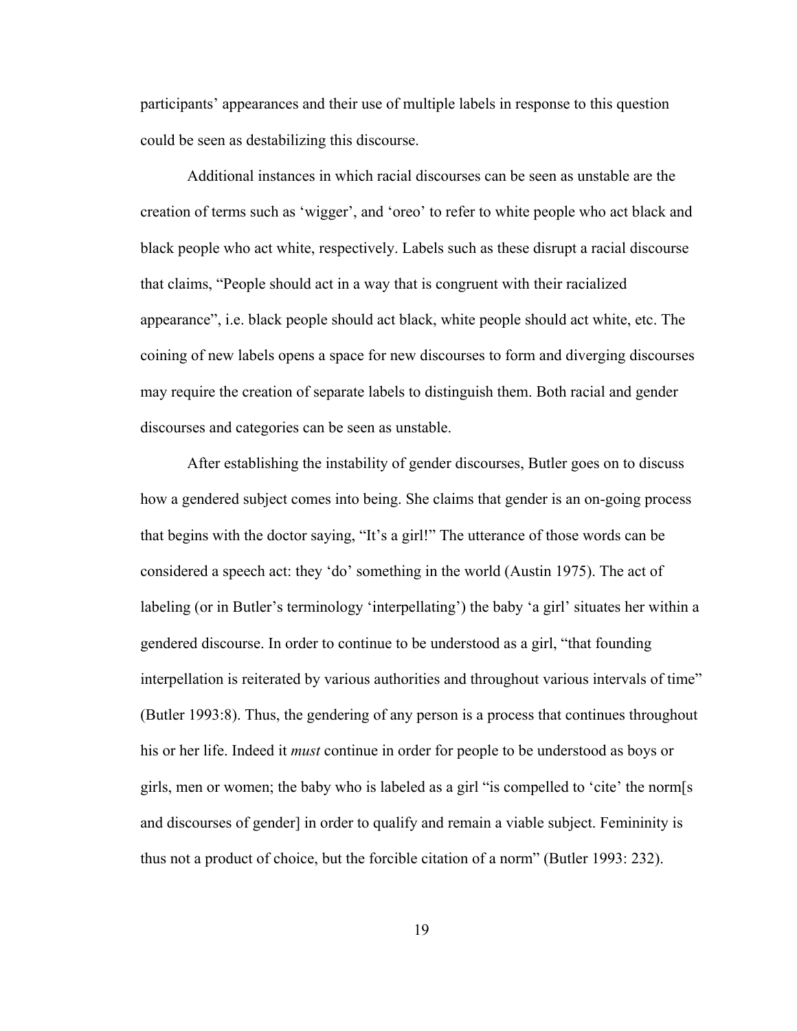participants' appearances and their use of multiple labels in response to this question could be seen as destabilizing this discourse.

Additional instances in which racial discourses can be seen as unstable are the creation of terms such as 'wigger', and 'oreo' to refer to white people who act black and black people who act white, respectively. Labels such as these disrupt a racial discourse that claims, "People should act in a way that is congruent with their racialized appearance", i.e. black people should act black, white people should act white, etc. The coining of new labels opens a space for new discourses to form and diverging discourses may require the creation of separate labels to distinguish them. Both racial and gender discourses and categories can be seen as unstable.

After establishing the instability of gender discourses, Butler goes on to discuss how a gendered subject comes into being. She claims that gender is an on-going process that begins with the doctor saying, "It's a girl!" The utterance of those words can be considered a speech act: they 'do' something in the world (Austin 1975). The act of labeling (or in Butler's terminology 'interpellating') the baby 'a girl' situates her within a gendered discourse. In order to continue to be understood as a girl, "that founding interpellation is reiterated by various authorities and throughout various intervals of time" (Butler 1993:8). Thus, the gendering of any person is a process that continues throughout his or her life. Indeed it *must* continue in order for people to be understood as boys or girls, men or women; the baby who is labeled as a girl "is compelled to 'cite' the norm[s and discourses of gender] in order to qualify and remain a viable subject. Femininity is thus not a product of choice, but the forcible citation of a norm" (Butler 1993: 232).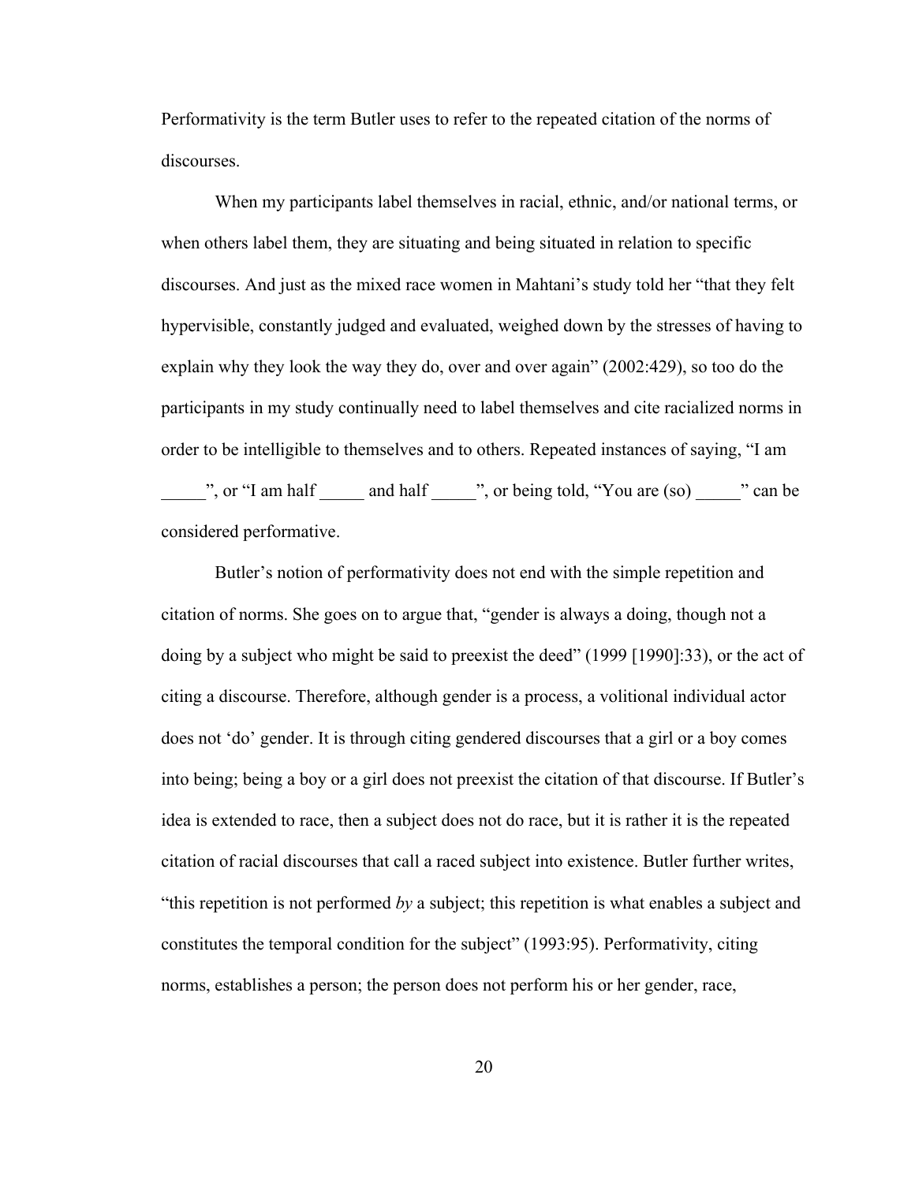Performativity is the term Butler uses to refer to the repeated citation of the norms of discourses.

When my participants label themselves in racial, ethnic, and/or national terms, or when others label them, they are situating and being situated in relation to specific discourses. And just as the mixed race women in Mahtani's study told her "that they felt hypervisible, constantly judged and evaluated, weighed down by the stresses of having to explain why they look the way they do, over and over again" (2002:429), so too do the participants in my study continually need to label themselves and cite racialized norms in order to be intelligible to themselves and to others. Repeated instances of saying, "I am _____", or "I am half _____ and half _____", or being told, "You are (so) _____" can be considered performative.

Butler's notion of performativity does not end with the simple repetition and citation of norms. She goes on to argue that, "gender is always a doing, though not a doing by a subject who might be said to preexist the deed" (1999 [1990]:33), or the act of citing a discourse. Therefore, although gender is a process, a volitional individual actor does not 'do' gender. It is through citing gendered discourses that a girl or a boy comes into being; being a boy or a girl does not preexist the citation of that discourse. If Butler's idea is extended to race, then a subject does not do race, but it is rather it is the repeated citation of racial discourses that call a raced subject into existence. Butler further writes, "this repetition is not performed *by* a subject; this repetition is what enables a subject and constitutes the temporal condition for the subject" (1993:95). Performativity, citing norms, establishes a person; the person does not perform his or her gender, race,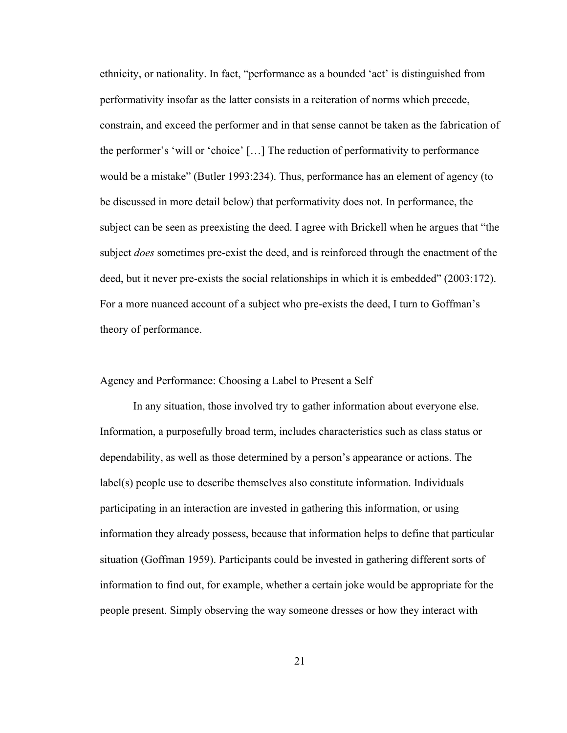ethnicity, or nationality. In fact, "performance as a bounded 'act' is distinguished from performativity insofar as the latter consists in a reiteration of norms which precede, constrain, and exceed the performer and in that sense cannot be taken as the fabrication of the performer's 'will or 'choice' […] The reduction of performativity to performance would be a mistake" (Butler 1993:234). Thus, performance has an element of agency (to be discussed in more detail below) that performativity does not. In performance, the subject can be seen as preexisting the deed. I agree with Brickell when he argues that "the subject *does* sometimes pre-exist the deed, and is reinforced through the enactment of the deed, but it never pre-exists the social relationships in which it is embedded" (2003:172). For a more nuanced account of a subject who pre-exists the deed, I turn to Goffman's theory of performance.

## Agency and Performance: Choosing a Label to Present a Self

In any situation, those involved try to gather information about everyone else. Information, a purposefully broad term, includes characteristics such as class status or dependability, as well as those determined by a person's appearance or actions. The label(s) people use to describe themselves also constitute information. Individuals participating in an interaction are invested in gathering this information, or using information they already possess, because that information helps to define that particular situation (Goffman 1959). Participants could be invested in gathering different sorts of information to find out, for example, whether a certain joke would be appropriate for the people present. Simply observing the way someone dresses or how they interact with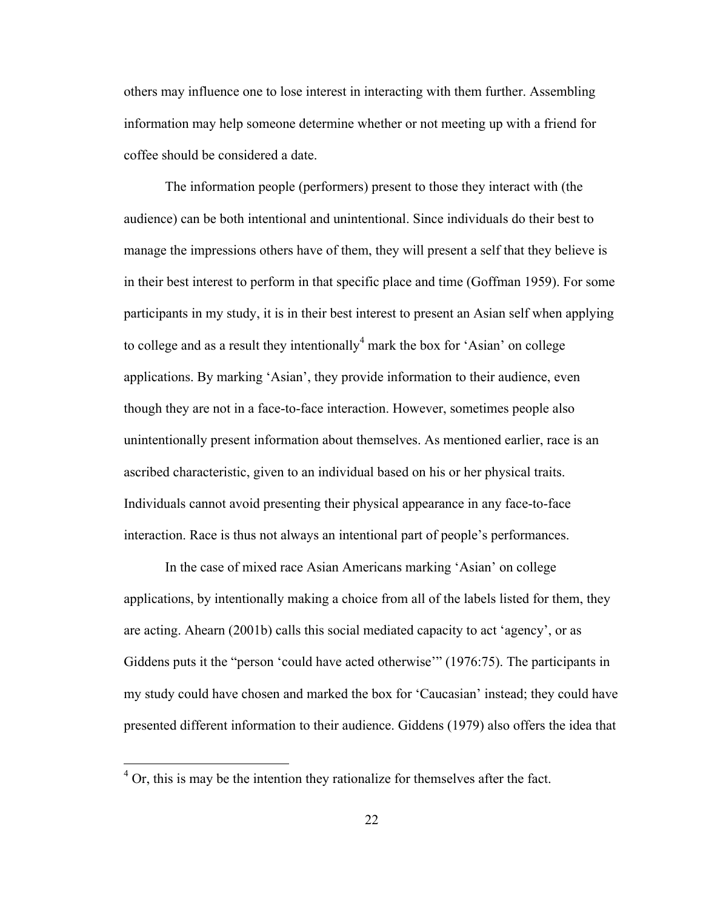others may influence one to lose interest in interacting with them further. Assembling information may help someone determine whether or not meeting up with a friend for coffee should be considered a date.

The information people (performers) present to those they interact with (the audience) can be both intentional and unintentional. Since individuals do their best to manage the impressions others have of them, they will present a self that they believe is in their best interest to perform in that specific place and time (Goffman 1959). For some participants in my study, it is in their best interest to present an Asian self when applying to college and as a result they intentionally[4] mark the box for 'Asian' on college applications. By marking 'Asian', they provide information to their audience, even though they are not in a face-to-face interaction. However, sometimes people also unintentionally present information about themselves. As mentioned earlier, race is an ascribed characteristic, given to an individual based on his or her physical traits. Individuals cannot avoid presenting their physical appearance in any face-to-face interaction. Race is thus not always an intentional part of people's performances.

In the case of mixed race Asian Americans marking 'Asian' on college applications, by intentionally making a choice from all of the labels listed for them, they are acting. Ahearn (2001b) calls this social mediated capacity to act 'agency', or as Giddens puts it the "person 'could have acted otherwise'" (1976:75). The participants in my study could have chosen and marked the box for 'Caucasian' instead; they could have presented different information to their audience. Giddens (1979) also offers the idea that

[4] Or, this is may be the intention they rationalize for themselves after the fact.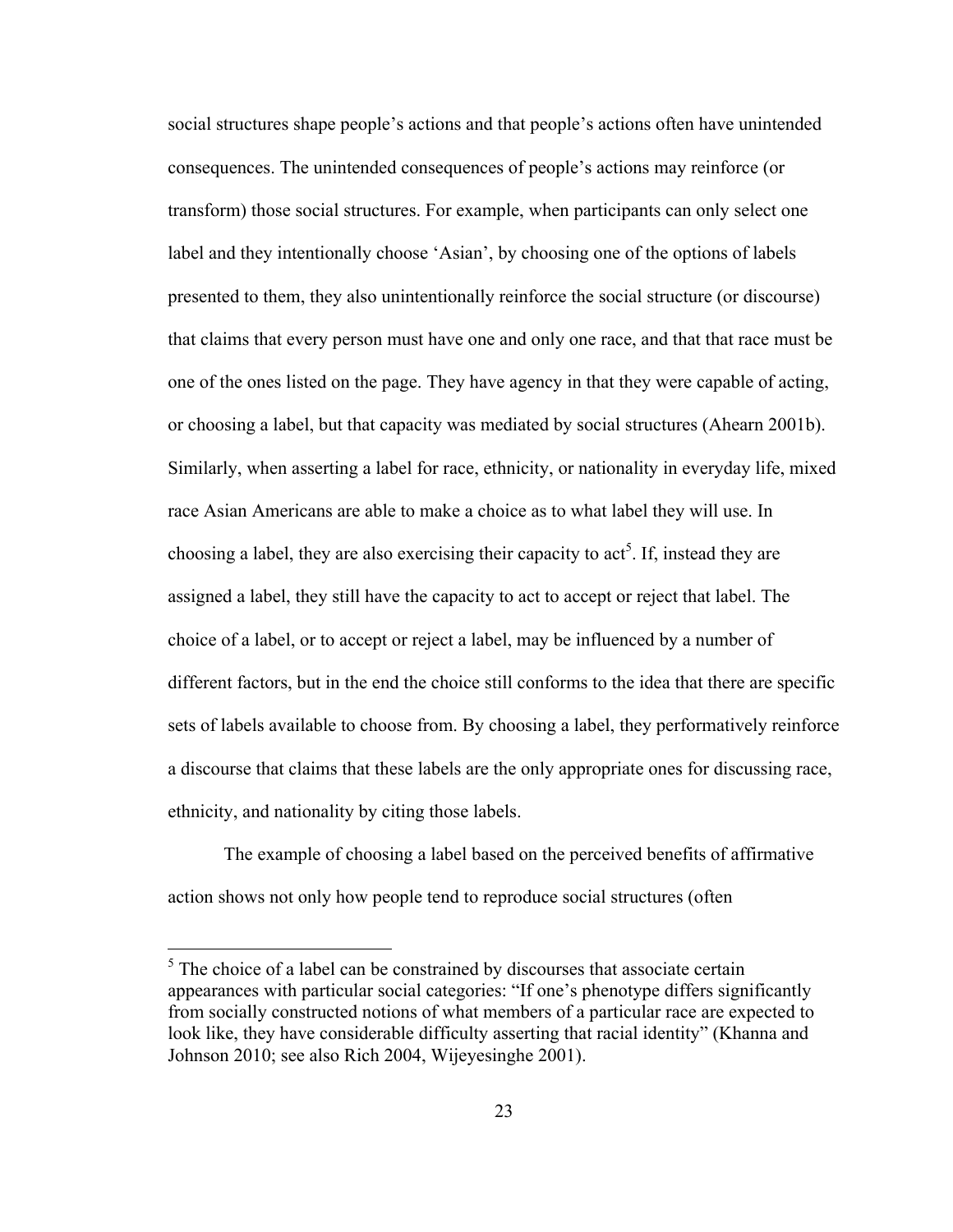social structures shape people's actions and that people's actions often have unintended consequences. The unintended consequences of people's actions may reinforce (or transform) those social structures. For example, when participants can only select one label and they intentionally choose 'Asian', by choosing one of the options of labels presented to them, they also unintentionally reinforce the social structure (or discourse) that claims that every person must have one and only one race, and that that race must be one of the ones listed on the page. They have agency in that they were capable of acting, or choosing a label, but that capacity was mediated by social structures (Ahearn 2001b). Similarly, when asserting a label for race, ethnicity, or nationality in everyday life, mixed race Asian Americans are able to make a choice as to what label they will use. In choosing a label, they are also exercising their capacity to act[5]. If, instead they are assigned a label, they still have the capacity to act to accept or reject that label. The choice of a label, or to accept or reject a label, may be influenced by a number of different factors, but in the end the choice still conforms to the idea that there are specific sets of labels available to choose from. By choosing a label, they performatively reinforce a discourse that claims that these labels are the only appropriate ones for discussing race, ethnicity, and nationality by citing those labels.

The example of choosing a label based on the perceived benefits of affirmative action shows not only how people tend to reproduce social structures (often

[5] The choice of a label can be constrained by discourses that associate certain appearances with particular social categories: "If one's phenotype differs significantly from socially constructed notions of what members of a particular race are expected to look like, they have considerable difficulty asserting that racial identity" (Khanna and Johnson 2010; see also Rich 2004, Wijeyesinghe 2001).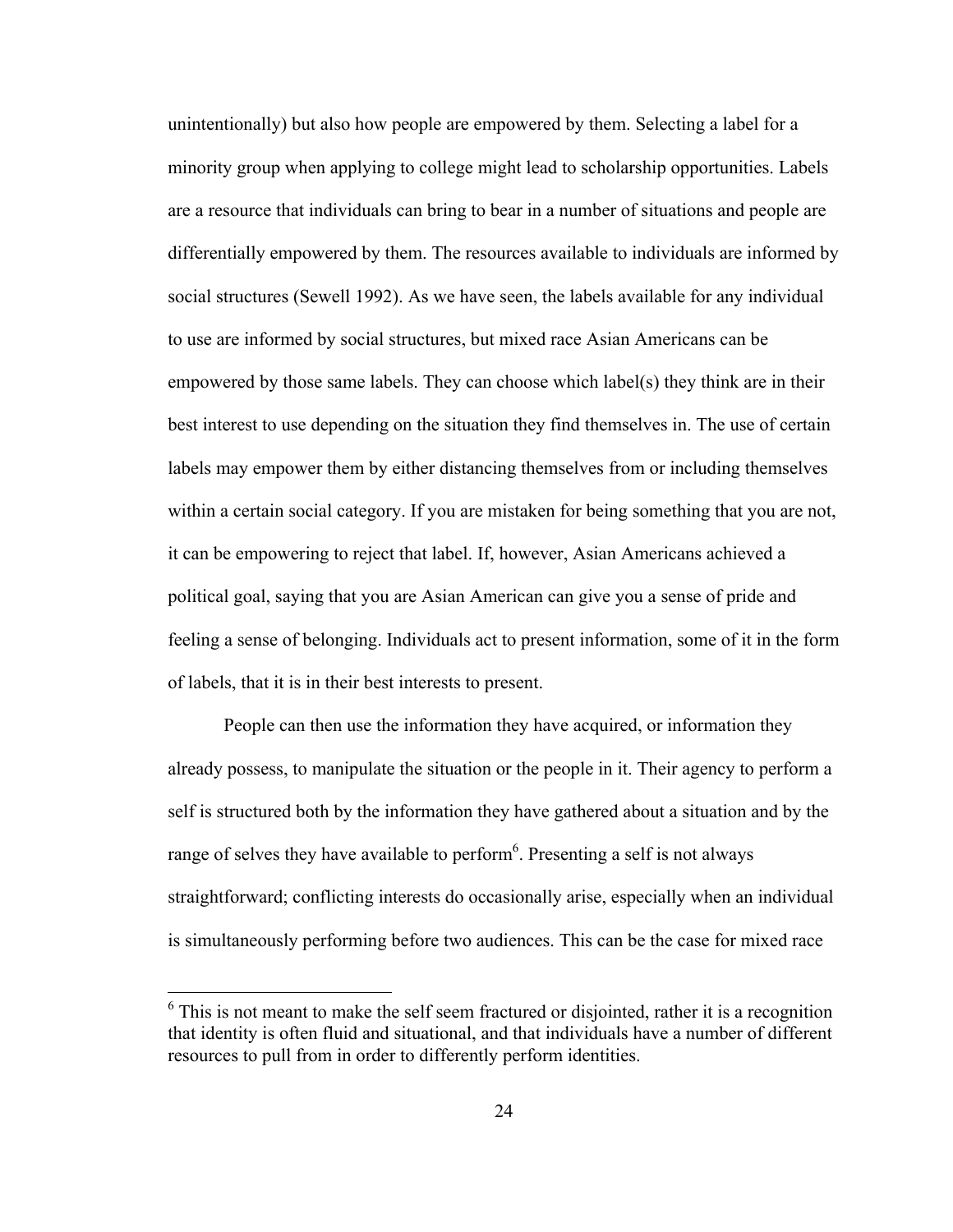unintentionally) but also how people are empowered by them. Selecting a label for a minority group when applying to college might lead to scholarship opportunities. Labels are a resource that individuals can bring to bear in a number of situations and people are differentially empowered by them. The resources available to individuals are informed by social structures (Sewell 1992). As we have seen, the labels available for any individual to use are informed by social structures, but mixed race Asian Americans can be empowered by those same labels. They can choose which label(s) they think are in their best interest to use depending on the situation they find themselves in. The use of certain labels may empower them by either distancing themselves from or including themselves within a certain social category. If you are mistaken for being something that you are not, it can be empowering to reject that label. If, however, Asian Americans achieved a political goal, saying that you are Asian American can give you a sense of pride and feeling a sense of belonging. Individuals act to present information, some of it in the form of labels, that it is in their best interests to present.

People can then use the information they have acquired, or information they already possess, to manipulate the situation or the people in it. Their agency to perform a self is structured both by the information they have gathered about a situation and by the range of selves they have available to perform[6]. Presenting a self is not always straightforward; conflicting interests do occasionally arise, especially when an individual is simultaneously performing before two audiences. This can be the case for mixed race

[6] This is not meant to make the self seem fractured or disjointed, rather it is a recognition that identity is often fluid and situational, and that individuals have a number of different resources to pull from in order to differently perform identities.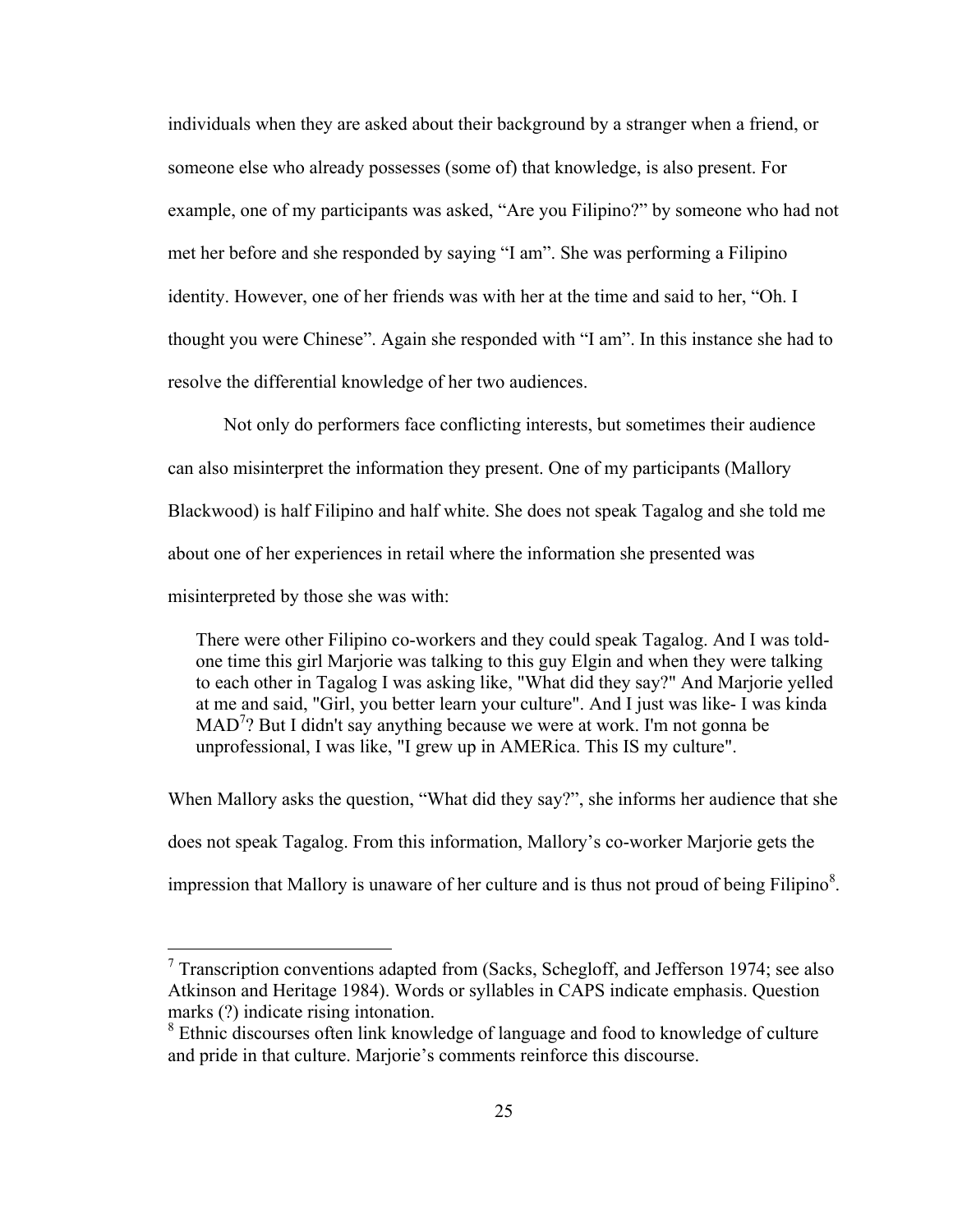individuals when they are asked about their background by a stranger when a friend, or someone else who already possesses (some of) that knowledge, is also present. For example, one of my participants was asked, "Are you Filipino?" by someone who had not met her before and she responded by saying "I am". She was performing a Filipino identity. However, one of her friends was with her at the time and said to her, "Oh. I thought you were Chinese". Again she responded with "I am". In this instance she had to resolve the differential knowledge of her two audiences.

Not only do performers face conflicting interests, but sometimes their audience can also misinterpret the information they present. One of my participants (Mallory Blackwood) is half Filipino and half white. She does not speak Tagalog and she told me about one of her experiences in retail where the information she presented was misinterpreted by those she was with:

> There were other Filipino co-workers and they could speak Tagalog. And I was told- one time this girl Marjorie was talking to this guy Elgin and when they were talking to each other in Tagalog I was asking like, "What did they say?" And Marjorie yelled at me and said, "Girl, you better learn your culture". And I just was like- I was kinda MAD[7]? But I didn't say anything because we were at work. I'm not gonna be unprofessional, I was like, "I grew up in AMERica. This IS my culture".

When Mallory asks the question, "What did they say?", she informs her audience that she does not speak Tagalog. From this information, Mallory's co-worker Marjorie gets the impression that Mallory is unaware of her culture and is thus not proud of being Filipino[8].

---

[7] Transcription conventions adapted from (Sacks, Schegloff, and Jefferson 1974; see also Atkinson and Heritage 1984). Words or syllables in CAPS indicate emphasis. Question marks (?) indicate rising intonation.

[8] Ethnic discourses often link knowledge of language and food to knowledge of culture and pride in that culture. Marjorie's comments reinforce this discourse.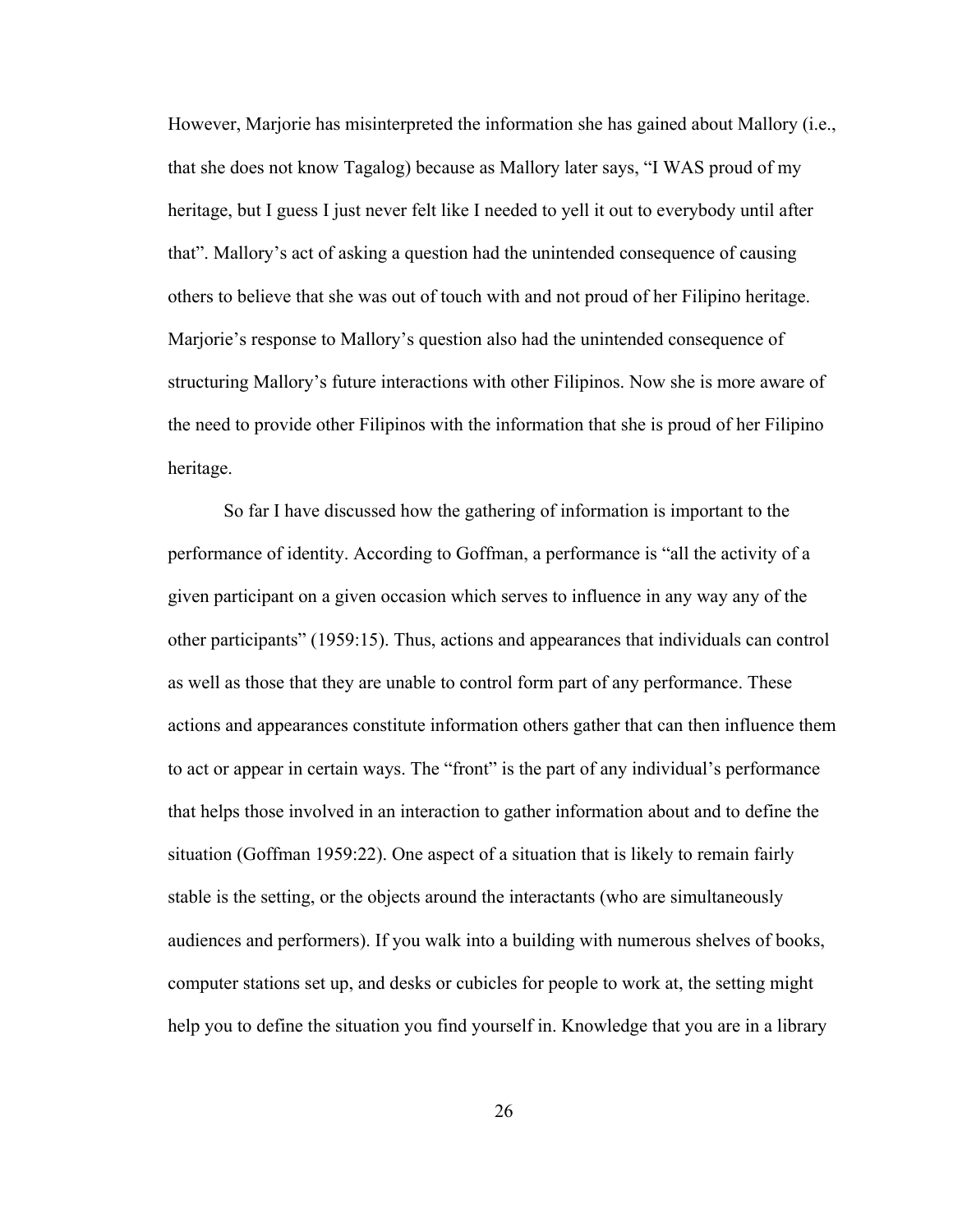However, Marjorie has misinterpreted the information she has gained about Mallory (i.e., that she does not know Tagalog) because as Mallory later says, "I WAS proud of my heritage, but I guess I just never felt like I needed to yell it out to everybody until after that". Mallory's act of asking a question had the unintended consequence of causing others to believe that she was out of touch with and not proud of her Filipino heritage. Marjorie's response to Mallory's question also had the unintended consequence of structuring Mallory's future interactions with other Filipinos. Now she is more aware of the need to provide other Filipinos with the information that she is proud of her Filipino heritage.

So far I have discussed how the gathering of information is important to the performance of identity. According to Goffman, a performance is "all the activity of a given participant on a given occasion which serves to influence in any way any of the other participants" (1959:15). Thus, actions and appearances that individuals can control as well as those that they are unable to control form part of any performance. These actions and appearances constitute information others gather that can then influence them to act or appear in certain ways. The "front" is the part of any individual's performance that helps those involved in an interaction to gather information about and to define the situation (Goffman 1959:22). One aspect of a situation that is likely to remain fairly stable is the setting, or the objects around the interactants (who are simultaneously audiences and performers). If you walk into a building with numerous shelves of books, computer stations set up, and desks or cubicles for people to work at, the setting might help you to define the situation you find yourself in. Knowledge that you are in a library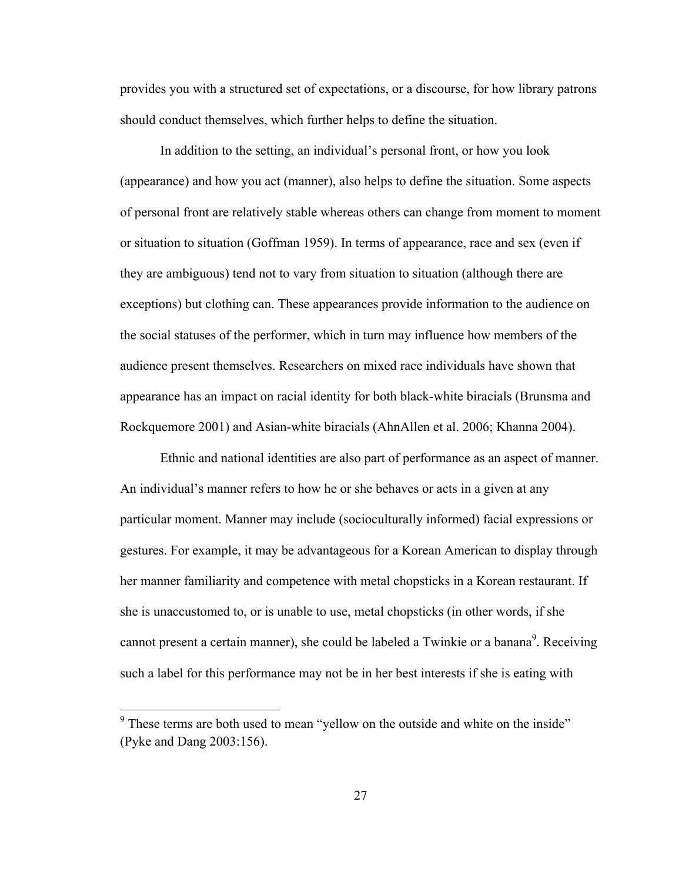provides you with a structured set of expectations, or a discourse, for how library patrons should conduct themselves, which further helps to define the situation.

In addition to the setting, an individual's personal front, or how you look (appearance) and how you act (manner), also helps to define the situation. Some aspects of personal front are relatively stable whereas others can change from moment to moment or situation to situation (Goffman 1959). In terms of appearance, race and sex (even if they are ambiguous) tend not to vary from situation to situation (although there are exceptions) but clothing can. These appearances provide information to the audience on the social statuses of the performer, which in turn may influence how members of the audience present themselves. Researchers on mixed race individuals have shown that appearance has an impact on racial identity for both black-white biracials (Brunsma and Rockquemore 2001) and Asian-white biracials (AhnAllen et al. 2006; Khanna 2004).

Ethnic and national identities are also part of performance as an aspect of manner. An individual's manner refers to how he or she behaves or acts in a given at any particular moment. Manner may include (socioculturally informed) facial expressions or gestures. For example, it may be advantageous for a Korean American to display through her manner familiarity and competence with metal chopsticks in a Korean restaurant. If she is unaccustomed to, or is unable to use, metal chopsticks (in other words, if she cannot present a certain manner), she could be labeled a Twinkie or a banana[9]. Receiving such a label for this performance may not be in her best interests if she is eating with

[9] These terms are both used to mean "yellow on the outside and white on the inside" (Pyke and Dang 2003:156).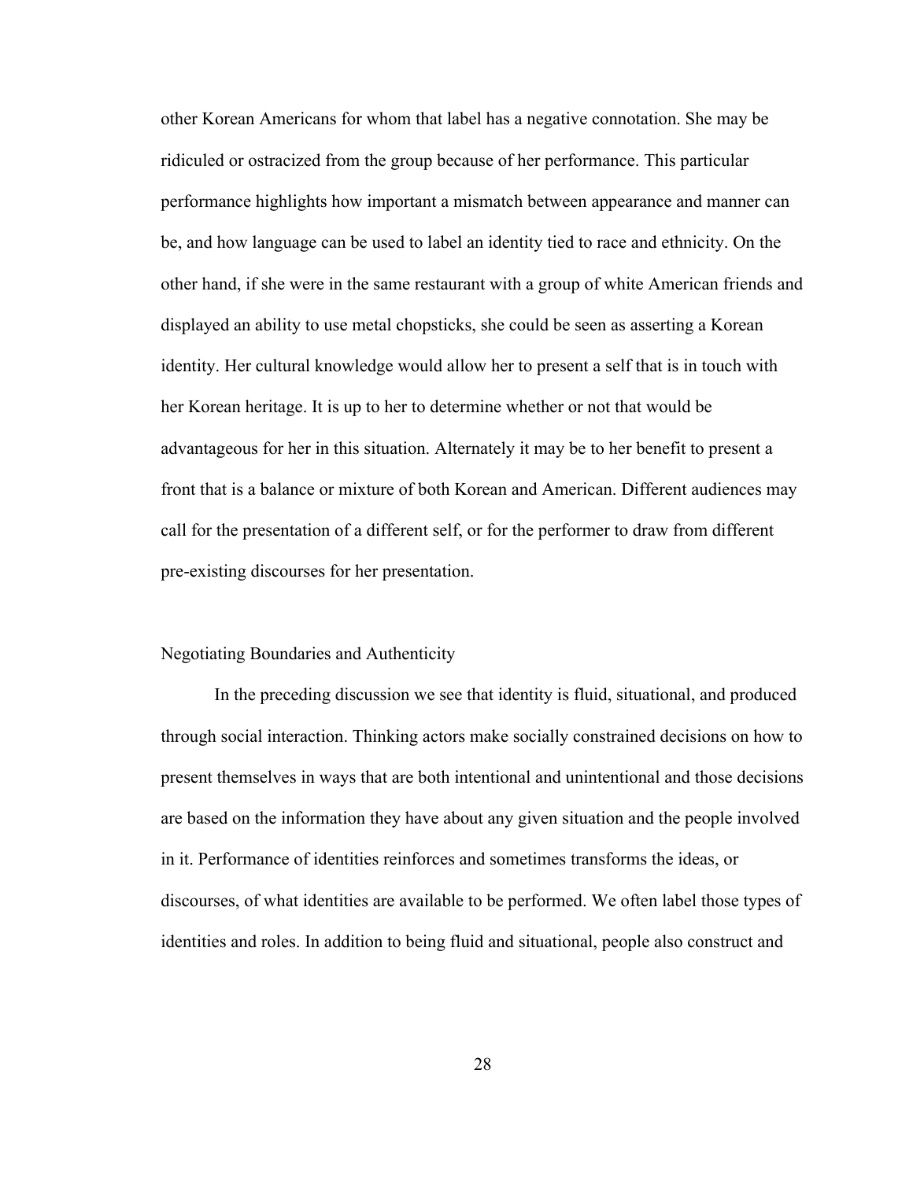other Korean Americans for whom that label has a negative connotation. She may be ridiculed or ostracized from the group because of her performance. This particular performance highlights how important a mismatch between appearance and manner can be, and how language can be used to label an identity tied to race and ethnicity. On the other hand, if she were in the same restaurant with a group of white American friends and displayed an ability to use metal chopsticks, she could be seen as asserting a Korean identity. Her cultural knowledge would allow her to present a self that is in touch with her Korean heritage. It is up to her to determine whether or not that would be advantageous for her in this situation. Alternately it may be to her benefit to present a front that is a balance or mixture of both Korean and American. Different audiences may call for the presentation of a different self, or for the performer to draw from different pre-existing discourses for her presentation.

## Negotiating Boundaries and Authenticity

In the preceding discussion we see that identity is fluid, situational, and produced through social interaction. Thinking actors make socially constrained decisions on how to present themselves in ways that are both intentional and unintentional and those decisions are based on the information they have about any given situation and the people involved in it. Performance of identities reinforces and sometimes transforms the ideas, or discourses, of what identities are available to be performed. We often label those types of identities and roles. In addition to being fluid and situational, people also construct and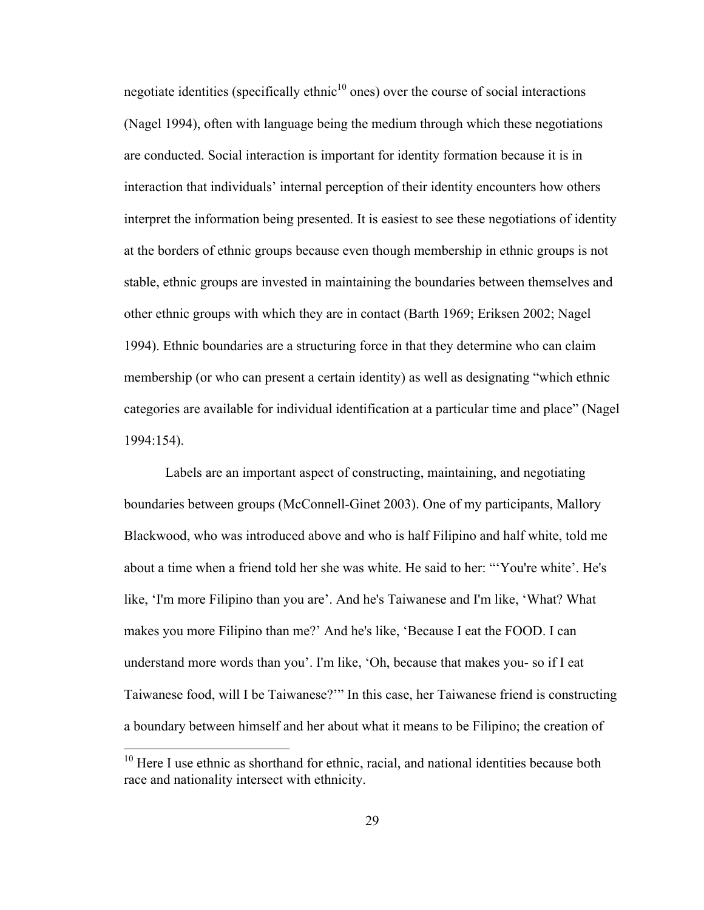negotiate identities (specifically ethnic[10] ones) over the course of social interactions (Nagel 1994), often with language being the medium through which these negotiations are conducted. Social interaction is important for identity formation because it is in interaction that individuals' internal perception of their identity encounters how others interpret the information being presented. It is easiest to see these negotiations of identity at the borders of ethnic groups because even though membership in ethnic groups is not stable, ethnic groups are invested in maintaining the boundaries between themselves and other ethnic groups with which they are in contact (Barth 1969; Eriksen 2002; Nagel 1994). Ethnic boundaries are a structuring force in that they determine who can claim membership (or who can present a certain identity) as well as designating "which ethnic categories are available for individual identification at a particular time and place" (Nagel 1994:154).

Labels are an important aspect of constructing, maintaining, and negotiating boundaries between groups (McConnell-Ginet 2003). One of my participants, Mallory Blackwood, who was introduced above and who is half Filipino and half white, told me about a time when a friend told her she was white. He said to her: "'You're white'. He's like, 'I'm more Filipino than you are'. And he's Taiwanese and I'm like, 'What? What makes you more Filipino than me?' And he's like, 'Because I eat the FOOD. I can understand more words than you'. I'm like, 'Oh, because that makes you- so if I eat Taiwanese food, will I be Taiwanese?'" In this case, her Taiwanese friend is constructing a boundary between himself and her about what it means to be Filipino; the creation of

[10] Here I use ethnic as shorthand for ethnic, racial, and national identities because both race and nationality intersect with ethnicity.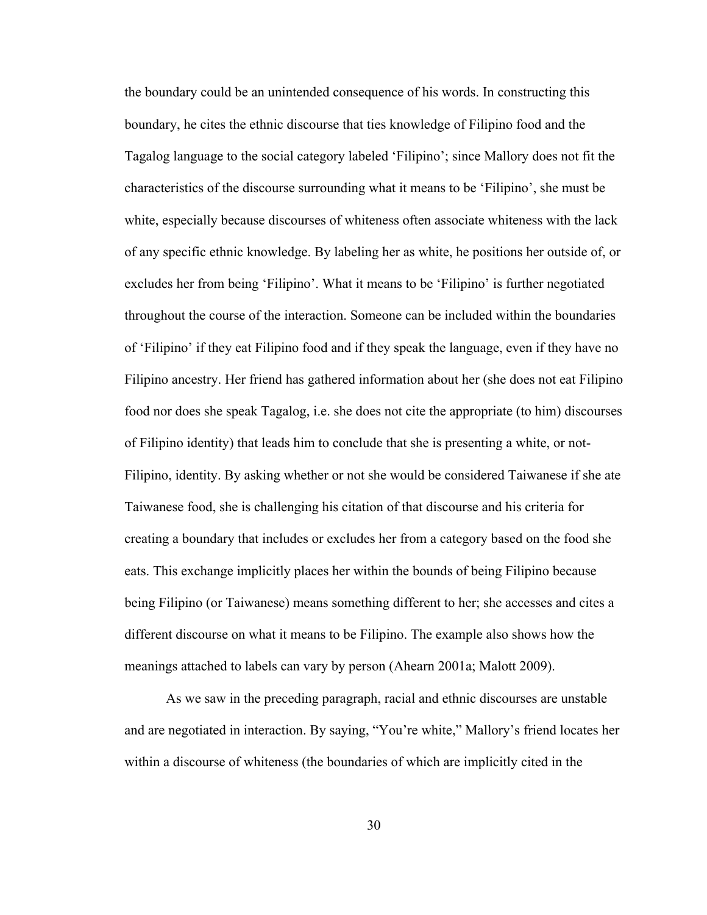the boundary could be an unintended consequence of his words. In constructing this boundary, he cites the ethnic discourse that ties knowledge of Filipino food and the Tagalog language to the social category labeled 'Filipino'; since Mallory does not fit the characteristics of the discourse surrounding what it means to be 'Filipino', she must be white, especially because discourses of whiteness often associate whiteness with the lack of any specific ethnic knowledge. By labeling her as white, he positions her outside of, or excludes her from being 'Filipino'. What it means to be 'Filipino' is further negotiated throughout the course of the interaction. Someone can be included within the boundaries of 'Filipino' if they eat Filipino food and if they speak the language, even if they have no Filipino ancestry. Her friend has gathered information about her (she does not eat Filipino food nor does she speak Tagalog, i.e. she does not cite the appropriate (to him) discourses of Filipino identity) that leads him to conclude that she is presenting a white, or not-Filipino, identity. By asking whether or not she would be considered Taiwanese if she ate Taiwanese food, she is challenging his citation of that discourse and his criteria for creating a boundary that includes or excludes her from a category based on the food she eats. This exchange implicitly places her within the bounds of being Filipino because being Filipino (or Taiwanese) means something different to her; she accesses and cites a different discourse on what it means to be Filipino. The example also shows how the meanings attached to labels can vary by person (Ahearn 2001a; Malott 2009).

As we saw in the preceding paragraph, racial and ethnic discourses are unstable and are negotiated in interaction. By saying, "You're white," Mallory's friend locates her within a discourse of whiteness (the boundaries of which are implicitly cited in the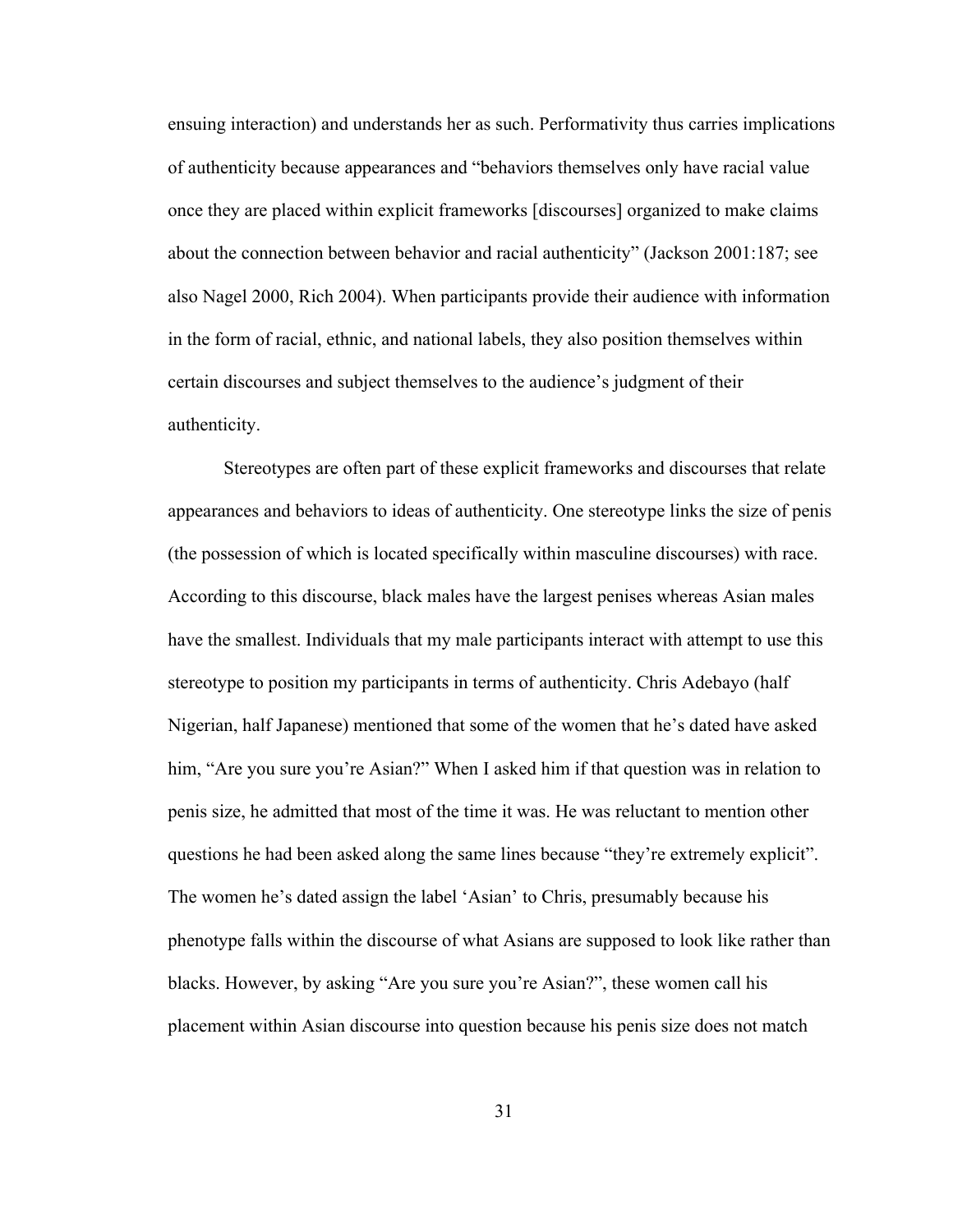ensuing interaction) and understands her as such. Performativity thus carries implications of authenticity because appearances and "behaviors themselves only have racial value once they are placed within explicit frameworks [discourses] organized to make claims about the connection between behavior and racial authenticity" (Jackson 2001:187; see also Nagel 2000, Rich 2004). When participants provide their audience with information in the form of racial, ethnic, and national labels, they also position themselves within certain discourses and subject themselves to the audience's judgment of their authenticity.

Stereotypes are often part of these explicit frameworks and discourses that relate appearances and behaviors to ideas of authenticity. One stereotype links the size of penis (the possession of which is located specifically within masculine discourses) with race. According to this discourse, black males have the largest penises whereas Asian males have the smallest. Individuals that my male participants interact with attempt to use this stereotype to position my participants in terms of authenticity. Chris Adebayo (half Nigerian, half Japanese) mentioned that some of the women that he's dated have asked him, "Are you sure you're Asian?" When I asked him if that question was in relation to penis size, he admitted that most of the time it was. He was reluctant to mention other questions he had been asked along the same lines because "they're extremely explicit". The women he's dated assign the label 'Asian' to Chris, presumably because his phenotype falls within the discourse of what Asians are supposed to look like rather than blacks. However, by asking "Are you sure you're Asian?", these women call his placement within Asian discourse into question because his penis size does not match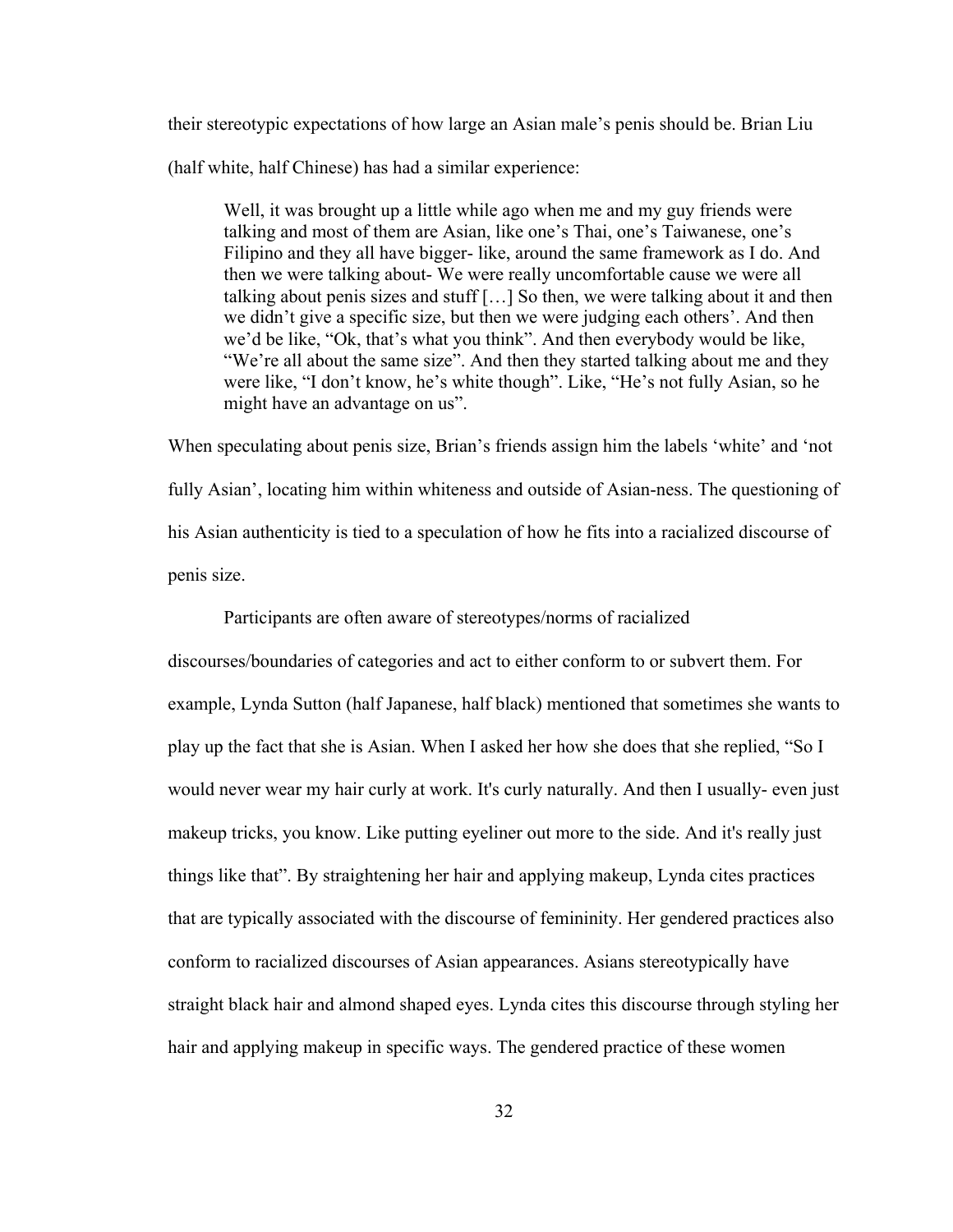their stereotypic expectations of how large an Asian male's penis should be. Brian Liu (half white, half Chinese) has had a similar experience:

> Well, it was brought up a little while ago when me and my guy friends were talking and most of them are Asian, like one's Thai, one's Taiwanese, one's Filipino and they all have bigger- like, around the same framework as I do. And then we were talking about- We were really uncomfortable cause we were all talking about penis sizes and stuff […] So then, we were talking about it and then we didn't give a specific size, but then we were judging each others'. And then we'd be like, "Ok, that's what you think". And then everybody would be like, "We're all about the same size". And then they started talking about me and they were like, "I don't know, he's white though". Like, "He's not fully Asian, so he might have an advantage on us".

When speculating about penis size, Brian's friends assign him the labels 'white' and 'not fully Asian', locating him within whiteness and outside of Asian-ness. The questioning of his Asian authenticity is tied to a speculation of how he fits into a racialized discourse of penis size.

Participants are often aware of stereotypes/norms of racialized discourses/boundaries of categories and act to either conform to or subvert them. For example, Lynda Sutton (half Japanese, half black) mentioned that sometimes she wants to play up the fact that she is Asian. When I asked her how she does that she replied, "So I would never wear my hair curly at work. It's curly naturally. And then I usually- even just makeup tricks, you know. Like putting eyeliner out more to the side. And it's really just things like that". By straightening her hair and applying makeup, Lynda cites practices that are typically associated with the discourse of femininity. Her gendered practices also conform to racialized discourses of Asian appearances. Asians stereotypically have straight black hair and almond shaped eyes. Lynda cites this discourse through styling her hair and applying makeup in specific ways. The gendered practice of these women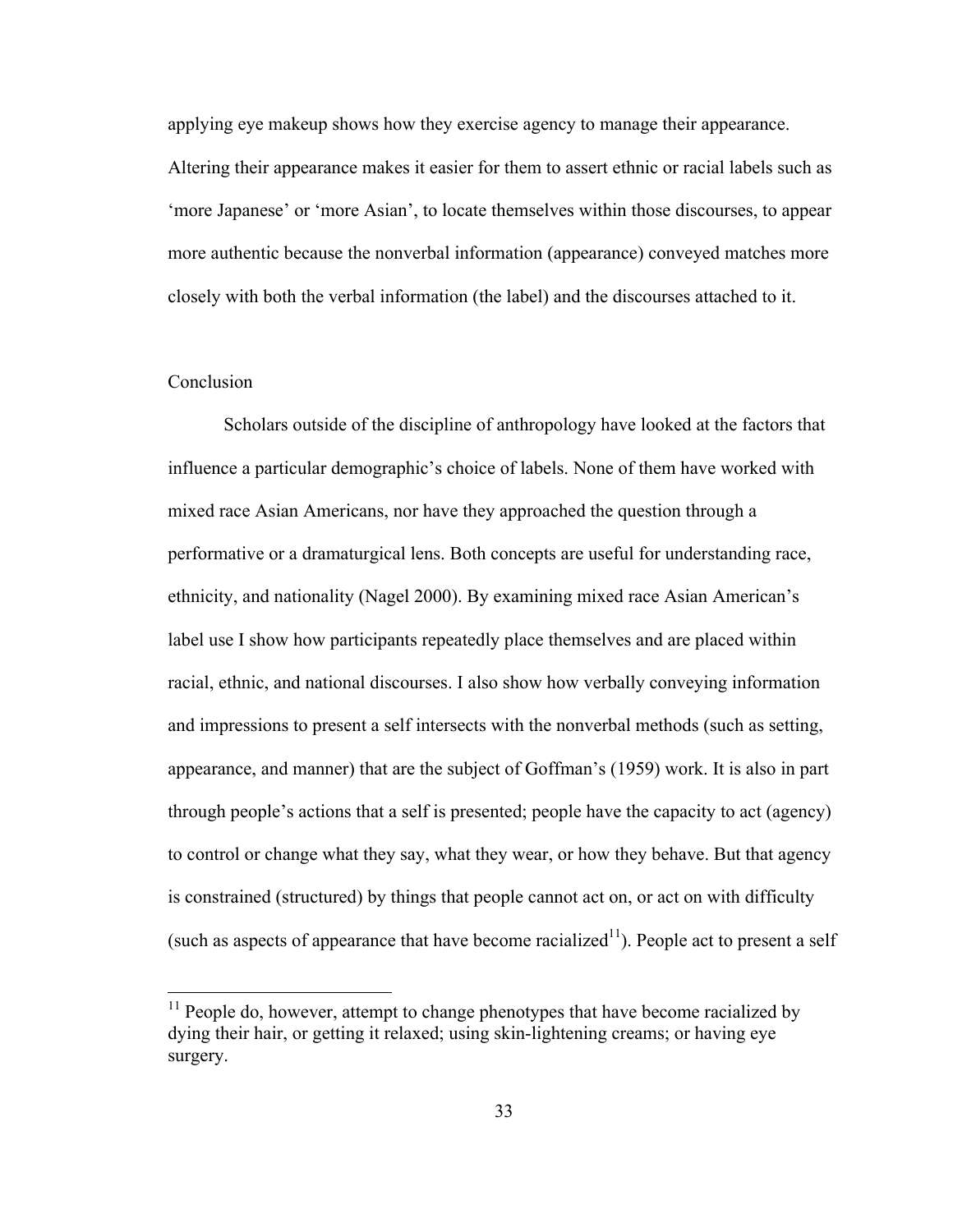applying eye makeup shows how they exercise agency to manage their appearance. Altering their appearance makes it easier for them to assert ethnic or racial labels such as 'more Japanese' or 'more Asian', to locate themselves within those discourses, to appear more authentic because the nonverbal information (appearance) conveyed matches more closely with both the verbal information (the label) and the discourses attached to it.

## Conclusion

Scholars outside of the discipline of anthropology have looked at the factors that influence a particular demographic's choice of labels. None of them have worked with mixed race Asian Americans, nor have they approached the question through a performative or a dramaturgical lens. Both concepts are useful for understanding race, ethnicity, and nationality (Nagel 2000). By examining mixed race Asian American's label use I show how participants repeatedly place themselves and are placed within racial, ethnic, and national discourses. I also show how verbally conveying information and impressions to present a self intersects with the nonverbal methods (such as setting, appearance, and manner) that are the subject of Goffman's (1959) work. It is also in part through people's actions that a self is presented; people have the capacity to act (agency) to control or change what they say, what they wear, or how they behave. But that agency is constrained (structured) by things that people cannot act on, or act on with difficulty (such as aspects of appearance that have become racialized[11]). People act to present a self

[11] People do, however, attempt to change phenotypes that have become racialized by dying their hair, or getting it relaxed; using skin-lightening creams; or having eye surgery.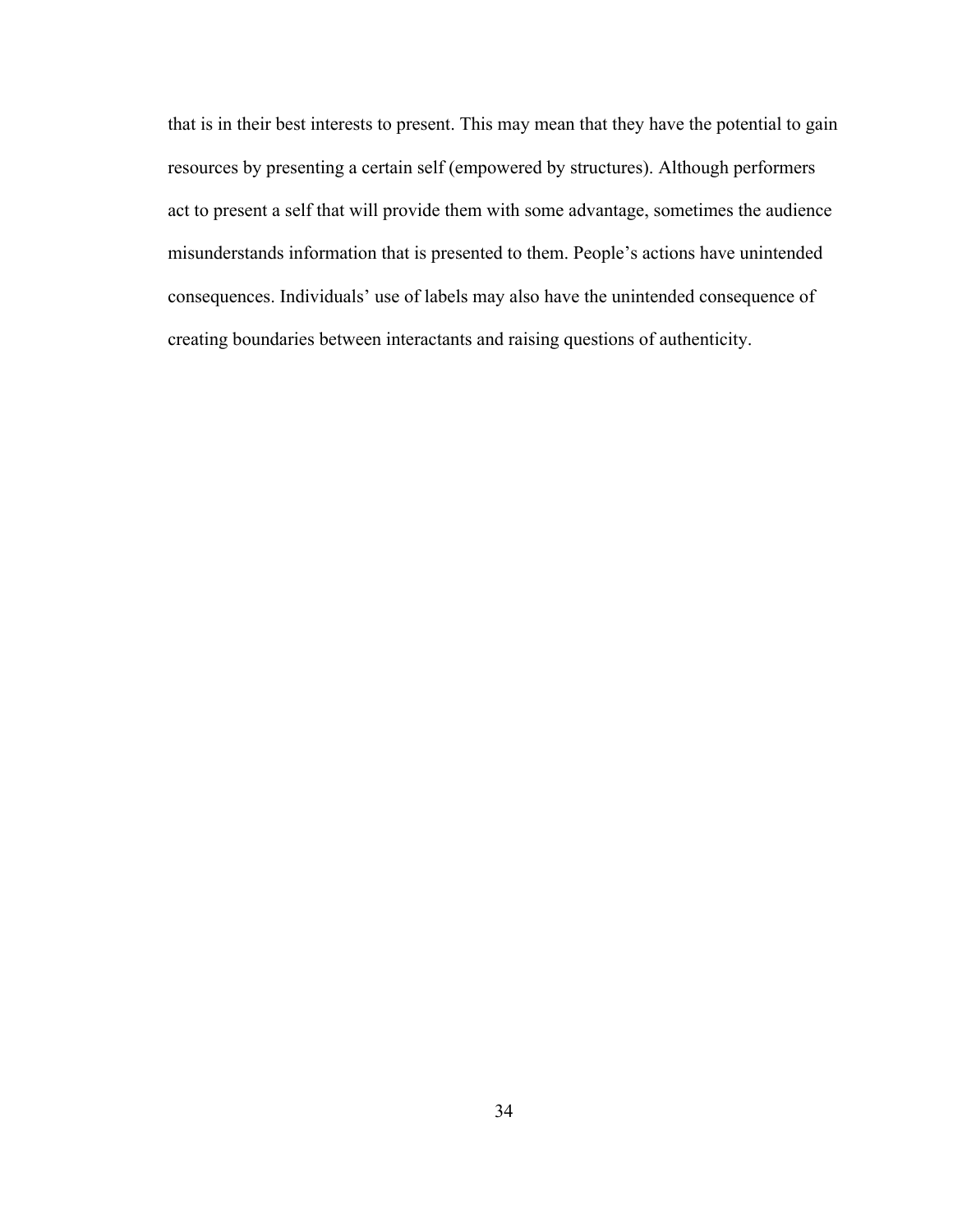that is in their best interests to present. This may mean that they have the potential to gain resources by presenting a certain self (empowered by structures). Although performers act to present a self that will provide them with some advantage, sometimes the audience misunderstands information that is presented to them. People's actions have unintended consequences. Individuals' use of labels may also have the unintended consequence of creating boundaries between interactants and raising questions of authenticity.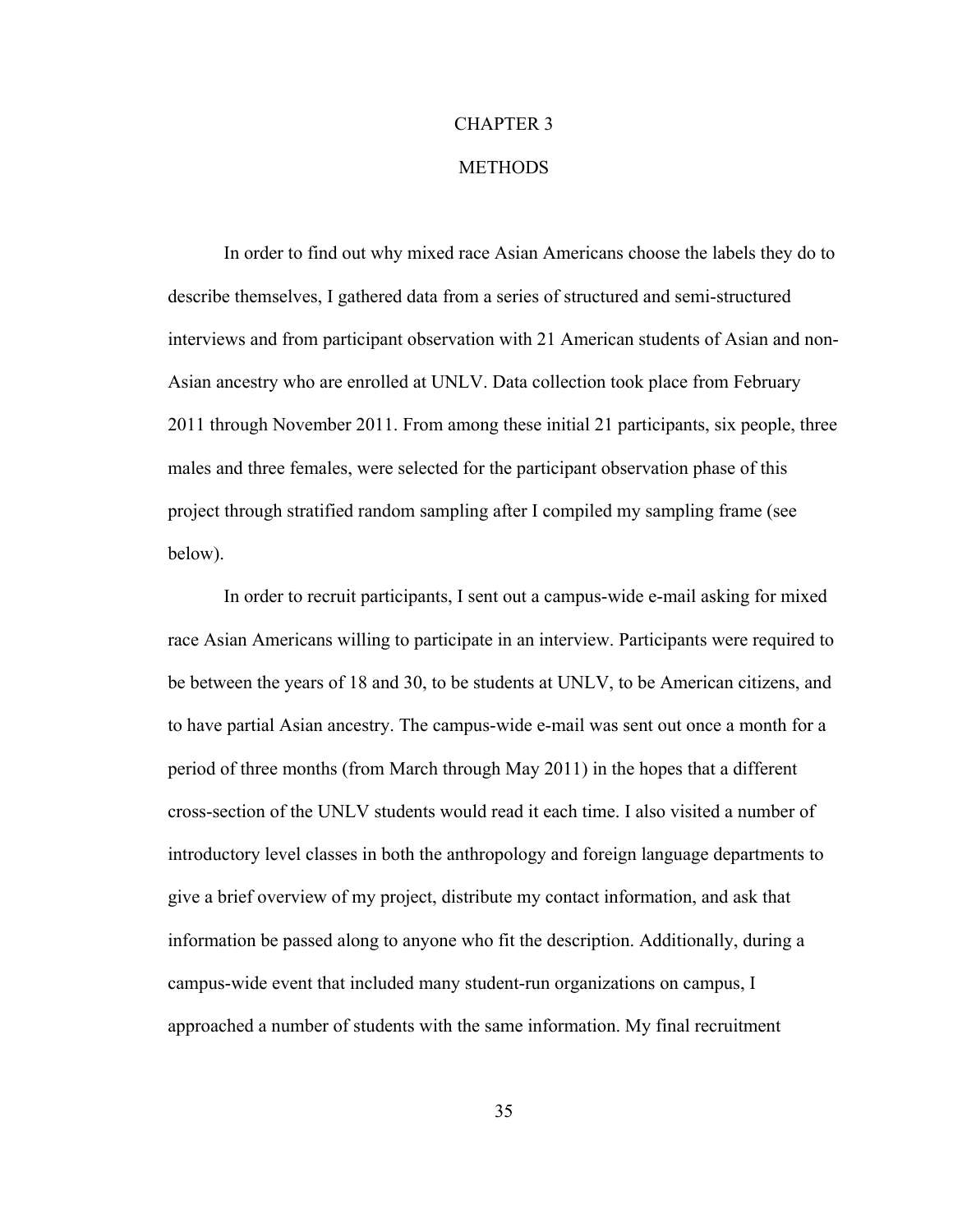# CHAPTER 3

# METHODS

In order to find out why mixed race Asian Americans choose the labels they do to describe themselves, I gathered data from a series of structured and semi-structured interviews and from participant observation with 21 American students of Asian and non-Asian ancestry who are enrolled at UNLV. Data collection took place from February 2011 through November 2011. From among these initial 21 participants, six people, three males and three females, were selected for the participant observation phase of this project through stratified random sampling after I compiled my sampling frame (see below).

In order to recruit participants, I sent out a campus-wide e-mail asking for mixed race Asian Americans willing to participate in an interview. Participants were required to be between the years of 18 and 30, to be students at UNLV, to be American citizens, and to have partial Asian ancestry. The campus-wide e-mail was sent out once a month for a period of three months (from March through May 2011) in the hopes that a different cross-section of the UNLV students would read it each time. I also visited a number of introductory level classes in both the anthropology and foreign language departments to give a brief overview of my project, distribute my contact information, and ask that information be passed along to anyone who fit the description. Additionally, during a campus-wide event that included many student-run organizations on campus, I approached a number of students with the same information. My final recruitment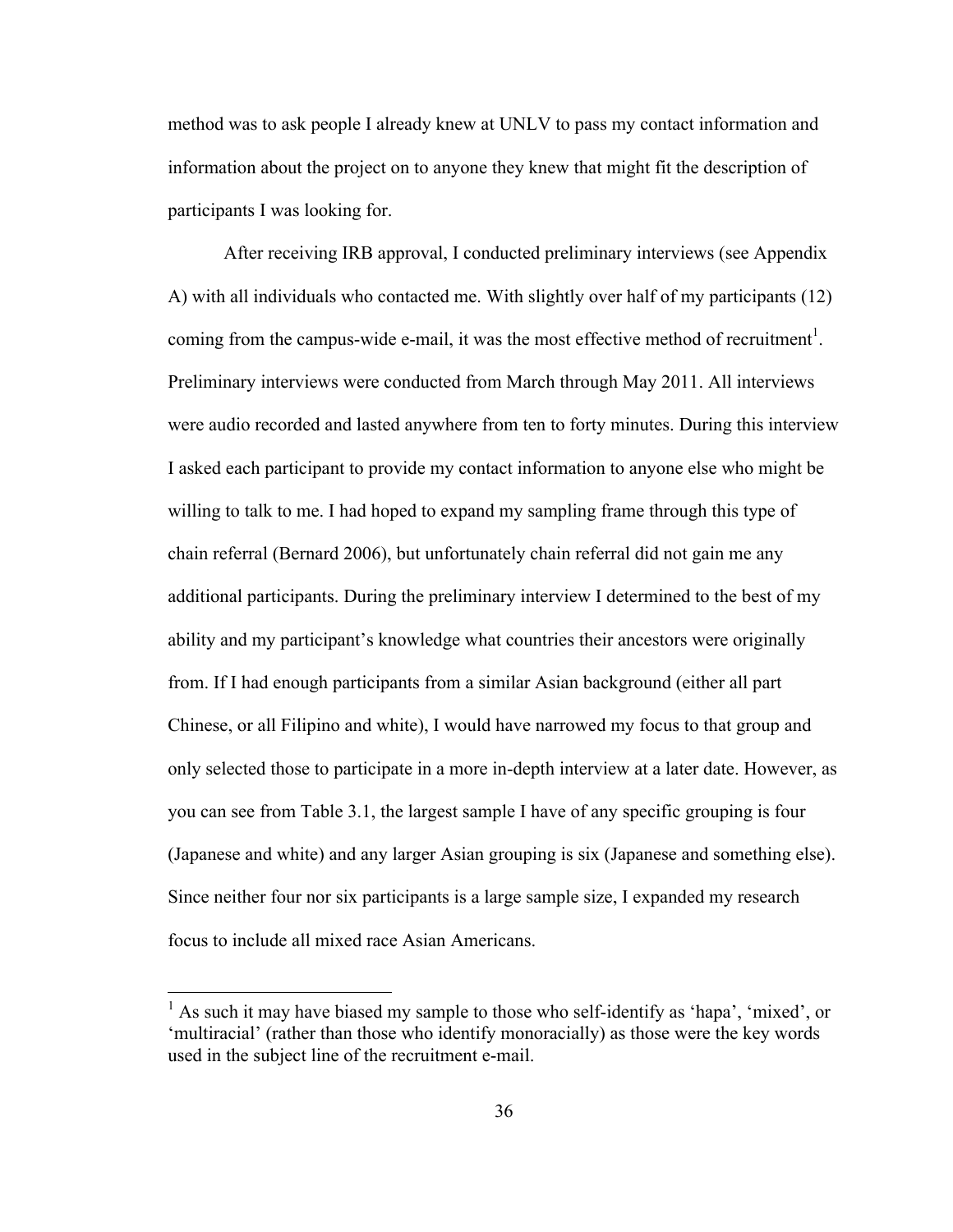method was to ask people I already knew at UNLV to pass my contact information and information about the project on to anyone they knew that might fit the description of participants I was looking for.

After receiving IRB approval, I conducted preliminary interviews (see Appendix A) with all individuals who contacted me. With slightly over half of my participants (12) coming from the campus-wide e-mail, it was the most effective method of recruitment[1]. Preliminary interviews were conducted from March through May 2011. All interviews were audio recorded and lasted anywhere from ten to forty minutes. During this interview I asked each participant to provide my contact information to anyone else who might be willing to talk to me. I had hoped to expand my sampling frame through this type of chain referral (Bernard 2006), but unfortunately chain referral did not gain me any additional participants. During the preliminary interview I determined to the best of my ability and my participant's knowledge what countries their ancestors were originally from. If I had enough participants from a similar Asian background (either all part Chinese, or all Filipino and white), I would have narrowed my focus to that group and only selected those to participate in a more in-depth interview at a later date. However, as you can see from Table 3.1, the largest sample I have of any specific grouping is four (Japanese and white) and any larger Asian grouping is six (Japanese and something else). Since neither four nor six participants is a large sample size, I expanded my research focus to include all mixed race Asian Americans.

---

[1] As such it may have biased my sample to those who self-identify as 'hapa', 'mixed', or 'multiracial' (rather than those who identify monoracially) as those were the key words used in the subject line of the recruitment e-mail.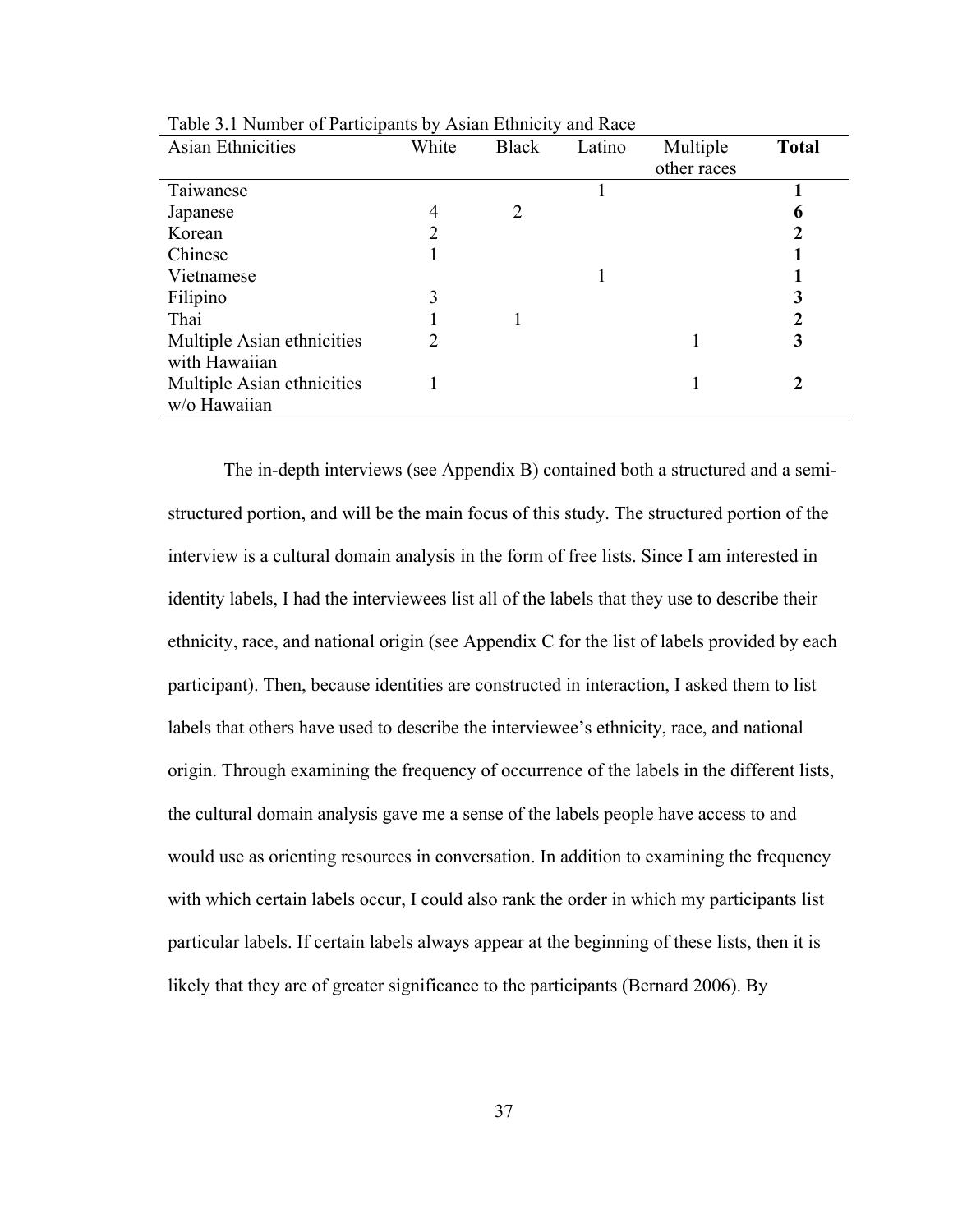Table 3.1 Number of Participants by Asian Ethnicity and Race

| Asian Ethnicities | White | Black | Latino | Multiple other races | **Total** |
|---|---|---|---|---|---|
| Taiwanese | | | 1 | | **1** |
| Japanese | 4 | 2 | | | **6** |
| Korean | 2 | | | | **2** |
| Chinese | 1 | | | | **1** |
| Vietnamese | | | 1 | | **1** |
| Filipino | 3 | | | | **3** |
| Thai | 1 | 1 | | | **2** |
| Multiple Asian ethnicities with Hawaiian | 2 | | | 1 | **3** |
| Multiple Asian ethnicities w/o Hawaiian | 1 | | | 1 | **2** |

The in-depth interviews (see Appendix B) contained both a structured and a semi-structured portion, and will be the main focus of this study. The structured portion of the interview is a cultural domain analysis in the form of free lists. Since I am interested in identity labels, I had the interviewees list all of the labels that they use to describe their ethnicity, race, and national origin (see Appendix C for the list of labels provided by each participant). Then, because identities are constructed in interaction, I asked them to list labels that others have used to describe the interviewee's ethnicity, race, and national origin. Through examining the frequency of occurrence of the labels in the different lists, the cultural domain analysis gave me a sense of the labels people have access to and would use as orienting resources in conversation. In addition to examining the frequency with which certain labels occur, I could also rank the order in which my participants list particular labels. If certain labels always appear at the beginning of these lists, then it is likely that they are of greater significance to the participants (Bernard 2006). By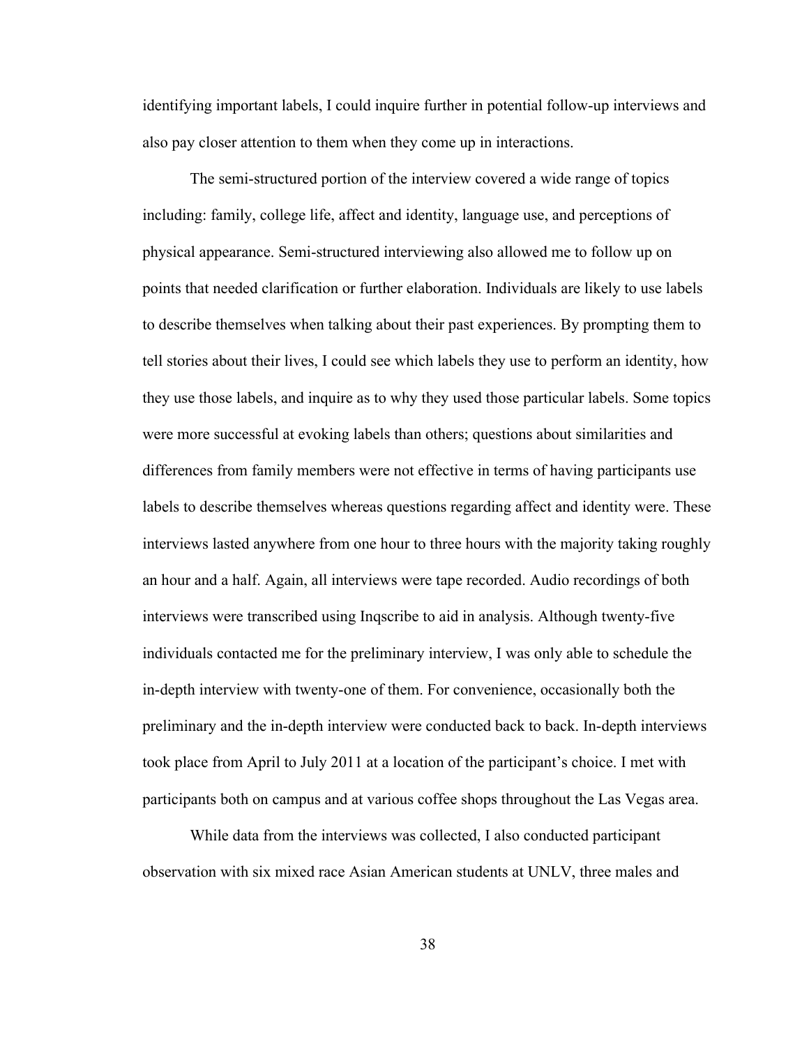identifying important labels, I could inquire further in potential follow-up interviews and also pay closer attention to them when they come up in interactions.

The semi-structured portion of the interview covered a wide range of topics including: family, college life, affect and identity, language use, and perceptions of physical appearance. Semi-structured interviewing also allowed me to follow up on points that needed clarification or further elaboration. Individuals are likely to use labels to describe themselves when talking about their past experiences. By prompting them to tell stories about their lives, I could see which labels they use to perform an identity, how they use those labels, and inquire as to why they used those particular labels. Some topics were more successful at evoking labels than others; questions about similarities and differences from family members were not effective in terms of having participants use labels to describe themselves whereas questions regarding affect and identity were. These interviews lasted anywhere from one hour to three hours with the majority taking roughly an hour and a half. Again, all interviews were tape recorded. Audio recordings of both interviews were transcribed using Inqscribe to aid in analysis. Although twenty-five individuals contacted me for the preliminary interview, I was only able to schedule the in-depth interview with twenty-one of them. For convenience, occasionally both the preliminary and the in-depth interview were conducted back to back. In-depth interviews took place from April to July 2011 at a location of the participant's choice. I met with participants both on campus and at various coffee shops throughout the Las Vegas area.

While data from the interviews was collected, I also conducted participant observation with six mixed race Asian American students at UNLV, three males and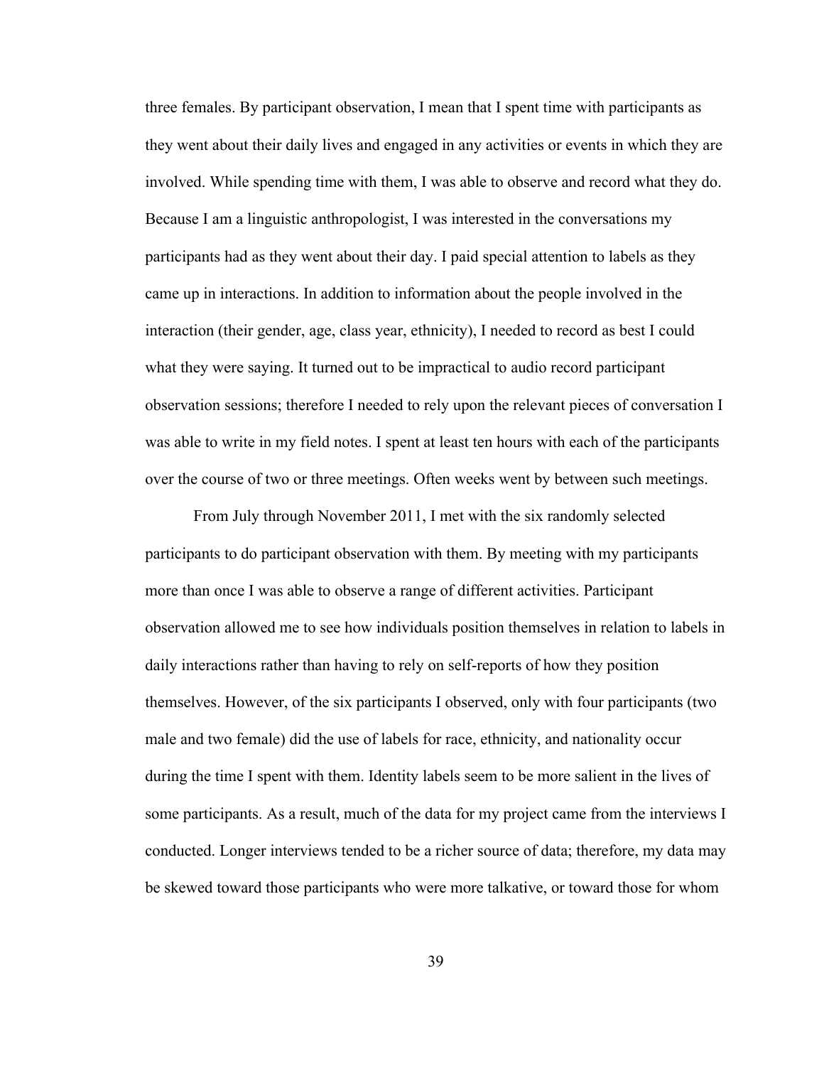three females. By participant observation, I mean that I spent time with participants as they went about their daily lives and engaged in any activities or events in which they are involved. While spending time with them, I was able to observe and record what they do. Because I am a linguistic anthropologist, I was interested in the conversations my participants had as they went about their day. I paid special attention to labels as they came up in interactions. In addition to information about the people involved in the interaction (their gender, age, class year, ethnicity), I needed to record as best I could what they were saying. It turned out to be impractical to audio record participant observation sessions; therefore I needed to rely upon the relevant pieces of conversation I was able to write in my field notes. I spent at least ten hours with each of the participants over the course of two or three meetings. Often weeks went by between such meetings.

From July through November 2011, I met with the six randomly selected participants to do participant observation with them. By meeting with my participants more than once I was able to observe a range of different activities. Participant observation allowed me to see how individuals position themselves in relation to labels in daily interactions rather than having to rely on self-reports of how they position themselves. However, of the six participants I observed, only with four participants (two male and two female) did the use of labels for race, ethnicity, and nationality occur during the time I spent with them. Identity labels seem to be more salient in the lives of some participants. As a result, much of the data for my project came from the interviews I conducted. Longer interviews tended to be a richer source of data; therefore, my data may be skewed toward those participants who were more talkative, or toward those for whom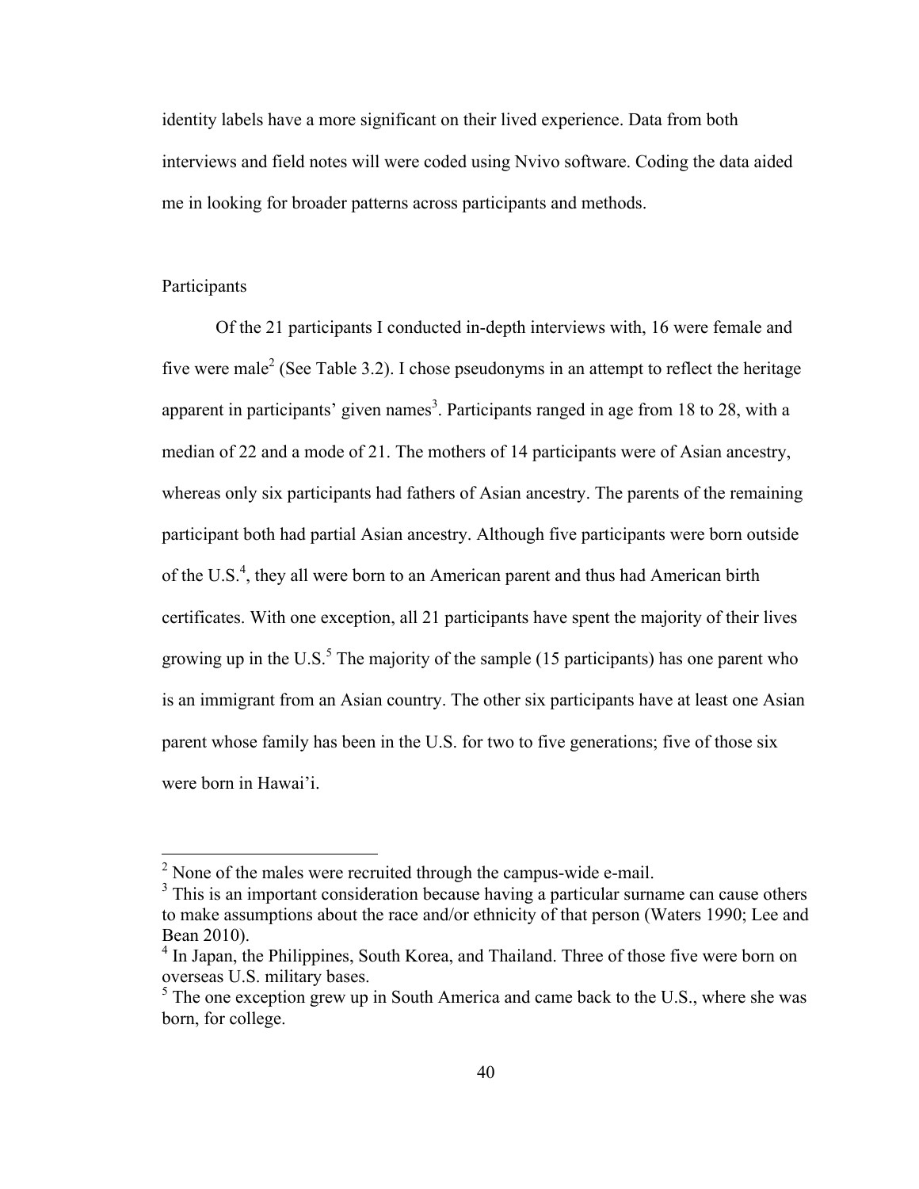identity labels have a more significant on their lived experience. Data from both interviews and field notes will were coded using Nvivo software. Coding the data aided me in looking for broader patterns across participants and methods.

## Participants

Of the 21 participants I conducted in-depth interviews with, 16 were female and five were male[2] (See Table 3.2). I chose pseudonyms in an attempt to reflect the heritage apparent in participants' given names[3]. Participants ranged in age from 18 to 28, with a median of 22 and a mode of 21. The mothers of 14 participants were of Asian ancestry, whereas only six participants had fathers of Asian ancestry. The parents of the remaining participant both had partial Asian ancestry. Although five participants were born outside of the U.S.[4], they all were born to an American parent and thus had American birth certificates. With one exception, all 21 participants have spent the majority of their lives growing up in the U.S.[5] The majority of the sample (15 participants) has one parent who is an immigrant from an Asian country. The other six participants have at least one Asian parent whose family has been in the U.S. for two to five generations; five of those six were born in Hawai'i.

---

[2] None of the males were recruited through the campus-wide e-mail.

[3] This is an important consideration because having a particular surname can cause others to make assumptions about the race and/or ethnicity of that person (Waters 1990; Lee and Bean 2010).

[4] In Japan, the Philippines, South Korea, and Thailand. Three of those five were born on overseas U.S. military bases.

[5] The one exception grew up in South America and came back to the U.S., where she was born, for college.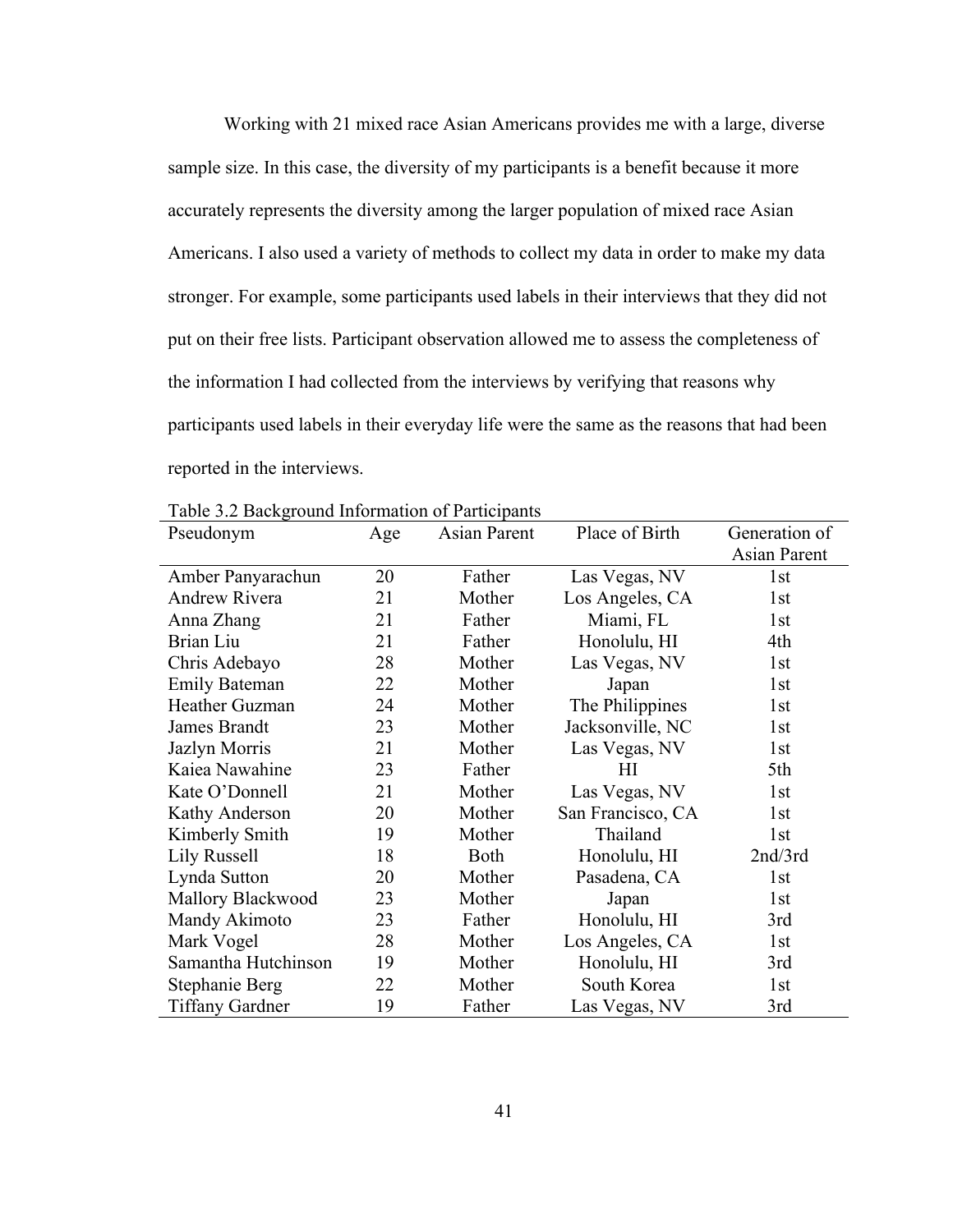Working with 21 mixed race Asian Americans provides me with a large, diverse sample size. In this case, the diversity of my participants is a benefit because it more accurately represents the diversity among the larger population of mixed race Asian Americans. I also used a variety of methods to collect my data in order to make my data stronger. For example, some participants used labels in their interviews that they did not put on their free lists. Participant observation allowed me to assess the completeness of the information I had collected from the interviews by verifying that reasons why participants used labels in their everyday life were the same as the reasons that had been reported in the interviews.

Table 3.2 Background Information of Participants

| Pseudonym | Age | Asian Parent | Place of Birth | Generation of Asian Parent |
|---|---|---|---|---|
| Amber Panyarachun | 20 | Father | Las Vegas, NV | 1st |
| Andrew Rivera | 21 | Mother | Los Angeles, CA | 1st |
| Anna Zhang | 21 | Father | Miami, FL | 1st |
| Brian Liu | 21 | Father | Honolulu, HI | 4th |
| Chris Adebayo | 28 | Mother | Las Vegas, NV | 1st |
| Emily Bateman | 22 | Mother | Japan | 1st |
| Heather Guzman | 24 | Mother | The Philippines | 1st |
| James Brandt | 23 | Mother | Jacksonville, NC | 1st |
| Jazlyn Morris | 21 | Mother | Las Vegas, NV | 1st |
| Kaiea Nawahine | 23 | Father | HI | 5th |
| Kate O'Donnell | 21 | Mother | Las Vegas, NV | 1st |
| Kathy Anderson | 20 | Mother | San Francisco, CA | 1st |
| Kimberly Smith | 19 | Mother | Thailand | 1st |
| Lily Russell | 18 | Both | Honolulu, HI | 2nd/3rd |
| Lynda Sutton | 20 | Mother | Pasadena, CA | 1st |
| Mallory Blackwood | 23 | Mother | Japan | 1st |
| Mandy Akimoto | 23 | Father | Honolulu, HI | 3rd |
| Mark Vogel | 28 | Mother | Los Angeles, CA | 1st |
| Samantha Hutchinson | 19 | Mother | Honolulu, HI | 3rd |
| Stephanie Berg | 22 | Mother | South Korea | 1st |
| Tiffany Gardner | 19 | Father | Las Vegas, NV | 3rd |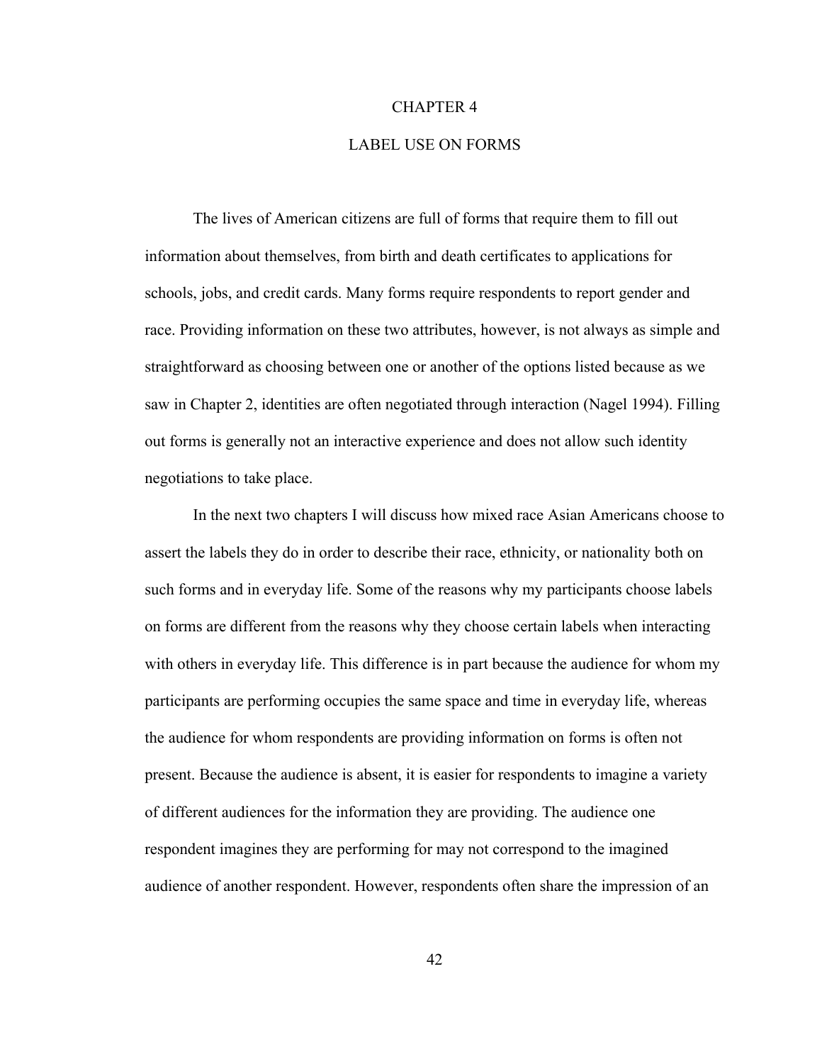# CHAPTER 4

## LABEL USE ON FORMS

The lives of American citizens are full of forms that require them to fill out information about themselves, from birth and death certificates to applications for schools, jobs, and credit cards. Many forms require respondents to report gender and race. Providing information on these two attributes, however, is not always as simple and straightforward as choosing between one or another of the options listed because as we saw in Chapter 2, identities are often negotiated through interaction (Nagel 1994). Filling out forms is generally not an interactive experience and does not allow such identity negotiations to take place.

In the next two chapters I will discuss how mixed race Asian Americans choose to assert the labels they do in order to describe their race, ethnicity, or nationality both on such forms and in everyday life. Some of the reasons why my participants choose labels on forms are different from the reasons why they choose certain labels when interacting with others in everyday life. This difference is in part because the audience for whom my participants are performing occupies the same space and time in everyday life, whereas the audience for whom respondents are providing information on forms is often not present. Because the audience is absent, it is easier for respondents to imagine a variety of different audiences for the information they are providing. The audience one respondent imagines they are performing for may not correspond to the imagined audience of another respondent. However, respondents often share the impression of an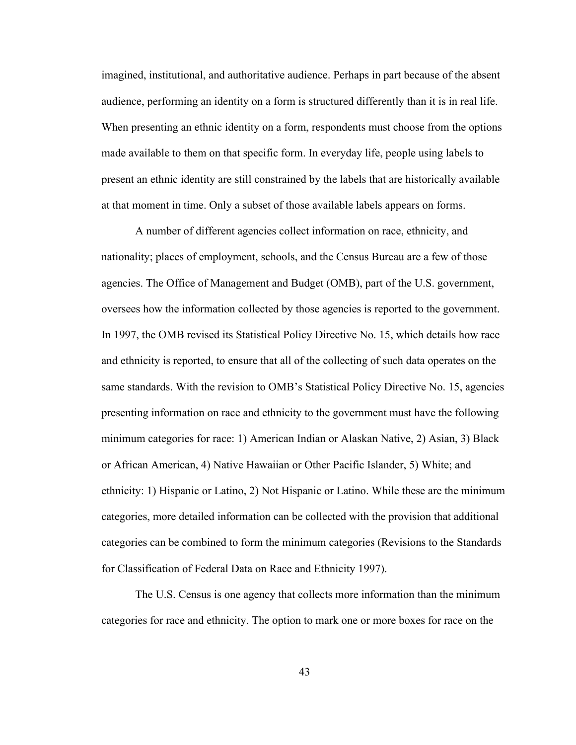imagined, institutional, and authoritative audience. Perhaps in part because of the absent audience, performing an identity on a form is structured differently than it is in real life. When presenting an ethnic identity on a form, respondents must choose from the options made available to them on that specific form. In everyday life, people using labels to present an ethnic identity are still constrained by the labels that are historically available at that moment in time. Only a subset of those available labels appears on forms.

A number of different agencies collect information on race, ethnicity, and nationality; places of employment, schools, and the Census Bureau are a few of those agencies. The Office of Management and Budget (OMB), part of the U.S. government, oversees how the information collected by those agencies is reported to the government. In 1997, the OMB revised its Statistical Policy Directive No. 15, which details how race and ethnicity is reported, to ensure that all of the collecting of such data operates on the same standards. With the revision to OMB's Statistical Policy Directive No. 15, agencies presenting information on race and ethnicity to the government must have the following minimum categories for race: 1) American Indian or Alaskan Native, 2) Asian, 3) Black or African American, 4) Native Hawaiian or Other Pacific Islander, 5) White; and ethnicity: 1) Hispanic or Latino, 2) Not Hispanic or Latino. While these are the minimum categories, more detailed information can be collected with the provision that additional categories can be combined to form the minimum categories (Revisions to the Standards for Classification of Federal Data on Race and Ethnicity 1997).

The U.S. Census is one agency that collects more information than the minimum categories for race and ethnicity. The option to mark one or more boxes for race on the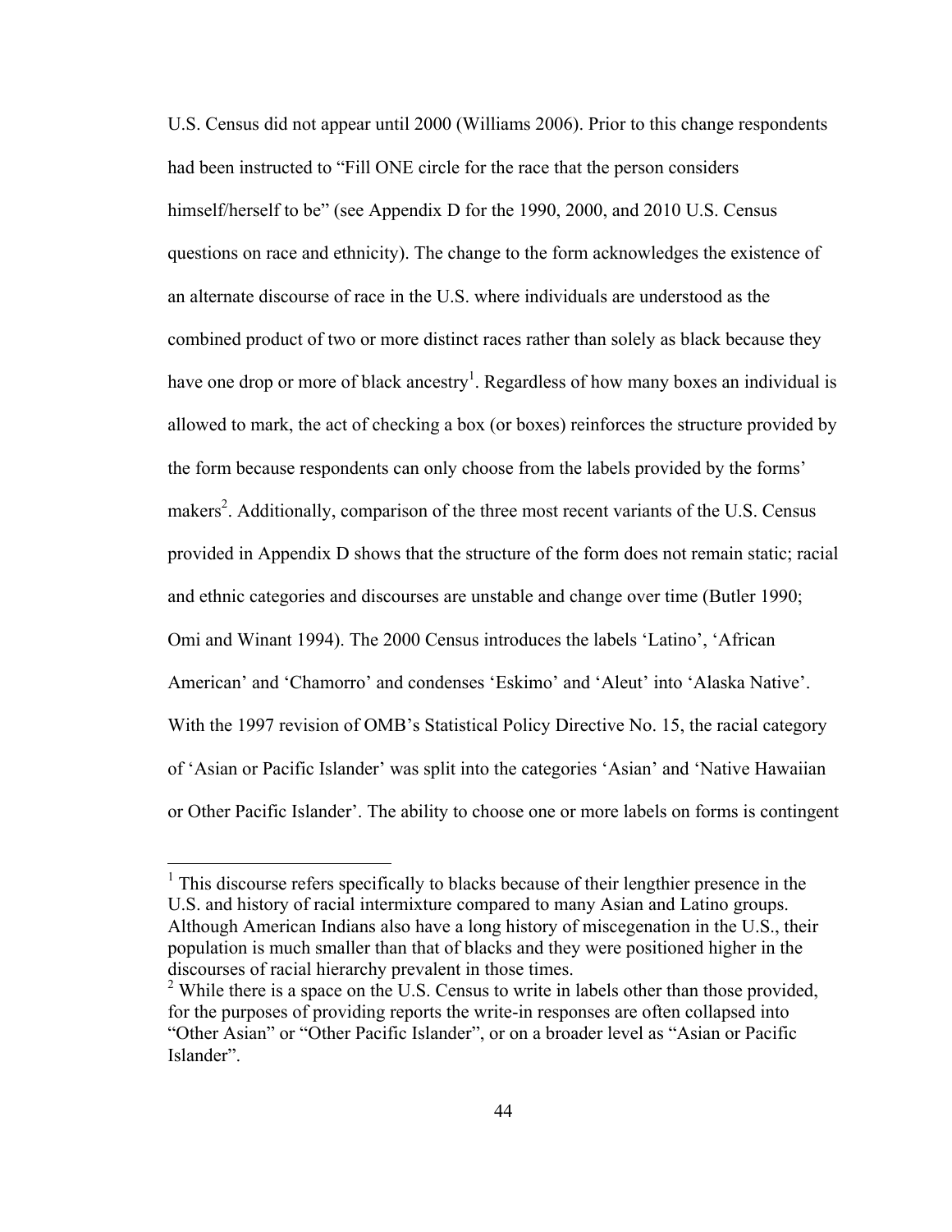U.S. Census did not appear until 2000 (Williams 2006). Prior to this change respondents had been instructed to "Fill ONE circle for the race that the person considers himself/herself to be" (see Appendix D for the 1990, 2000, and 2010 U.S. Census questions on race and ethnicity). The change to the form acknowledges the existence of an alternate discourse of race in the U.S. where individuals are understood as the combined product of two or more distinct races rather than solely as black because they have one drop or more of black ancestry[1]. Regardless of how many boxes an individual is allowed to mark, the act of checking a box (or boxes) reinforces the structure provided by the form because respondents can only choose from the labels provided by the forms' makers[2]. Additionally, comparison of the three most recent variants of the U.S. Census provided in Appendix D shows that the structure of the form does not remain static; racial and ethnic categories and discourses are unstable and change over time (Butler 1990; Omi and Winant 1994). The 2000 Census introduces the labels 'Latino', 'African American' and 'Chamorro' and condenses 'Eskimo' and 'Aleut' into 'Alaska Native'. With the 1997 revision of OMB's Statistical Policy Directive No. 15, the racial category of 'Asian or Pacific Islander' was split into the categories 'Asian' and 'Native Hawaiian or Other Pacific Islander'. The ability to choose one or more labels on forms is contingent

---

[1] This discourse refers specifically to blacks because of their lengthier presence in the U.S. and history of racial intermixture compared to many Asian and Latino groups. Although American Indians also have a long history of miscegenation in the U.S., their population is much smaller than that of blacks and they were positioned higher in the discourses of racial hierarchy prevalent in those times.

[2] While there is a space on the U.S. Census to write in labels other than those provided, for the purposes of providing reports the write-in responses are often collapsed into "Other Asian" or "Other Pacific Islander", or on a broader level as "Asian or Pacific Islander".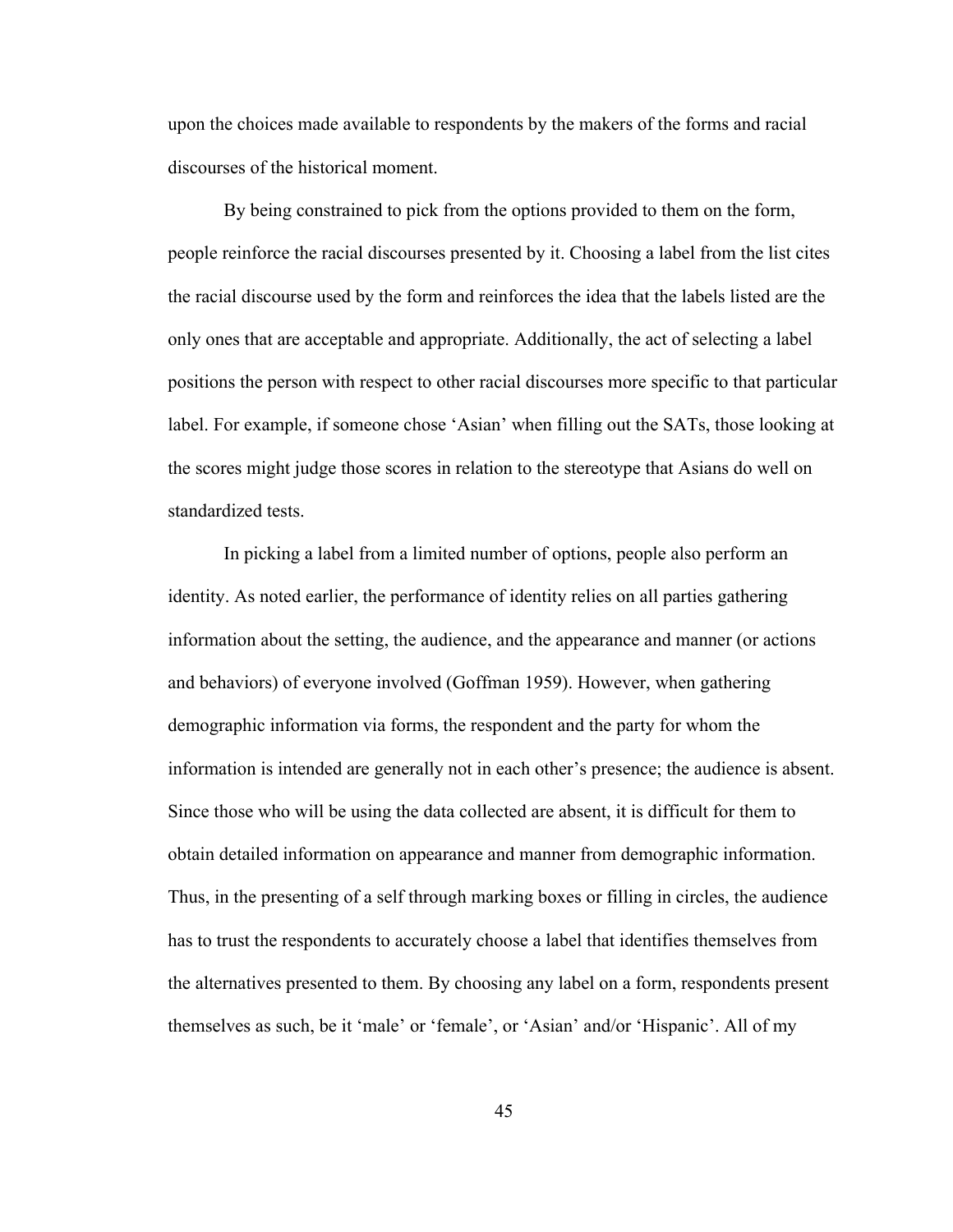upon the choices made available to respondents by the makers of the forms and racial discourses of the historical moment.

By being constrained to pick from the options provided to them on the form, people reinforce the racial discourses presented by it. Choosing a label from the list cites the racial discourse used by the form and reinforces the idea that the labels listed are the only ones that are acceptable and appropriate. Additionally, the act of selecting a label positions the person with respect to other racial discourses more specific to that particular label. For example, if someone chose 'Asian' when filling out the SATs, those looking at the scores might judge those scores in relation to the stereotype that Asians do well on standardized tests.

In picking a label from a limited number of options, people also perform an identity. As noted earlier, the performance of identity relies on all parties gathering information about the setting, the audience, and the appearance and manner (or actions and behaviors) of everyone involved (Goffman 1959). However, when gathering demographic information via forms, the respondent and the party for whom the information is intended are generally not in each other's presence; the audience is absent. Since those who will be using the data collected are absent, it is difficult for them to obtain detailed information on appearance and manner from demographic information. Thus, in the presenting of a self through marking boxes or filling in circles, the audience has to trust the respondents to accurately choose a label that identifies themselves from the alternatives presented to them. By choosing any label on a form, respondents present themselves as such, be it 'male' or 'female', or 'Asian' and/or 'Hispanic'. All of my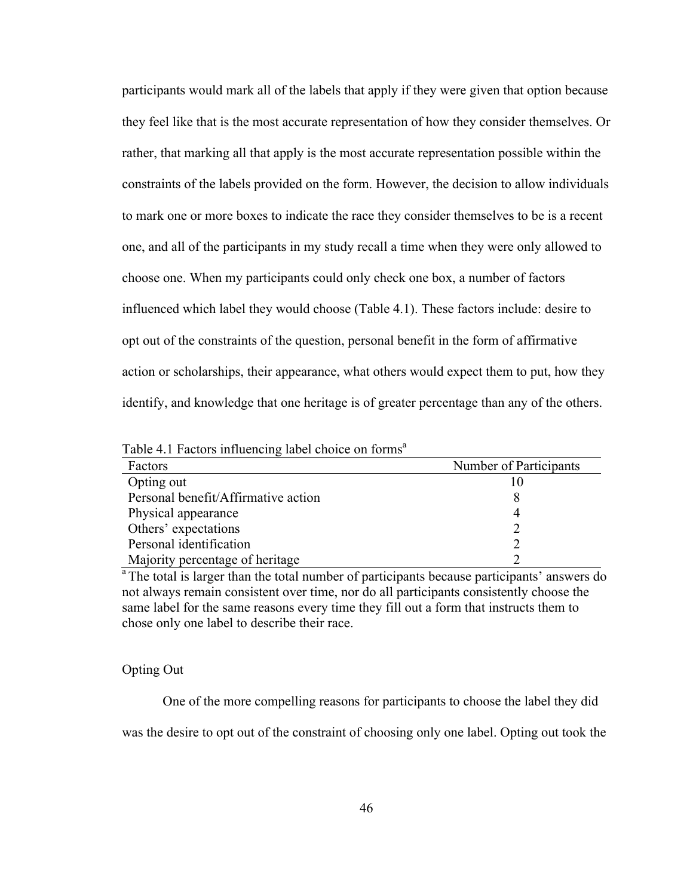participants would mark all of the labels that apply if they were given that option because they feel like that is the most accurate representation of how they consider themselves. Or rather, that marking all that apply is the most accurate representation possible within the constraints of the labels provided on the form. However, the decision to allow individuals to mark one or more boxes to indicate the race they consider themselves to be is a recent one, and all of the participants in my study recall a time when they were only allowed to choose one. When my participants could only check one box, a number of factors influenced which label they would choose (Table 4.1). These factors include: desire to opt out of the constraints of the question, personal benefit in the form of affirmative action or scholarships, their appearance, what others would expect them to put, how they identify, and knowledge that one heritage is of greater percentage than any of the others.

Table 4.1 Factors influencing label choice on forms[a]

| Factors | Number of Participants |
|---|---|
| Opting out | 10 |
| Personal benefit/Affirmative action | 8 |
| Physical appearance | 4 |
| Others' expectations | 2 |
| Personal identification | 2 |
| Majority percentage of heritage | 2 |

[a] The total is larger than the total number of participants because participants' answers do not always remain consistent over time, nor do all participants consistently choose the same label for the same reasons every time they fill out a form that instructs them to chose only one label to describe their race.

### Opting Out

One of the more compelling reasons for participants to choose the label they did was the desire to opt out of the constraint of choosing only one label. Opting out took the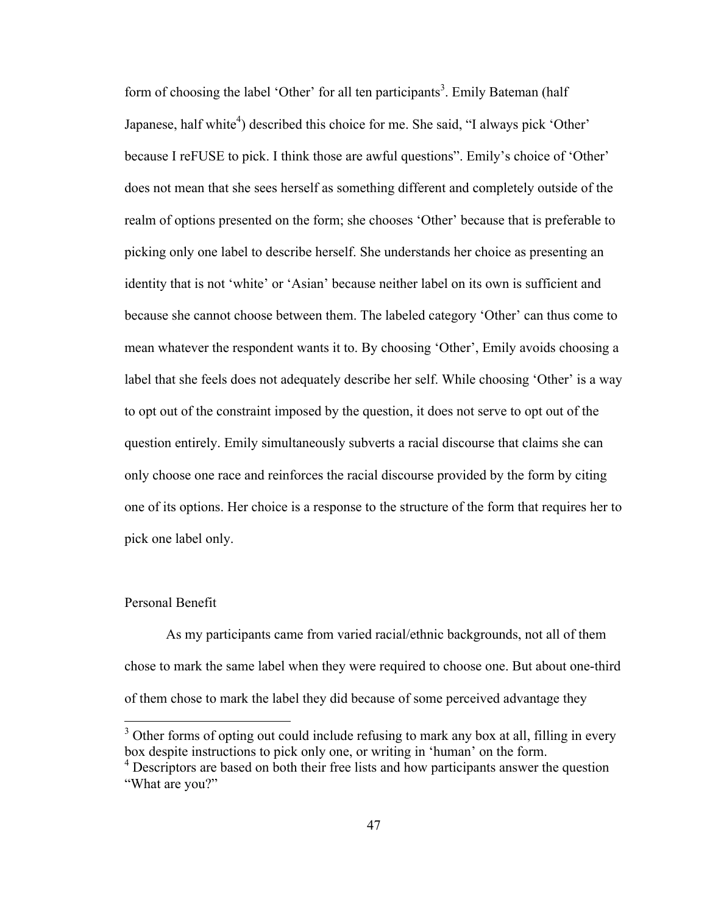form of choosing the label 'Other' for all ten participants[3]. Emily Bateman (half Japanese, half white[4]) described this choice for me. She said, "I always pick 'Other' because I reFUSE to pick. I think those are awful questions". Emily's choice of 'Other' does not mean that she sees herself as something different and completely outside of the realm of options presented on the form; she chooses 'Other' because that is preferable to picking only one label to describe herself. She understands her choice as presenting an identity that is not 'white' or 'Asian' because neither label on its own is sufficient and because she cannot choose between them. The labeled category 'Other' can thus come to mean whatever the respondent wants it to. By choosing 'Other', Emily avoids choosing a label that she feels does not adequately describe her self. While choosing 'Other' is a way to opt out of the constraint imposed by the question, it does not serve to opt out of the question entirely. Emily simultaneously subverts a racial discourse that claims she can only choose one race and reinforces the racial discourse provided by the form by citing one of its options. Her choice is a response to the structure of the form that requires her to pick one label only.

## Personal Benefit

As my participants came from varied racial/ethnic backgrounds, not all of them chose to mark the same label when they were required to choose one. But about one-third of them chose to mark the label they did because of some perceived advantage they

---

[3] Other forms of opting out could include refusing to mark any box at all, filling in every box despite instructions to pick only one, or writing in 'human' on the form.

[4] Descriptors are based on both their free lists and how participants answer the question "What are you?"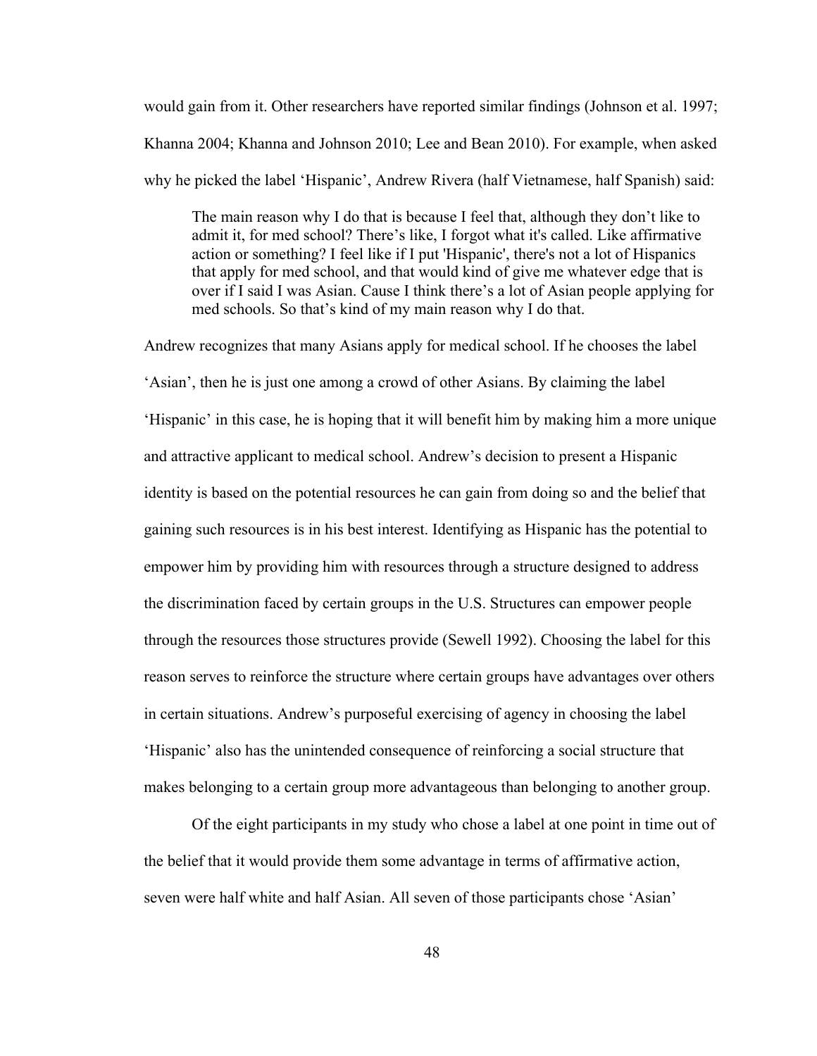would gain from it. Other researchers have reported similar findings (Johnson et al. 1997; Khanna 2004; Khanna and Johnson 2010; Lee and Bean 2010). For example, when asked why he picked the label 'Hispanic', Andrew Rivera (half Vietnamese, half Spanish) said:

> The main reason why I do that is because I feel that, although they don't like to admit it, for med school? There's like, I forgot what it's called. Like affirmative action or something? I feel like if I put 'Hispanic', there's not a lot of Hispanics that apply for med school, and that would kind of give me whatever edge that is over if I said I was Asian. Cause I think there's a lot of Asian people applying for med schools. So that's kind of my main reason why I do that.

Andrew recognizes that many Asians apply for medical school. If he chooses the label 'Asian', then he is just one among a crowd of other Asians. By claiming the label 'Hispanic' in this case, he is hoping that it will benefit him by making him a more unique and attractive applicant to medical school. Andrew's decision to present a Hispanic identity is based on the potential resources he can gain from doing so and the belief that gaining such resources is in his best interest. Identifying as Hispanic has the potential to empower him by providing him with resources through a structure designed to address the discrimination faced by certain groups in the U.S. Structures can empower people through the resources those structures provide (Sewell 1992). Choosing the label for this reason serves to reinforce the structure where certain groups have advantages over others in certain situations. Andrew's purposeful exercising of agency in choosing the label 'Hispanic' also has the unintended consequence of reinforcing a social structure that makes belonging to a certain group more advantageous than belonging to another group.

Of the eight participants in my study who chose a label at one point in time out of the belief that it would provide them some advantage in terms of affirmative action, seven were half white and half Asian. All seven of those participants chose 'Asian'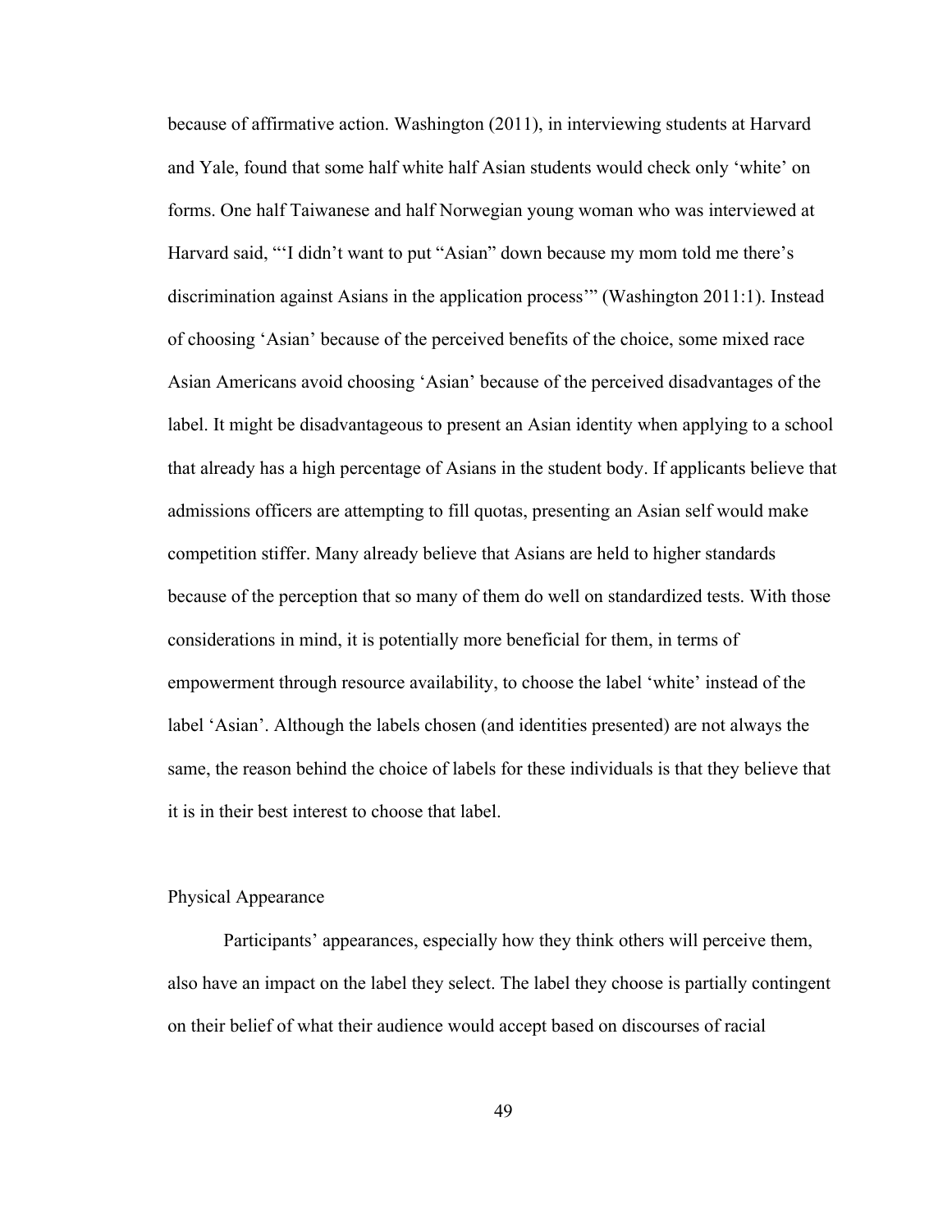because of affirmative action. Washington (2011), in interviewing students at Harvard and Yale, found that some half white half Asian students would check only 'white' on forms. One half Taiwanese and half Norwegian young woman who was interviewed at Harvard said, "'I didn't want to put "Asian" down because my mom told me there's discrimination against Asians in the application process'" (Washington 2011:1). Instead of choosing 'Asian' because of the perceived benefits of the choice, some mixed race Asian Americans avoid choosing 'Asian' because of the perceived disadvantages of the label. It might be disadvantageous to present an Asian identity when applying to a school that already has a high percentage of Asians in the student body. If applicants believe that admissions officers are attempting to fill quotas, presenting an Asian self would make competition stiffer. Many already believe that Asians are held to higher standards because of the perception that so many of them do well on standardized tests. With those considerations in mind, it is potentially more beneficial for them, in terms of empowerment through resource availability, to choose the label 'white' instead of the label 'Asian'. Although the labels chosen (and identities presented) are not always the same, the reason behind the choice of labels for these individuals is that they believe that it is in their best interest to choose that label.

### Physical Appearance

Participants' appearances, especially how they think others will perceive them, also have an impact on the label they select. The label they choose is partially contingent on their belief of what their audience would accept based on discourses of racial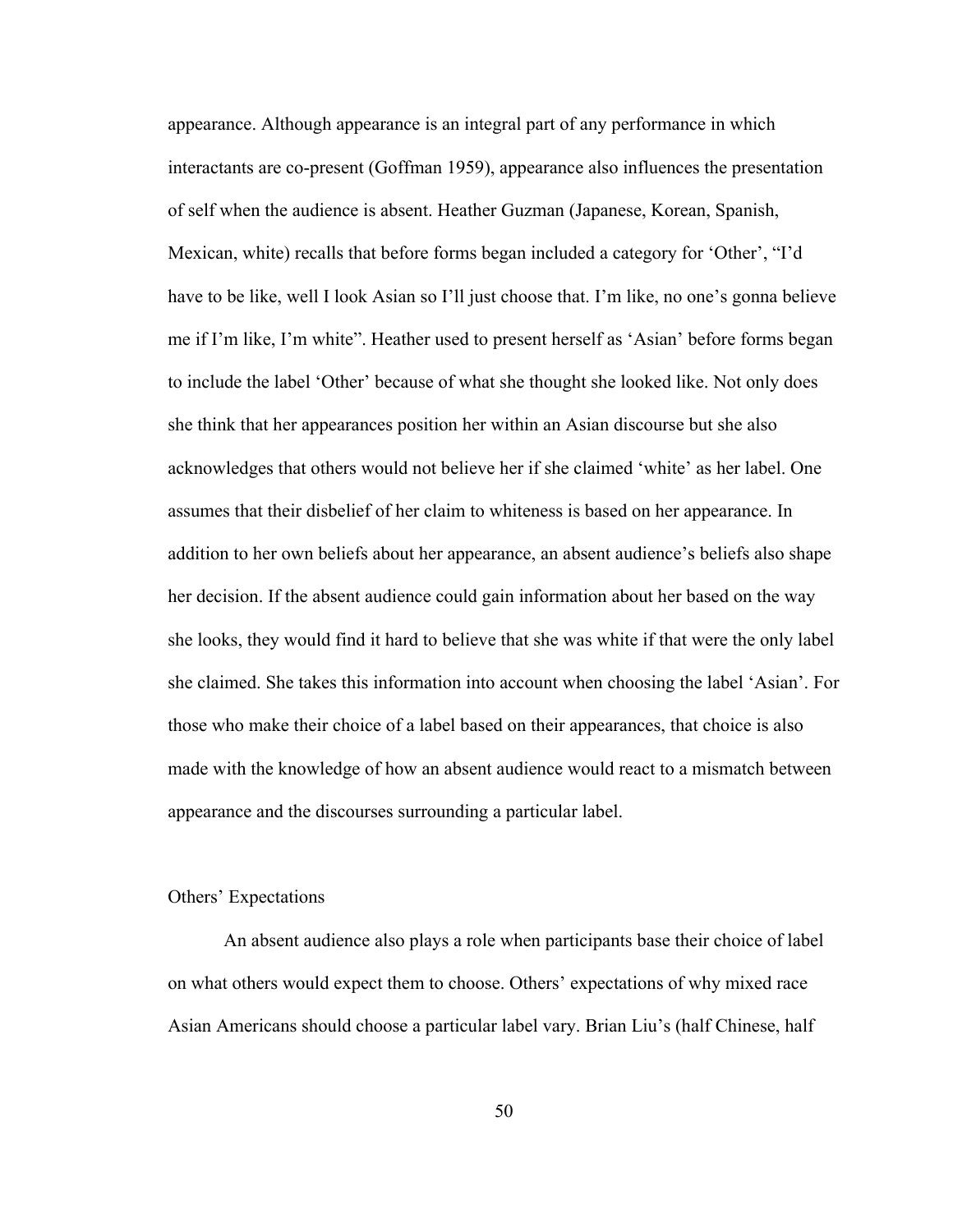appearance. Although appearance is an integral part of any performance in which interactants are co-present (Goffman 1959), appearance also influences the presentation of self when the audience is absent. Heather Guzman (Japanese, Korean, Spanish, Mexican, white) recalls that before forms began included a category for 'Other', "I'd have to be like, well I look Asian so I'll just choose that. I'm like, no one's gonna believe me if I'm like, I'm white". Heather used to present herself as 'Asian' before forms began to include the label 'Other' because of what she thought she looked like. Not only does she think that her appearances position her within an Asian discourse but she also acknowledges that others would not believe her if she claimed 'white' as her label. One assumes that their disbelief of her claim to whiteness is based on her appearance. In addition to her own beliefs about her appearance, an absent audience's beliefs also shape her decision. If the absent audience could gain information about her based on the way she looks, they would find it hard to believe that she was white if that were the only label she claimed. She takes this information into account when choosing the label 'Asian'. For those who make their choice of a label based on their appearances, that choice is also made with the knowledge of how an absent audience would react to a mismatch between appearance and the discourses surrounding a particular label.

## Others' Expectations

An absent audience also plays a role when participants base their choice of label on what others would expect them to choose. Others' expectations of why mixed race Asian Americans should choose a particular label vary. Brian Liu's (half Chinese, half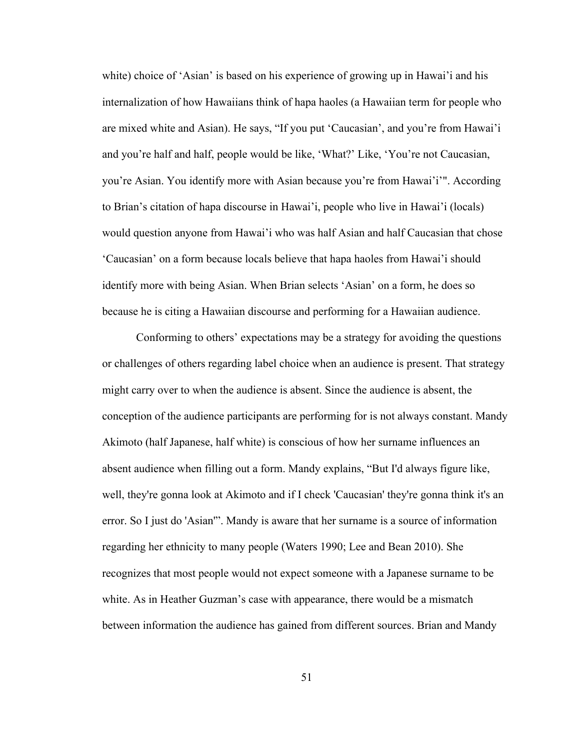white) choice of 'Asian' is based on his experience of growing up in Hawai'i and his internalization of how Hawaiians think of hapa haoles (a Hawaiian term for people who are mixed white and Asian). He says, "If you put 'Caucasian', and you're from Hawai'i and you're half and half, people would be like, 'What?' Like, 'You're not Caucasian, you're Asian. You identify more with Asian because you're from Hawai'i'". According to Brian's citation of hapa discourse in Hawai'i, people who live in Hawai'i (locals) would question anyone from Hawai'i who was half Asian and half Caucasian that chose 'Caucasian' on a form because locals believe that hapa haoles from Hawai'i should identify more with being Asian. When Brian selects 'Asian' on a form, he does so because he is citing a Hawaiian discourse and performing for a Hawaiian audience.

Conforming to others' expectations may be a strategy for avoiding the questions or challenges of others regarding label choice when an audience is present. That strategy might carry over to when the audience is absent. Since the audience is absent, the conception of the audience participants are performing for is not always constant. Mandy Akimoto (half Japanese, half white) is conscious of how her surname influences an absent audience when filling out a form. Mandy explains, "But I'd always figure like, well, they're gonna look at Akimoto and if I check 'Caucasian' they're gonna think it's an error. So I just do 'Asian'". Mandy is aware that her surname is a source of information regarding her ethnicity to many people (Waters 1990; Lee and Bean 2010). She recognizes that most people would not expect someone with a Japanese surname to be white. As in Heather Guzman's case with appearance, there would be a mismatch between information the audience has gained from different sources. Brian and Mandy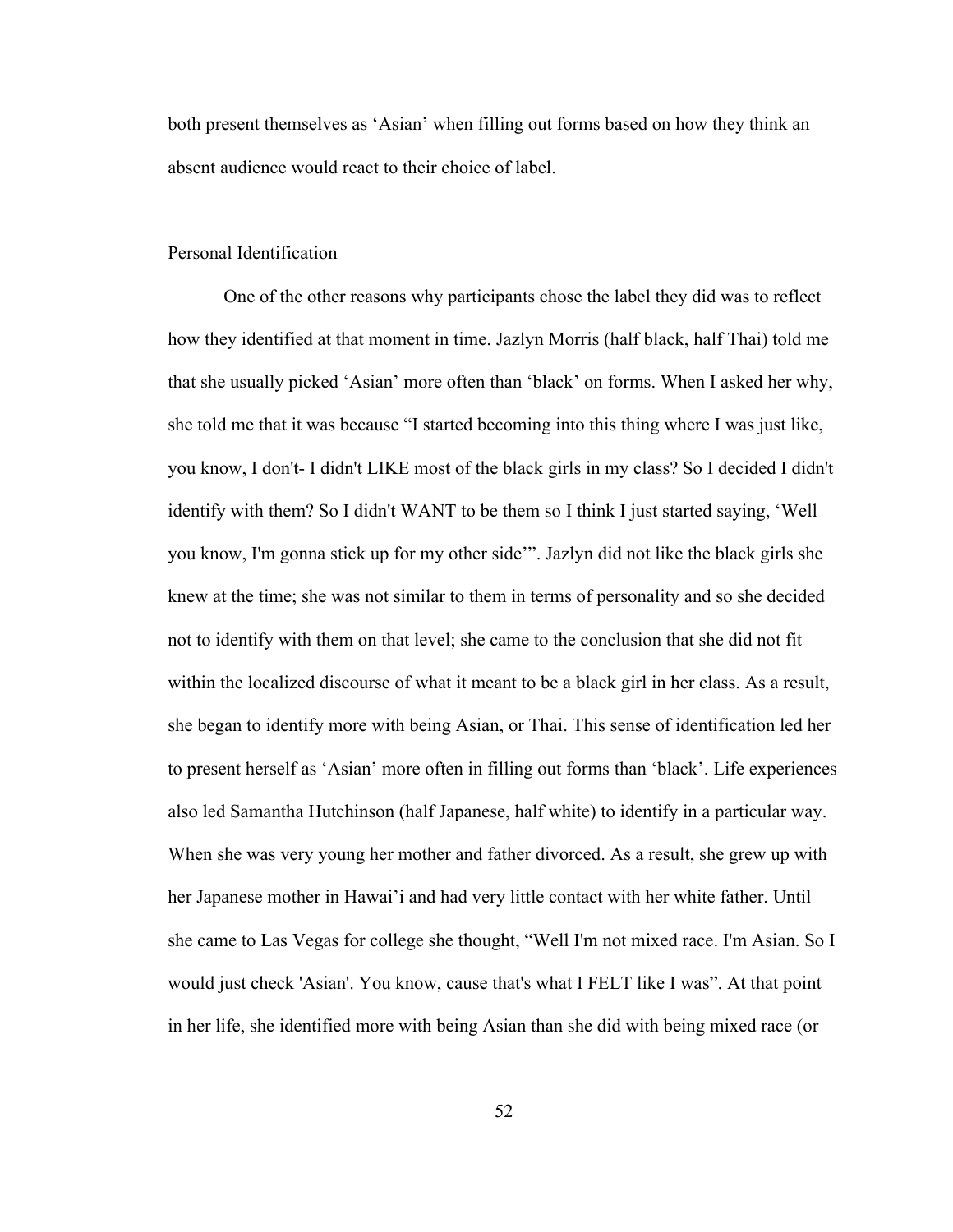both present themselves as 'Asian' when filling out forms based on how they think an absent audience would react to their choice of label.

## Personal Identification

One of the other reasons why participants chose the label they did was to reflect how they identified at that moment in time. Jazlyn Morris (half black, half Thai) told me that she usually picked 'Asian' more often than 'black' on forms. When I asked her why, she told me that it was because "I started becoming into this thing where I was just like, you know, I don't- I didn't LIKE most of the black girls in my class? So I decided I didn't identify with them? So I didn't WANT to be them so I think I just started saying, 'Well you know, I'm gonna stick up for my other side'". Jazlyn did not like the black girls she knew at the time; she was not similar to them in terms of personality and so she decided not to identify with them on that level; she came to the conclusion that she did not fit within the localized discourse of what it meant to be a black girl in her class. As a result, she began to identify more with being Asian, or Thai. This sense of identification led her to present herself as 'Asian' more often in filling out forms than 'black'. Life experiences also led Samantha Hutchinson (half Japanese, half white) to identify in a particular way. When she was very young her mother and father divorced. As a result, she grew up with her Japanese mother in Hawai'i and had very little contact with her white father. Until she came to Las Vegas for college she thought, "Well I'm not mixed race. I'm Asian. So I would just check 'Asian'. You know, cause that's what I FELT like I was". At that point in her life, she identified more with being Asian than she did with being mixed race (or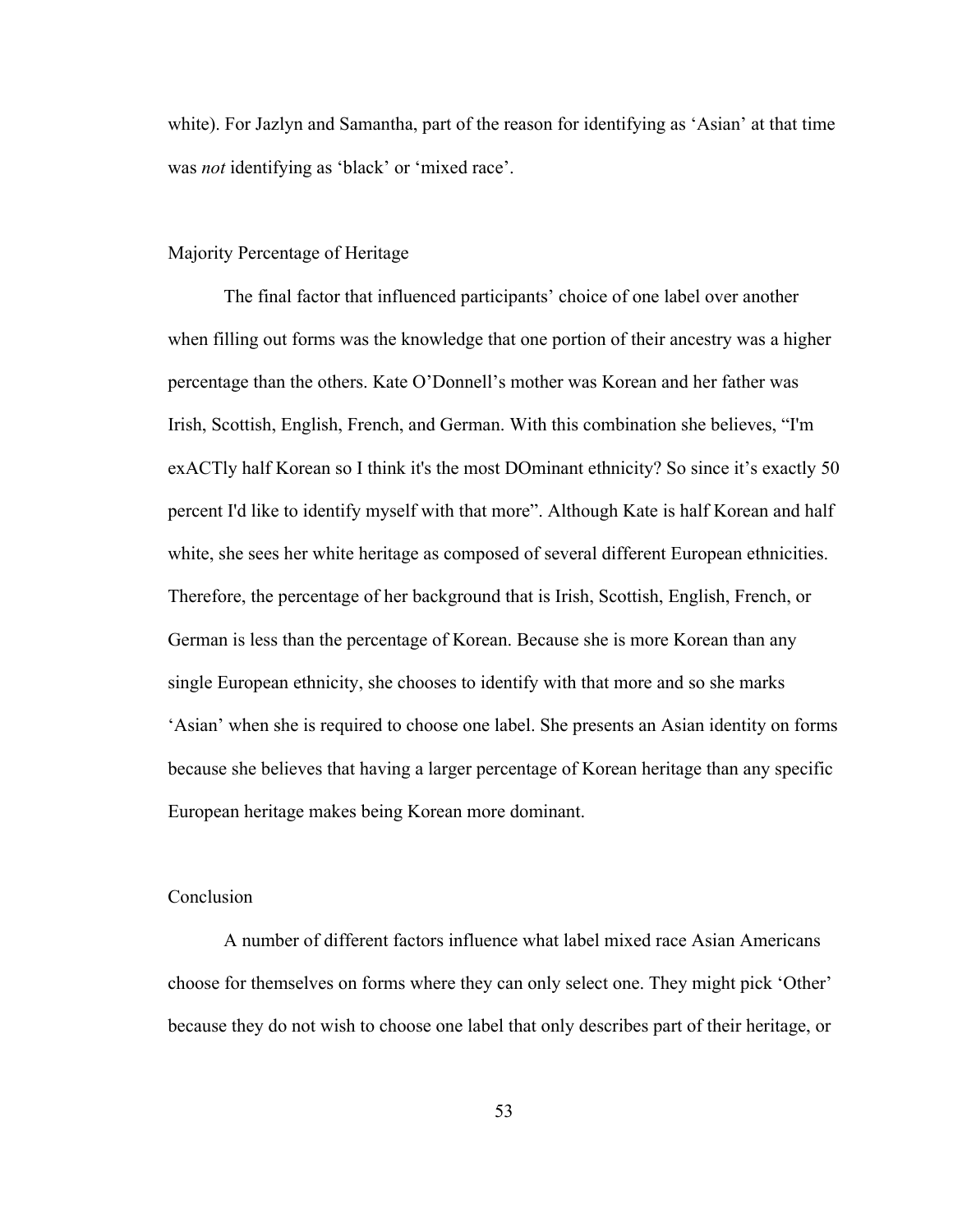white). For Jazlyn and Samantha, part of the reason for identifying as 'Asian' at that time was *not* identifying as 'black' or 'mixed race'.

## Majority Percentage of Heritage

The final factor that influenced participants' choice of one label over another when filling out forms was the knowledge that one portion of their ancestry was a higher percentage than the others. Kate O'Donnell's mother was Korean and her father was Irish, Scottish, English, French, and German. With this combination she believes, "I'm exACTly half Korean so I think it's the most DOminant ethnicity? So since it's exactly 50 percent I'd like to identify myself with that more". Although Kate is half Korean and half white, she sees her white heritage as composed of several different European ethnicities. Therefore, the percentage of her background that is Irish, Scottish, English, French, or German is less than the percentage of Korean. Because she is more Korean than any single European ethnicity, she chooses to identify with that more and so she marks 'Asian' when she is required to choose one label. She presents an Asian identity on forms because she believes that having a larger percentage of Korean heritage than any specific European heritage makes being Korean more dominant.

## Conclusion

A number of different factors influence what label mixed race Asian Americans choose for themselves on forms where they can only select one. They might pick 'Other' because they do not wish to choose one label that only describes part of their heritage, or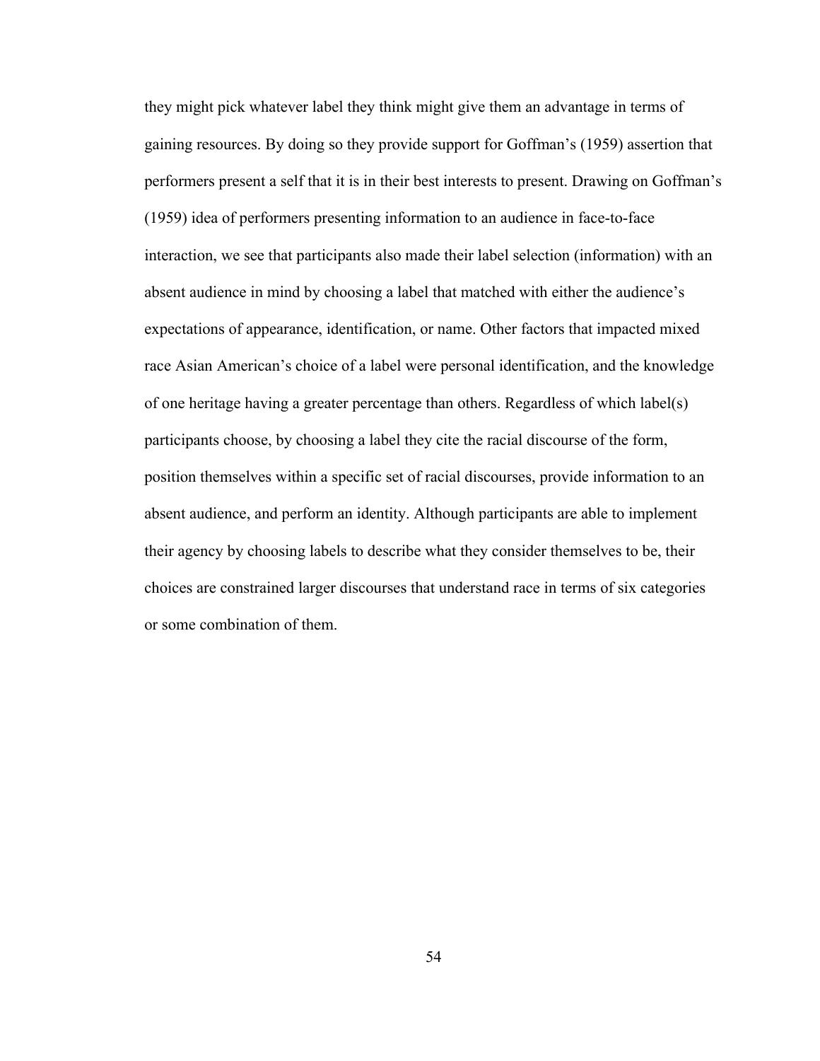they might pick whatever label they think might give them an advantage in terms of gaining resources. By doing so they provide support for Goffman's (1959) assertion that performers present a self that it is in their best interests to present. Drawing on Goffman's (1959) idea of performers presenting information to an audience in face-to-face interaction, we see that participants also made their label selection (information) with an absent audience in mind by choosing a label that matched with either the audience's expectations of appearance, identification, or name. Other factors that impacted mixed race Asian American's choice of a label were personal identification, and the knowledge of one heritage having a greater percentage than others. Regardless of which label(s) participants choose, by choosing a label they cite the racial discourse of the form, position themselves within a specific set of racial discourses, provide information to an absent audience, and perform an identity. Although participants are able to implement their agency by choosing labels to describe what they consider themselves to be, their choices are constrained larger discourses that understand race in terms of six categories or some combination of them.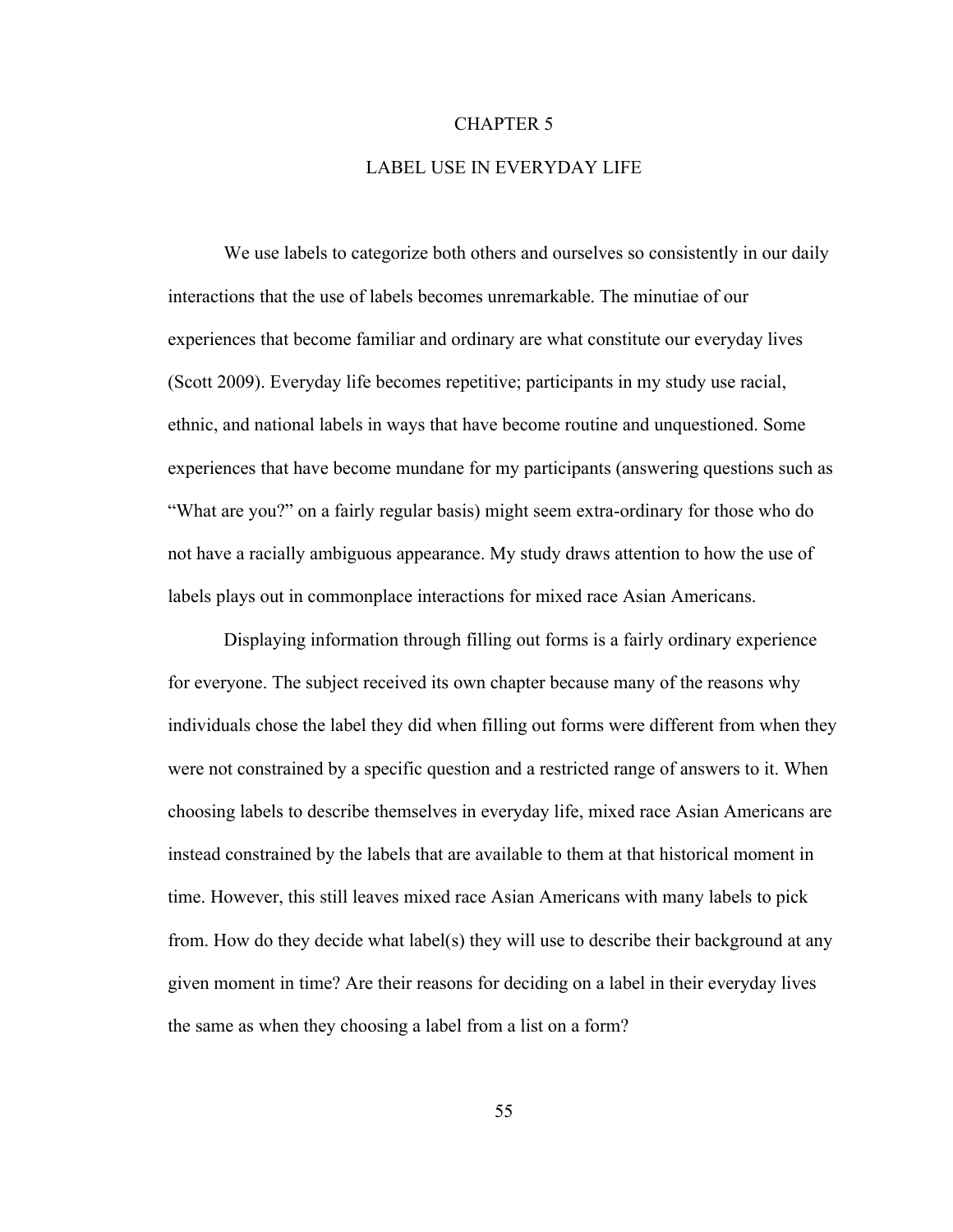# CHAPTER 5

# LABEL USE IN EVERYDAY LIFE

We use labels to categorize both others and ourselves so consistently in our daily interactions that the use of labels becomes unremarkable. The minutiae of our experiences that become familiar and ordinary are what constitute our everyday lives (Scott 2009). Everyday life becomes repetitive; participants in my study use racial, ethnic, and national labels in ways that have become routine and unquestioned. Some experiences that have become mundane for my participants (answering questions such as "What are you?" on a fairly regular basis) might seem extra-ordinary for those who do not have a racially ambiguous appearance. My study draws attention to how the use of labels plays out in commonplace interactions for mixed race Asian Americans.

Displaying information through filling out forms is a fairly ordinary experience for everyone. The subject received its own chapter because many of the reasons why individuals chose the label they did when filling out forms were different from when they were not constrained by a specific question and a restricted range of answers to it. When choosing labels to describe themselves in everyday life, mixed race Asian Americans are instead constrained by the labels that are available to them at that historical moment in time. However, this still leaves mixed race Asian Americans with many labels to pick from. How do they decide what label(s) they will use to describe their background at any given moment in time? Are their reasons for deciding on a label in their everyday lives the same as when they choosing a label from a list on a form?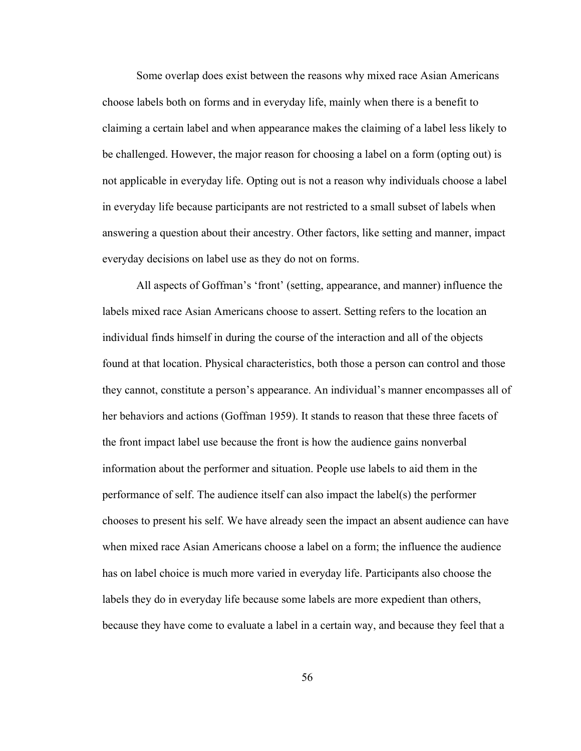Some overlap does exist between the reasons why mixed race Asian Americans choose labels both on forms and in everyday life, mainly when there is a benefit to claiming a certain label and when appearance makes the claiming of a label less likely to be challenged. However, the major reason for choosing a label on a form (opting out) is not applicable in everyday life. Opting out is not a reason why individuals choose a label in everyday life because participants are not restricted to a small subset of labels when answering a question about their ancestry. Other factors, like setting and manner, impact everyday decisions on label use as they do not on forms.

All aspects of Goffman's 'front' (setting, appearance, and manner) influence the labels mixed race Asian Americans choose to assert. Setting refers to the location an individual finds himself in during the course of the interaction and all of the objects found at that location. Physical characteristics, both those a person can control and those they cannot, constitute a person's appearance. An individual's manner encompasses all of her behaviors and actions (Goffman 1959). It stands to reason that these three facets of the front impact label use because the front is how the audience gains nonverbal information about the performer and situation. People use labels to aid them in the performance of self. The audience itself can also impact the label(s) the performer chooses to present his self. We have already seen the impact an absent audience can have when mixed race Asian Americans choose a label on a form; the influence the audience has on label choice is much more varied in everyday life. Participants also choose the labels they do in everyday life because some labels are more expedient than others, because they have come to evaluate a label in a certain way, and because they feel that a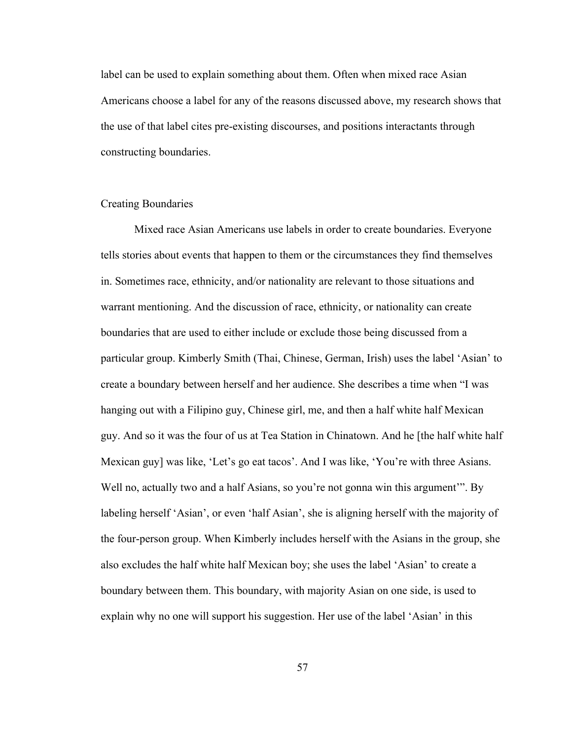label can be used to explain something about them. Often when mixed race Asian Americans choose a label for any of the reasons discussed above, my research shows that the use of that label cites pre-existing discourses, and positions interactants through constructing boundaries.

## Creating Boundaries

Mixed race Asian Americans use labels in order to create boundaries. Everyone tells stories about events that happen to them or the circumstances they find themselves in. Sometimes race, ethnicity, and/or nationality are relevant to those situations and warrant mentioning. And the discussion of race, ethnicity, or nationality can create boundaries that are used to either include or exclude those being discussed from a particular group. Kimberly Smith (Thai, Chinese, German, Irish) uses the label 'Asian' to create a boundary between herself and her audience. She describes a time when "I was hanging out with a Filipino guy, Chinese girl, me, and then a half white half Mexican guy. And so it was the four of us at Tea Station in Chinatown. And he [the half white half Mexican guy] was like, 'Let's go eat tacos'. And I was like, 'You're with three Asians. Well no, actually two and a half Asians, so you're not gonna win this argument'". By labeling herself 'Asian', or even 'half Asian', she is aligning herself with the majority of the four-person group. When Kimberly includes herself with the Asians in the group, she also excludes the half white half Mexican boy; she uses the label 'Asian' to create a boundary between them. This boundary, with majority Asian on one side, is used to explain why no one will support his suggestion. Her use of the label 'Asian' in this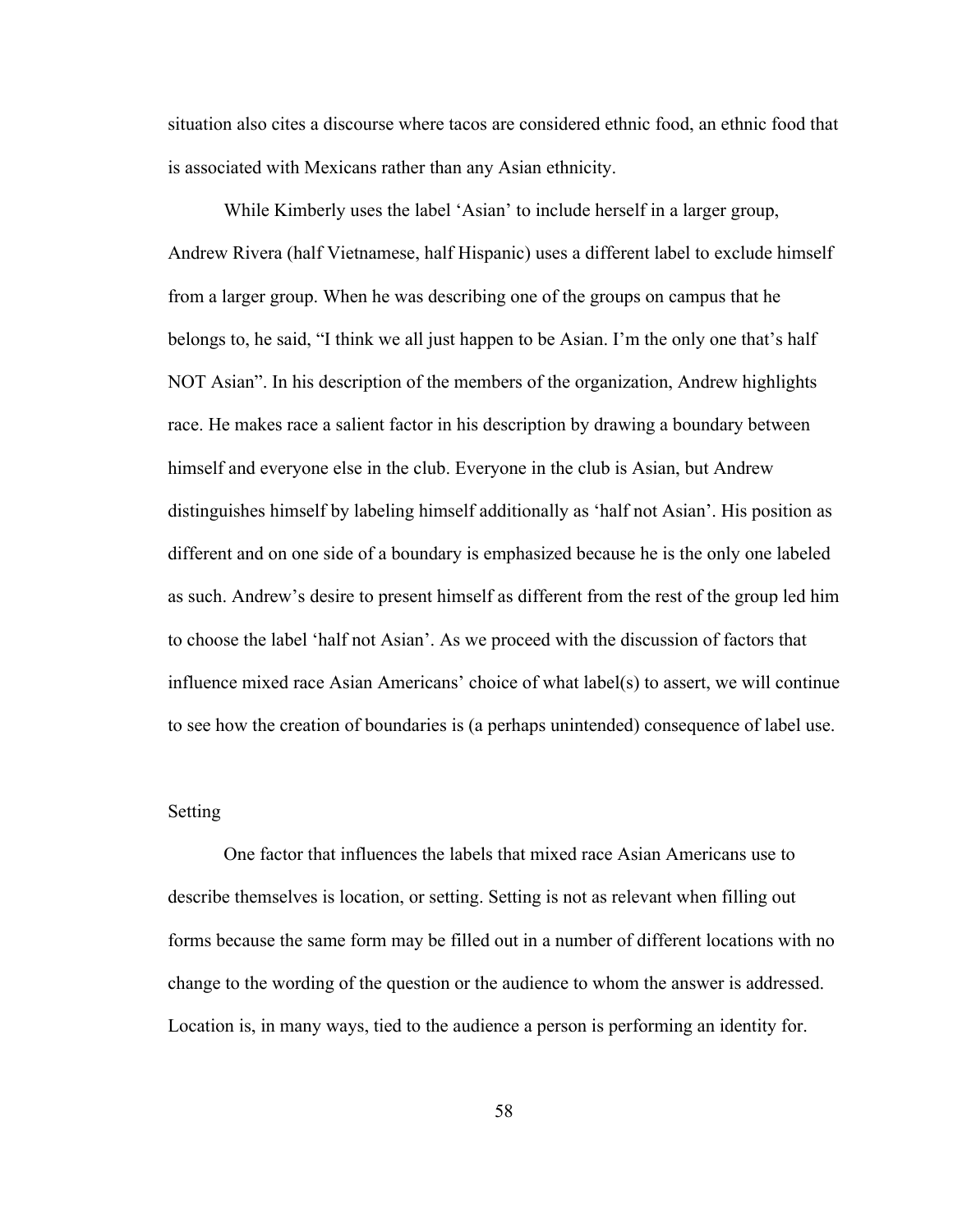situation also cites a discourse where tacos are considered ethnic food, an ethnic food that is associated with Mexicans rather than any Asian ethnicity.

While Kimberly uses the label 'Asian' to include herself in a larger group, Andrew Rivera (half Vietnamese, half Hispanic) uses a different label to exclude himself from a larger group. When he was describing one of the groups on campus that he belongs to, he said, "I think we all just happen to be Asian. I'm the only one that's half NOT Asian". In his description of the members of the organization, Andrew highlights race. He makes race a salient factor in his description by drawing a boundary between himself and everyone else in the club. Everyone in the club is Asian, but Andrew distinguishes himself by labeling himself additionally as 'half not Asian'. His position as different and on one side of a boundary is emphasized because he is the only one labeled as such. Andrew's desire to present himself as different from the rest of the group led him to choose the label 'half not Asian'. As we proceed with the discussion of factors that influence mixed race Asian Americans' choice of what label(s) to assert, we will continue to see how the creation of boundaries is (a perhaps unintended) consequence of label use.

## Setting

One factor that influences the labels that mixed race Asian Americans use to describe themselves is location, or setting. Setting is not as relevant when filling out forms because the same form may be filled out in a number of different locations with no change to the wording of the question or the audience to whom the answer is addressed. Location is, in many ways, tied to the audience a person is performing an identity for.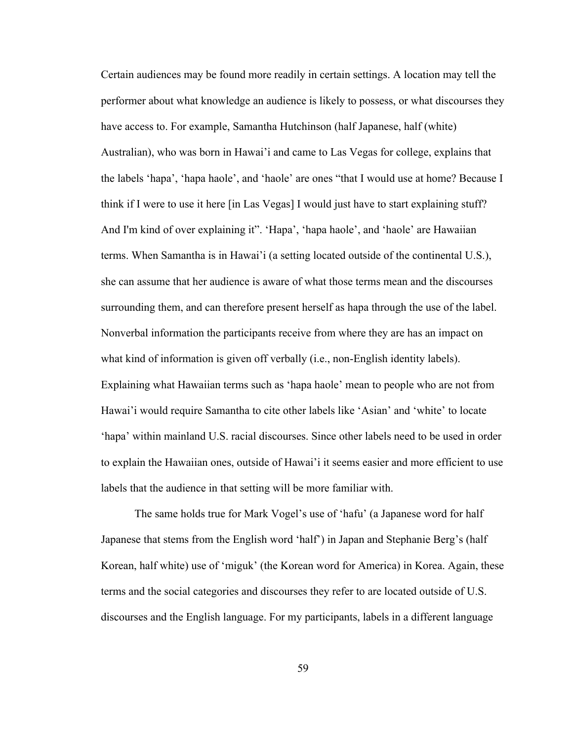Certain audiences may be found more readily in certain settings. A location may tell the performer about what knowledge an audience is likely to possess, or what discourses they have access to. For example, Samantha Hutchinson (half Japanese, half (white) Australian), who was born in Hawai'i and came to Las Vegas for college, explains that the labels 'hapa', 'hapa haole', and 'haole' are ones "that I would use at home? Because I think if I were to use it here [in Las Vegas] I would just have to start explaining stuff? And I'm kind of over explaining it". 'Hapa', 'hapa haole', and 'haole' are Hawaiian terms. When Samantha is in Hawai'i (a setting located outside of the continental U.S.), she can assume that her audience is aware of what those terms mean and the discourses surrounding them, and can therefore present herself as hapa through the use of the label. Nonverbal information the participants receive from where they are has an impact on what kind of information is given off verbally (i.e., non-English identity labels). Explaining what Hawaiian terms such as 'hapa haole' mean to people who are not from Hawai'i would require Samantha to cite other labels like 'Asian' and 'white' to locate 'hapa' within mainland U.S. racial discourses. Since other labels need to be used in order to explain the Hawaiian ones, outside of Hawai'i it seems easier and more efficient to use labels that the audience in that setting will be more familiar with.

The same holds true for Mark Vogel's use of 'hafu' (a Japanese word for half Japanese that stems from the English word 'half') in Japan and Stephanie Berg's (half Korean, half white) use of 'miguk' (the Korean word for America) in Korea. Again, these terms and the social categories and discourses they refer to are located outside of U.S. discourses and the English language. For my participants, labels in a different language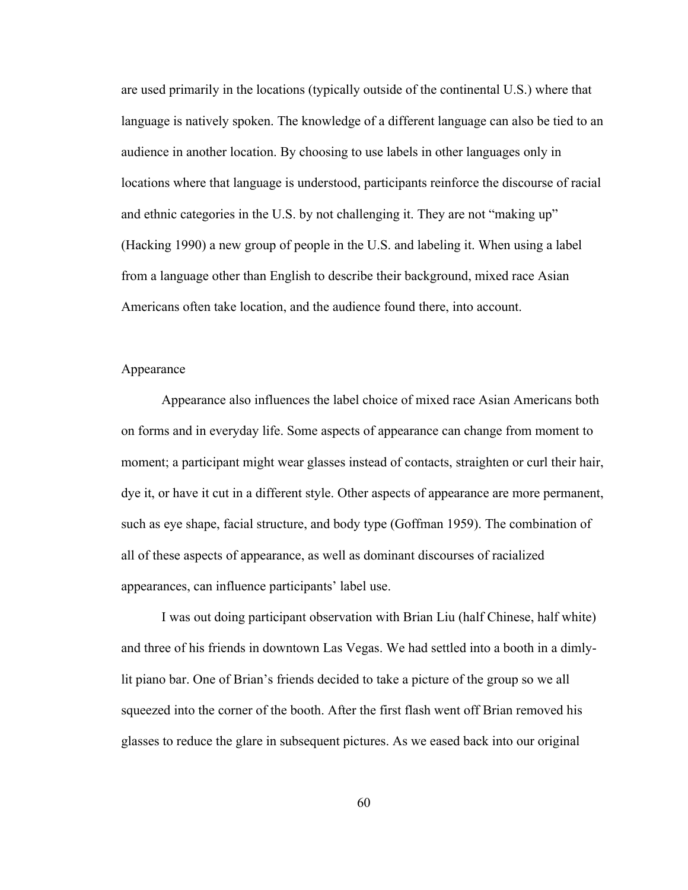are used primarily in the locations (typically outside of the continental U.S.) where that language is natively spoken. The knowledge of a different language can also be tied to an audience in another location. By choosing to use labels in other languages only in locations where that language is understood, participants reinforce the discourse of racial and ethnic categories in the U.S. by not challenging it. They are not "making up" (Hacking 1990) a new group of people in the U.S. and labeling it. When using a label from a language other than English to describe their background, mixed race Asian Americans often take location, and the audience found there, into account.

### Appearance

Appearance also influences the label choice of mixed race Asian Americans both on forms and in everyday life. Some aspects of appearance can change from moment to moment; a participant might wear glasses instead of contacts, straighten or curl their hair, dye it, or have it cut in a different style. Other aspects of appearance are more permanent, such as eye shape, facial structure, and body type (Goffman 1959). The combination of all of these aspects of appearance, as well as dominant discourses of racialized appearances, can influence participants' label use.

I was out doing participant observation with Brian Liu (half Chinese, half white) and three of his friends in downtown Las Vegas. We had settled into a booth in a dimly-lit piano bar. One of Brian's friends decided to take a picture of the group so we all squeezed into the corner of the booth. After the first flash went off Brian removed his glasses to reduce the glare in subsequent pictures. As we eased back into our original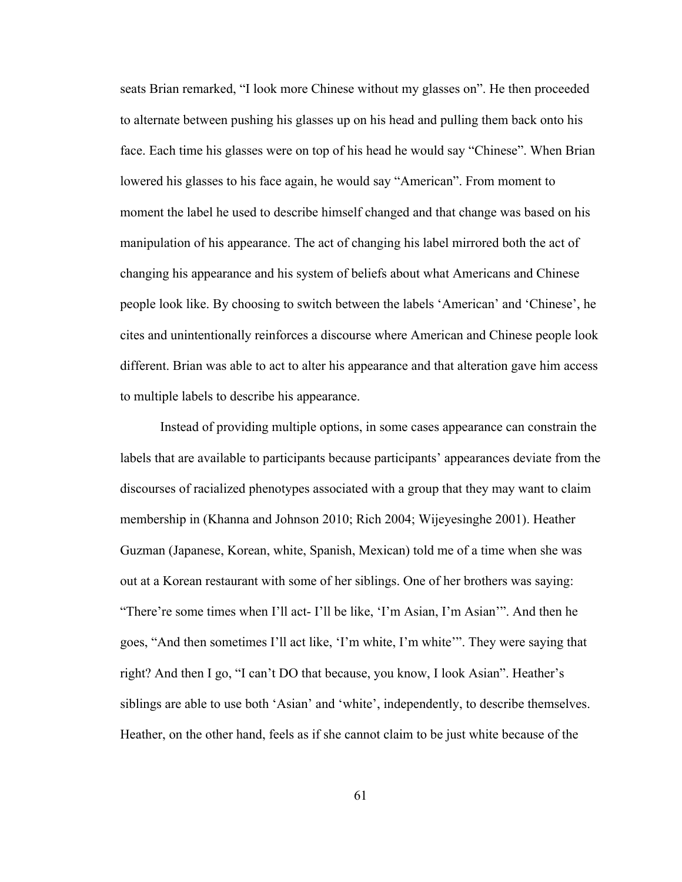seats Brian remarked, "I look more Chinese without my glasses on". He then proceeded to alternate between pushing his glasses up on his head and pulling them back onto his face. Each time his glasses were on top of his head he would say "Chinese". When Brian lowered his glasses to his face again, he would say "American". From moment to moment the label he used to describe himself changed and that change was based on his manipulation of his appearance. The act of changing his label mirrored both the act of changing his appearance and his system of beliefs about what Americans and Chinese people look like. By choosing to switch between the labels 'American' and 'Chinese', he cites and unintentionally reinforces a discourse where American and Chinese people look different. Brian was able to act to alter his appearance and that alteration gave him access to multiple labels to describe his appearance.

Instead of providing multiple options, in some cases appearance can constrain the labels that are available to participants because participants' appearances deviate from the discourses of racialized phenotypes associated with a group that they may want to claim membership in (Khanna and Johnson 2010; Rich 2004; Wijeyesinghe 2001). Heather Guzman (Japanese, Korean, white, Spanish, Mexican) told me of a time when she was out at a Korean restaurant with some of her siblings. One of her brothers was saying: "There're some times when I'll act- I'll be like, 'I'm Asian, I'm Asian'". And then he goes, "And then sometimes I'll act like, 'I'm white, I'm white'". They were saying that right? And then I go, "I can't DO that because, you know, I look Asian". Heather's siblings are able to use both 'Asian' and 'white', independently, to describe themselves. Heather, on the other hand, feels as if she cannot claim to be just white because of the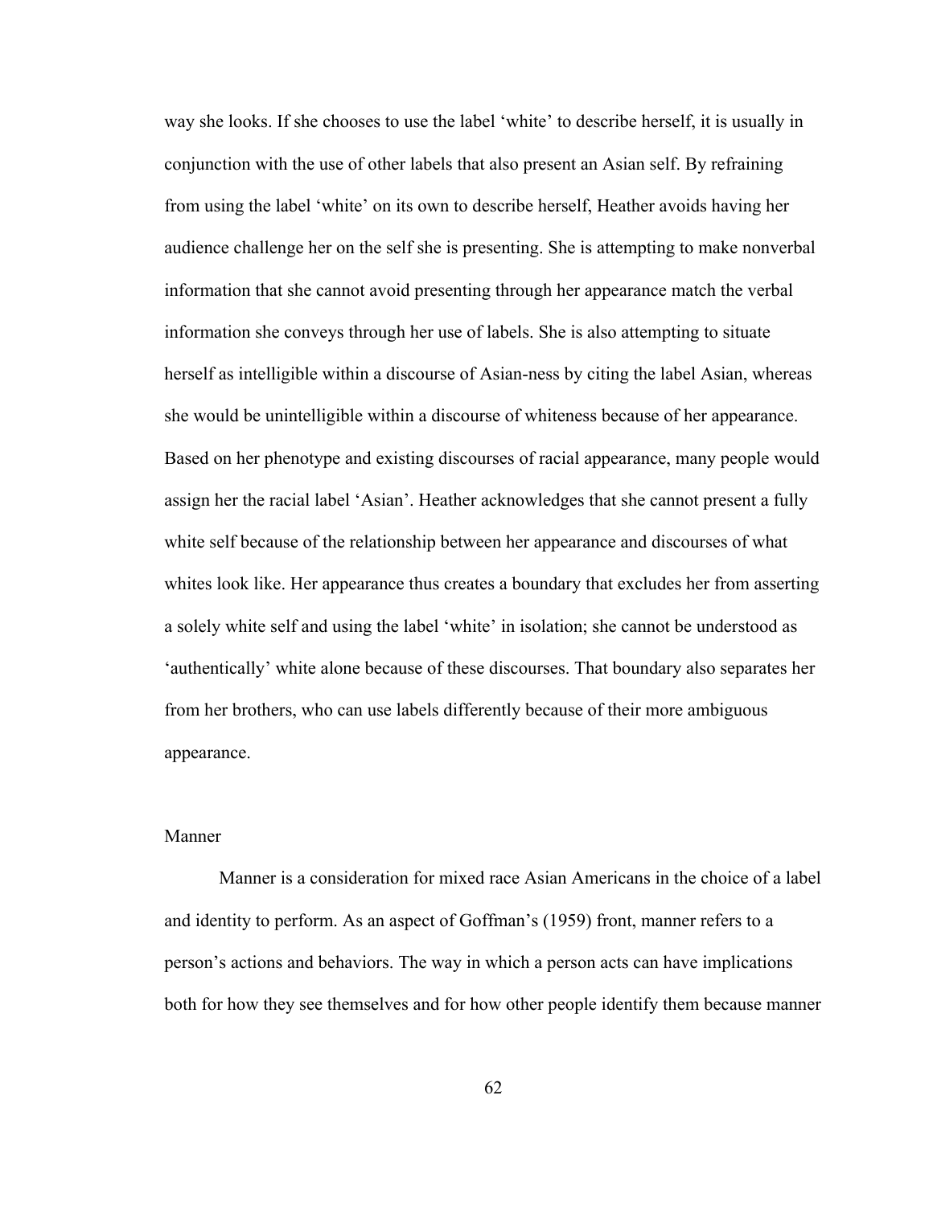way she looks. If she chooses to use the label 'white' to describe herself, it is usually in conjunction with the use of other labels that also present an Asian self. By refraining from using the label 'white' on its own to describe herself, Heather avoids having her audience challenge her on the self she is presenting. She is attempting to make nonverbal information that she cannot avoid presenting through her appearance match the verbal information she conveys through her use of labels. She is also attempting to situate herself as intelligible within a discourse of Asian-ness by citing the label Asian, whereas she would be unintelligible within a discourse of whiteness because of her appearance. Based on her phenotype and existing discourses of racial appearance, many people would assign her the racial label 'Asian'. Heather acknowledges that she cannot present a fully white self because of the relationship between her appearance and discourses of what whites look like. Her appearance thus creates a boundary that excludes her from asserting a solely white self and using the label 'white' in isolation; she cannot be understood as 'authentically' white alone because of these discourses. That boundary also separates her from her brothers, who can use labels differently because of their more ambiguous appearance.

### Manner

Manner is a consideration for mixed race Asian Americans in the choice of a label and identity to perform. As an aspect of Goffman's (1959) front, manner refers to a person's actions and behaviors. The way in which a person acts can have implications both for how they see themselves and for how other people identify them because manner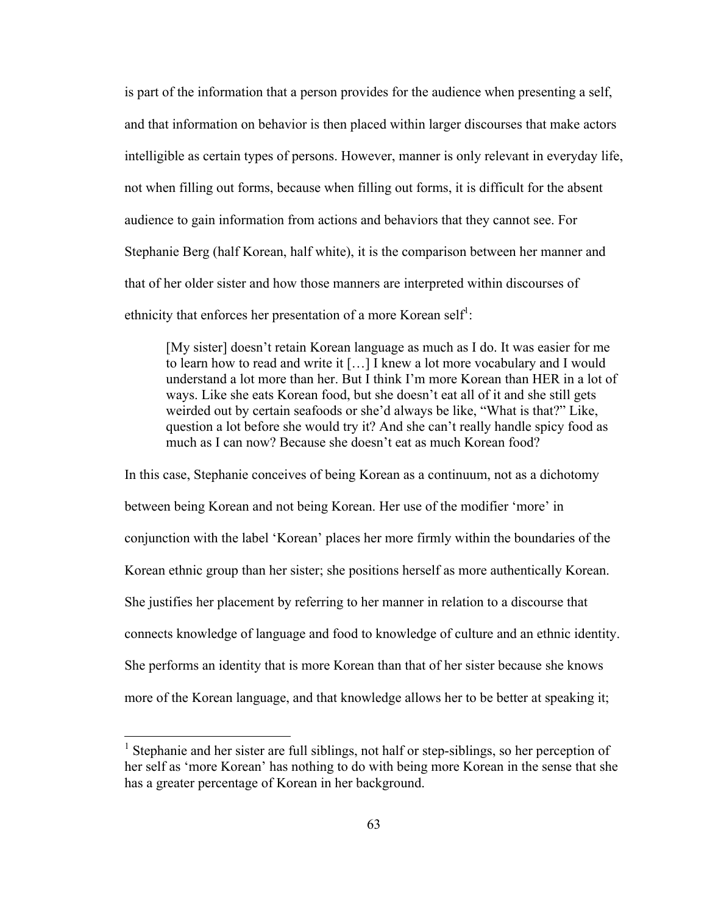is part of the information that a person provides for the audience when presenting a self, and that information on behavior is then placed within larger discourses that make actors intelligible as certain types of persons. However, manner is only relevant in everyday life, not when filling out forms, because when filling out forms, it is difficult for the absent audience to gain information from actions and behaviors that they cannot see. For Stephanie Berg (half Korean, half white), it is the comparison between her manner and that of her older sister and how those manners are interpreted within discourses of ethnicity that enforces her presentation of a more Korean self[1]:

> [My sister] doesn't retain Korean language as much as I do. It was easier for me to learn how to read and write it […] I knew a lot more vocabulary and I would understand a lot more than her. But I think I'm more Korean than HER in a lot of ways. Like she eats Korean food, but she doesn't eat all of it and she still gets weirded out by certain seafoods or she'd always be like, "What is that?" Like, question a lot before she would try it? And she can't really handle spicy food as much as I can now? Because she doesn't eat as much Korean food?

In this case, Stephanie conceives of being Korean as a continuum, not as a dichotomy between being Korean and not being Korean. Her use of the modifier 'more' in conjunction with the label 'Korean' places her more firmly within the boundaries of the Korean ethnic group than her sister; she positions herself as more authentically Korean. She justifies her placement by referring to her manner in relation to a discourse that connects knowledge of language and food to knowledge of culture and an ethnic identity. She performs an identity that is more Korean than that of her sister because she knows more of the Korean language, and that knowledge allows her to be better at speaking it;

---

[1] Stephanie and her sister are full siblings, not half or step-siblings, so her perception of her self as 'more Korean' has nothing to do with being more Korean in the sense that she has a greater percentage of Korean in her background.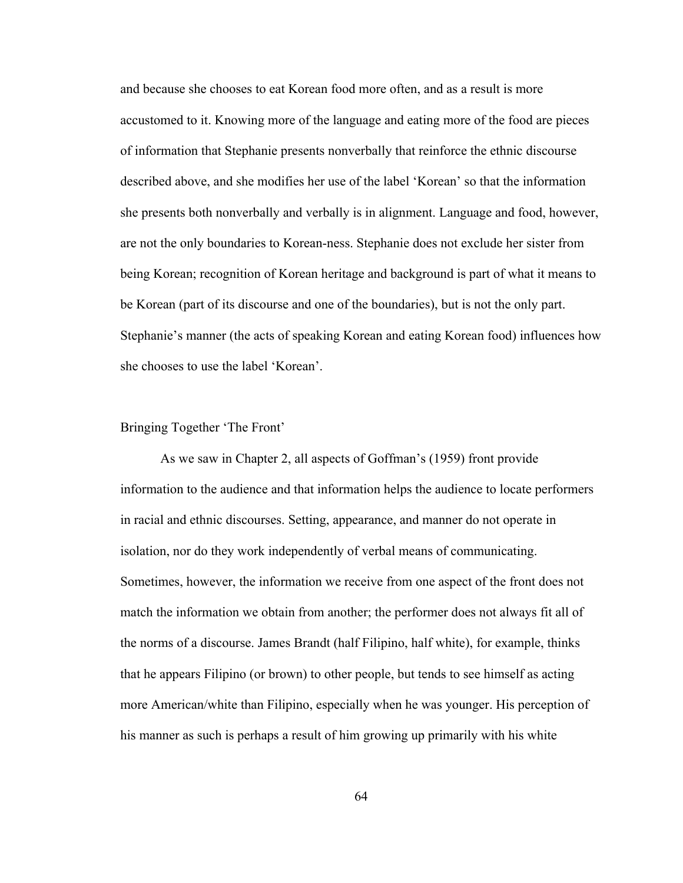and because she chooses to eat Korean food more often, and as a result is more accustomed to it. Knowing more of the language and eating more of the food are pieces of information that Stephanie presents nonverbally that reinforce the ethnic discourse described above, and she modifies her use of the label 'Korean' so that the information she presents both nonverbally and verbally is in alignment. Language and food, however, are not the only boundaries to Korean-ness. Stephanie does not exclude her sister from being Korean; recognition of Korean heritage and background is part of what it means to be Korean (part of its discourse and one of the boundaries), but is not the only part. Stephanie's manner (the acts of speaking Korean and eating Korean food) influences how she chooses to use the label 'Korean'.

## Bringing Together 'The Front'

As we saw in Chapter 2, all aspects of Goffman's (1959) front provide information to the audience and that information helps the audience to locate performers in racial and ethnic discourses. Setting, appearance, and manner do not operate in isolation, nor do they work independently of verbal means of communicating. Sometimes, however, the information we receive from one aspect of the front does not match the information we obtain from another; the performer does not always fit all of the norms of a discourse. James Brandt (half Filipino, half white), for example, thinks that he appears Filipino (or brown) to other people, but tends to see himself as acting more American/white than Filipino, especially when he was younger. His perception of his manner as such is perhaps a result of him growing up primarily with his white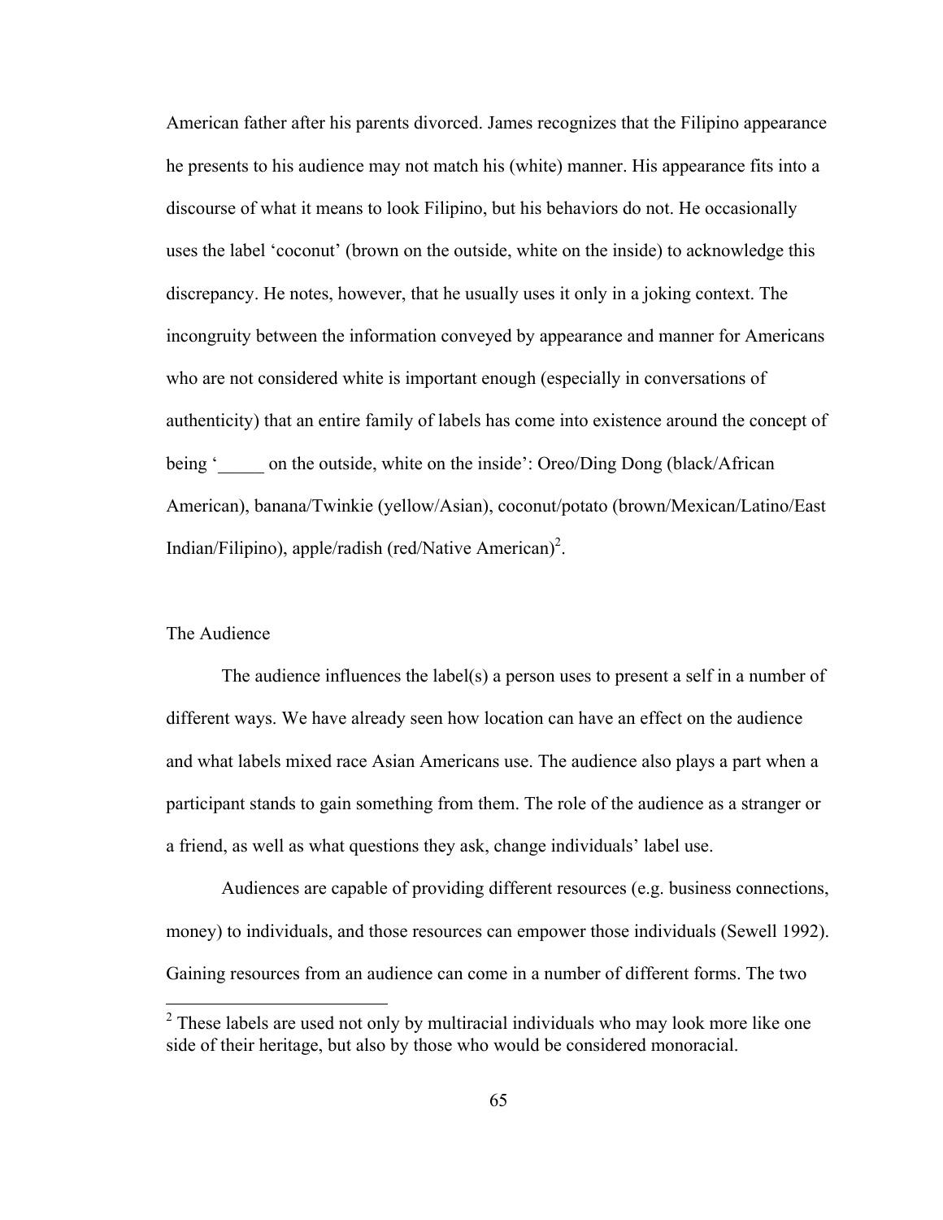American father after his parents divorced. James recognizes that the Filipino appearance he presents to his audience may not match his (white) manner. His appearance fits into a discourse of what it means to look Filipino, but his behaviors do not. He occasionally uses the label 'coconut' (brown on the outside, white on the inside) to acknowledge this discrepancy. He notes, however, that he usually uses it only in a joking context. The incongruity between the information conveyed by appearance and manner for Americans who are not considered white is important enough (especially in conversations of authenticity) that an entire family of labels has come into existence around the concept of being '_____ on the outside, white on the inside': Oreo/Ding Dong (black/African American), banana/Twinkie (yellow/Asian), coconut/potato (brown/Mexican/Latino/East Indian/Filipino), apple/radish (red/Native American)[2].

## The Audience

The audience influences the label(s) a person uses to present a self in a number of different ways. We have already seen how location can have an effect on the audience and what labels mixed race Asian Americans use. The audience also plays a part when a participant stands to gain something from them. The role of the audience as a stranger or a friend, as well as what questions they ask, change individuals' label use.

Audiences are capable of providing different resources (e.g. business connections, money) to individuals, and those resources can empower those individuals (Sewell 1992). Gaining resources from an audience can come in a number of different forms. The two

---

[2] These labels are used not only by multiracial individuals who may look more like one side of their heritage, but also by those who would be considered monoracial.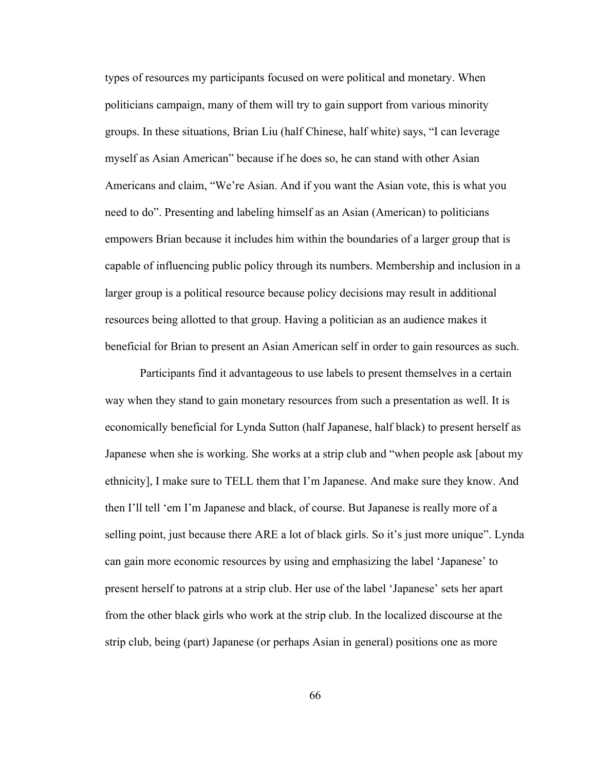types of resources my participants focused on were political and monetary. When politicians campaign, many of them will try to gain support from various minority groups. In these situations, Brian Liu (half Chinese, half white) says, "I can leverage myself as Asian American" because if he does so, he can stand with other Asian Americans and claim, "We're Asian. And if you want the Asian vote, this is what you need to do". Presenting and labeling himself as an Asian (American) to politicians empowers Brian because it includes him within the boundaries of a larger group that is capable of influencing public policy through its numbers. Membership and inclusion in a larger group is a political resource because policy decisions may result in additional resources being allotted to that group. Having a politician as an audience makes it beneficial for Brian to present an Asian American self in order to gain resources as such.

Participants find it advantageous to use labels to present themselves in a certain way when they stand to gain monetary resources from such a presentation as well. It is economically beneficial for Lynda Sutton (half Japanese, half black) to present herself as Japanese when she is working. She works at a strip club and "when people ask [about my ethnicity], I make sure to TELL them that I'm Japanese. And make sure they know. And then I'll tell 'em I'm Japanese and black, of course. But Japanese is really more of a selling point, just because there ARE a lot of black girls. So it's just more unique". Lynda can gain more economic resources by using and emphasizing the label 'Japanese' to present herself to patrons at a strip club. Her use of the label 'Japanese' sets her apart from the other black girls who work at the strip club. In the localized discourse at the strip club, being (part) Japanese (or perhaps Asian in general) positions one as more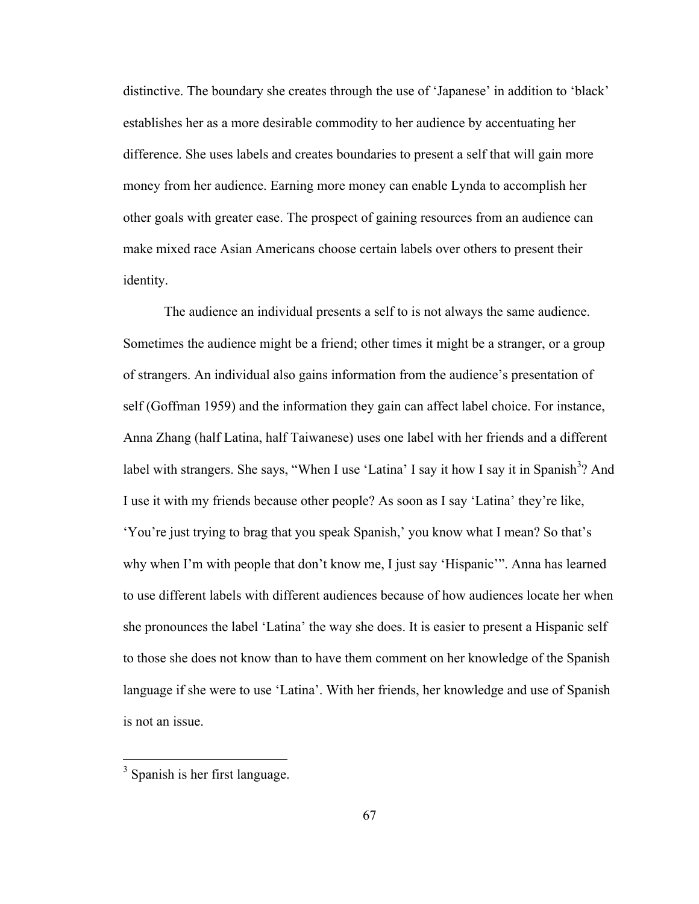distinctive. The boundary she creates through the use of 'Japanese' in addition to 'black' establishes her as a more desirable commodity to her audience by accentuating her difference. She uses labels and creates boundaries to present a self that will gain more money from her audience. Earning more money can enable Lynda to accomplish her other goals with greater ease. The prospect of gaining resources from an audience can make mixed race Asian Americans choose certain labels over others to present their identity.

The audience an individual presents a self to is not always the same audience. Sometimes the audience might be a friend; other times it might be a stranger, or a group of strangers. An individual also gains information from the audience's presentation of self (Goffman 1959) and the information they gain can affect label choice. For instance, Anna Zhang (half Latina, half Taiwanese) uses one label with her friends and a different label with strangers. She says, "When I use 'Latina' I say it how I say it in Spanish[3]? And I use it with my friends because other people? As soon as I say 'Latina' they're like, 'You're just trying to brag that you speak Spanish,' you know what I mean? So that's why when I'm with people that don't know me, I just say 'Hispanic'". Anna has learned to use different labels with different audiences because of how audiences locate her when she pronounces the label 'Latina' the way she does. It is easier to present a Hispanic self to those she does not know than to have them comment on her knowledge of the Spanish language if she were to use 'Latina'. With her friends, her knowledge and use of Spanish is not an issue.

[3] Spanish is her first language.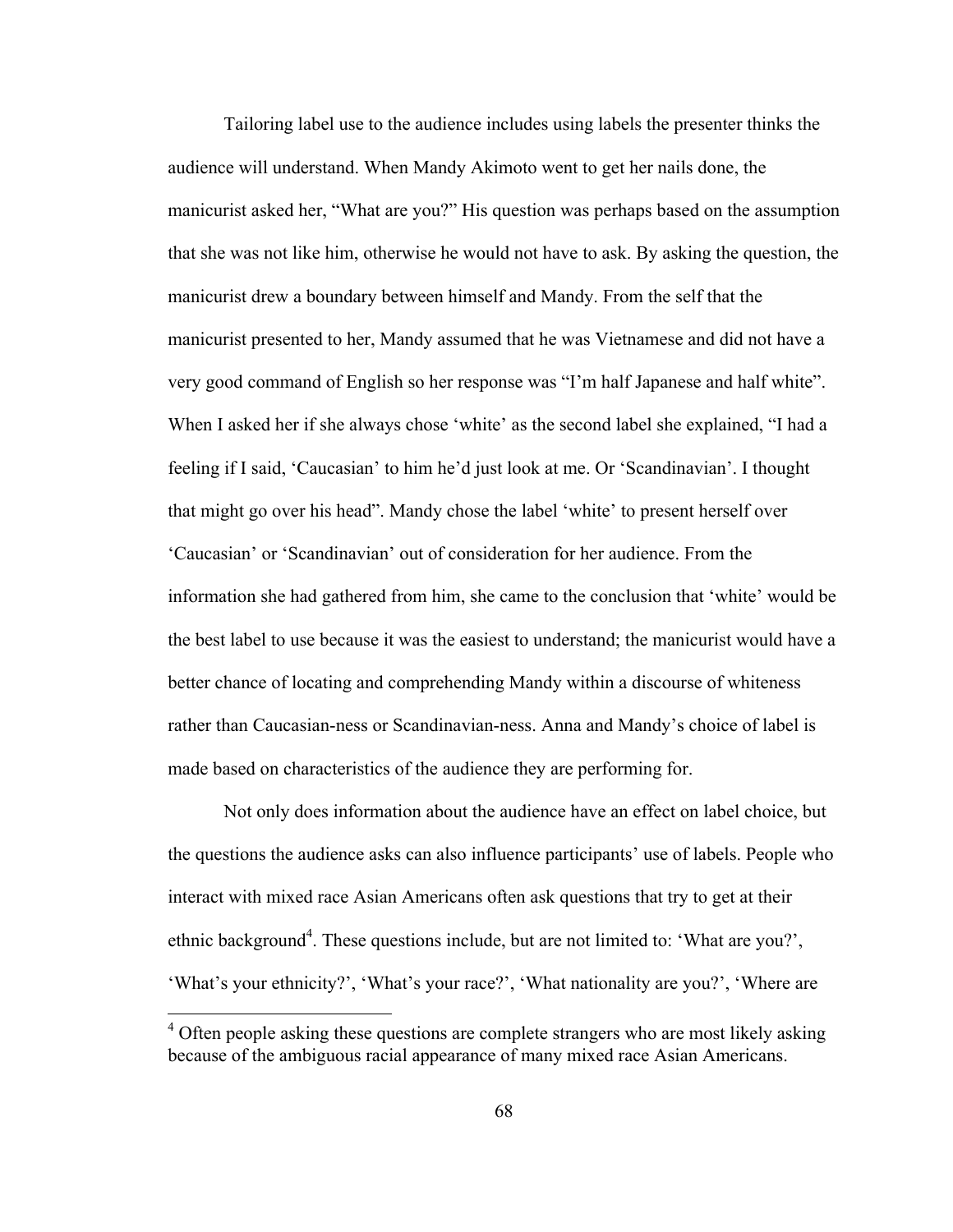Tailoring label use to the audience includes using labels the presenter thinks the audience will understand. When Mandy Akimoto went to get her nails done, the manicurist asked her, "What are you?" His question was perhaps based on the assumption that she was not like him, otherwise he would not have to ask. By asking the question, the manicurist drew a boundary between himself and Mandy. From the self that the manicurist presented to her, Mandy assumed that he was Vietnamese and did not have a very good command of English so her response was "I'm half Japanese and half white". When I asked her if she always chose 'white' as the second label she explained, "I had a feeling if I said, 'Caucasian' to him he'd just look at me. Or 'Scandinavian'. I thought that might go over his head". Mandy chose the label 'white' to present herself over 'Caucasian' or 'Scandinavian' out of consideration for her audience. From the information she had gathered from him, she came to the conclusion that 'white' would be the best label to use because it was the easiest to understand; the manicurist would have a better chance of locating and comprehending Mandy within a discourse of whiteness rather than Caucasian-ness or Scandinavian-ness. Anna and Mandy's choice of label is made based on characteristics of the audience they are performing for.

Not only does information about the audience have an effect on label choice, but the questions the audience asks can also influence participants' use of labels. People who interact with mixed race Asian Americans often ask questions that try to get at their ethnic background[4]. These questions include, but are not limited to: 'What are you?', 'What's your ethnicity?', 'What's your race?', 'What nationality are you?', 'Where are

[4] Often people asking these questions are complete strangers who are most likely asking because of the ambiguous racial appearance of many mixed race Asian Americans.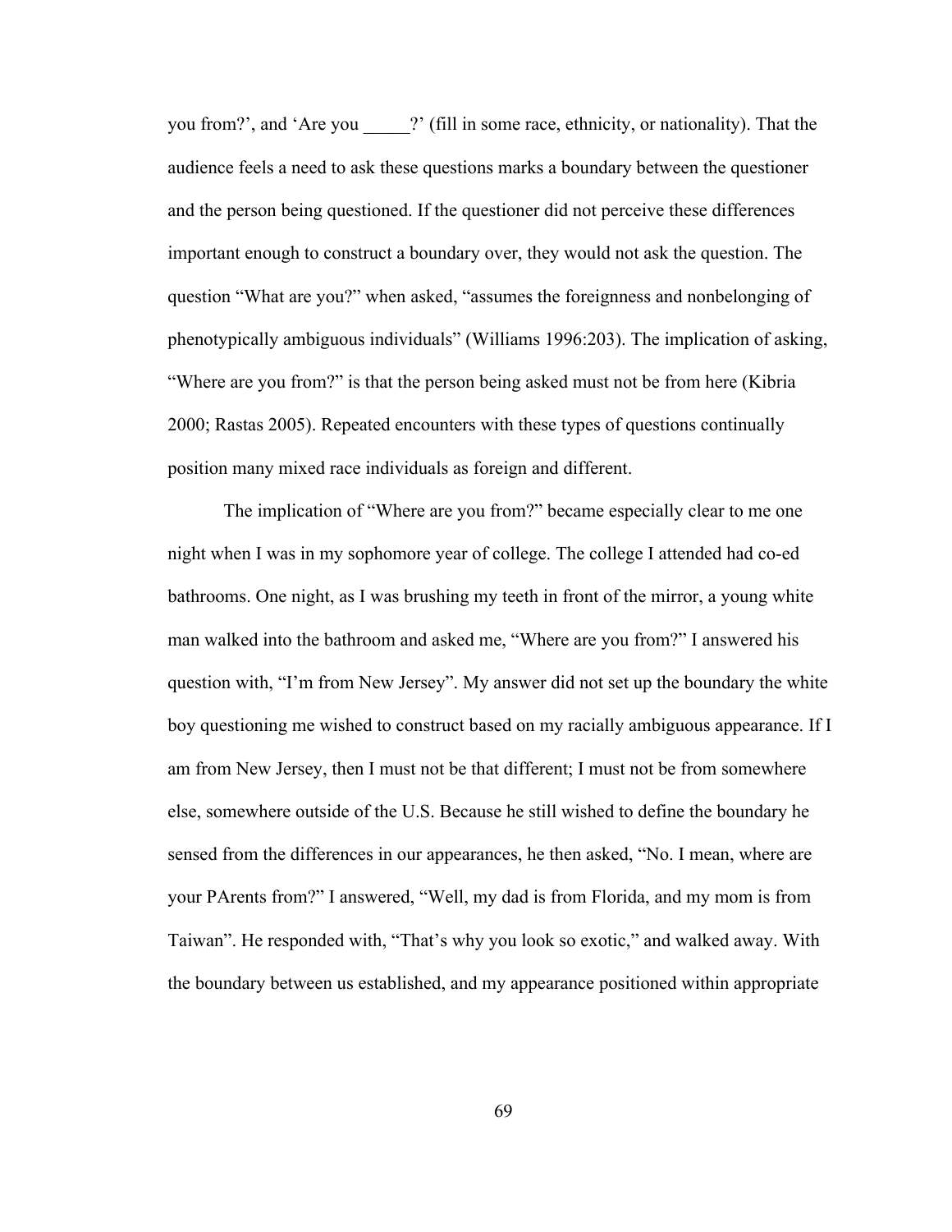you from?', and 'Are you _____?' (fill in some race, ethnicity, or nationality). That the audience feels a need to ask these questions marks a boundary between the questioner and the person being questioned. If the questioner did not perceive these differences important enough to construct a boundary over, they would not ask the question. The question "What are you?" when asked, "assumes the foreignness and nonbelonging of phenotypically ambiguous individuals" (Williams 1996:203). The implication of asking, "Where are you from?" is that the person being asked must not be from here (Kibria 2000; Rastas 2005). Repeated encounters with these types of questions continually position many mixed race individuals as foreign and different.

The implication of "Where are you from?" became especially clear to me one night when I was in my sophomore year of college. The college I attended had co-ed bathrooms. One night, as I was brushing my teeth in front of the mirror, a young white man walked into the bathroom and asked me, "Where are you from?" I answered his question with, "I'm from New Jersey". My answer did not set up the boundary the white boy questioning me wished to construct based on my racially ambiguous appearance. If I am from New Jersey, then I must not be that different; I must not be from somewhere else, somewhere outside of the U.S. Because he still wished to define the boundary he sensed from the differences in our appearances, he then asked, "No. I mean, where are your PArents from?" I answered, "Well, my dad is from Florida, and my mom is from Taiwan". He responded with, "That's why you look so exotic," and walked away. With the boundary between us established, and my appearance positioned within appropriate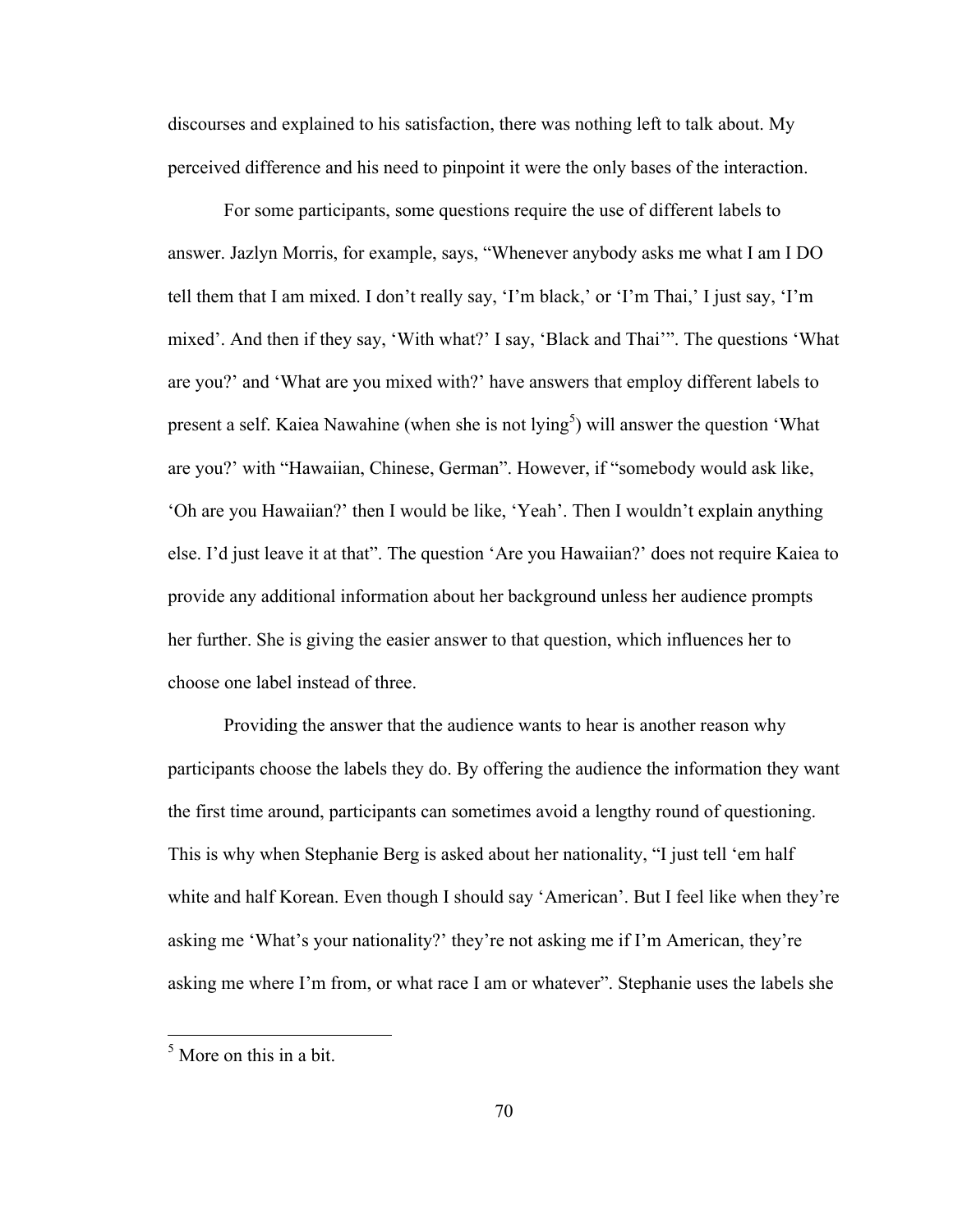discourses and explained to his satisfaction, there was nothing left to talk about. My perceived difference and his need to pinpoint it were the only bases of the interaction.

For some participants, some questions require the use of different labels to answer. Jazlyn Morris, for example, says, "Whenever anybody asks me what I am I DO tell them that I am mixed. I don't really say, 'I'm black,' or 'I'm Thai,' I just say, 'I'm mixed'. And then if they say, 'With what?' I say, 'Black and Thai'". The questions 'What are you?' and 'What are you mixed with?' have answers that employ different labels to present a self. Kaiea Nawahine (when she is not lying[5]) will answer the question 'What are you?' with "Hawaiian, Chinese, German". However, if "somebody would ask like, 'Oh are you Hawaiian?' then I would be like, 'Yeah'. Then I wouldn't explain anything else. I'd just leave it at that". The question 'Are you Hawaiian?' does not require Kaiea to provide any additional information about her background unless her audience prompts her further. She is giving the easier answer to that question, which influences her to choose one label instead of three.

Providing the answer that the audience wants to hear is another reason why participants choose the labels they do. By offering the audience the information they want the first time around, participants can sometimes avoid a lengthy round of questioning. This is why when Stephanie Berg is asked about her nationality, "I just tell 'em half white and half Korean. Even though I should say 'American'. But I feel like when they're asking me 'What's your nationality?' they're not asking me if I'm American, they're asking me where I'm from, or what race I am or whatever". Stephanie uses the labels she

[5] More on this in a bit.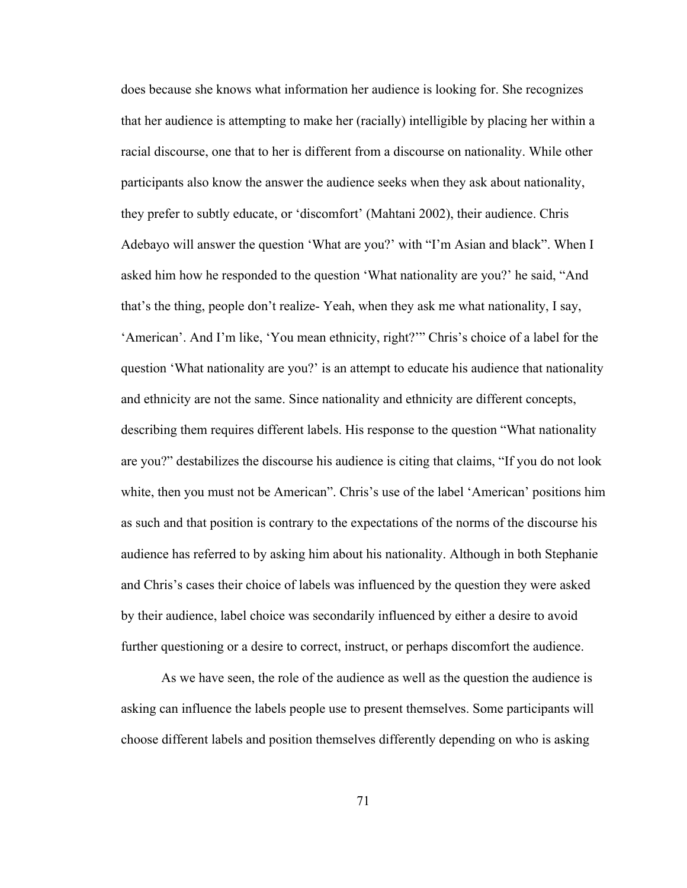does because she knows what information her audience is looking for. She recognizes that her audience is attempting to make her (racially) intelligible by placing her within a racial discourse, one that to her is different from a discourse on nationality. While other participants also know the answer the audience seeks when they ask about nationality, they prefer to subtly educate, or 'discomfort' (Mahtani 2002), their audience. Chris Adebayo will answer the question 'What are you?' with "I'm Asian and black". When I asked him how he responded to the question 'What nationality are you?' he said, "And that's the thing, people don't realize- Yeah, when they ask me what nationality, I say, 'American'. And I'm like, 'You mean ethnicity, right?'" Chris's choice of a label for the question 'What nationality are you?' is an attempt to educate his audience that nationality and ethnicity are not the same. Since nationality and ethnicity are different concepts, describing them requires different labels. His response to the question "What nationality are you?" destabilizes the discourse his audience is citing that claims, "If you do not look white, then you must not be American". Chris's use of the label 'American' positions him as such and that position is contrary to the expectations of the norms of the discourse his audience has referred to by asking him about his nationality. Although in both Stephanie and Chris's cases their choice of labels was influenced by the question they were asked by their audience, label choice was secondarily influenced by either a desire to avoid further questioning or a desire to correct, instruct, or perhaps discomfort the audience.

As we have seen, the role of the audience as well as the question the audience is asking can influence the labels people use to present themselves. Some participants will choose different labels and position themselves differently depending on who is asking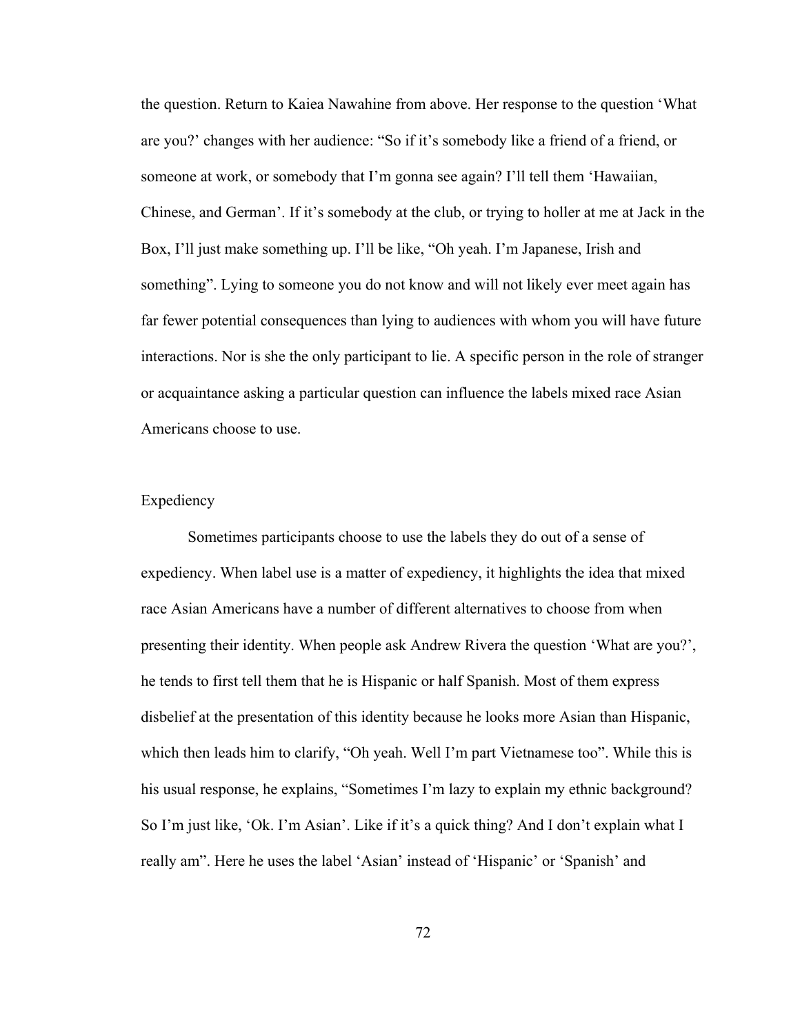the question. Return to Kaiea Nawahine from above. Her response to the question 'What are you?' changes with her audience: "So if it's somebody like a friend of a friend, or someone at work, or somebody that I'm gonna see again? I'll tell them 'Hawaiian, Chinese, and German'. If it's somebody at the club, or trying to holler at me at Jack in the Box, I'll just make something up. I'll be like, "Oh yeah. I'm Japanese, Irish and something". Lying to someone you do not know and will not likely ever meet again has far fewer potential consequences than lying to audiences with whom you will have future interactions. Nor is she the only participant to lie. A specific person in the role of stranger or acquaintance asking a particular question can influence the labels mixed race Asian Americans choose to use.

## Expediency

Sometimes participants choose to use the labels they do out of a sense of expediency. When label use is a matter of expediency, it highlights the idea that mixed race Asian Americans have a number of different alternatives to choose from when presenting their identity. When people ask Andrew Rivera the question 'What are you?', he tends to first tell them that he is Hispanic or half Spanish. Most of them express disbelief at the presentation of this identity because he looks more Asian than Hispanic, which then leads him to clarify, "Oh yeah. Well I'm part Vietnamese too". While this is his usual response, he explains, "Sometimes I'm lazy to explain my ethnic background? So I'm just like, 'Ok. I'm Asian'. Like if it's a quick thing? And I don't explain what I really am". Here he uses the label 'Asian' instead of 'Hispanic' or 'Spanish' and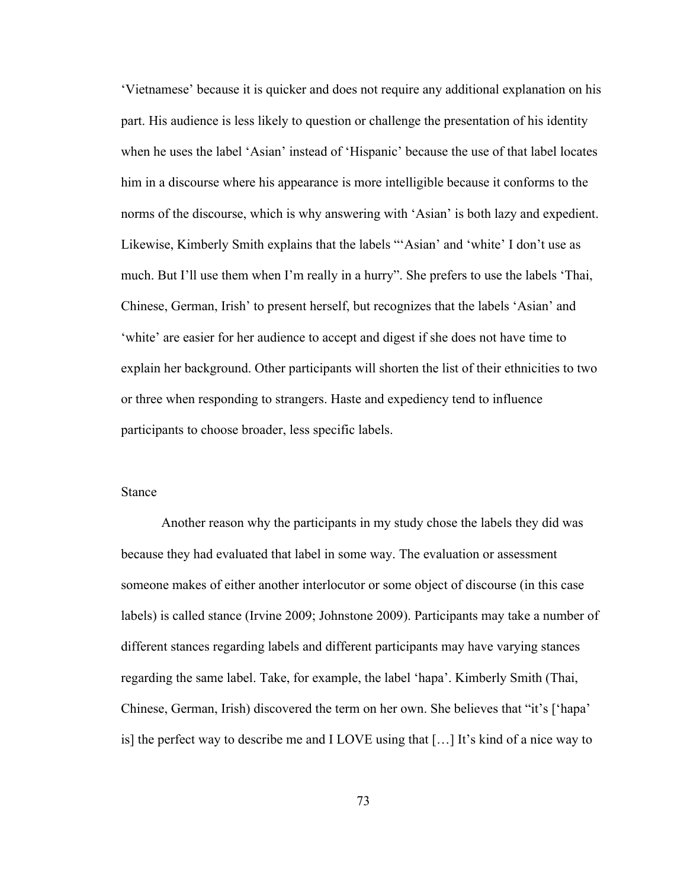'Vietnamese' because it is quicker and does not require any additional explanation on his part. His audience is less likely to question or challenge the presentation of his identity when he uses the label 'Asian' instead of 'Hispanic' because the use of that label locates him in a discourse where his appearance is more intelligible because it conforms to the norms of the discourse, which is why answering with 'Asian' is both lazy and expedient. Likewise, Kimberly Smith explains that the labels "'Asian' and 'white' I don't use as much. But I'll use them when I'm really in a hurry". She prefers to use the labels 'Thai, Chinese, German, Irish' to present herself, but recognizes that the labels 'Asian' and 'white' are easier for her audience to accept and digest if she does not have time to explain her background. Other participants will shorten the list of their ethnicities to two or three when responding to strangers. Haste and expediency tend to influence participants to choose broader, less specific labels.

### Stance

Another reason why the participants in my study chose the labels they did was because they had evaluated that label in some way. The evaluation or assessment someone makes of either another interlocutor or some object of discourse (in this case labels) is called stance (Irvine 2009; Johnstone 2009). Participants may take a number of different stances regarding labels and different participants may have varying stances regarding the same label. Take, for example, the label 'hapa'. Kimberly Smith (Thai, Chinese, German, Irish) discovered the term on her own. She believes that "it's ['hapa' is] the perfect way to describe me and I LOVE using that […] It's kind of a nice way to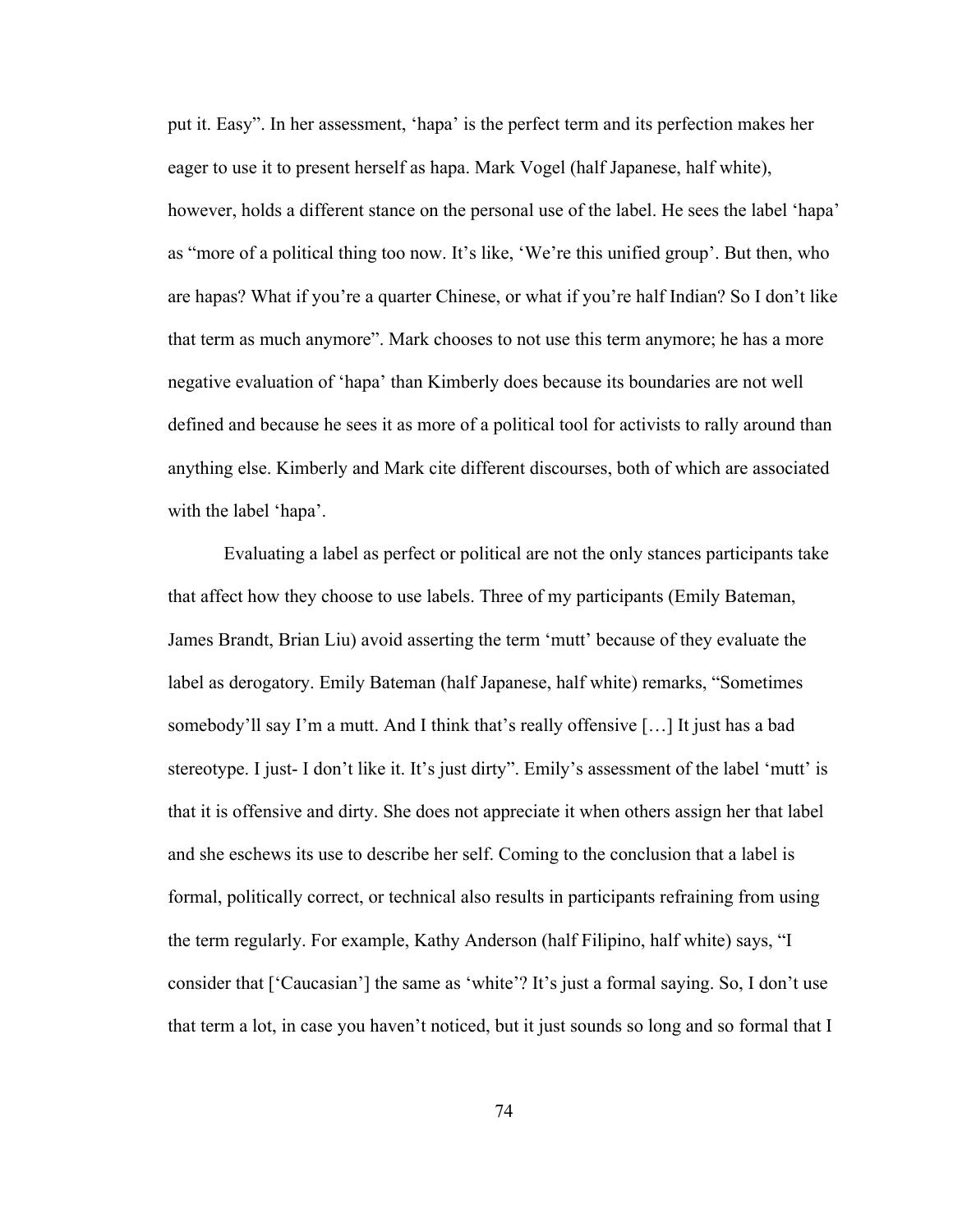put it. Easy". In her assessment, 'hapa' is the perfect term and its perfection makes her eager to use it to present herself as hapa. Mark Vogel (half Japanese, half white), however, holds a different stance on the personal use of the label. He sees the label 'hapa' as "more of a political thing too now. It's like, 'We're this unified group'. But then, who are hapas? What if you're a quarter Chinese, or what if you're half Indian? So I don't like that term as much anymore". Mark chooses to not use this term anymore; he has a more negative evaluation of 'hapa' than Kimberly does because its boundaries are not well defined and because he sees it as more of a political tool for activists to rally around than anything else. Kimberly and Mark cite different discourses, both of which are associated with the label 'hapa'.

Evaluating a label as perfect or political are not the only stances participants take that affect how they choose to use labels. Three of my participants (Emily Bateman, James Brandt, Brian Liu) avoid asserting the term 'mutt' because of they evaluate the label as derogatory. Emily Bateman (half Japanese, half white) remarks, "Sometimes somebody'll say I'm a mutt. And I think that's really offensive […] It just has a bad stereotype. I just- I don't like it. It's just dirty". Emily's assessment of the label 'mutt' is that it is offensive and dirty. She does not appreciate it when others assign her that label and she eschews its use to describe her self. Coming to the conclusion that a label is formal, politically correct, or technical also results in participants refraining from using the term regularly. For example, Kathy Anderson (half Filipino, half white) says, "I consider that ['Caucasian'] the same as 'white'? It's just a formal saying. So, I don't use that term a lot, in case you haven't noticed, but it just sounds so long and so formal that I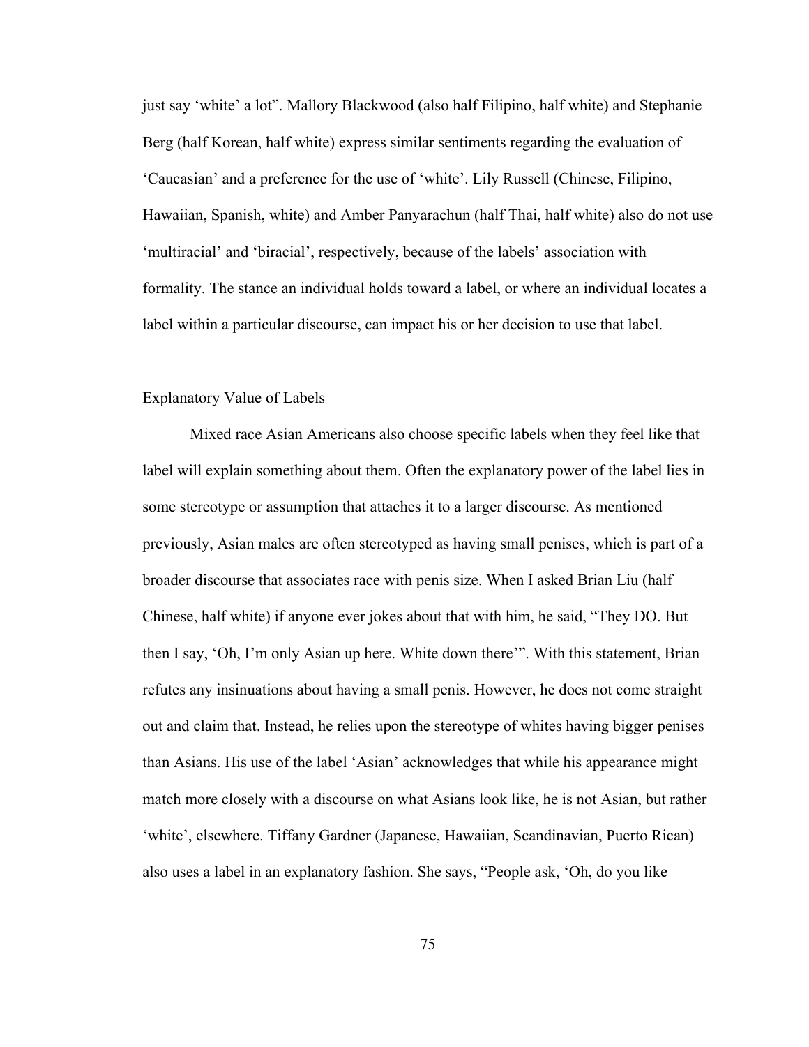just say 'white' a lot". Mallory Blackwood (also half Filipino, half white) and Stephanie Berg (half Korean, half white) express similar sentiments regarding the evaluation of 'Caucasian' and a preference for the use of 'white'. Lily Russell (Chinese, Filipino, Hawaiian, Spanish, white) and Amber Panyarachun (half Thai, half white) also do not use 'multiracial' and 'biracial', respectively, because of the labels' association with formality. The stance an individual holds toward a label, or where an individual locates a label within a particular discourse, can impact his or her decision to use that label.

## Explanatory Value of Labels

Mixed race Asian Americans also choose specific labels when they feel like that label will explain something about them. Often the explanatory power of the label lies in some stereotype or assumption that attaches it to a larger discourse. As mentioned previously, Asian males are often stereotyped as having small penises, which is part of a broader discourse that associates race with penis size. When I asked Brian Liu (half Chinese, half white) if anyone ever jokes about that with him, he said, "They DO. But then I say, 'Oh, I'm only Asian up here. White down there'". With this statement, Brian refutes any insinuations about having a small penis. However, he does not come straight out and claim that. Instead, he relies upon the stereotype of whites having bigger penises than Asians. His use of the label 'Asian' acknowledges that while his appearance might match more closely with a discourse on what Asians look like, he is not Asian, but rather 'white', elsewhere. Tiffany Gardner (Japanese, Hawaiian, Scandinavian, Puerto Rican) also uses a label in an explanatory fashion. She says, "People ask, 'Oh, do you like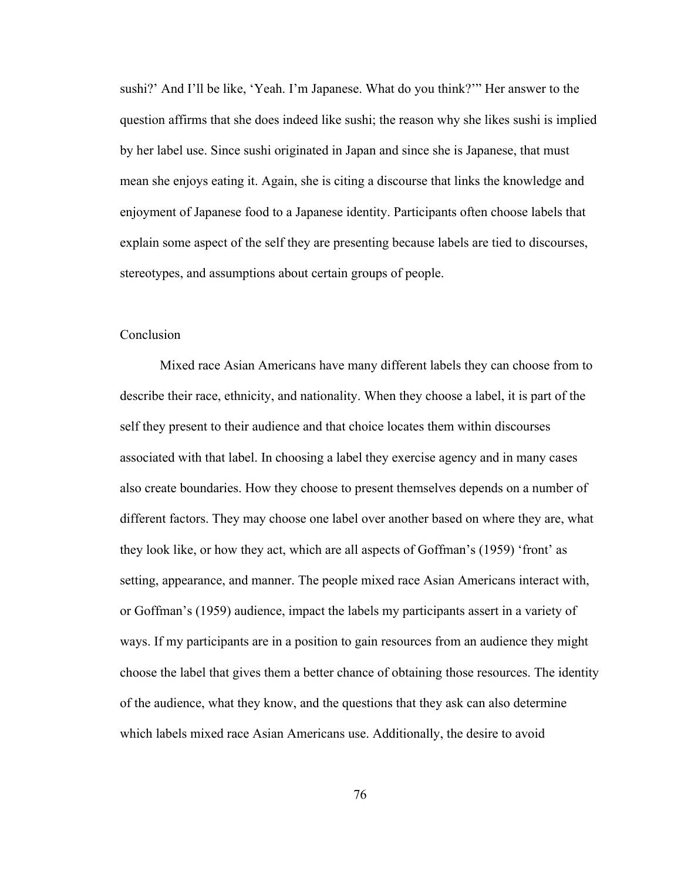sushi?' And I'll be like, 'Yeah. I'm Japanese. What do you think?'" Her answer to the question affirms that she does indeed like sushi; the reason why she likes sushi is implied by her label use. Since sushi originated in Japan and since she is Japanese, that must mean she enjoys eating it. Again, she is citing a discourse that links the knowledge and enjoyment of Japanese food to a Japanese identity. Participants often choose labels that explain some aspect of the self they are presenting because labels are tied to discourses, stereotypes, and assumptions about certain groups of people.

## Conclusion

Mixed race Asian Americans have many different labels they can choose from to describe their race, ethnicity, and nationality. When they choose a label, it is part of the self they present to their audience and that choice locates them within discourses associated with that label. In choosing a label they exercise agency and in many cases also create boundaries. How they choose to present themselves depends on a number of different factors. They may choose one label over another based on where they are, what they look like, or how they act, which are all aspects of Goffman's (1959) 'front' as setting, appearance, and manner. The people mixed race Asian Americans interact with, or Goffman's (1959) audience, impact the labels my participants assert in a variety of ways. If my participants are in a position to gain resources from an audience they might choose the label that gives them a better chance of obtaining those resources. The identity of the audience, what they know, and the questions that they ask can also determine which labels mixed race Asian Americans use. Additionally, the desire to avoid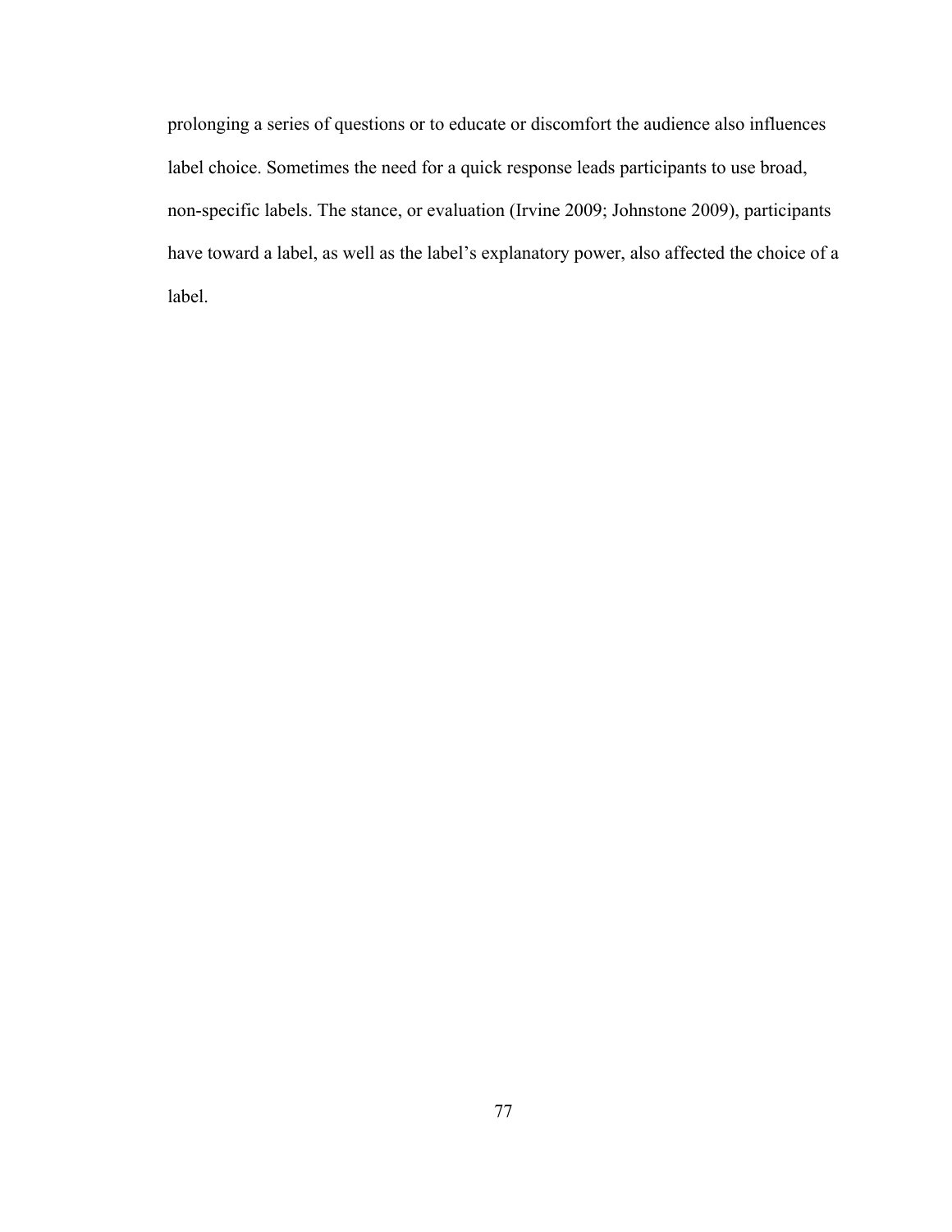prolonging a series of questions or to educate or discomfort the audience also influences label choice. Sometimes the need for a quick response leads participants to use broad, non-specific labels. The stance, or evaluation (Irvine 2009; Johnstone 2009), participants have toward a label, as well as the label's explanatory power, also affected the choice of a label.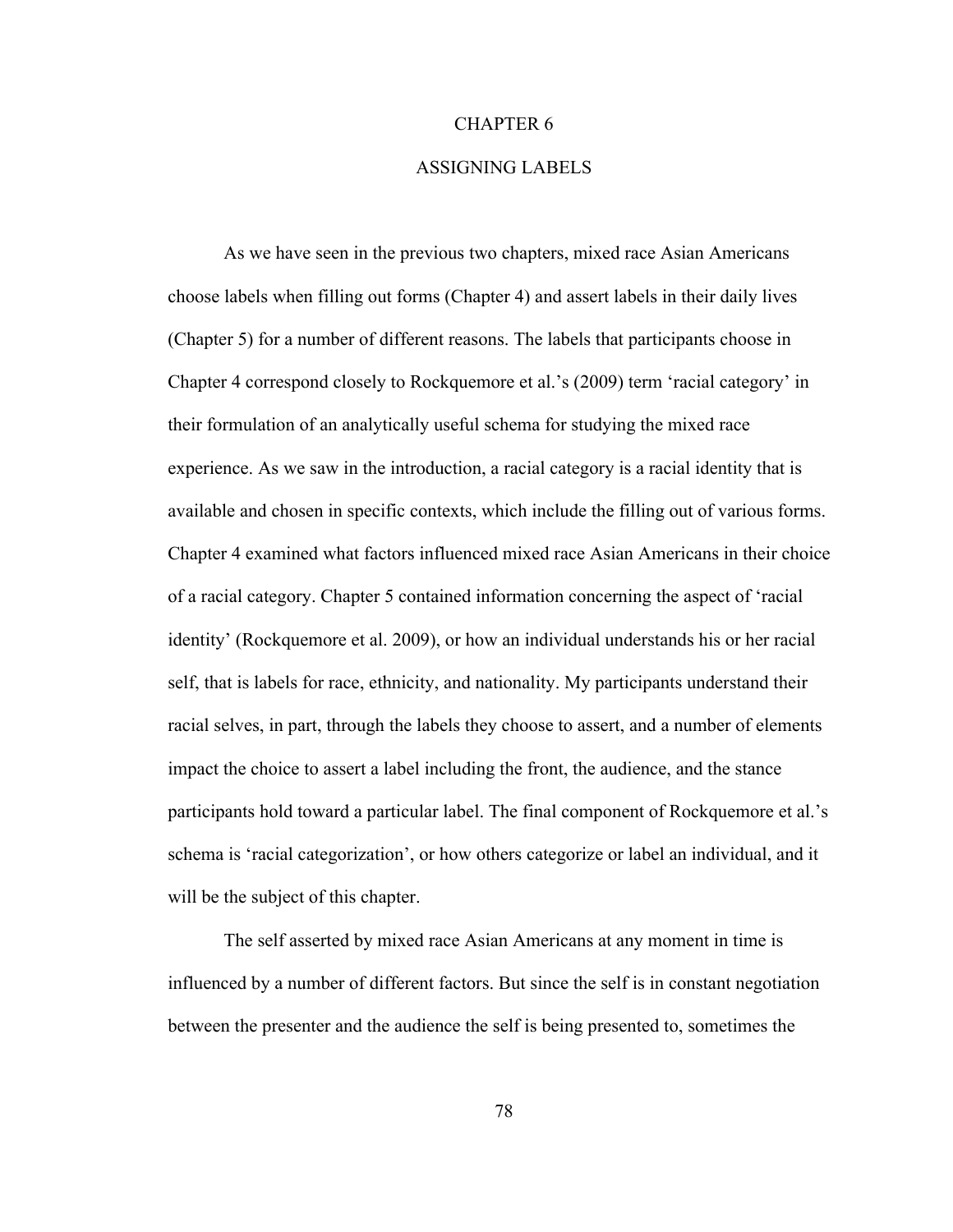# CHAPTER 6

# ASSIGNING LABELS

As we have seen in the previous two chapters, mixed race Asian Americans choose labels when filling out forms (Chapter 4) and assert labels in their daily lives (Chapter 5) for a number of different reasons. The labels that participants choose in Chapter 4 correspond closely to Rockquemore et al.'s (2009) term 'racial category' in their formulation of an analytically useful schema for studying the mixed race experience. As we saw in the introduction, a racial category is a racial identity that is available and chosen in specific contexts, which include the filling out of various forms. Chapter 4 examined what factors influenced mixed race Asian Americans in their choice of a racial category. Chapter 5 contained information concerning the aspect of 'racial identity' (Rockquemore et al. 2009), or how an individual understands his or her racial self, that is labels for race, ethnicity, and nationality. My participants understand their racial selves, in part, through the labels they choose to assert, and a number of elements impact the choice to assert a label including the front, the audience, and the stance participants hold toward a particular label. The final component of Rockquemore et al.'s schema is 'racial categorization', or how others categorize or label an individual, and it will be the subject of this chapter.

The self asserted by mixed race Asian Americans at any moment in time is influenced by a number of different factors. But since the self is in constant negotiation between the presenter and the audience the self is being presented to, sometimes the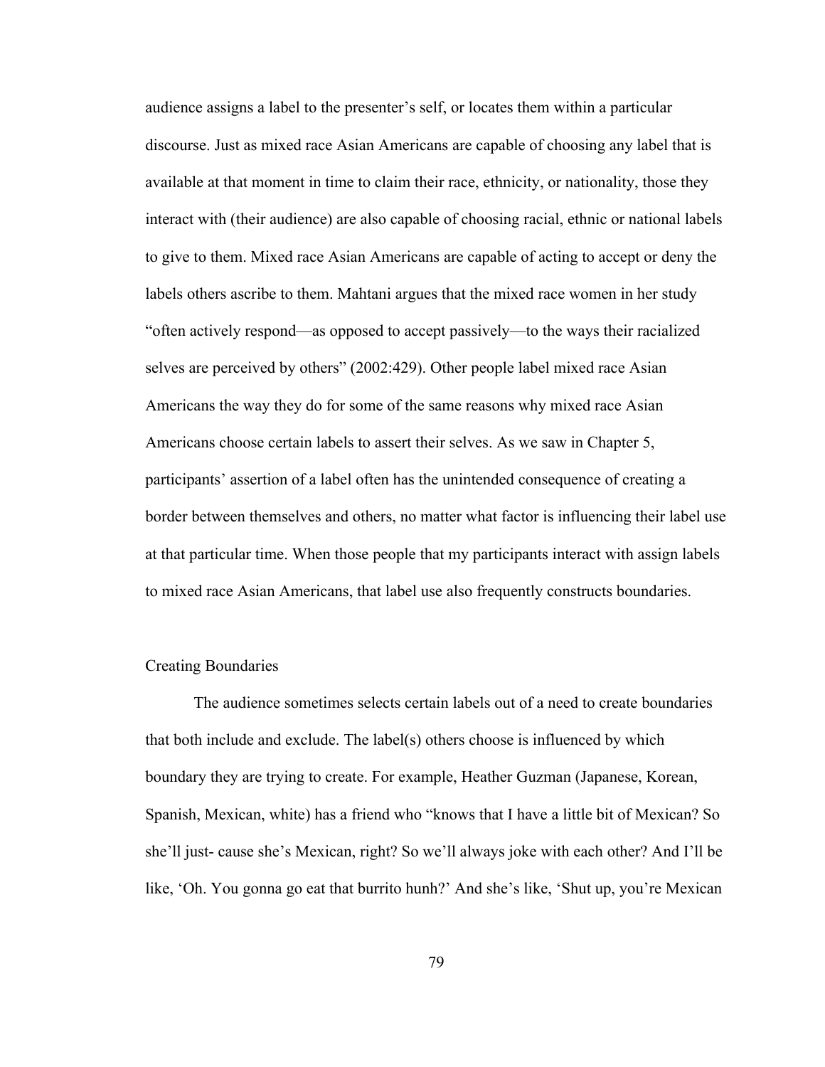audience assigns a label to the presenter's self, or locates them within a particular discourse. Just as mixed race Asian Americans are capable of choosing any label that is available at that moment in time to claim their race, ethnicity, or nationality, those they interact with (their audience) are also capable of choosing racial, ethnic or national labels to give to them. Mixed race Asian Americans are capable of acting to accept or deny the labels others ascribe to them. Mahtani argues that the mixed race women in her study "often actively respond—as opposed to accept passively—to the ways their racialized selves are perceived by others" (2002:429). Other people label mixed race Asian Americans the way they do for some of the same reasons why mixed race Asian Americans choose certain labels to assert their selves. As we saw in Chapter 5, participants' assertion of a label often has the unintended consequence of creating a border between themselves and others, no matter what factor is influencing their label use at that particular time. When those people that my participants interact with assign labels to mixed race Asian Americans, that label use also frequently constructs boundaries.

## Creating Boundaries

The audience sometimes selects certain labels out of a need to create boundaries that both include and exclude. The label(s) others choose is influenced by which boundary they are trying to create. For example, Heather Guzman (Japanese, Korean, Spanish, Mexican, white) has a friend who "knows that I have a little bit of Mexican? So she'll just- cause she's Mexican, right? So we'll always joke with each other? And I'll be like, 'Oh. You gonna go eat that burrito hunh?' And she's like, 'Shut up, you're Mexican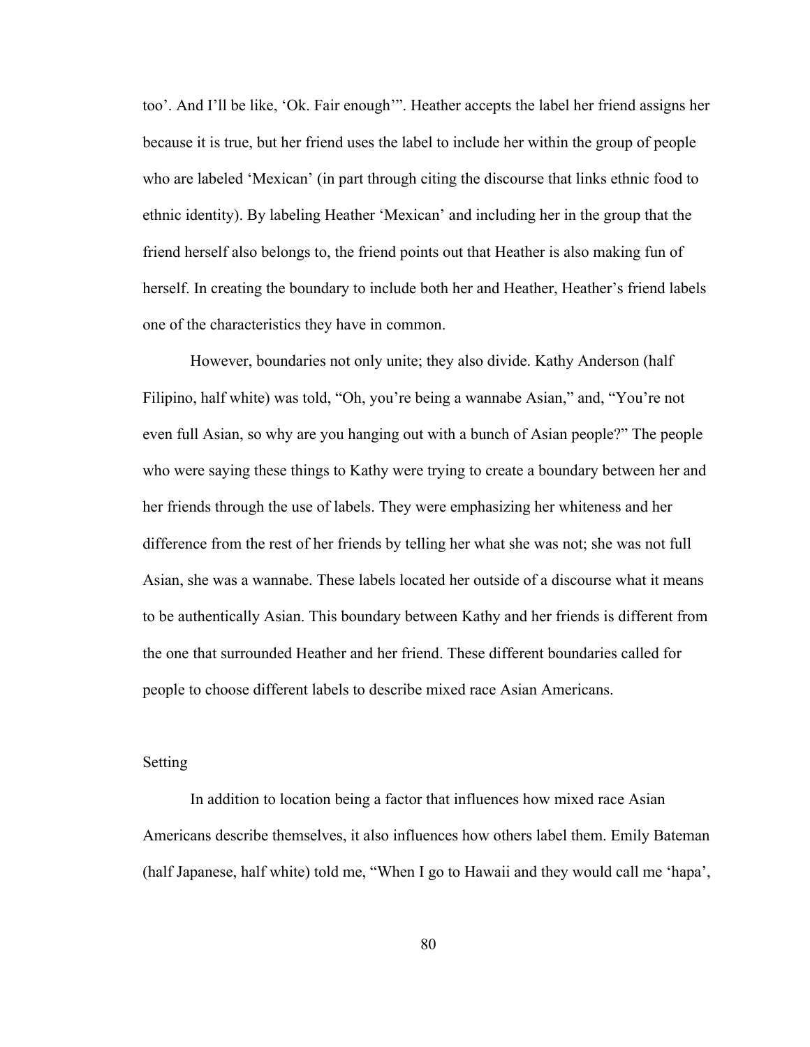too'. And I'll be like, 'Ok. Fair enough'". Heather accepts the label her friend assigns her because it is true, but her friend uses the label to include her within the group of people who are labeled 'Mexican' (in part through citing the discourse that links ethnic food to ethnic identity). By labeling Heather 'Mexican' and including her in the group that the friend herself also belongs to, the friend points out that Heather is also making fun of herself. In creating the boundary to include both her and Heather, Heather's friend labels one of the characteristics they have in common.

However, boundaries not only unite; they also divide. Kathy Anderson (half Filipino, half white) was told, "Oh, you're being a wannabe Asian," and, "You're not even full Asian, so why are you hanging out with a bunch of Asian people?" The people who were saying these things to Kathy were trying to create a boundary between her and her friends through the use of labels. They were emphasizing her whiteness and her difference from the rest of her friends by telling her what she was not; she was not full Asian, she was a wannabe. These labels located her outside of a discourse what it means to be authentically Asian. This boundary between Kathy and her friends is different from the one that surrounded Heather and her friend. These different boundaries called for people to choose different labels to describe mixed race Asian Americans.

### Setting

In addition to location being a factor that influences how mixed race Asian Americans describe themselves, it also influences how others label them. Emily Bateman (half Japanese, half white) told me, "When I go to Hawaii and they would call me 'hapa',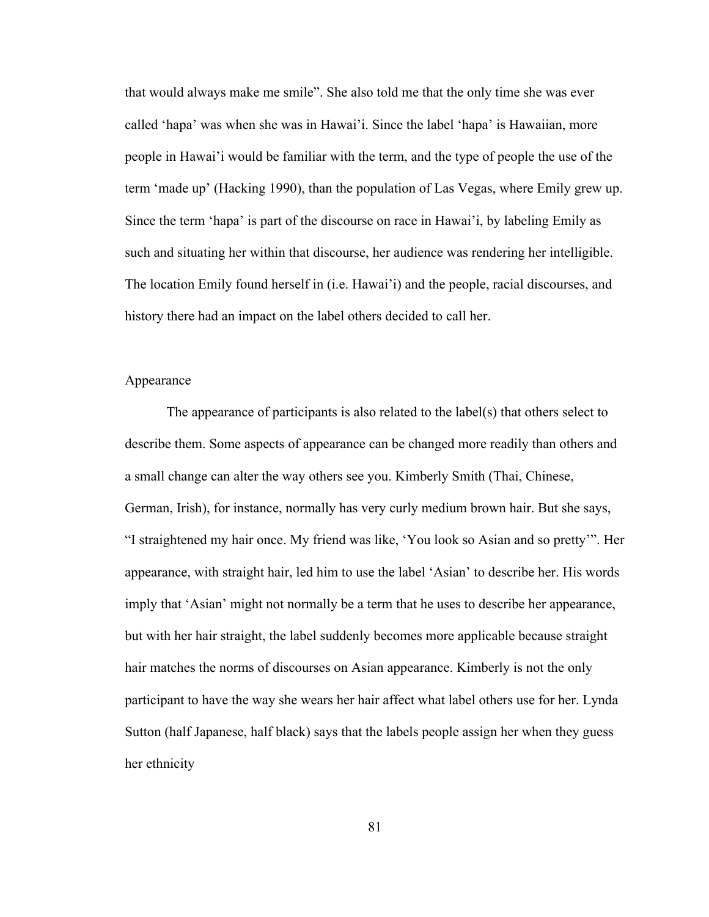that would always make me smile". She also told me that the only time she was ever called 'hapa' was when she was in Hawai'i. Since the label 'hapa' is Hawaiian, more people in Hawai'i would be familiar with the term, and the type of people the use of the term 'made up' (Hacking 1990), than the population of Las Vegas, where Emily grew up. Since the term 'hapa' is part of the discourse on race in Hawai'i, by labeling Emily as such and situating her within that discourse, her audience was rendering her intelligible. The location Emily found herself in (i.e. Hawai'i) and the people, racial discourses, and history there had an impact on the label others decided to call her.

## Appearance

The appearance of participants is also related to the label(s) that others select to describe them. Some aspects of appearance can be changed more readily than others and a small change can alter the way others see you. Kimberly Smith (Thai, Chinese, German, Irish), for instance, normally has very curly medium brown hair. But she says, "I straightened my hair once. My friend was like, 'You look so Asian and so pretty'". Her appearance, with straight hair, led him to use the label 'Asian' to describe her. His words imply that 'Asian' might not normally be a term that he uses to describe her appearance, but with her hair straight, the label suddenly becomes more applicable because straight hair matches the norms of discourses on Asian appearance. Kimberly is not the only participant to have the way she wears her hair affect what label others use for her. Lynda Sutton (half Japanese, half black) says that the labels people assign her when they guess her ethnicity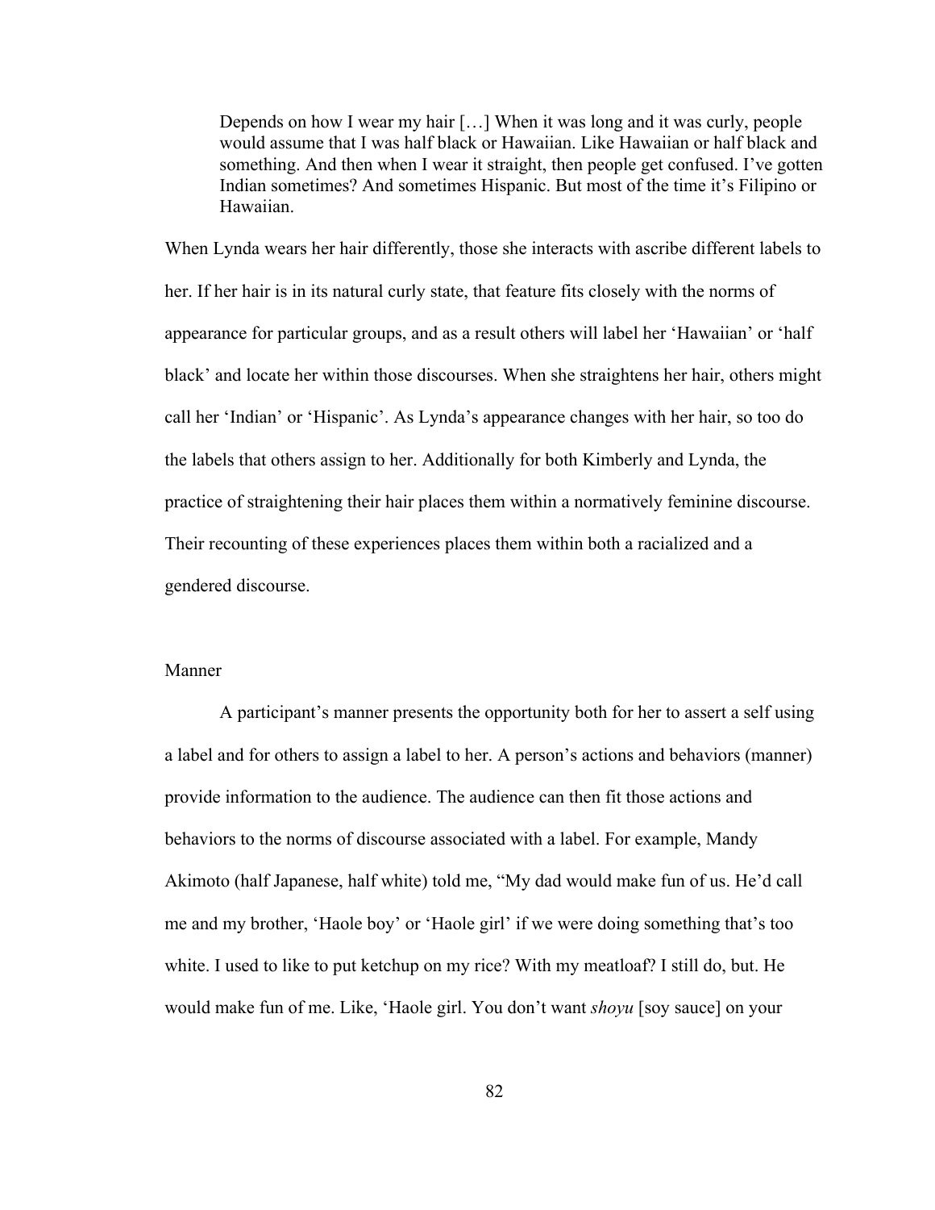> Depends on how I wear my hair […] When it was long and it was curly, people would assume that I was half black or Hawaiian. Like Hawaiian or half black and something. And then when I wear it straight, then people get confused. I've gotten Indian sometimes? And sometimes Hispanic. But most of the time it's Filipino or Hawaiian.

When Lynda wears her hair differently, those she interacts with ascribe different labels to her. If her hair is in its natural curly state, that feature fits closely with the norms of appearance for particular groups, and as a result others will label her 'Hawaiian' or 'half black' and locate her within those discourses. When she straightens her hair, others might call her 'Indian' or 'Hispanic'. As Lynda's appearance changes with her hair, so too do the labels that others assign to her. Additionally for both Kimberly and Lynda, the practice of straightening their hair places them within a normatively feminine discourse. Their recounting of these experiences places them within both a racialized and a gendered discourse.

## Manner

A participant's manner presents the opportunity both for her to assert a self using a label and for others to assign a label to her. A person's actions and behaviors (manner) provide information to the audience. The audience can then fit those actions and behaviors to the norms of discourse associated with a label. For example, Mandy Akimoto (half Japanese, half white) told me, "My dad would make fun of us. He'd call me and my brother, 'Haole boy' or 'Haole girl' if we were doing something that's too white. I used to like to put ketchup on my rice? With my meatloaf? I still do, but. He would make fun of me. Like, 'Haole girl. You don't want *shoyu* [soy sauce] on your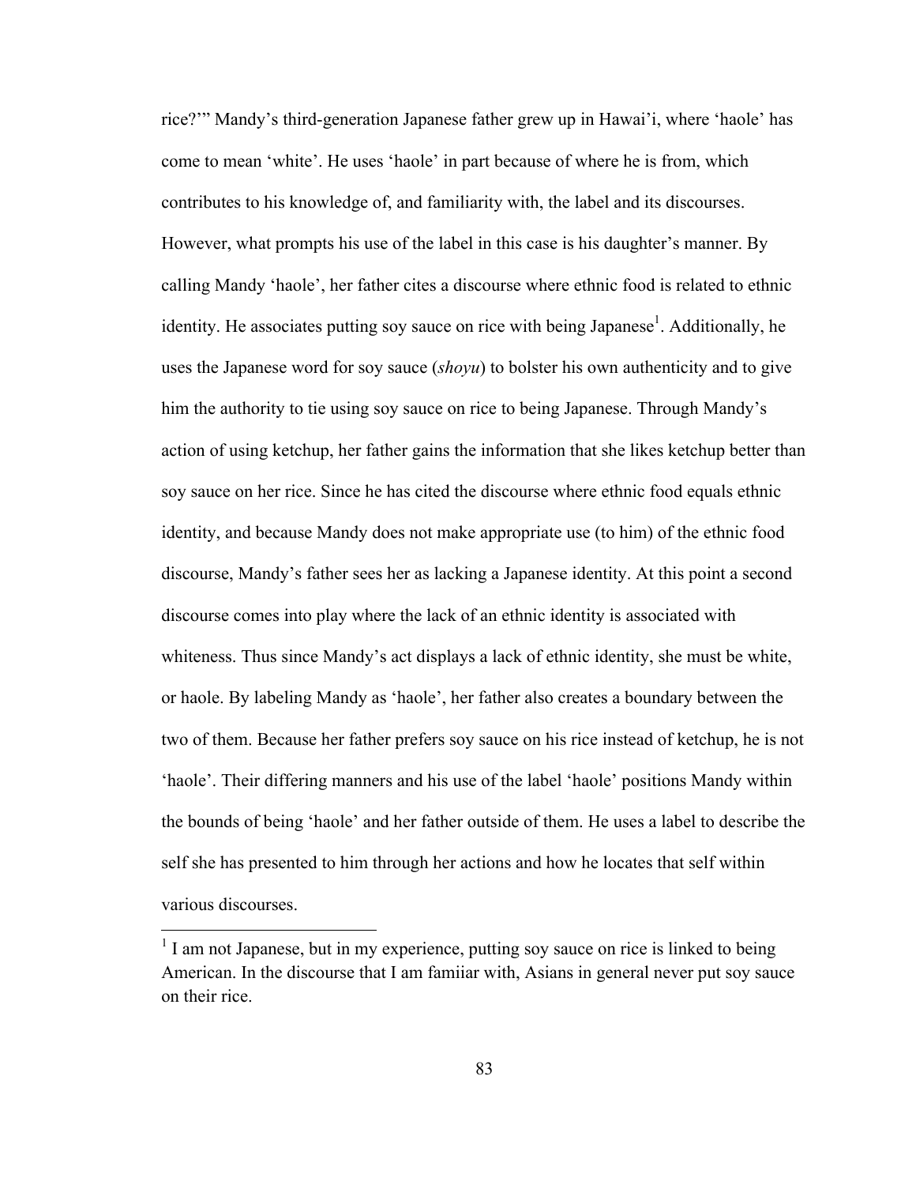rice?'" Mandy's third-generation Japanese father grew up in Hawai'i, where 'haole' has come to mean 'white'. He uses 'haole' in part because of where he is from, which contributes to his knowledge of, and familiarity with, the label and its discourses. However, what prompts his use of the label in this case is his daughter's manner. By calling Mandy 'haole', her father cites a discourse where ethnic food is related to ethnic identity. He associates putting soy sauce on rice with being Japanese[1]. Additionally, he uses the Japanese word for soy sauce (*shoyu*) to bolster his own authenticity and to give him the authority to tie using soy sauce on rice to being Japanese. Through Mandy's action of using ketchup, her father gains the information that she likes ketchup better than soy sauce on her rice. Since he has cited the discourse where ethnic food equals ethnic identity, and because Mandy does not make appropriate use (to him) of the ethnic food discourse, Mandy's father sees her as lacking a Japanese identity. At this point a second discourse comes into play where the lack of an ethnic identity is associated with whiteness. Thus since Mandy's act displays a lack of ethnic identity, she must be white, or haole. By labeling Mandy as 'haole', her father also creates a boundary between the two of them. Because her father prefers soy sauce on his rice instead of ketchup, he is not 'haole'. Their differing manners and his use of the label 'haole' positions Mandy within the bounds of being 'haole' and her father outside of them. He uses a label to describe the self she has presented to him through her actions and how he locates that self within various discourses.

---

[1] I am not Japanese, but in my experience, putting soy sauce on rice is linked to being American. In the discourse that I am famiiar with, Asians in general never put soy sauce on their rice.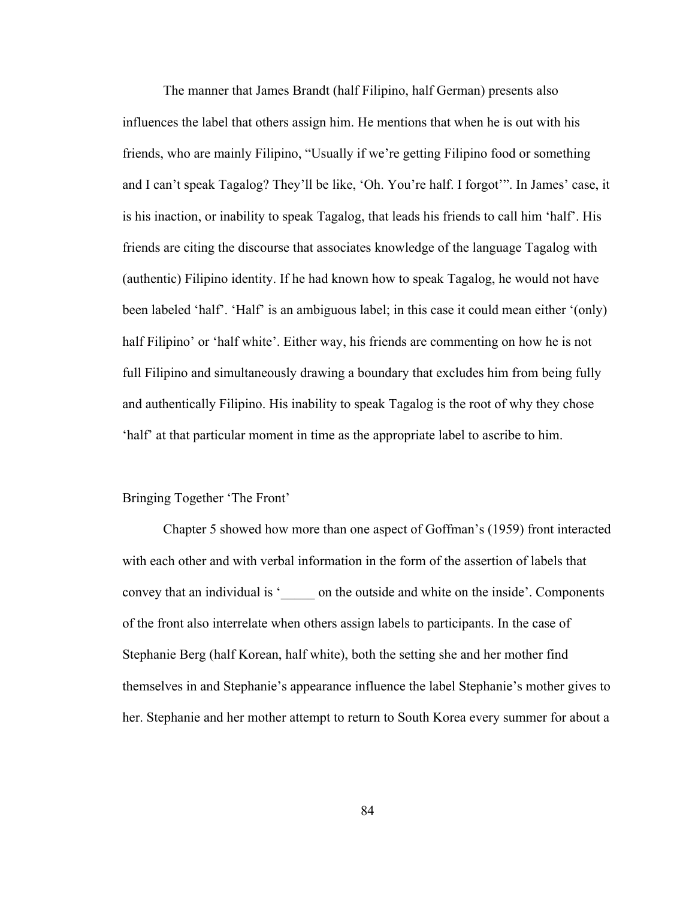The manner that James Brandt (half Filipino, half German) presents also influences the label that others assign him. He mentions that when he is out with his friends, who are mainly Filipino, "Usually if we're getting Filipino food or something and I can't speak Tagalog? They'll be like, 'Oh. You're half. I forgot'". In James' case, it is his inaction, or inability to speak Tagalog, that leads his friends to call him 'half'. His friends are citing the discourse that associates knowledge of the language Tagalog with (authentic) Filipino identity. If he had known how to speak Tagalog, he would not have been labeled 'half'. 'Half' is an ambiguous label; in this case it could mean either '(only) half Filipino' or 'half white'. Either way, his friends are commenting on how he is not full Filipino and simultaneously drawing a boundary that excludes him from being fully and authentically Filipino. His inability to speak Tagalog is the root of why they chose 'half' at that particular moment in time as the appropriate label to ascribe to him.

## Bringing Together 'The Front'

Chapter 5 showed how more than one aspect of Goffman's (1959) front interacted with each other and with verbal information in the form of the assertion of labels that convey that an individual is '_____ on the outside and white on the inside'. Components of the front also interrelate when others assign labels to participants. In the case of Stephanie Berg (half Korean, half white), both the setting she and her mother find themselves in and Stephanie's appearance influence the label Stephanie's mother gives to her. Stephanie and her mother attempt to return to South Korea every summer for about a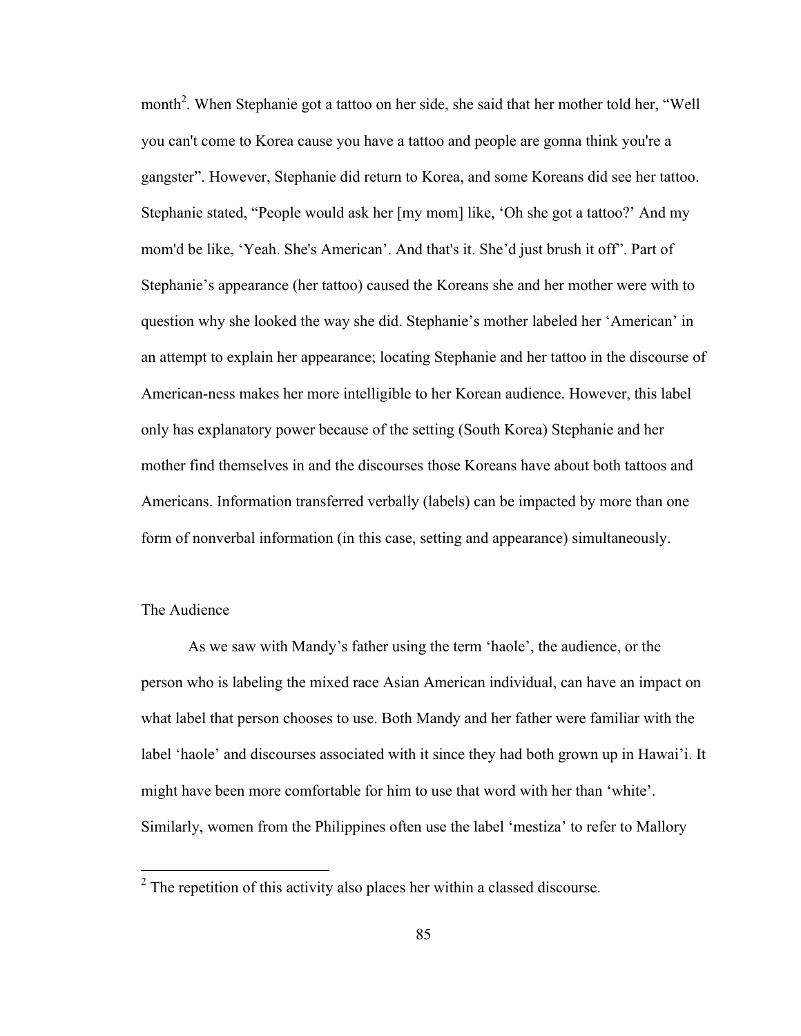month[2]. When Stephanie got a tattoo on her side, she said that her mother told her, "Well you can't come to Korea cause you have a tattoo and people are gonna think you're a gangster". However, Stephanie did return to Korea, and some Koreans did see her tattoo. Stephanie stated, "People would ask her [my mom] like, 'Oh she got a tattoo?' And my mom'd be like, 'Yeah. She's American'. And that's it. She'd just brush it off". Part of Stephanie's appearance (her tattoo) caused the Koreans she and her mother were with to question why she looked the way she did. Stephanie's mother labeled her 'American' in an attempt to explain her appearance; locating Stephanie and her tattoo in the discourse of American-ness makes her more intelligible to her Korean audience. However, this label only has explanatory power because of the setting (South Korea) Stephanie and her mother find themselves in and the discourses those Koreans have about both tattoos and Americans. Information transferred verbally (labels) can be impacted by more than one form of nonverbal information (in this case, setting and appearance) simultaneously.

## The Audience

As we saw with Mandy's father using the term 'haole', the audience, or the person who is labeling the mixed race Asian American individual, can have an impact on what label that person chooses to use. Both Mandy and her father were familiar with the label 'haole' and discourses associated with it since they had both grown up in Hawai'i. It might have been more comfortable for him to use that word with her than 'white'. Similarly, women from the Philippines often use the label 'mestiza' to refer to Mallory

[2] The repetition of this activity also places her within a classed discourse.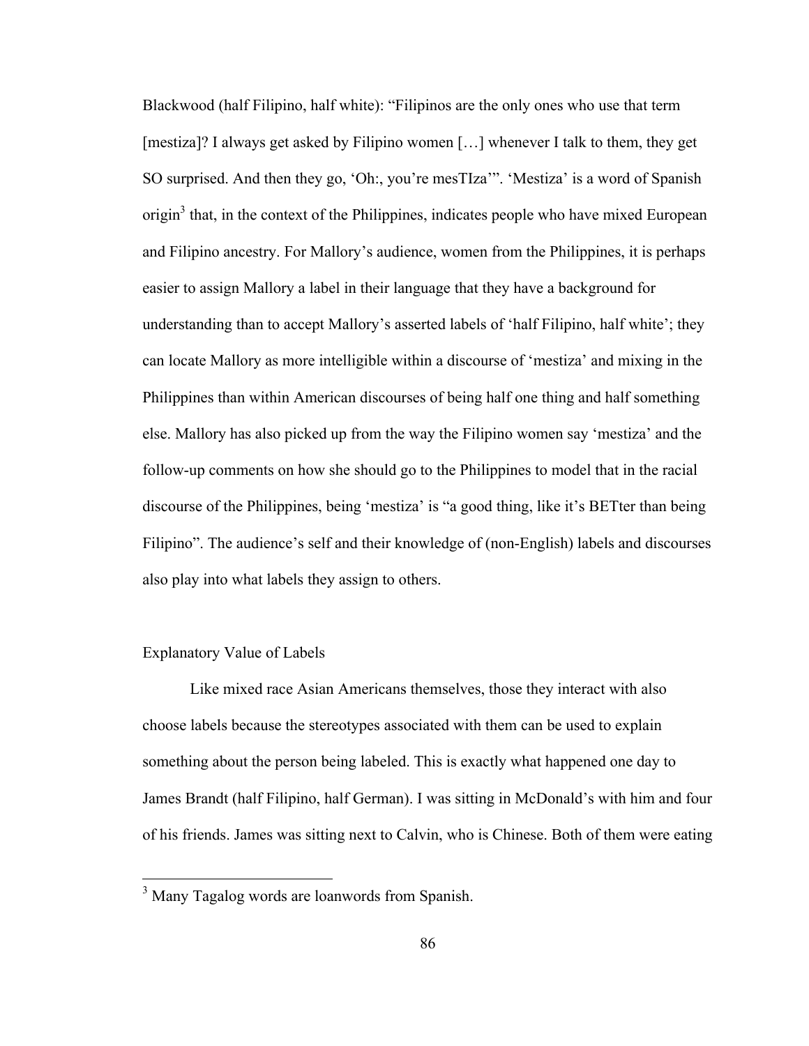Blackwood (half Filipino, half white): "Filipinos are the only ones who use that term [mestiza]? I always get asked by Filipino women […] whenever I talk to them, they get SO surprised. And then they go, 'Oh:, you're mesTIza'". 'Mestiza' is a word of Spanish origin[3] that, in the context of the Philippines, indicates people who have mixed European and Filipino ancestry. For Mallory's audience, women from the Philippines, it is perhaps easier to assign Mallory a label in their language that they have a background for understanding than to accept Mallory's asserted labels of 'half Filipino, half white'; they can locate Mallory as more intelligible within a discourse of 'mestiza' and mixing in the Philippines than within American discourses of being half one thing and half something else. Mallory has also picked up from the way the Filipino women say 'mestiza' and the follow-up comments on how she should go to the Philippines to model that in the racial discourse of the Philippines, being 'mestiza' is "a good thing, like it's BETter than being Filipino". The audience's self and their knowledge of (non-English) labels and discourses also play into what labels they assign to others.

## Explanatory Value of Labels

Like mixed race Asian Americans themselves, those they interact with also choose labels because the stereotypes associated with them can be used to explain something about the person being labeled. This is exactly what happened one day to James Brandt (half Filipino, half German). I was sitting in McDonald's with him and four of his friends. James was sitting next to Calvin, who is Chinese. Both of them were eating

---

[3] Many Tagalog words are loanwords from Spanish.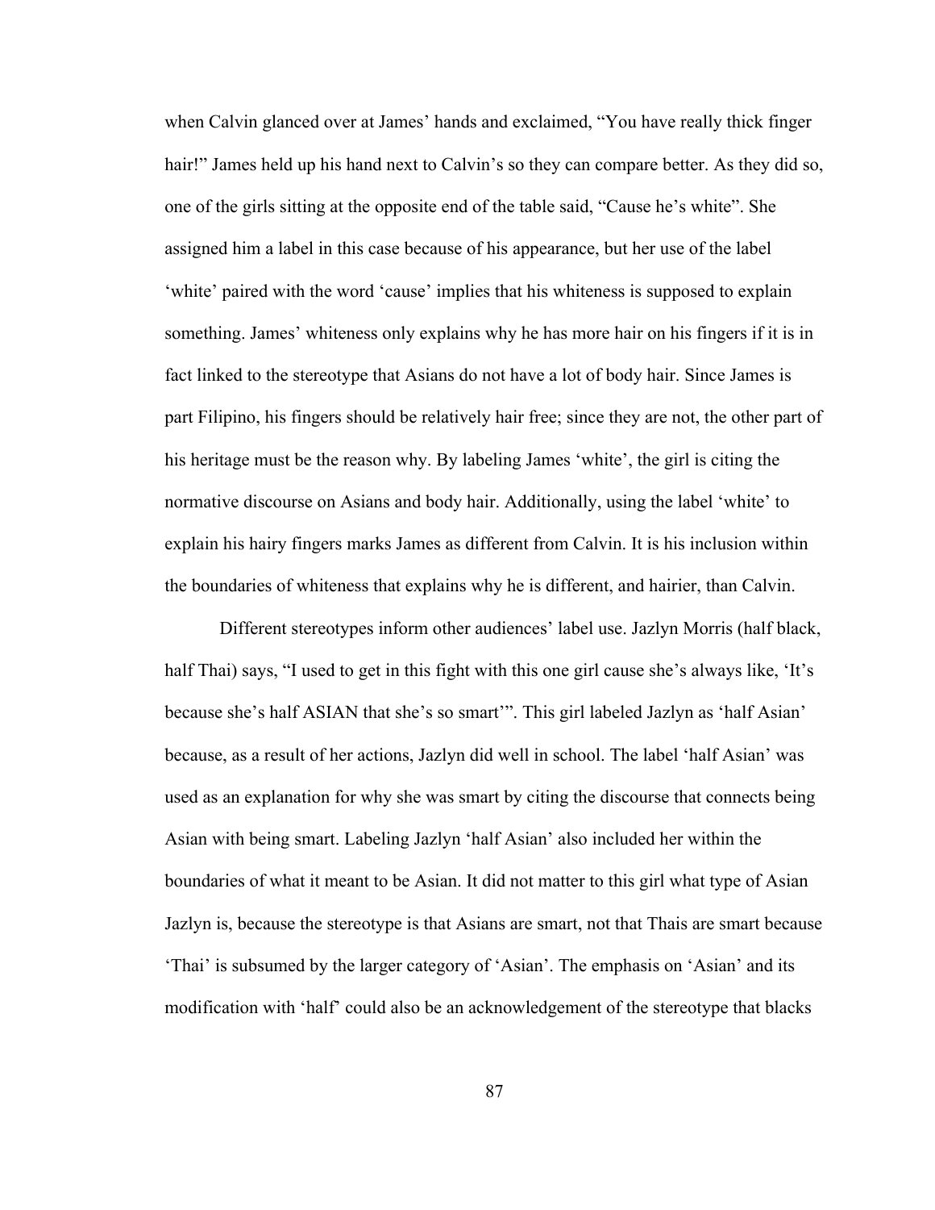when Calvin glanced over at James' hands and exclaimed, "You have really thick finger hair!" James held up his hand next to Calvin's so they can compare better. As they did so, one of the girls sitting at the opposite end of the table said, "Cause he's white". She assigned him a label in this case because of his appearance, but her use of the label 'white' paired with the word 'cause' implies that his whiteness is supposed to explain something. James' whiteness only explains why he has more hair on his fingers if it is in fact linked to the stereotype that Asians do not have a lot of body hair. Since James is part Filipino, his fingers should be relatively hair free; since they are not, the other part of his heritage must be the reason why. By labeling James 'white', the girl is citing the normative discourse on Asians and body hair. Additionally, using the label 'white' to explain his hairy fingers marks James as different from Calvin. It is his inclusion within the boundaries of whiteness that explains why he is different, and hairier, than Calvin.

Different stereotypes inform other audiences' label use. Jazlyn Morris (half black, half Thai) says, "I used to get in this fight with this one girl cause she's always like, 'It's because she's half ASIAN that she's so smart'". This girl labeled Jazlyn as 'half Asian' because, as a result of her actions, Jazlyn did well in school. The label 'half Asian' was used as an explanation for why she was smart by citing the discourse that connects being Asian with being smart. Labeling Jazlyn 'half Asian' also included her within the boundaries of what it meant to be Asian. It did not matter to this girl what type of Asian Jazlyn is, because the stereotype is that Asians are smart, not that Thais are smart because 'Thai' is subsumed by the larger category of 'Asian'. The emphasis on 'Asian' and its modification with 'half' could also be an acknowledgement of the stereotype that blacks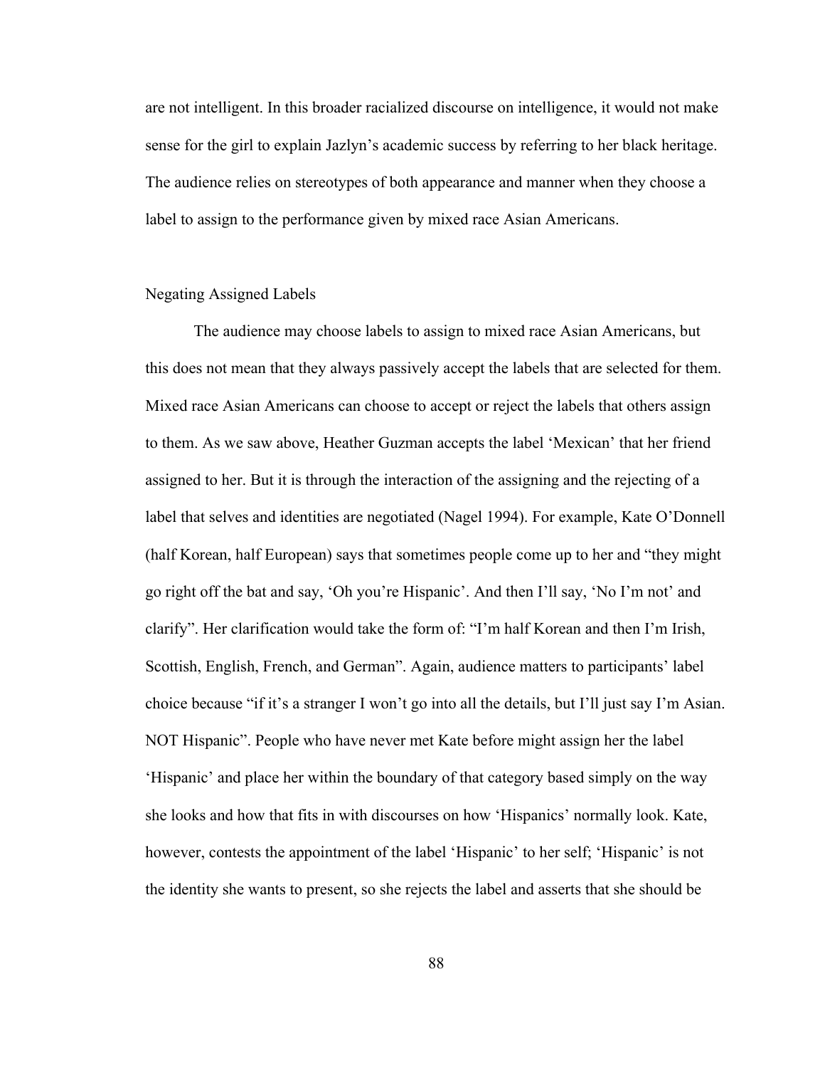are not intelligent. In this broader racialized discourse on intelligence, it would not make sense for the girl to explain Jazlyn's academic success by referring to her black heritage. The audience relies on stereotypes of both appearance and manner when they choose a label to assign to the performance given by mixed race Asian Americans.

## Negating Assigned Labels

The audience may choose labels to assign to mixed race Asian Americans, but this does not mean that they always passively accept the labels that are selected for them. Mixed race Asian Americans can choose to accept or reject the labels that others assign to them. As we saw above, Heather Guzman accepts the label 'Mexican' that her friend assigned to her. But it is through the interaction of the assigning and the rejecting of a label that selves and identities are negotiated (Nagel 1994). For example, Kate O'Donnell (half Korean, half European) says that sometimes people come up to her and "they might go right off the bat and say, 'Oh you're Hispanic'. And then I'll say, 'No I'm not' and clarify". Her clarification would take the form of: "I'm half Korean and then I'm Irish, Scottish, English, French, and German". Again, audience matters to participants' label choice because "if it's a stranger I won't go into all the details, but I'll just say I'm Asian. NOT Hispanic". People who have never met Kate before might assign her the label 'Hispanic' and place her within the boundary of that category based simply on the way she looks and how that fits in with discourses on how 'Hispanics' normally look. Kate, however, contests the appointment of the label 'Hispanic' to her self; 'Hispanic' is not the identity she wants to present, so she rejects the label and asserts that she should be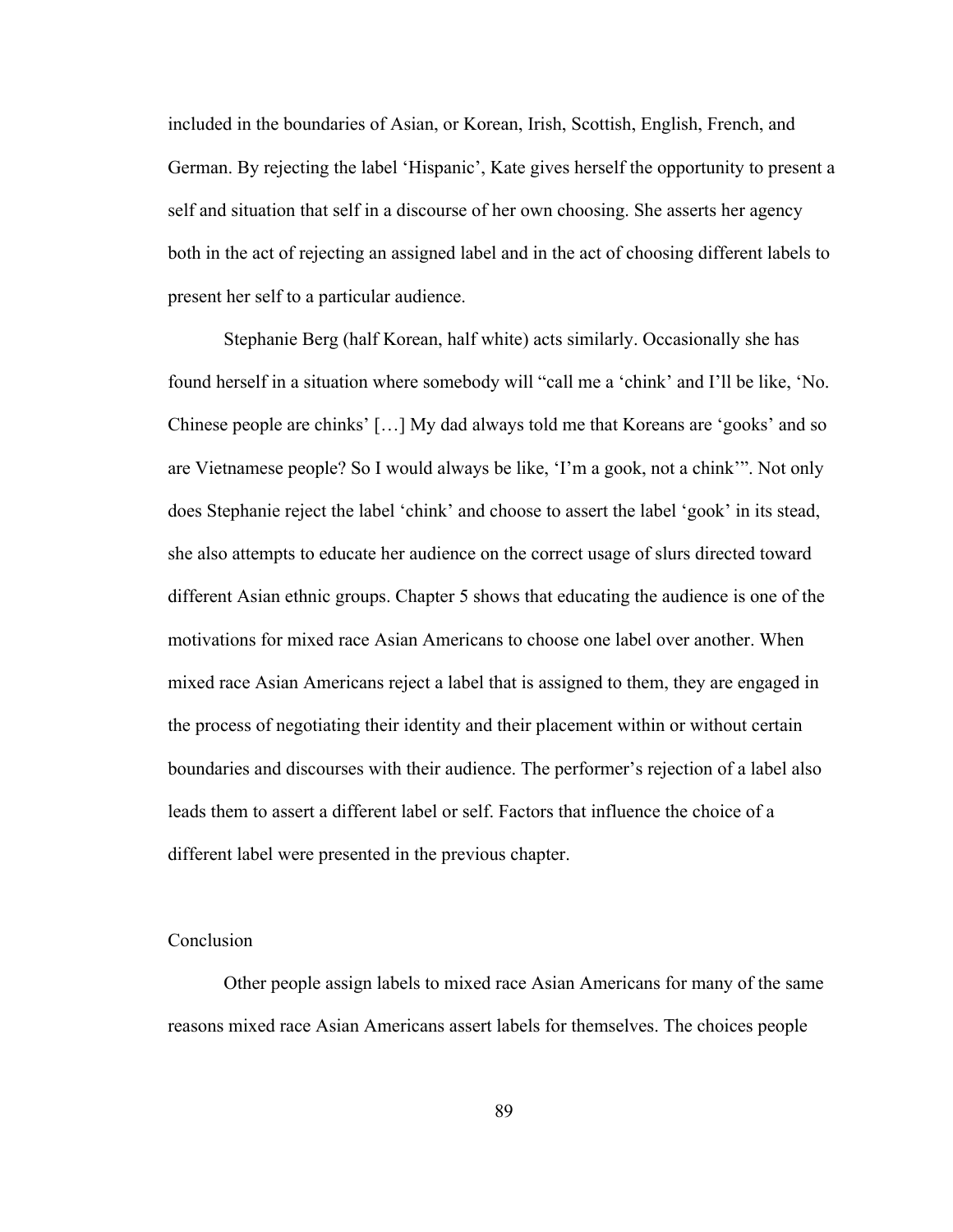included in the boundaries of Asian, or Korean, Irish, Scottish, English, French, and German. By rejecting the label 'Hispanic', Kate gives herself the opportunity to present a self and situation that self in a discourse of her own choosing. She asserts her agency both in the act of rejecting an assigned label and in the act of choosing different labels to present her self to a particular audience.

Stephanie Berg (half Korean, half white) acts similarly. Occasionally she has found herself in a situation where somebody will "call me a 'chink' and I'll be like, 'No. Chinese people are chinks' […] My dad always told me that Koreans are 'gooks' and so are Vietnamese people? So I would always be like, 'I'm a gook, not a chink'". Not only does Stephanie reject the label 'chink' and choose to assert the label 'gook' in its stead, she also attempts to educate her audience on the correct usage of slurs directed toward different Asian ethnic groups. Chapter 5 shows that educating the audience is one of the motivations for mixed race Asian Americans to choose one label over another. When mixed race Asian Americans reject a label that is assigned to them, they are engaged in the process of negotiating their identity and their placement within or without certain boundaries and discourses with their audience. The performer's rejection of a label also leads them to assert a different label or self. Factors that influence the choice of a different label were presented in the previous chapter.

## Conclusion

Other people assign labels to mixed race Asian Americans for many of the same reasons mixed race Asian Americans assert labels for themselves. The choices people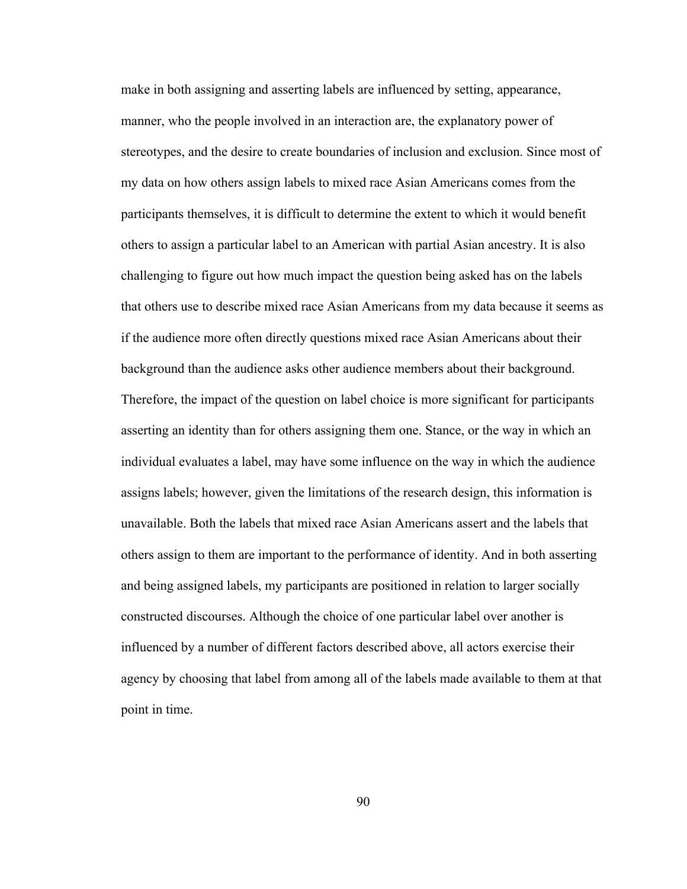make in both assigning and asserting labels are influenced by setting, appearance, manner, who the people involved in an interaction are, the explanatory power of stereotypes, and the desire to create boundaries of inclusion and exclusion. Since most of my data on how others assign labels to mixed race Asian Americans comes from the participants themselves, it is difficult to determine the extent to which it would benefit others to assign a particular label to an American with partial Asian ancestry. It is also challenging to figure out how much impact the question being asked has on the labels that others use to describe mixed race Asian Americans from my data because it seems as if the audience more often directly questions mixed race Asian Americans about their background than the audience asks other audience members about their background. Therefore, the impact of the question on label choice is more significant for participants asserting an identity than for others assigning them one. Stance, or the way in which an individual evaluates a label, may have some influence on the way in which the audience assigns labels; however, given the limitations of the research design, this information is unavailable. Both the labels that mixed race Asian Americans assert and the labels that others assign to them are important to the performance of identity. And in both asserting and being assigned labels, my participants are positioned in relation to larger socially constructed discourses. Although the choice of one particular label over another is influenced by a number of different factors described above, all actors exercise their agency by choosing that label from among all of the labels made available to them at that point in time.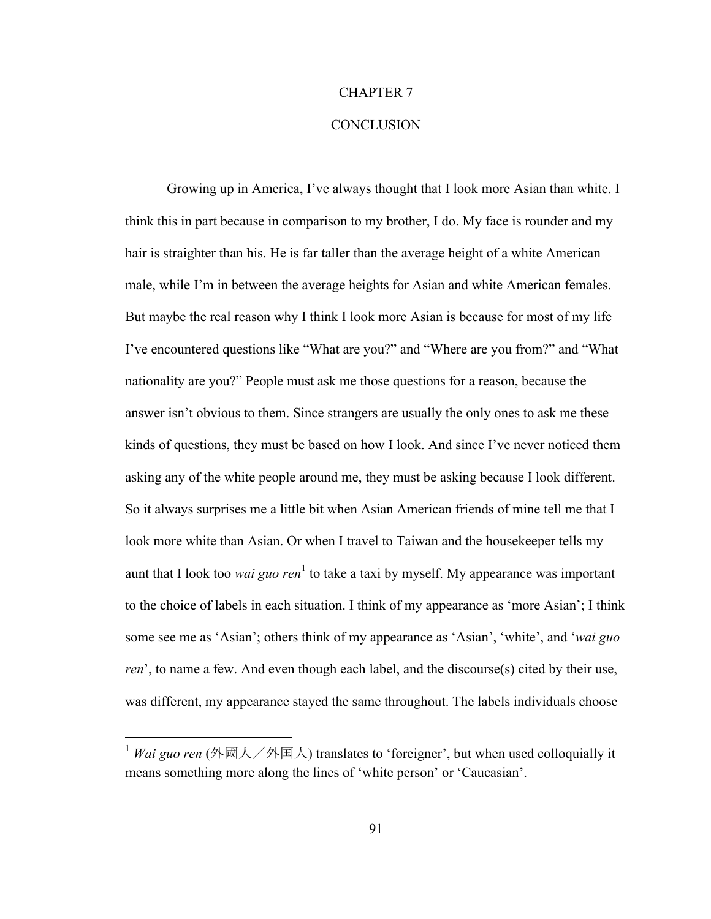# CHAPTER 7

# CONCLUSION

Growing up in America, I've always thought that I look more Asian than white. I think this in part because in comparison to my brother, I do. My face is rounder and my hair is straighter than his. He is far taller than the average height of a white American male, while I'm in between the average heights for Asian and white American females. But maybe the real reason why I think I look more Asian is because for most of my life I've encountered questions like "What are you?" and "Where are you from?" and "What nationality are you?" People must ask me those questions for a reason, because the answer isn't obvious to them. Since strangers are usually the only ones to ask me these kinds of questions, they must be based on how I look. And since I've never noticed them asking any of the white people around me, they must be asking because I look different. So it always surprises me a little bit when Asian American friends of mine tell me that I look more white than Asian. Or when I travel to Taiwan and the housekeeper tells my aunt that I look too *wai guo ren*[1] to take a taxi by myself. My appearance was important to the choice of labels in each situation. I think of my appearance as 'more Asian'; I think some see me as 'Asian'; others think of my appearance as 'Asian', 'white', and '*wai guo ren*', to name a few. And even though each label, and the discourse(s) cited by their use, was different, my appearance stayed the same throughout. The labels individuals choose

[1] *Wai guo ren* (外國人／外国人) translates to 'foreigner', but when used colloquially it means something more along the lines of 'white person' or 'Caucasian'.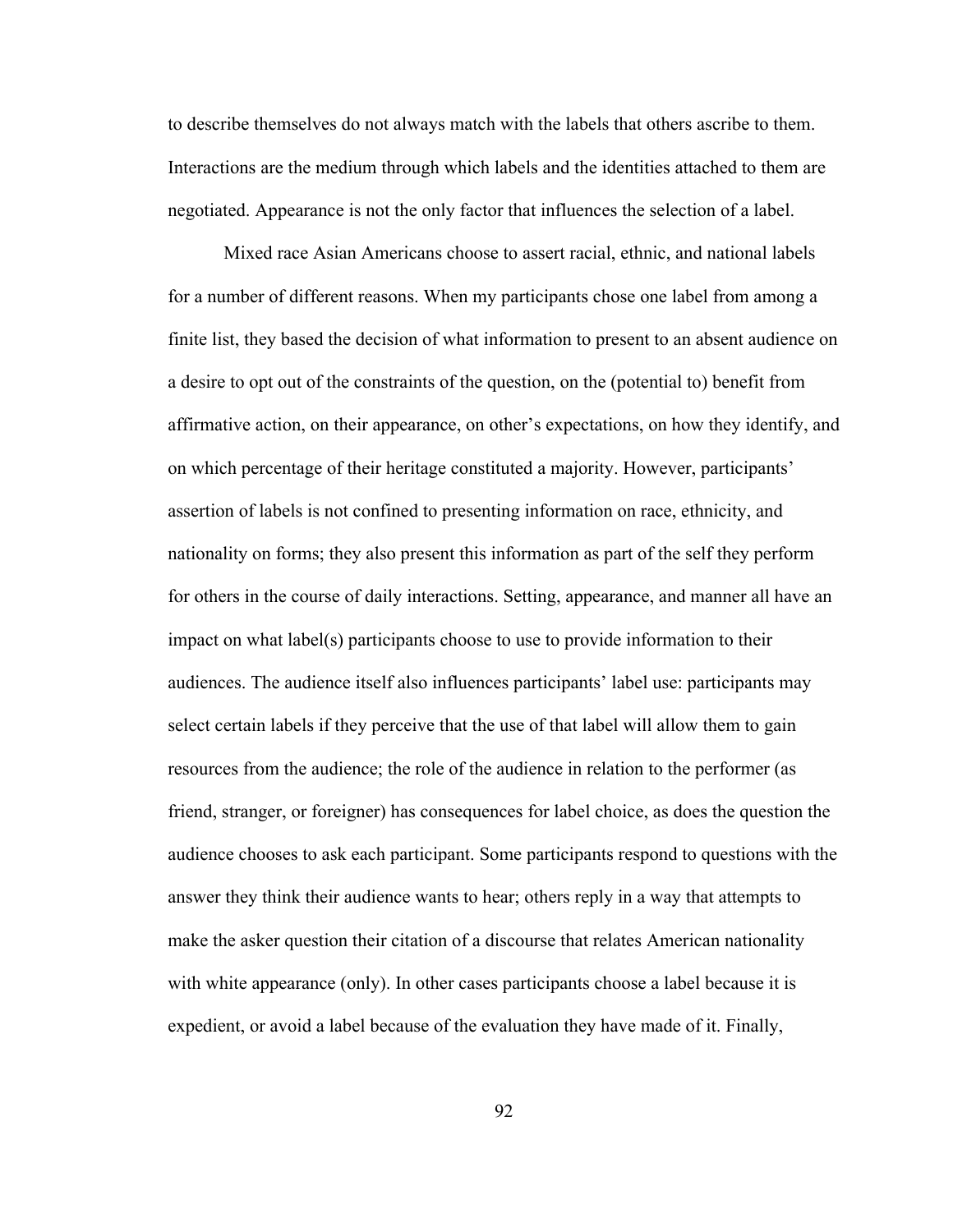to describe themselves do not always match with the labels that others ascribe to them. Interactions are the medium through which labels and the identities attached to them are negotiated. Appearance is not the only factor that influences the selection of a label.

Mixed race Asian Americans choose to assert racial, ethnic, and national labels for a number of different reasons. When my participants chose one label from among a finite list, they based the decision of what information to present to an absent audience on a desire to opt out of the constraints of the question, on the (potential to) benefit from affirmative action, on their appearance, on other's expectations, on how they identify, and on which percentage of their heritage constituted a majority. However, participants' assertion of labels is not confined to presenting information on race, ethnicity, and nationality on forms; they also present this information as part of the self they perform for others in the course of daily interactions. Setting, appearance, and manner all have an impact on what label(s) participants choose to use to provide information to their audiences. The audience itself also influences participants' label use: participants may select certain labels if they perceive that the use of that label will allow them to gain resources from the audience; the role of the audience in relation to the performer (as friend, stranger, or foreigner) has consequences for label choice, as does the question the audience chooses to ask each participant. Some participants respond to questions with the answer they think their audience wants to hear; others reply in a way that attempts to make the asker question their citation of a discourse that relates American nationality with white appearance (only). In other cases participants choose a label because it is expedient, or avoid a label because of the evaluation they have made of it. Finally,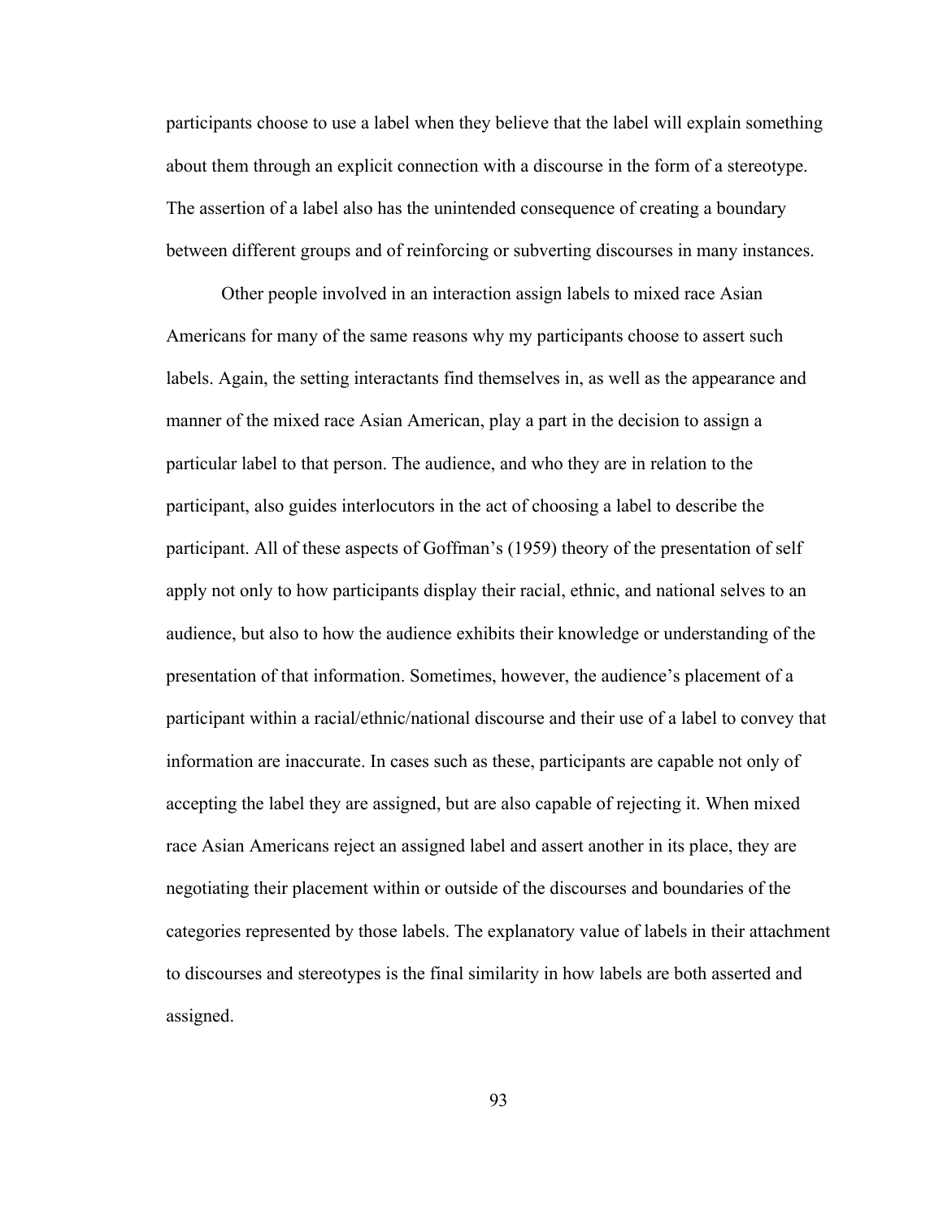participants choose to use a label when they believe that the label will explain something about them through an explicit connection with a discourse in the form of a stereotype. The assertion of a label also has the unintended consequence of creating a boundary between different groups and of reinforcing or subverting discourses in many instances.

Other people involved in an interaction assign labels to mixed race Asian Americans for many of the same reasons why my participants choose to assert such labels. Again, the setting interactants find themselves in, as well as the appearance and manner of the mixed race Asian American, play a part in the decision to assign a particular label to that person. The audience, and who they are in relation to the participant, also guides interlocutors in the act of choosing a label to describe the participant. All of these aspects of Goffman's (1959) theory of the presentation of self apply not only to how participants display their racial, ethnic, and national selves to an audience, but also to how the audience exhibits their knowledge or understanding of the presentation of that information. Sometimes, however, the audience's placement of a participant within a racial/ethnic/national discourse and their use of a label to convey that information are inaccurate. In cases such as these, participants are capable not only of accepting the label they are assigned, but are also capable of rejecting it. When mixed race Asian Americans reject an assigned label and assert another in its place, they are negotiating their placement within or outside of the discourses and boundaries of the categories represented by those labels. The explanatory value of labels in their attachment to discourses and stereotypes is the final similarity in how labels are both asserted and assigned.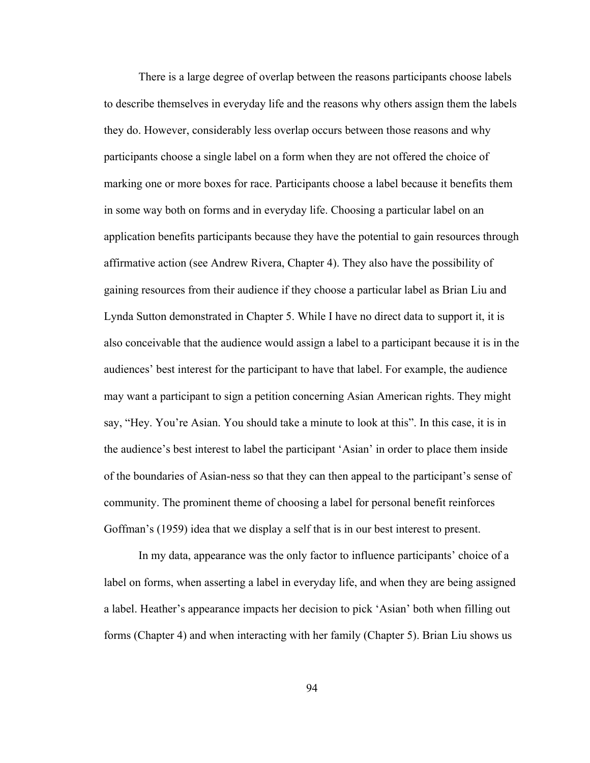There is a large degree of overlap between the reasons participants choose labels to describe themselves in everyday life and the reasons why others assign them the labels they do. However, considerably less overlap occurs between those reasons and why participants choose a single label on a form when they are not offered the choice of marking one or more boxes for race. Participants choose a label because it benefits them in some way both on forms and in everyday life. Choosing a particular label on an application benefits participants because they have the potential to gain resources through affirmative action (see Andrew Rivera, Chapter 4). They also have the possibility of gaining resources from their audience if they choose a particular label as Brian Liu and Lynda Sutton demonstrated in Chapter 5. While I have no direct data to support it, it is also conceivable that the audience would assign a label to a participant because it is in the audiences' best interest for the participant to have that label. For example, the audience may want a participant to sign a petition concerning Asian American rights. They might say, "Hey. You're Asian. You should take a minute to look at this". In this case, it is in the audience's best interest to label the participant 'Asian' in order to place them inside of the boundaries of Asian-ness so that they can then appeal to the participant's sense of community. The prominent theme of choosing a label for personal benefit reinforces Goffman's (1959) idea that we display a self that is in our best interest to present.

In my data, appearance was the only factor to influence participants' choice of a label on forms, when asserting a label in everyday life, and when they are being assigned a label. Heather's appearance impacts her decision to pick 'Asian' both when filling out forms (Chapter 4) and when interacting with her family (Chapter 5). Brian Liu shows us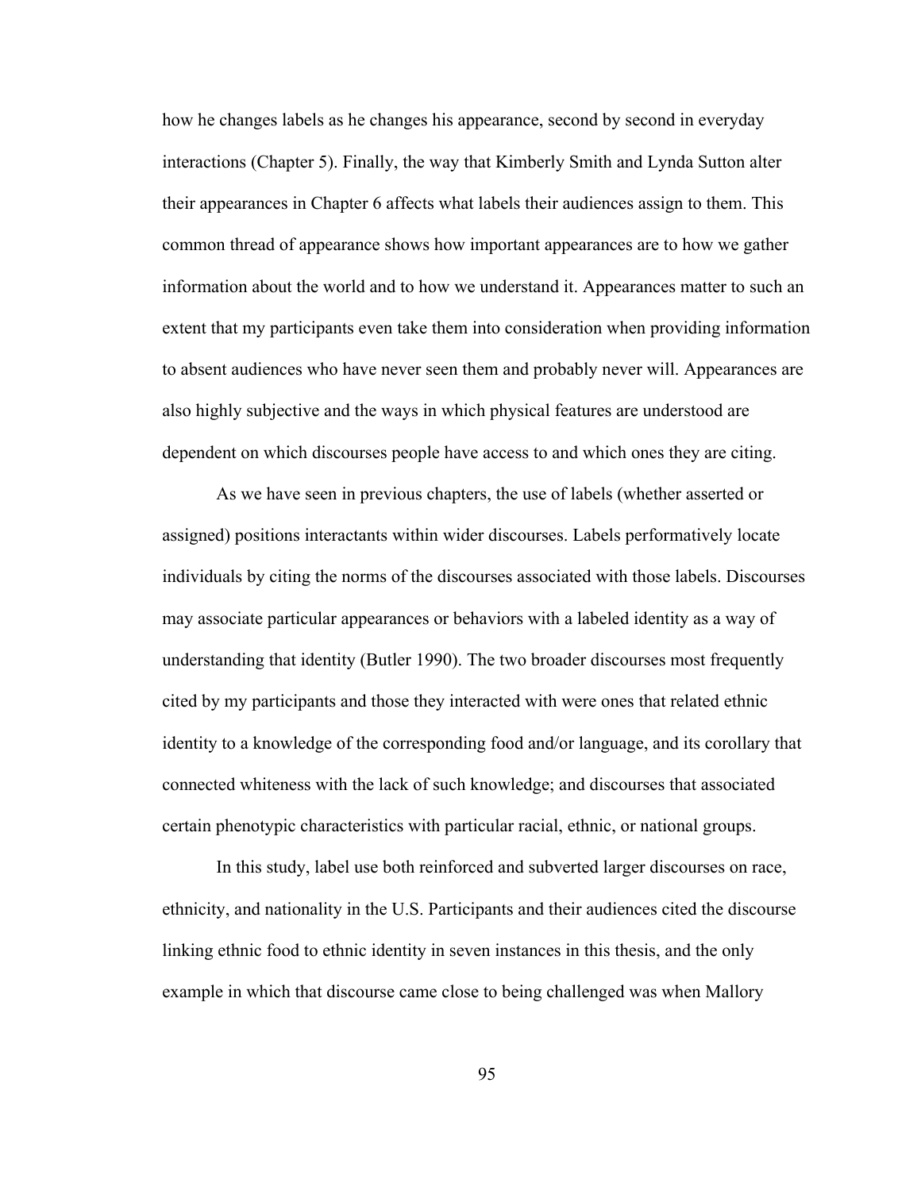how he changes labels as he changes his appearance, second by second in everyday interactions (Chapter 5). Finally, the way that Kimberly Smith and Lynda Sutton alter their appearances in Chapter 6 affects what labels their audiences assign to them. This common thread of appearance shows how important appearances are to how we gather information about the world and to how we understand it. Appearances matter to such an extent that my participants even take them into consideration when providing information to absent audiences who have never seen them and probably never will. Appearances are also highly subjective and the ways in which physical features are understood are dependent on which discourses people have access to and which ones they are citing.

As we have seen in previous chapters, the use of labels (whether asserted or assigned) positions interactants within wider discourses. Labels performatively locate individuals by citing the norms of the discourses associated with those labels. Discourses may associate particular appearances or behaviors with a labeled identity as a way of understanding that identity (Butler 1990). The two broader discourses most frequently cited by my participants and those they interacted with were ones that related ethnic identity to a knowledge of the corresponding food and/or language, and its corollary that connected whiteness with the lack of such knowledge; and discourses that associated certain phenotypic characteristics with particular racial, ethnic, or national groups.

In this study, label use both reinforced and subverted larger discourses on race, ethnicity, and nationality in the U.S. Participants and their audiences cited the discourse linking ethnic food to ethnic identity in seven instances in this thesis, and the only example in which that discourse came close to being challenged was when Mallory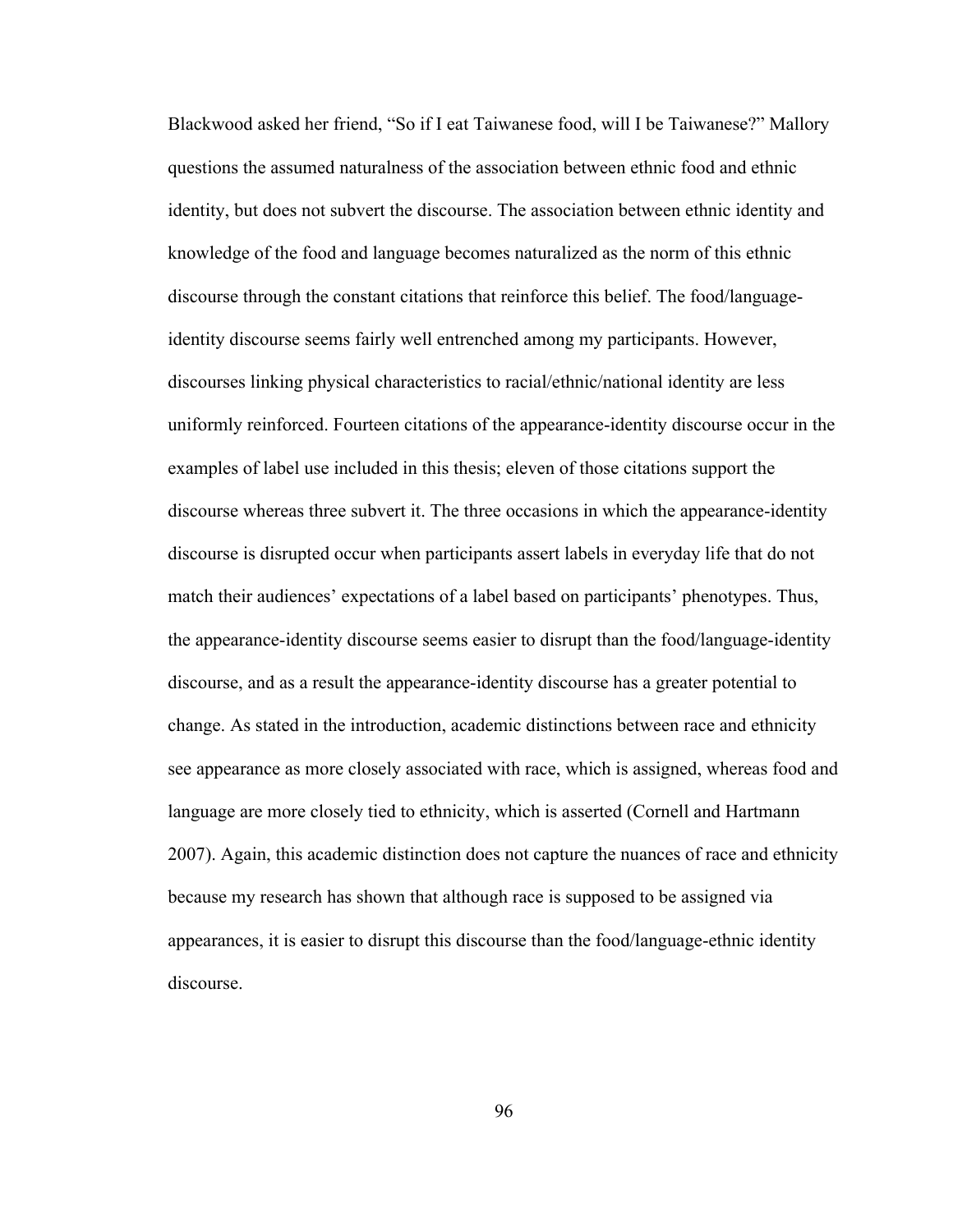Blackwood asked her friend, "So if I eat Taiwanese food, will I be Taiwanese?" Mallory questions the assumed naturalness of the association between ethnic food and ethnic identity, but does not subvert the discourse. The association between ethnic identity and knowledge of the food and language becomes naturalized as the norm of this ethnic discourse through the constant citations that reinforce this belief. The food/language-identity discourse seems fairly well entrenched among my participants. However, discourses linking physical characteristics to racial/ethnic/national identity are less uniformly reinforced. Fourteen citations of the appearance-identity discourse occur in the examples of label use included in this thesis; eleven of those citations support the discourse whereas three subvert it. The three occasions in which the appearance-identity discourse is disrupted occur when participants assert labels in everyday life that do not match their audiences' expectations of a label based on participants' phenotypes. Thus, the appearance-identity discourse seems easier to disrupt than the food/language-identity discourse, and as a result the appearance-identity discourse has a greater potential to change. As stated in the introduction, academic distinctions between race and ethnicity see appearance as more closely associated with race, which is assigned, whereas food and language are more closely tied to ethnicity, which is asserted (Cornell and Hartmann 2007). Again, this academic distinction does not capture the nuances of race and ethnicity because my research has shown that although race is supposed to be assigned via appearances, it is easier to disrupt this discourse than the food/language-ethnic identity discourse.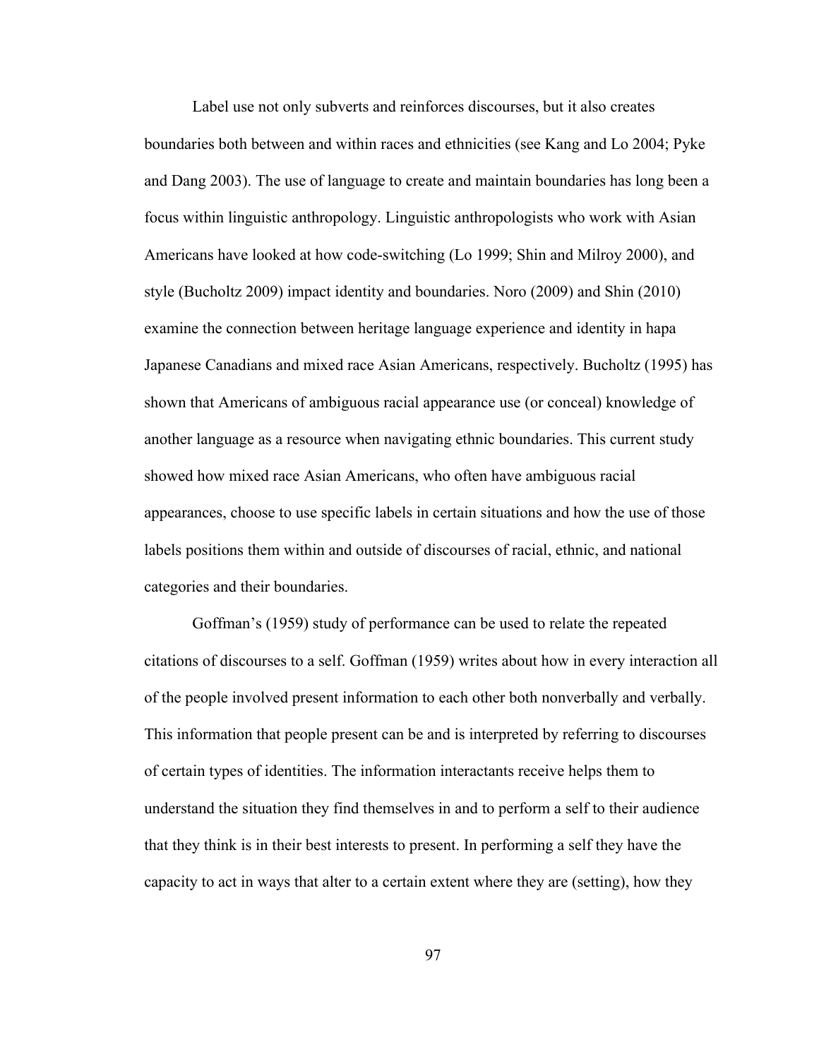Label use not only subverts and reinforces discourses, but it also creates boundaries both between and within races and ethnicities (see Kang and Lo 2004; Pyke and Dang 2003). The use of language to create and maintain boundaries has long been a focus within linguistic anthropology. Linguistic anthropologists who work with Asian Americans have looked at how code-switching (Lo 1999; Shin and Milroy 2000), and style (Bucholtz 2009) impact identity and boundaries. Noro (2009) and Shin (2010) examine the connection between heritage language experience and identity in hapa Japanese Canadians and mixed race Asian Americans, respectively. Bucholtz (1995) has shown that Americans of ambiguous racial appearance use (or conceal) knowledge of another language as a resource when navigating ethnic boundaries. This current study showed how mixed race Asian Americans, who often have ambiguous racial appearances, choose to use specific labels in certain situations and how the use of those labels positions them within and outside of discourses of racial, ethnic, and national categories and their boundaries.

Goffman's (1959) study of performance can be used to relate the repeated citations of discourses to a self. Goffman (1959) writes about how in every interaction all of the people involved present information to each other both nonverbally and verbally. This information that people present can be and is interpreted by referring to discourses of certain types of identities. The information interactants receive helps them to understand the situation they find themselves in and to perform a self to their audience that they think is in their best interests to present. In performing a self they have the capacity to act in ways that alter to a certain extent where they are (setting), how they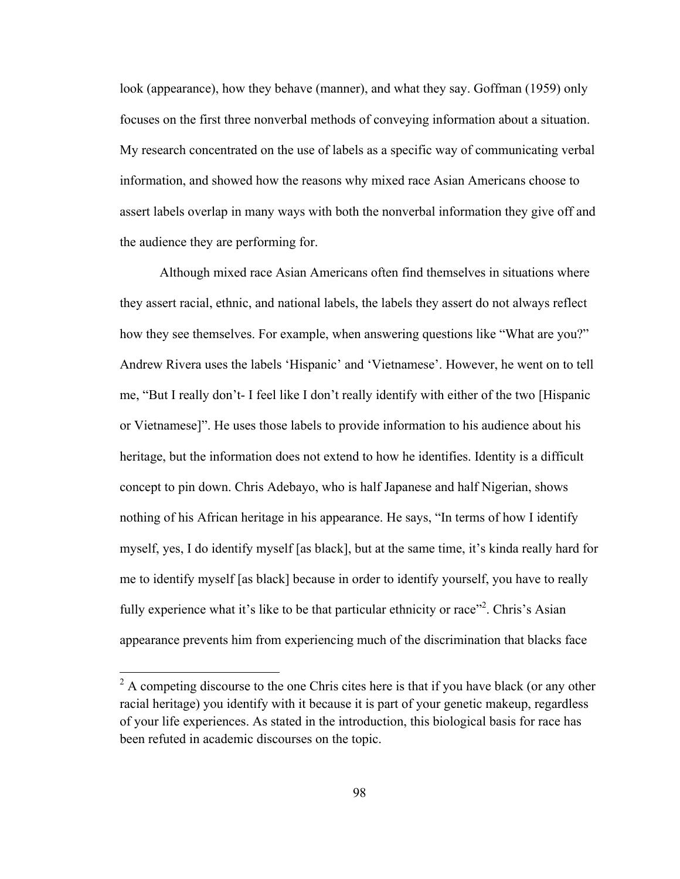look (appearance), how they behave (manner), and what they say. Goffman (1959) only focuses on the first three nonverbal methods of conveying information about a situation. My research concentrated on the use of labels as a specific way of communicating verbal information, and showed how the reasons why mixed race Asian Americans choose to assert labels overlap in many ways with both the nonverbal information they give off and the audience they are performing for.

Although mixed race Asian Americans often find themselves in situations where they assert racial, ethnic, and national labels, the labels they assert do not always reflect how they see themselves. For example, when answering questions like "What are you?" Andrew Rivera uses the labels 'Hispanic' and 'Vietnamese'. However, he went on to tell me, "But I really don't- I feel like I don't really identify with either of the two [Hispanic or Vietnamese]". He uses those labels to provide information to his audience about his heritage, but the information does not extend to how he identifies. Identity is a difficult concept to pin down. Chris Adebayo, who is half Japanese and half Nigerian, shows nothing of his African heritage in his appearance. He says, "In terms of how I identify myself, yes, I do identify myself [as black], but at the same time, it's kinda really hard for me to identify myself [as black] because in order to identify yourself, you have to really fully experience what it's like to be that particular ethnicity or race"[2]. Chris's Asian appearance prevents him from experiencing much of the discrimination that blacks face

---

[2] A competing discourse to the one Chris cites here is that if you have black (or any other racial heritage) you identify with it because it is part of your genetic makeup, regardless of your life experiences. As stated in the introduction, this biological basis for race has been refuted in academic discourses on the topic.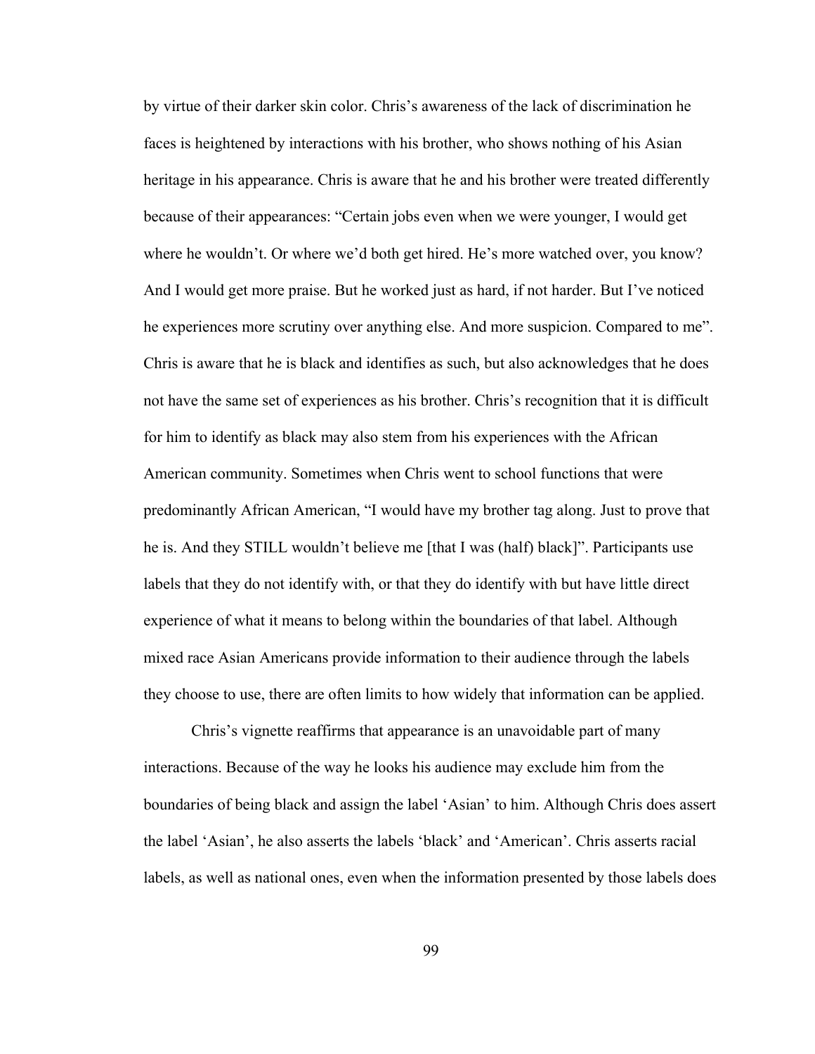by virtue of their darker skin color. Chris's awareness of the lack of discrimination he faces is heightened by interactions with his brother, who shows nothing of his Asian heritage in his appearance. Chris is aware that he and his brother were treated differently because of their appearances: "Certain jobs even when we were younger, I would get where he wouldn't. Or where we'd both get hired. He's more watched over, you know? And I would get more praise. But he worked just as hard, if not harder. But I've noticed he experiences more scrutiny over anything else. And more suspicion. Compared to me". Chris is aware that he is black and identifies as such, but also acknowledges that he does not have the same set of experiences as his brother. Chris's recognition that it is difficult for him to identify as black may also stem from his experiences with the African American community. Sometimes when Chris went to school functions that were predominantly African American, "I would have my brother tag along. Just to prove that he is. And they STILL wouldn't believe me [that I was (half) black]". Participants use labels that they do not identify with, or that they do identify with but have little direct experience of what it means to belong within the boundaries of that label. Although mixed race Asian Americans provide information to their audience through the labels they choose to use, there are often limits to how widely that information can be applied.

Chris's vignette reaffirms that appearance is an unavoidable part of many interactions. Because of the way he looks his audience may exclude him from the boundaries of being black and assign the label 'Asian' to him. Although Chris does assert the label 'Asian', he also asserts the labels 'black' and 'American'. Chris asserts racial labels, as well as national ones, even when the information presented by those labels does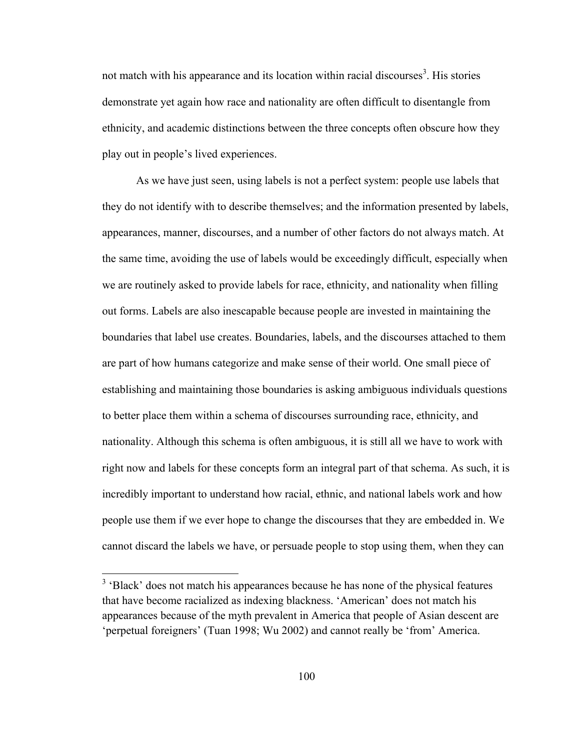not match with his appearance and its location within racial discourses[3]. His stories demonstrate yet again how race and nationality are often difficult to disentangle from ethnicity, and academic distinctions between the three concepts often obscure how they play out in people's lived experiences.

As we have just seen, using labels is not a perfect system: people use labels that they do not identify with to describe themselves; and the information presented by labels, appearances, manner, discourses, and a number of other factors do not always match. At the same time, avoiding the use of labels would be exceedingly difficult, especially when we are routinely asked to provide labels for race, ethnicity, and nationality when filling out forms. Labels are also inescapable because people are invested in maintaining the boundaries that label use creates. Boundaries, labels, and the discourses attached to them are part of how humans categorize and make sense of their world. One small piece of establishing and maintaining those boundaries is asking ambiguous individuals questions to better place them within a schema of discourses surrounding race, ethnicity, and nationality. Although this schema is often ambiguous, it is still all we have to work with right now and labels for these concepts form an integral part of that schema. As such, it is incredibly important to understand how racial, ethnic, and national labels work and how people use them if we ever hope to change the discourses that they are embedded in. We cannot discard the labels we have, or persuade people to stop using them, when they can

---

[3] 'Black' does not match his appearances because he has none of the physical features that have become racialized as indexing blackness. 'American' does not match his appearances because of the myth prevalent in America that people of Asian descent are 'perpetual foreigners' (Tuan 1998; Wu 2002) and cannot really be 'from' America.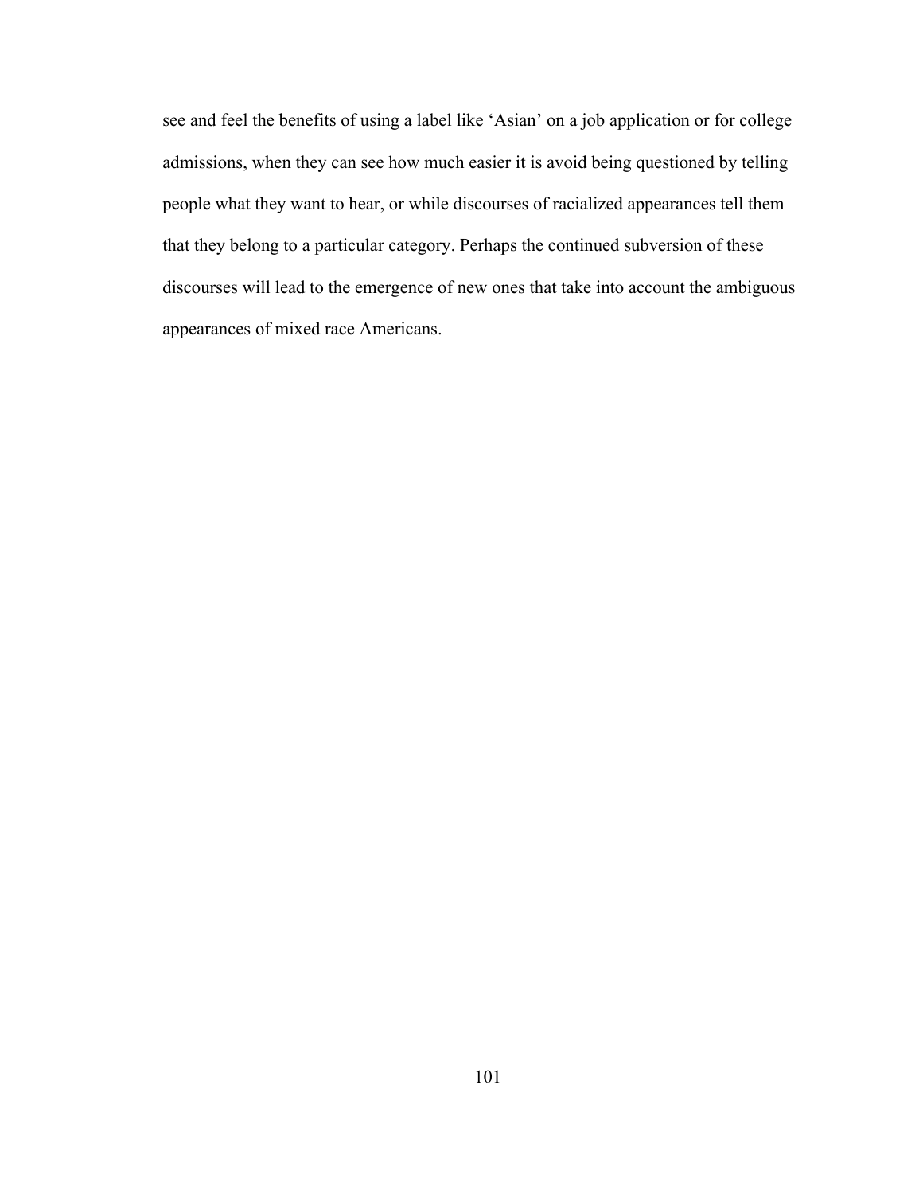see and feel the benefits of using a label like 'Asian' on a job application or for college admissions, when they can see how much easier it is avoid being questioned by telling people what they want to hear, or while discourses of racialized appearances tell them that they belong to a particular category. Perhaps the continued subversion of these discourses will lead to the emergence of new ones that take into account the ambiguous appearances of mixed race Americans.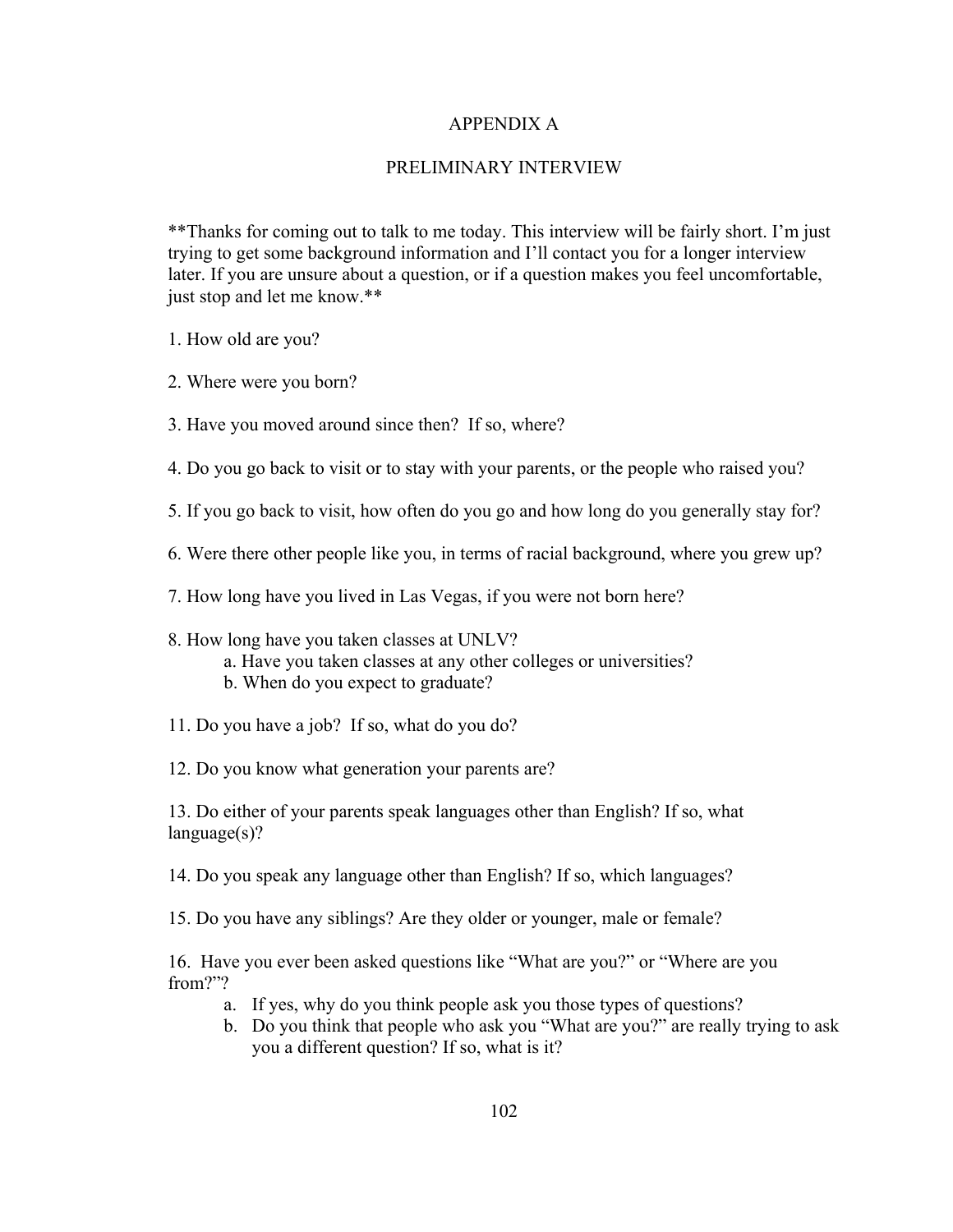# APPENDIX A

## PRELIMINARY INTERVIEW

**Thanks for coming out to talk to me today. This interview will be fairly short. I'm just trying to get some background information and I'll contact you for a longer interview later. If you are unsure about a question, or if a question makes you feel uncomfortable, just stop and let me know.**

1. How old are you?

2. Where were you born?

3. Have you moved around since then? If so, where?

4. Do you go back to visit or to stay with your parents, or the people who raised you?

5. If you go back to visit, how often do you go and how long do you generally stay for?

6. Were there other people like you, in terms of racial background, where you grew up?

7. How long have you lived in Las Vegas, if you were not born here?

8. How long have you taken classes at UNLV?
   a. Have you taken classes at any other colleges or universities?
   b. When do you expect to graduate?

11. Do you have a job? If so, what do you do?

12. Do you know what generation your parents are?

13. Do either of your parents speak languages other than English? If so, what language(s)?

14. Do you speak any language other than English? If so, which languages?

15. Do you have any siblings? Are they older or younger, male or female?

16. Have you ever been asked questions like "What are you?" or "Where are you from?"?
   a. If yes, why do you think people ask you those types of questions?
   b. Do you think that people who ask you "What are you?" are really trying to ask you a different question? If so, what is it?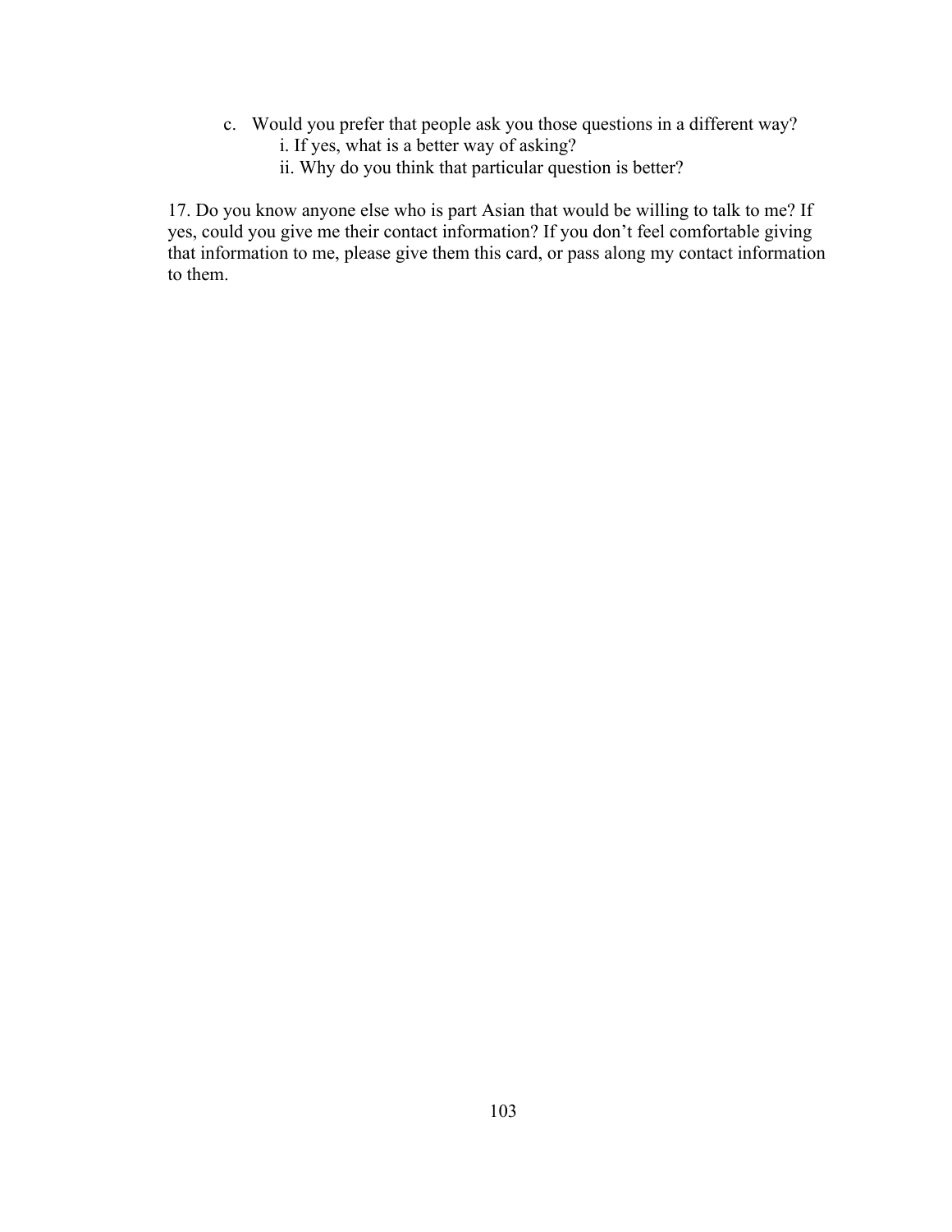c. Would you prefer that people ask you those questions in a different way?
    i. If yes, what is a better way of asking?
    ii. Why do you think that particular question is better?

17. Do you know anyone else who is part Asian that would be willing to talk to me? If yes, could you give me their contact information? If you don't feel comfortable giving that information to me, please give them this card, or pass along my contact information to them.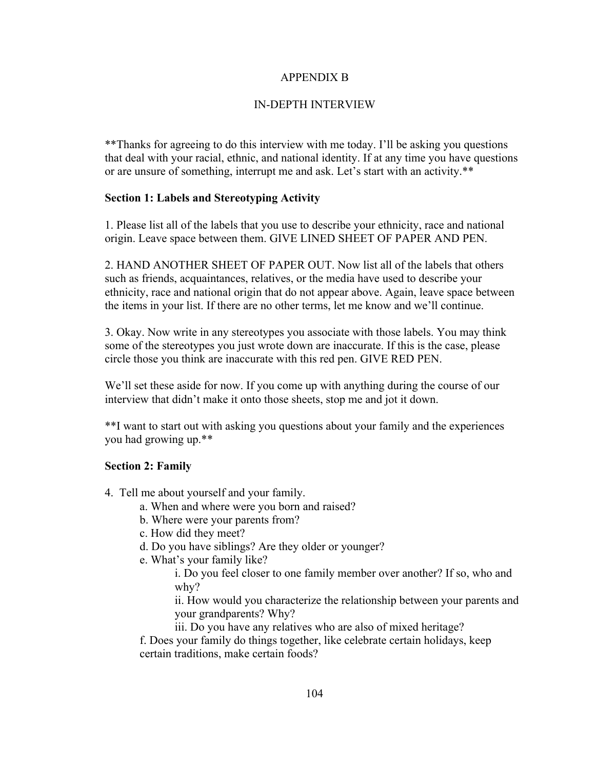APPENDIX B

IN-DEPTH INTERVIEW

**Thanks for agreeing to do this interview with me today. I'll be asking you questions that deal with your racial, ethnic, and national identity. If at any time you have questions or are unsure of something, interrupt me and ask. Let's start with an activity.**

**Section 1: Labels and Stereotyping Activity**

1. Please list all of the labels that you use to describe your ethnicity, race and national origin. Leave space between them. GIVE LINED SHEET OF PAPER AND PEN.

2. HAND ANOTHER SHEET OF PAPER OUT. Now list all of the labels that others such as friends, acquaintances, relatives, or the media have used to describe your ethnicity, race and national origin that do not appear above. Again, leave space between the items in your list. If there are no other terms, let me know and we'll continue.

3. Okay. Now write in any stereotypes you associate with those labels. You may think some of the stereotypes you just wrote down are inaccurate. If this is the case, please circle those you think are inaccurate with this red pen. GIVE RED PEN.

We'll set these aside for now. If you come up with anything during the course of our interview that didn't make it onto those sheets, stop me and jot it down.

**I want to start out with asking you questions about your family and the experiences you had growing up.**

**Section 2: Family**

4. Tell me about yourself and your family.
    - a. When and where were you born and raised?
    - b. Where were your parents from?
    - c. How did they meet?
    - d. Do you have siblings? Are they older or younger?
    - e. What's your family like?
        - i. Do you feel closer to one family member over another? If so, who and why?
        - ii. How would you characterize the relationship between your parents and your grandparents? Why?
        - iii. Do you have any relatives who are also of mixed heritage?
    - f. Does your family do things together, like celebrate certain holidays, keep certain traditions, make certain foods?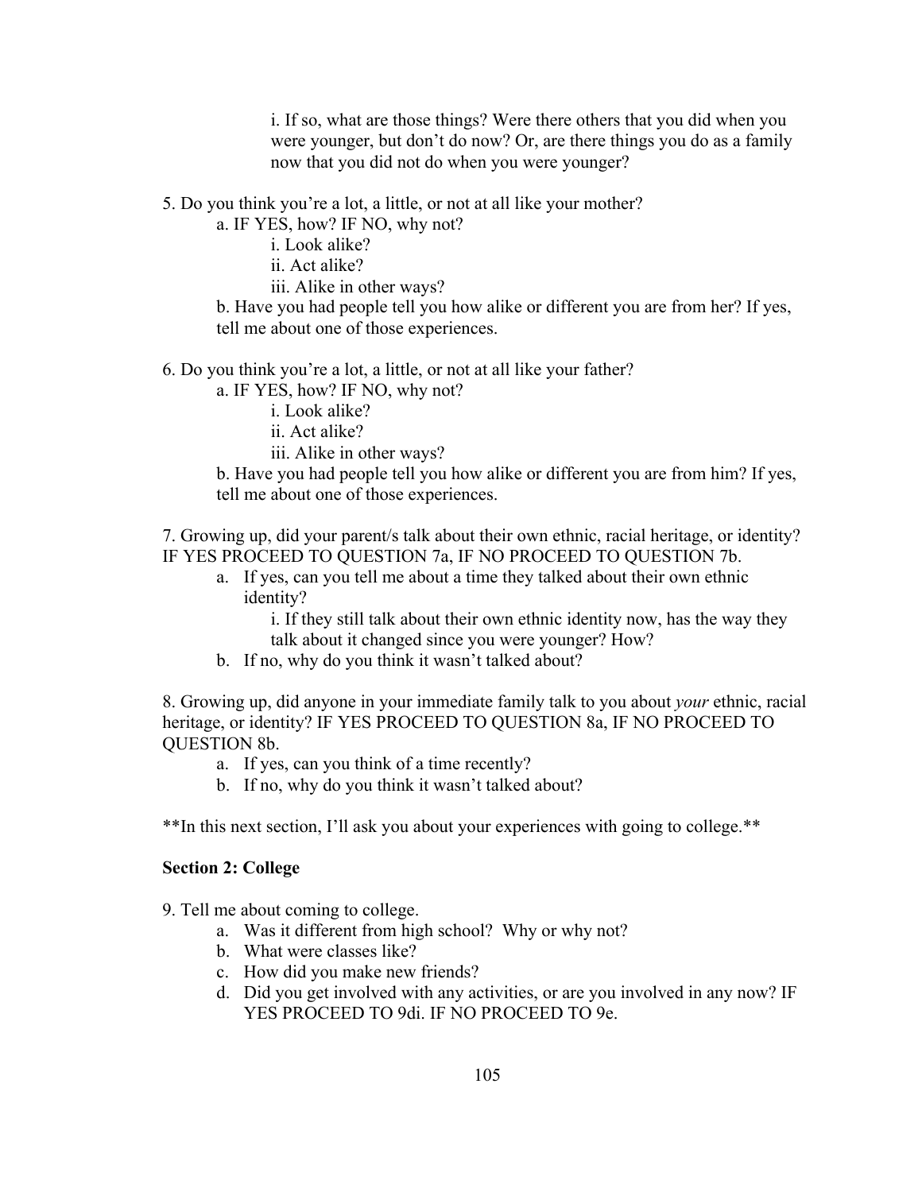i. If so, what are those things? Were there others that you did when you were younger, but don't do now? Or, are there things you do as a family now that you did not do when you were younger?

5. Do you think you're a lot, a little, or not at all like your mother?
   a. IF YES, how? IF NO, why not?
      i. Look alike?
      ii. Act alike?
      iii. Alike in other ways?
   b. Have you had people tell you how alike or different you are from her? If yes, tell me about one of those experiences.

6. Do you think you're a lot, a little, or not at all like your father?
   a. IF YES, how? IF NO, why not?
      i. Look alike?
      ii. Act alike?
      iii. Alike in other ways?
   b. Have you had people tell you how alike or different you are from him? If yes, tell me about one of those experiences.

7. Growing up, did your parent/s talk about their own ethnic, racial heritage, or identity? IF YES PROCEED TO QUESTION 7a, IF NO PROCEED TO QUESTION 7b.
   a. If yes, can you tell me about a time they talked about their own ethnic identity?
      i. If they still talk about their own ethnic identity now, has the way they talk about it changed since you were younger? How?
   b. If no, why do you think it wasn't talked about?

8. Growing up, did anyone in your immediate family talk to you about *your* ethnic, racial heritage, or identity? IF YES PROCEED TO QUESTION 8a, IF NO PROCEED TO QUESTION 8b.
   a. If yes, can you think of a time recently?
   b. If no, why do you think it wasn't talked about?

**In this next section, I'll ask you about your experiences with going to college.**

**Section 2: College**

9. Tell me about coming to college.
   a. Was it different from high school? Why or why not?
   b. What were classes like?
   c. How did you make new friends?
   d. Did you get involved with any activities, or are you involved in any now? IF YES PROCEED TO 9di. IF NO PROCEED TO 9e.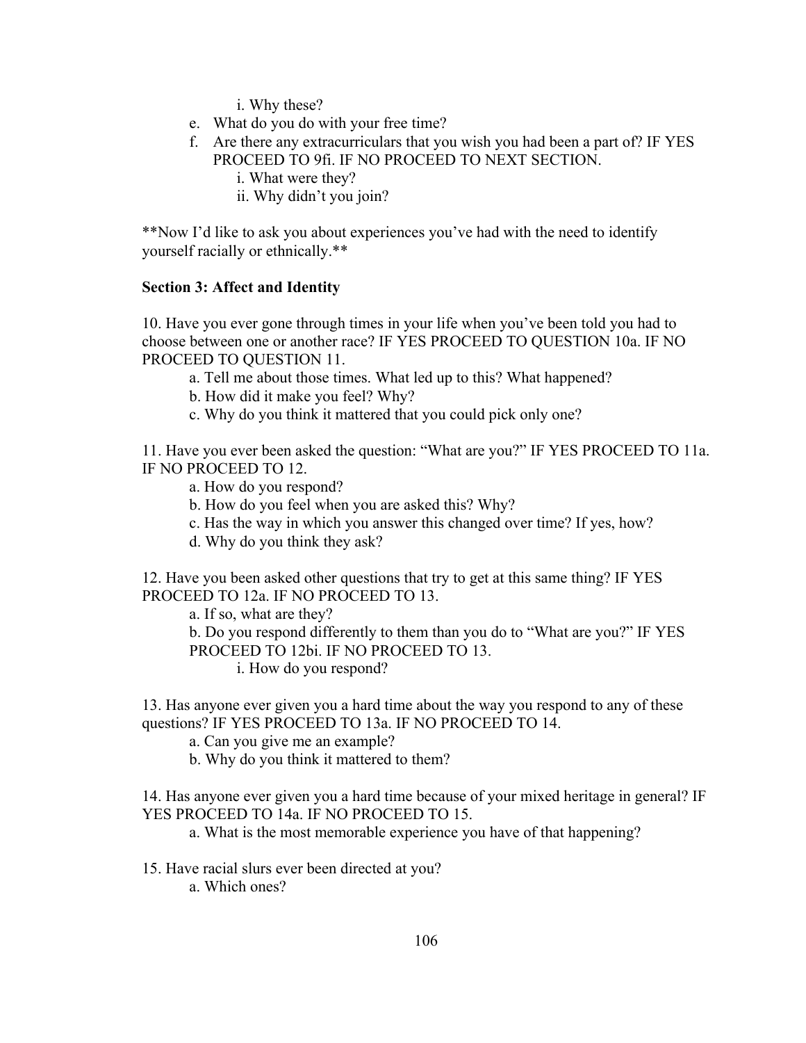i. Why these?

e. What do you do with your free time?

f. Are there any extracurriculars that you wish you had been a part of? IF YES PROCEED TO 9fi. IF NO PROCEED TO NEXT SECTION.

    i. What were they?

    ii. Why didn't you join?

**Now I'd like to ask you about experiences you've had with the need to identify yourself racially or ethnically.**

**Section 3: Affect and Identity**

10. Have you ever gone through times in your life when you've been told you had to choose between one or another race? IF YES PROCEED TO QUESTION 10a. IF NO PROCEED TO QUESTION 11.

    a. Tell me about those times. What led up to this? What happened?

    b. How did it make you feel? Why?

    c. Why do you think it mattered that you could pick only one?

11. Have you ever been asked the question: "What are you?" IF YES PROCEED TO 11a. IF NO PROCEED TO 12.

    a. How do you respond?

    b. How do you feel when you are asked this? Why?

    c. Has the way in which you answer this changed over time? If yes, how?

    d. Why do you think they ask?

12. Have you been asked other questions that try to get at this same thing? IF YES PROCEED TO 12a. IF NO PROCEED TO 13.

    a. If so, what are they?

    b. Do you respond differently to them than you do to "What are you?" IF YES PROCEED TO 12bi. IF NO PROCEED TO 13.

        i. How do you respond?

13. Has anyone ever given you a hard time about the way you respond to any of these questions? IF YES PROCEED TO 13a. IF NO PROCEED TO 14.

    a. Can you give me an example?

    b. Why do you think it mattered to them?

14. Has anyone ever given you a hard time because of your mixed heritage in general? IF YES PROCEED TO 14a. IF NO PROCEED TO 15.

    a. What is the most memorable experience you have of that happening?

15. Have racial slurs ever been directed at you?

    a. Which ones?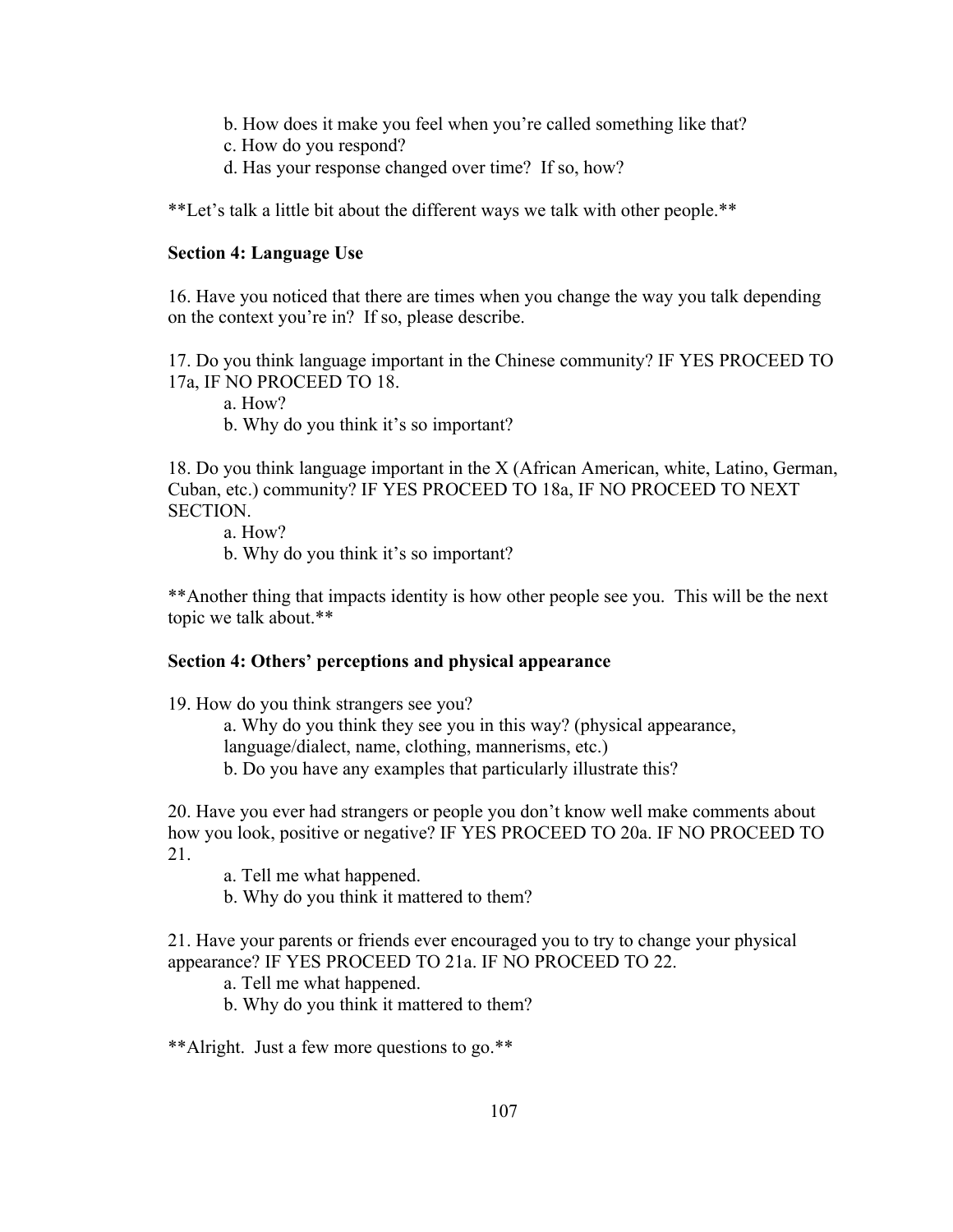b. How does it make you feel when you're called something like that?
    c. How do you respond?
    d. Has your response changed over time? If so, how?

**Let's talk a little bit about the different ways we talk with other people.**

**Section 4: Language Use**

16. Have you noticed that there are times when you change the way you talk depending on the context you're in? If so, please describe.

17. Do you think language important in the Chinese community? IF YES PROCEED TO 17a, IF NO PROCEED TO 18.
    a. How?
    b. Why do you think it's so important?

18. Do you think language important in the X (African American, white, Latino, German, Cuban, etc.) community? IF YES PROCEED TO 18a, IF NO PROCEED TO NEXT SECTION.
    a. How?
    b. Why do you think it's so important?

**Another thing that impacts identity is how other people see you. This will be the next topic we talk about.**

**Section 4: Others' perceptions and physical appearance**

19. How do you think strangers see you?
    a. Why do you think they see you in this way? (physical appearance, language/dialect, name, clothing, mannerisms, etc.)
    b. Do you have any examples that particularly illustrate this?

20. Have you ever had strangers or people you don't know well make comments about how you look, positive or negative? IF YES PROCEED TO 20a. IF NO PROCEED TO 21.
    a. Tell me what happened.
    b. Why do you think it mattered to them?

21. Have your parents or friends ever encouraged you to try to change your physical appearance? IF YES PROCEED TO 21a. IF NO PROCEED TO 22.
    a. Tell me what happened.
    b. Why do you think it mattered to them?

**Alright. Just a few more questions to go.**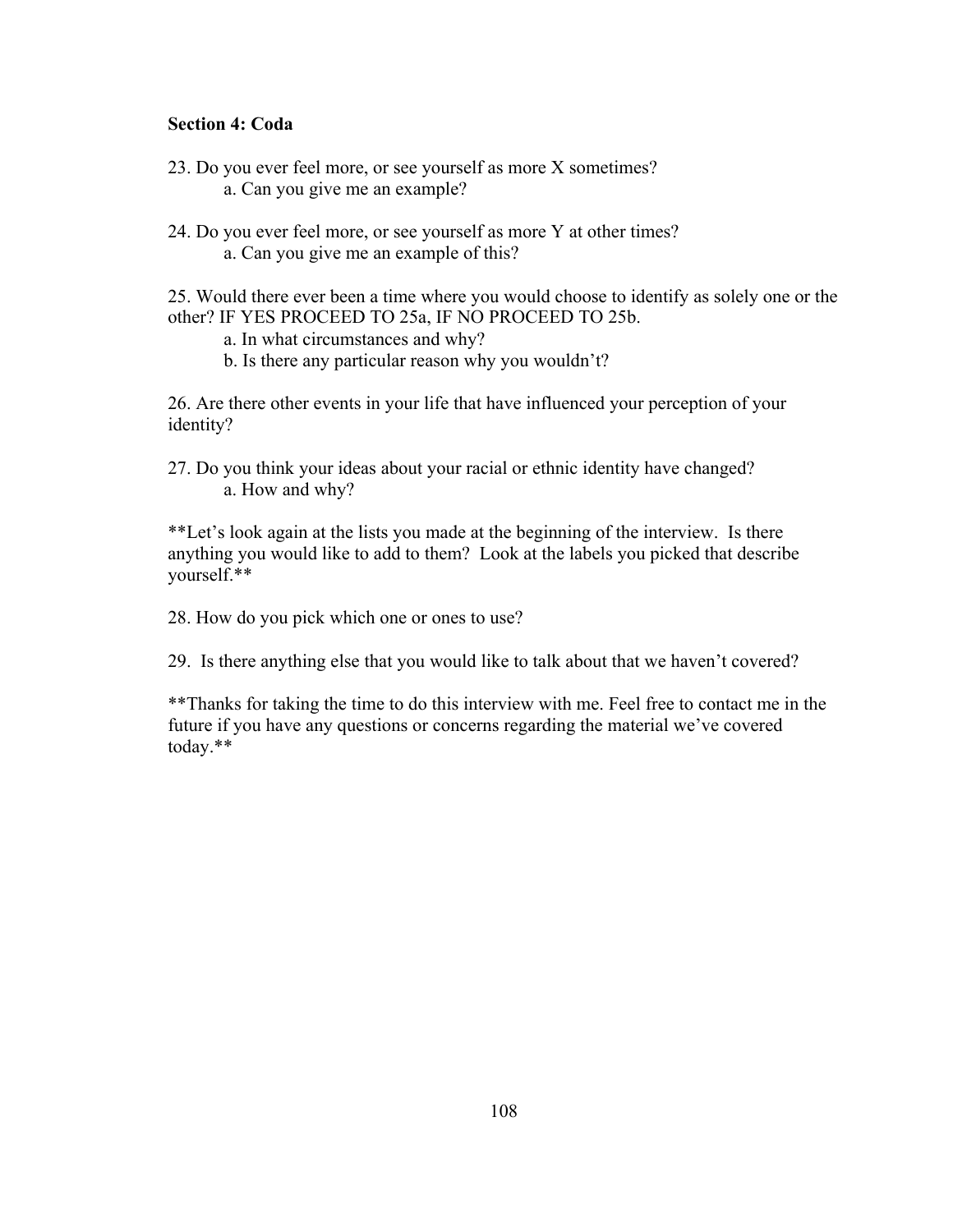**Section 4: Coda**

23. Do you ever feel more, or see yourself as more X sometimes?
    a. Can you give me an example?

24. Do you ever feel more, or see yourself as more Y at other times?
    a. Can you give me an example of this?

25. Would there ever been a time where you would choose to identify as solely one or the other? IF YES PROCEED TO 25a, IF NO PROCEED TO 25b.
    a. In what circumstances and why?
    b. Is there any particular reason why you wouldn't?

26. Are there other events in your life that have influenced your perception of your identity?

27. Do you think your ideas about your racial or ethnic identity have changed?
    a. How and why?

**Let's look again at the lists you made at the beginning of the interview. Is there anything you would like to add to them? Look at the labels you picked that describe yourself.**

28. How do you pick which one or ones to use?

29. Is there anything else that you would like to talk about that we haven't covered?

**Thanks for taking the time to do this interview with me. Feel free to contact me in the future if you have any questions or concerns regarding the material we've covered today.**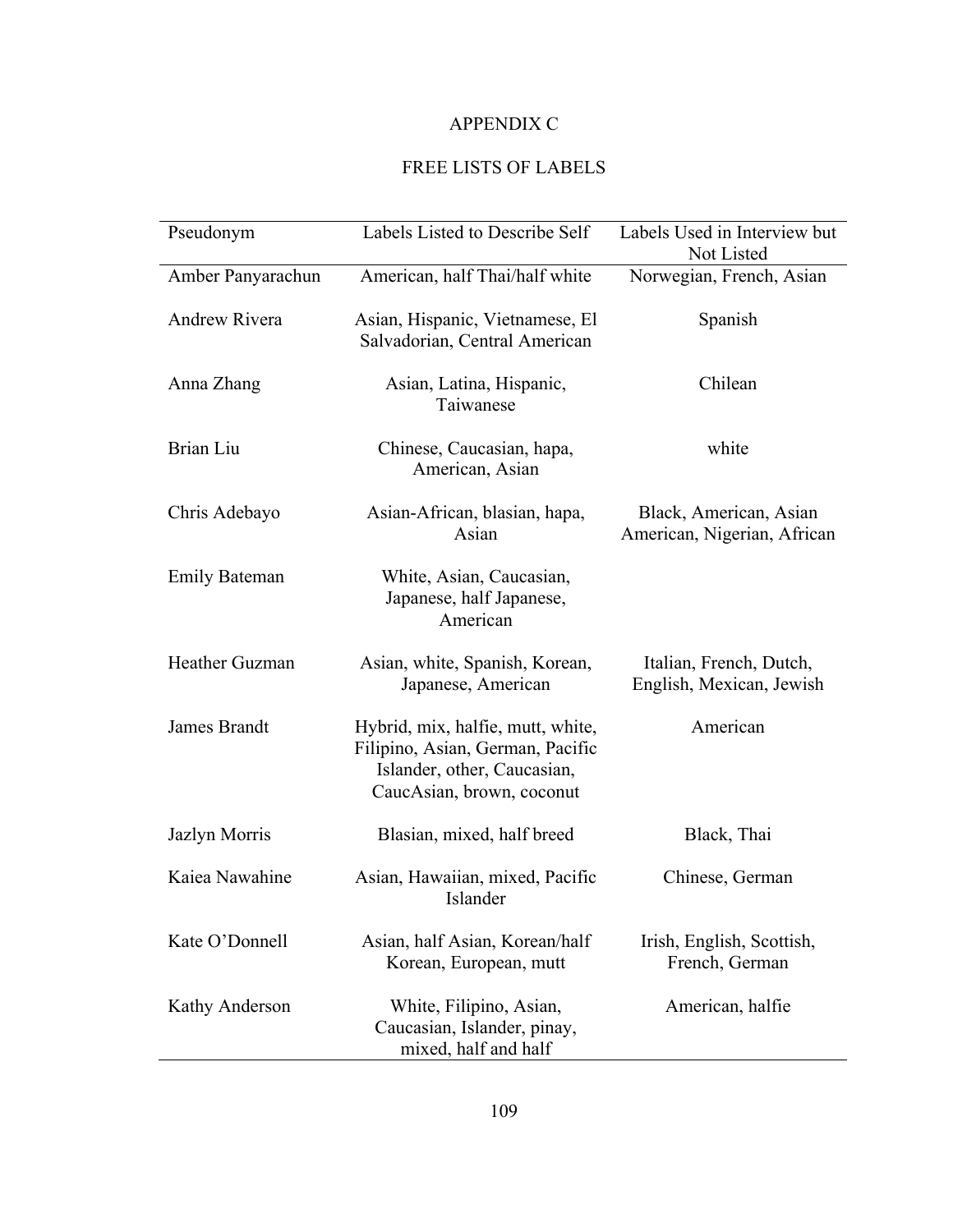# APPENDIX C

## FREE LISTS OF LABELS

| Pseudonym | Labels Listed to Describe Self | Labels Used in Interview but Not Listed |
|---|---|---|
| Amber Panyarachun | American, half Thai/half white | Norwegian, French, Asian |
| Andrew Rivera | Asian, Hispanic, Vietnamese, El Salvadorian, Central American | Spanish |
| Anna Zhang | Asian, Latina, Hispanic, Taiwanese | Chilean |
| Brian Liu | Chinese, Caucasian, hapa, American, Asian | white |
| Chris Adebayo | Asian-African, blasian, hapa, Asian | Black, American, Asian American, Nigerian, African |
| Emily Bateman | White, Asian, Caucasian, Japanese, half Japanese, American | |
| Heather Guzman | Asian, white, Spanish, Korean, Japanese, American | Italian, French, Dutch, English, Mexican, Jewish |
| James Brandt | Hybrid, mix, halfie, mutt, white, Filipino, Asian, German, Pacific Islander, other, Caucasian, CaucAsian, brown, coconut | American |
| Jazlyn Morris | Blasian, mixed, half breed | Black, Thai |
| Kaiea Nawahine | Asian, Hawaiian, mixed, Pacific Islander | Chinese, German |
| Kate O'Donnell | Asian, half Asian, Korean/half Korean, European, mutt | Irish, English, Scottish, French, German |
| Kathy Anderson | White, Filipino, Asian, Caucasian, Islander, pinay, mixed, half and half | American, halfie |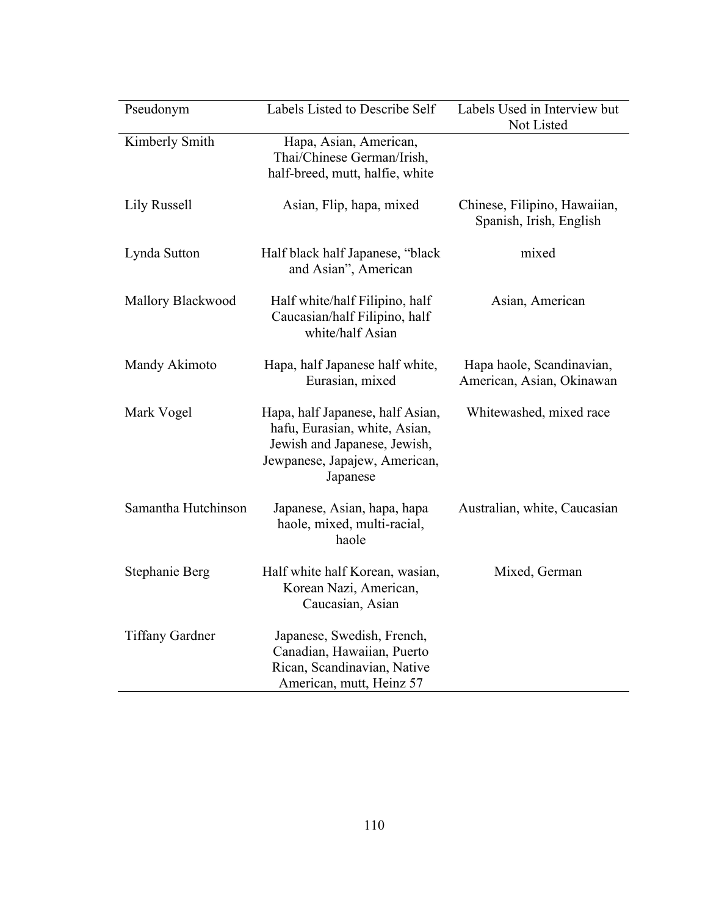| Pseudonym | Labels Listed to Describe Self | Labels Used in Interview but Not Listed |
|---|---|---|
| Kimberly Smith | Hapa, Asian, American, Thai/Chinese German/Irish, half-breed, mutt, halfie, white | |
| Lily Russell | Asian, Flip, hapa, mixed | Chinese, Filipino, Hawaiian, Spanish, Irish, English |
| Lynda Sutton | Half black half Japanese, "black and Asian", American | mixed |
| Mallory Blackwood | Half white/half Filipino, half Caucasian/half Filipino, half white/half Asian | Asian, American |
| Mandy Akimoto | Hapa, half Japanese half white, Eurasian, mixed | Hapa haole, Scandinavian, American, Asian, Okinawan |
| Mark Vogel | Hapa, half Japanese, half Asian, hafu, Eurasian, white, Asian, Jewish and Japanese, Jewish, Jewpanese, Japajew, American, Japanese | Whitewashed, mixed race |
| Samantha Hutchinson | Japanese, Asian, hapa, hapa haole, mixed, multi-racial, haole | Australian, white, Caucasian |
| Stephanie Berg | Half white half Korean, wasian, Korean Nazi, American, Caucasian, Asian | Mixed, German |
| Tiffany Gardner | Japanese, Swedish, French, Canadian, Hawaiian, Puerto Rican, Scandinavian, Native American, mutt, Heinz 57 | |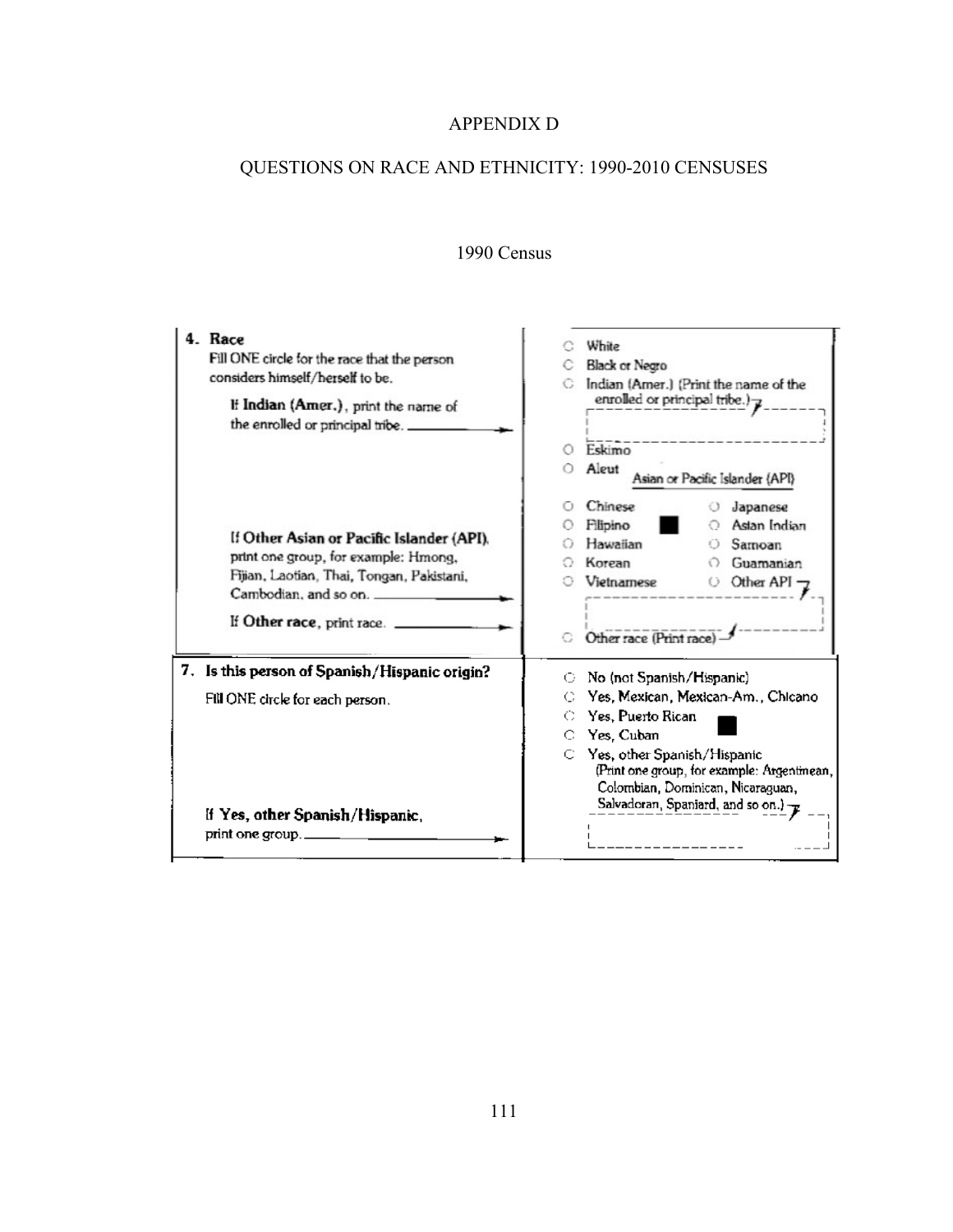# APPENDIX D

## QUESTIONS ON RACE AND ETHNICITY: 1990-2010 CENSUSES

### 1990 Census

| | |
|---|---|
| **4. Race**<br>Fill ONE circle for the race that the person considers himself/herself to be.<br>If **Indian (Amer.)**, print the name of the enrolled or principal tribe. →<br>If **Other Asian or Pacific Islander (API)**, print one group, for example: Hmong, Fijian, Laotian, Thai, Tongan, Pakistani, Cambodian, and so on. →<br>If **Other race**, print race. → | ○ White<br>○ Black or Negro<br>○ Indian (Amer.) (Print the name of the enrolled or principal tribe.)<br>○ Eskimo<br>○ Aleut<br>Asian or Pacific Islander (API)<br>○ Chinese ○ Japanese<br>○ Filipino ○ Asian Indian<br>○ Hawaiian ○ Samoan<br>○ Korean ○ Guamanian<br>○ Vietnamese ○ Other API<br>○ Other race (Print race) |
| **7. Is this person of Spanish/Hispanic origin?**<br>Fill ONE circle for each person.<br>If **Yes, other Spanish/Hispanic**, print one group. → | ○ No (not Spanish/Hispanic)<br>○ Yes, Mexican, Mexican-Am., Chicano<br>○ Yes, Puerto Rican<br>○ Yes, Cuban<br>○ Yes, other Spanish/Hispanic (Print one group, for example: Argentinean, Colombian, Dominican, Nicaraguan, Salvadoran, Spaniard, and so on.) |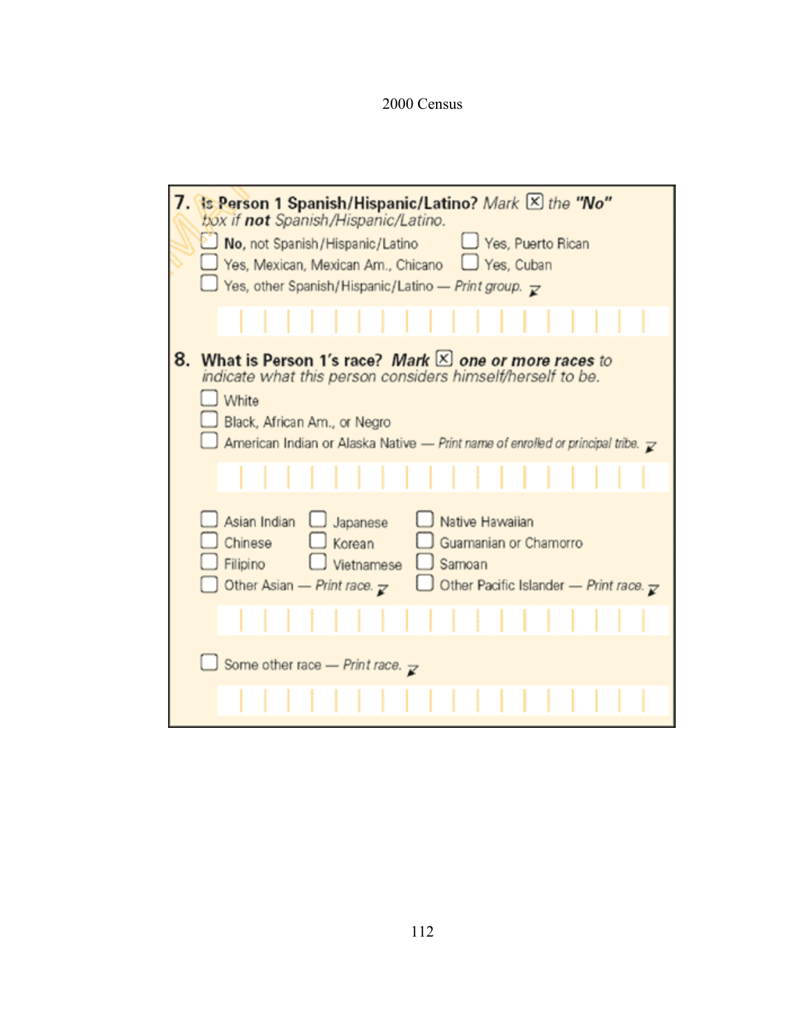2000 Census

**7. Is Person 1 Spanish/Hispanic/Latino?** *Mark* ☒ *the* ***"No"*** *box if* ***not*** *Spanish/Hispanic/Latino.*

- ☐ **No,** not Spanish/Hispanic/Latino
- ☐ Yes, Puerto Rican
- ☐ Yes, Mexican, Mexican Am., Chicano
- ☐ Yes, Cuban
- ☐ Yes, other Spanish/Hispanic/Latino — *Print group.*

**8. What is Person 1's race?** ***Mark*** ☒ ***one or more races*** *to indicate what this person considers himself/herself to be.*

- ☐ White
- ☐ Black, African Am., or Negro
- ☐ American Indian or Alaska Native — *Print name of enrolled or principal tribe.*
- ☐ Asian Indian
- ☐ Japanese
- ☐ Native Hawaiian
- ☐ Chinese
- ☐ Korean
- ☐ Guamanian or Chamorro
- ☐ Filipino
- ☐ Vietnamese
- ☐ Samoan
- ☐ Other Asian — *Print race.*
- ☐ Other Pacific Islander — *Print race.*
- ☐ Some other race — *Print race.*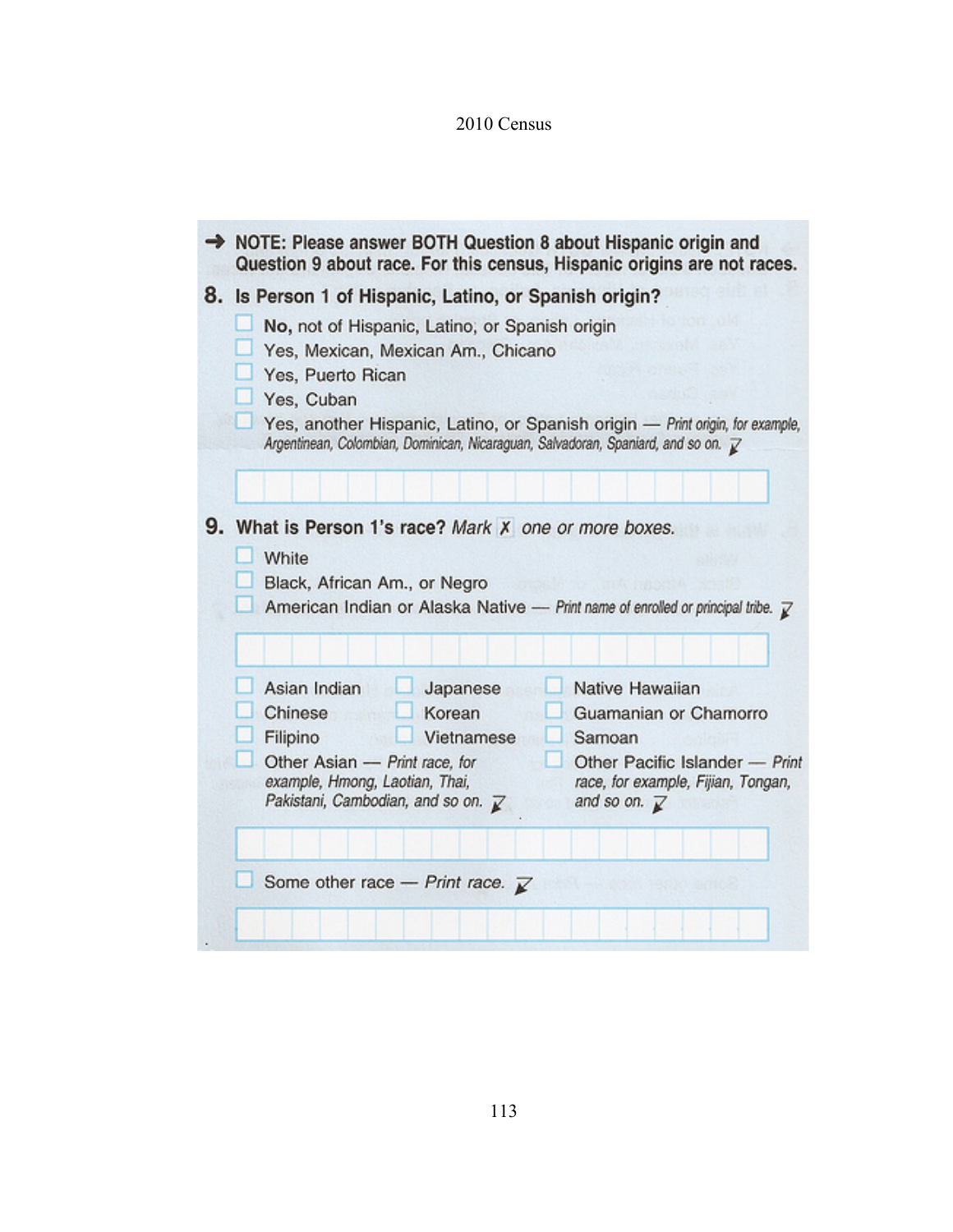2010 Census

→ **NOTE: Please answer BOTH Question 8 about Hispanic origin and Question 9 about race. For this census, Hispanic origins are not races.**

**8. Is Person 1 of Hispanic, Latino, or Spanish origin?**

- ☐ **No,** not of Hispanic, Latino, or Spanish origin
- ☐ Yes, Mexican, Mexican Am., Chicano
- ☐ Yes, Puerto Rican
- ☐ Yes, Cuban
- ☐ Yes, another Hispanic, Latino, or Spanish origin — *Print origin, for example, Argentinean, Colombian, Dominican, Nicaraguan, Salvadoran, Spaniard, and so on.*

**9. What is Person 1's race?** *Mark* ☒ *one or more boxes.*

- ☐ White
- ☐ Black, African Am., or Negro
- ☐ American Indian or Alaska Native — *Print name of enrolled or principal tribe.*
- ☐ Asian Indian
- ☐ Chinese
- ☐ Filipino
- ☐ Other Asian — *Print race, for example, Hmong, Laotian, Thai, Pakistani, Cambodian, and so on.*
- ☐ Japanese
- ☐ Korean
- ☐ Vietnamese
- ☐ Native Hawaiian
- ☐ Guamanian or Chamorro
- ☐ Samoan
- ☐ Other Pacific Islander — *Print race, for example, Fijian, Tongan, and so on.*
- ☐ Some other race — *Print race.*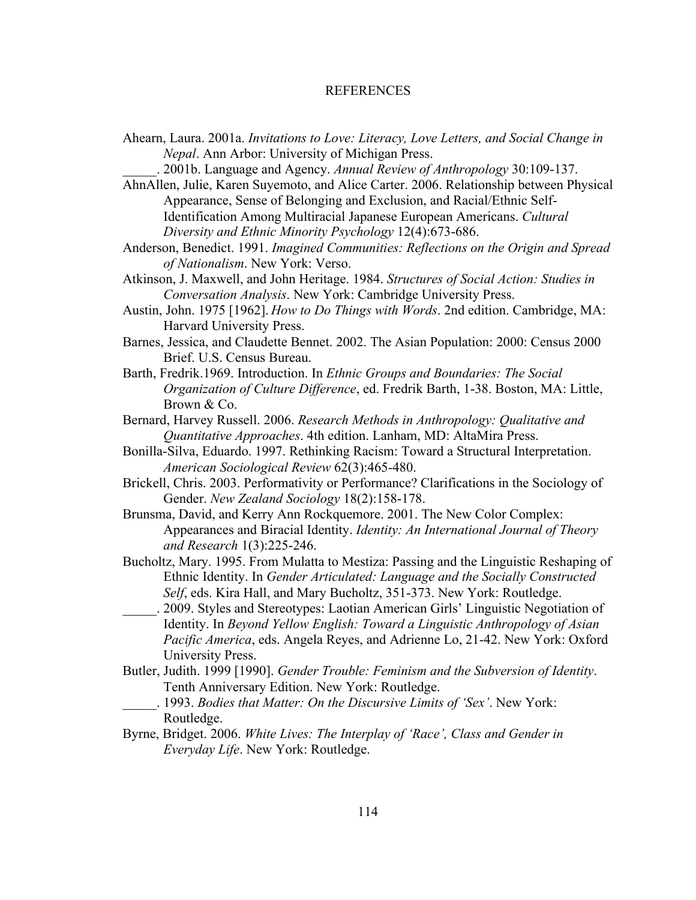# REFERENCES

Ahearn, Laura. 2001a. *Invitations to Love: Literacy, Love Letters, and Social Change in Nepal*. Ann Arbor: University of Michigan Press.

_____. 2001b. Language and Agency. *Annual Review of Anthropology* 30:109-137.

AhnAllen, Julie, Karen Suyemoto, and Alice Carter. 2006. Relationship between Physical Appearance, Sense of Belonging and Exclusion, and Racial/Ethnic Self-Identification Among Multiracial Japanese European Americans. *Cultural Diversity and Ethnic Minority Psychology* 12(4):673-686.

Anderson, Benedict. 1991. *Imagined Communities: Reflections on the Origin and Spread of Nationalism*. New York: Verso.

Atkinson, J. Maxwell, and John Heritage. 1984. *Structures of Social Action: Studies in Conversation Analysis*. New York: Cambridge University Press.

Austin, John. 1975 [1962]. *How to Do Things with Words*. 2nd edition. Cambridge, MA: Harvard University Press.

Barnes, Jessica, and Claudette Bennet. 2002. The Asian Population: 2000: Census 2000 Brief. U.S. Census Bureau.

Barth, Fredrik.1969. Introduction. In *Ethnic Groups and Boundaries: The Social Organization of Culture Difference*, ed. Fredrik Barth, 1-38. Boston, MA: Little, Brown & Co.

Bernard, Harvey Russell. 2006. *Research Methods in Anthropology: Qualitative and Quantitative Approaches*. 4th edition. Lanham, MD: AltaMira Press.

Bonilla-Silva, Eduardo. 1997. Rethinking Racism: Toward a Structural Interpretation. *American Sociological Review* 62(3):465-480.

Brickell, Chris. 2003. Performativity or Performance? Clarifications in the Sociology of Gender. *New Zealand Sociology* 18(2):158-178.

Brunsma, David, and Kerry Ann Rockquemore. 2001. The New Color Complex: Appearances and Biracial Identity. *Identity: An International Journal of Theory and Research* 1(3):225-246.

Bucholtz, Mary. 1995. From Mulatta to Mestiza: Passing and the Linguistic Reshaping of Ethnic Identity. In *Gender Articulated: Language and the Socially Constructed Self*, eds. Kira Hall, and Mary Bucholtz, 351-373. New York: Routledge.

_____. 2009. Styles and Stereotypes: Laotian American Girls' Linguistic Negotiation of Identity. In *Beyond Yellow English: Toward a Linguistic Anthropology of Asian Pacific America*, eds. Angela Reyes, and Adrienne Lo, 21-42. New York: Oxford University Press.

Butler, Judith. 1999 [1990]. *Gender Trouble: Feminism and the Subversion of Identity*. Tenth Anniversary Edition. New York: Routledge.

_____. 1993. *Bodies that Matter: On the Discursive Limits of 'Sex'*. New York: Routledge.

Byrne, Bridget. 2006. *White Lives: The Interplay of 'Race', Class and Gender in Everyday Life*. New York: Routledge.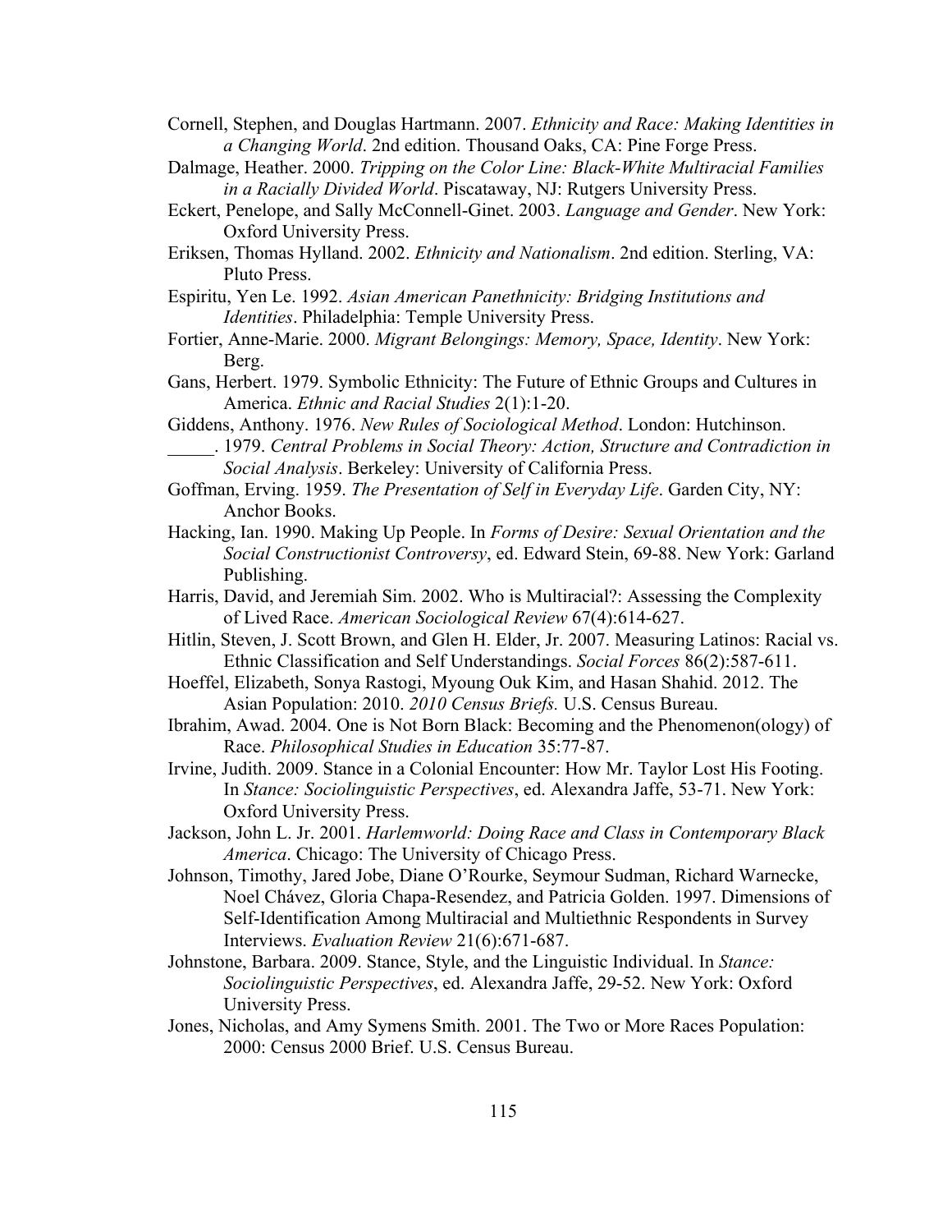Cornell, Stephen, and Douglas Hartmann. 2007. *Ethnicity and Race: Making Identities in a Changing World*. 2nd edition. Thousand Oaks, CA: Pine Forge Press.

Dalmage, Heather. 2000. *Tripping on the Color Line: Black-White Multiracial Families in a Racially Divided World*. Piscataway, NJ: Rutgers University Press.

Eckert, Penelope, and Sally McConnell-Ginet. 2003. *Language and Gender*. New York: Oxford University Press.

Eriksen, Thomas Hylland. 2002. *Ethnicity and Nationalism*. 2nd edition. Sterling, VA: Pluto Press.

Espiritu, Yen Le. 1992. *Asian American Panethnicity: Bridging Institutions and Identities*. Philadelphia: Temple University Press.

Fortier, Anne-Marie. 2000. *Migrant Belongings: Memory, Space, Identity*. New York: Berg.

Gans, Herbert. 1979. Symbolic Ethnicity: The Future of Ethnic Groups and Cultures in America. *Ethnic and Racial Studies* 2(1):1-20.

Giddens, Anthony. 1976. *New Rules of Sociological Method*. London: Hutchinson.

_____. 1979. *Central Problems in Social Theory: Action, Structure and Contradiction in Social Analysis*. Berkeley: University of California Press.

Goffman, Erving. 1959. *The Presentation of Self in Everyday Life*. Garden City, NY: Anchor Books.

Hacking, Ian. 1990. Making Up People. In *Forms of Desire: Sexual Orientation and the Social Constructionist Controversy*, ed. Edward Stein, 69-88. New York: Garland Publishing.

Harris, David, and Jeremiah Sim. 2002. Who is Multiracial?: Assessing the Complexity of Lived Race. *American Sociological Review* 67(4):614-627.

Hitlin, Steven, J. Scott Brown, and Glen H. Elder, Jr. 2007. Measuring Latinos: Racial vs. Ethnic Classification and Self Understandings. *Social Forces* 86(2):587-611.

Hoeffel, Elizabeth, Sonya Rastogi, Myoung Ouk Kim, and Hasan Shahid. 2012. The Asian Population: 2010. *2010 Census Briefs.* U.S. Census Bureau.

Ibrahim, Awad. 2004. One is Not Born Black: Becoming and the Phenomenon(ology) of Race. *Philosophical Studies in Education* 35:77-87.

Irvine, Judith. 2009. Stance in a Colonial Encounter: How Mr. Taylor Lost His Footing. In *Stance: Sociolinguistic Perspectives*, ed. Alexandra Jaffe, 53-71. New York: Oxford University Press.

Jackson, John L. Jr. 2001. *Harlemworld: Doing Race and Class in Contemporary Black America*. Chicago: The University of Chicago Press.

Johnson, Timothy, Jared Jobe, Diane O'Rourke, Seymour Sudman, Richard Warnecke, Noel Chávez, Gloria Chapa-Resendez, and Patricia Golden. 1997. Dimensions of Self-Identification Among Multiracial and Multiethnic Respondents in Survey Interviews. *Evaluation Review* 21(6):671-687.

Johnstone, Barbara. 2009. Stance, Style, and the Linguistic Individual. In *Stance: Sociolinguistic Perspectives*, ed. Alexandra Jaffe, 29-52. New York: Oxford University Press.

Jones, Nicholas, and Amy Symens Smith. 2001. The Two or More Races Population: 2000: Census 2000 Brief. U.S. Census Bureau.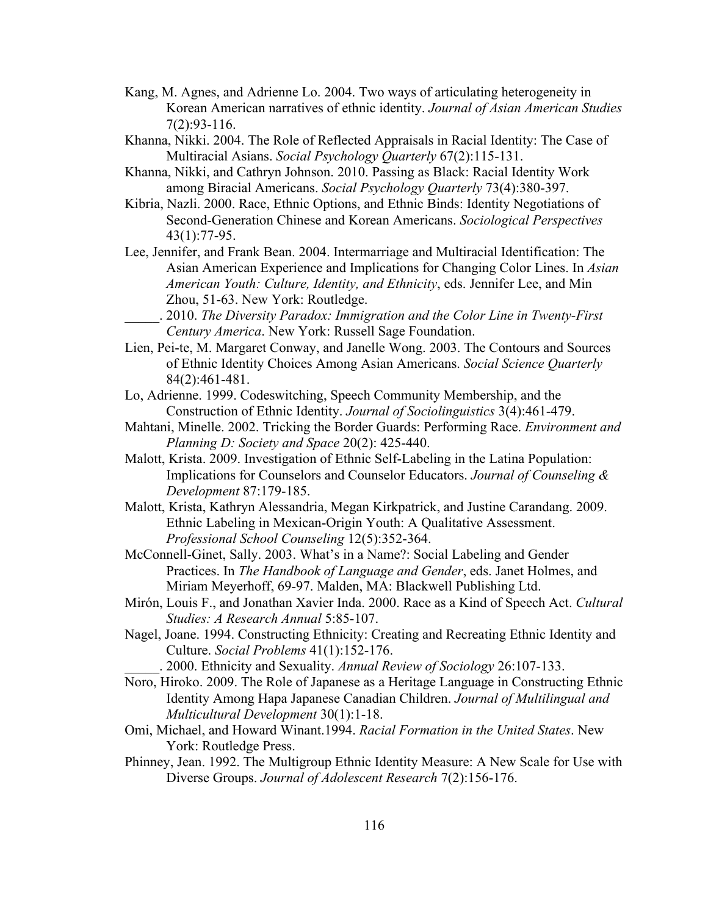Kang, M. Agnes, and Adrienne Lo. 2004. Two ways of articulating heterogeneity in Korean American narratives of ethnic identity. *Journal of Asian American Studies* 7(2):93-116.

Khanna, Nikki. 2004. The Role of Reflected Appraisals in Racial Identity: The Case of Multiracial Asians. *Social Psychology Quarterly* 67(2):115-131.

Khanna, Nikki, and Cathryn Johnson. 2010. Passing as Black: Racial Identity Work among Biracial Americans. *Social Psychology Quarterly* 73(4):380-397.

Kibria, Nazli. 2000. Race, Ethnic Options, and Ethnic Binds: Identity Negotiations of Second-Generation Chinese and Korean Americans. *Sociological Perspectives* 43(1):77-95.

Lee, Jennifer, and Frank Bean. 2004. Intermarriage and Multiracial Identification: The Asian American Experience and Implications for Changing Color Lines. In *Asian American Youth: Culture, Identity, and Ethnicity*, eds. Jennifer Lee, and Min Zhou, 51-63. New York: Routledge.

_____. 2010. *The Diversity Paradox: Immigration and the Color Line in Twenty-First Century America*. New York: Russell Sage Foundation.

Lien, Pei-te, M. Margaret Conway, and Janelle Wong. 2003. The Contours and Sources of Ethnic Identity Choices Among Asian Americans. *Social Science Quarterly* 84(2):461-481.

Lo, Adrienne. 1999. Codeswitching, Speech Community Membership, and the Construction of Ethnic Identity. *Journal of Sociolinguistics* 3(4):461-479.

Mahtani, Minelle. 2002. Tricking the Border Guards: Performing Race. *Environment and Planning D: Society and Space* 20(2): 425-440.

Malott, Krista. 2009. Investigation of Ethnic Self-Labeling in the Latina Population: Implications for Counselors and Counselor Educators. *Journal of Counseling & Development* 87:179-185.

Malott, Krista, Kathryn Alessandria, Megan Kirkpatrick, and Justine Carandang. 2009. Ethnic Labeling in Mexican-Origin Youth: A Qualitative Assessment. *Professional School Counseling* 12(5):352-364.

McConnell-Ginet, Sally. 2003. What's in a Name?: Social Labeling and Gender Practices. In *The Handbook of Language and Gender*, eds. Janet Holmes, and Miriam Meyerhoff, 69-97. Malden, MA: Blackwell Publishing Ltd.

Mirón, Louis F., and Jonathan Xavier Inda. 2000. Race as a Kind of Speech Act. *Cultural Studies: A Research Annual* 5:85-107.

Nagel, Joane. 1994. Constructing Ethnicity: Creating and Recreating Ethnic Identity and Culture. *Social Problems* 41(1):152-176.

_____. 2000. Ethnicity and Sexuality. *Annual Review of Sociology* 26:107-133.

Noro, Hiroko. 2009. The Role of Japanese as a Heritage Language in Constructing Ethnic Identity Among Hapa Japanese Canadian Children. *Journal of Multilingual and Multicultural Development* 30(1):1-18.

Omi, Michael, and Howard Winant.1994. *Racial Formation in the United States*. New York: Routledge Press.

Phinney, Jean. 1992. The Multigroup Ethnic Identity Measure: A New Scale for Use with Diverse Groups. *Journal of Adolescent Research* 7(2):156-176.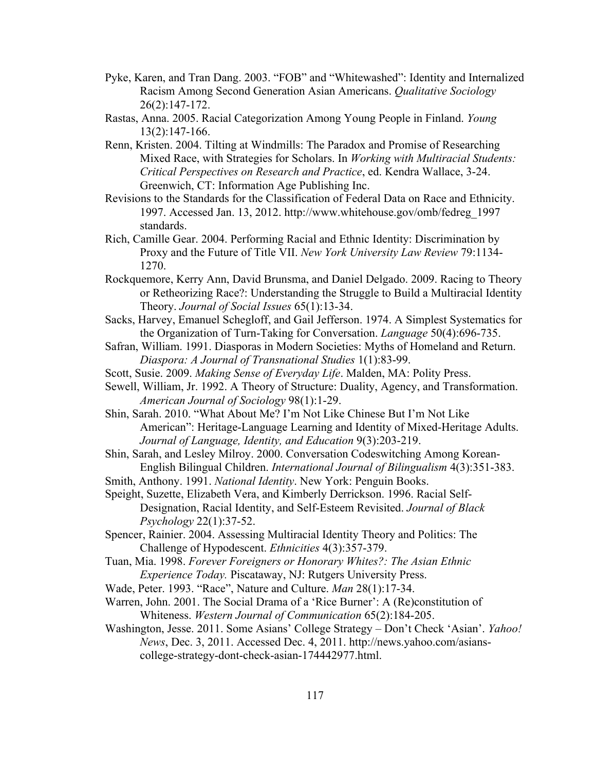Pyke, Karen, and Tran Dang. 2003. "FOB" and "Whitewashed": Identity and Internalized Racism Among Second Generation Asian Americans. *Qualitative Sociology* 26(2):147-172.

Rastas, Anna. 2005. Racial Categorization Among Young People in Finland. *Young* 13(2):147-166.

Renn, Kristen. 2004. Tilting at Windmills: The Paradox and Promise of Researching Mixed Race, with Strategies for Scholars. In *Working with Multiracial Students: Critical Perspectives on Research and Practice*, ed. Kendra Wallace, 3-24. Greenwich, CT: Information Age Publishing Inc.

Revisions to the Standards for the Classification of Federal Data on Race and Ethnicity. 1997. Accessed Jan. 13, 2012. http://www.whitehouse.gov/omb/fedreg_1997 standards.

Rich, Camille Gear. 2004. Performing Racial and Ethnic Identity: Discrimination by Proxy and the Future of Title VII. *New York University Law Review* 79:1134-1270.

Rockquemore, Kerry Ann, David Brunsma, and Daniel Delgado. 2009. Racing to Theory or Retheorizing Race?: Understanding the Struggle to Build a Multiracial Identity Theory. *Journal of Social Issues* 65(1):13-34.

Sacks, Harvey, Emanuel Schegloff, and Gail Jefferson. 1974. A Simplest Systematics for the Organization of Turn-Taking for Conversation. *Language* 50(4):696-735.

Safran, William. 1991. Diasporas in Modern Societies: Myths of Homeland and Return. *Diaspora: A Journal of Transnational Studies* 1(1):83-99.

Scott, Susie. 2009. *Making Sense of Everyday Life*. Malden, MA: Polity Press.

Sewell, William, Jr. 1992. A Theory of Structure: Duality, Agency, and Transformation. *American Journal of Sociology* 98(1):1-29.

Shin, Sarah. 2010. "What About Me? I'm Not Like Chinese But I'm Not Like American": Heritage-Language Learning and Identity of Mixed-Heritage Adults. *Journal of Language, Identity, and Education* 9(3):203-219.

Shin, Sarah, and Lesley Milroy. 2000. Conversation Codeswitching Among Korean-English Bilingual Children. *International Journal of Bilingualism* 4(3):351-383.

Smith, Anthony. 1991. *National Identity*. New York: Penguin Books.

Speight, Suzette, Elizabeth Vera, and Kimberly Derrickson. 1996. Racial Self-Designation, Racial Identity, and Self-Esteem Revisited. *Journal of Black Psychology* 22(1):37-52.

Spencer, Rainier. 2004. Assessing Multiracial Identity Theory and Politics: The Challenge of Hypodescent. *Ethnicities* 4(3):357-379.

Tuan, Mia. 1998. *Forever Foreigners or Honorary Whites?: The Asian Ethnic Experience Today.* Piscataway, NJ: Rutgers University Press.

Wade, Peter. 1993. "Race", Nature and Culture. *Man* 28(1):17-34.

Warren, John. 2001. The Social Drama of a 'Rice Burner': A (Re)constitution of Whiteness. *Western Journal of Communication* 65(2):184-205.

Washington, Jesse. 2011. Some Asians' College Strategy – Don't Check 'Asian'. *Yahoo! News*, Dec. 3, 2011. Accessed Dec. 4, 2011. http://news.yahoo.com/asians-college-strategy-dont-check-asian-174442977.html.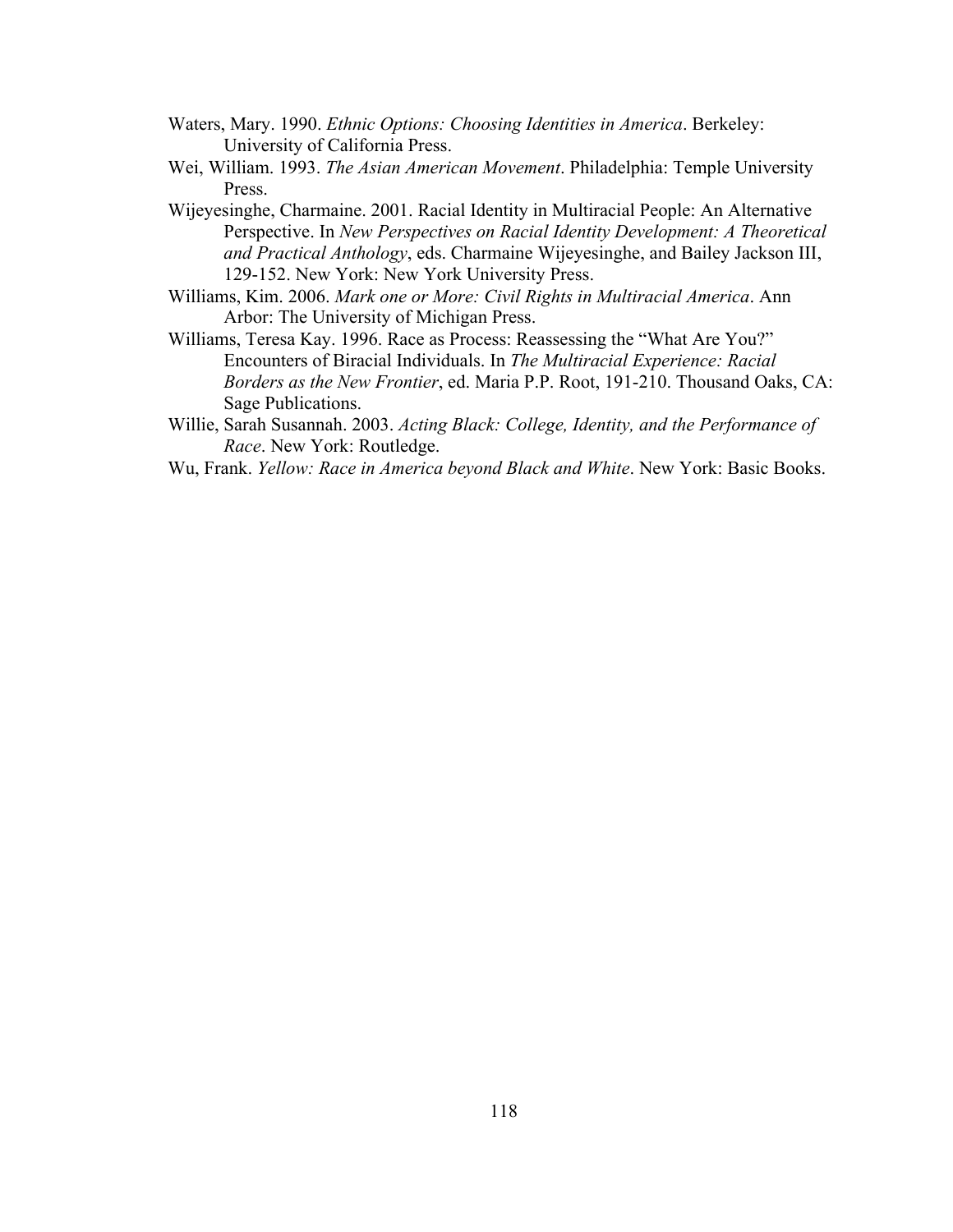Waters, Mary. 1990. *Ethnic Options: Choosing Identities in America*. Berkeley: University of California Press.

Wei, William. 1993. *The Asian American Movement*. Philadelphia: Temple University Press.

Wijeyesinghe, Charmaine. 2001. Racial Identity in Multiracial People: An Alternative Perspective. In *New Perspectives on Racial Identity Development: A Theoretical and Practical Anthology*, eds. Charmaine Wijeyesinghe, and Bailey Jackson III, 129-152. New York: New York University Press.

Williams, Kim. 2006. *Mark one or More: Civil Rights in Multiracial America*. Ann Arbor: The University of Michigan Press.

Williams, Teresa Kay. 1996. Race as Process: Reassessing the "What Are You?" Encounters of Biracial Individuals. In *The Multiracial Experience: Racial Borders as the New Frontier*, ed. Maria P.P. Root, 191-210. Thousand Oaks, CA: Sage Publications.

Willie, Sarah Susannah. 2003. *Acting Black: College, Identity, and the Performance of Race*. New York: Routledge.

Wu, Frank. *Yellow: Race in America beyond Black and White*. New York: Basic Books.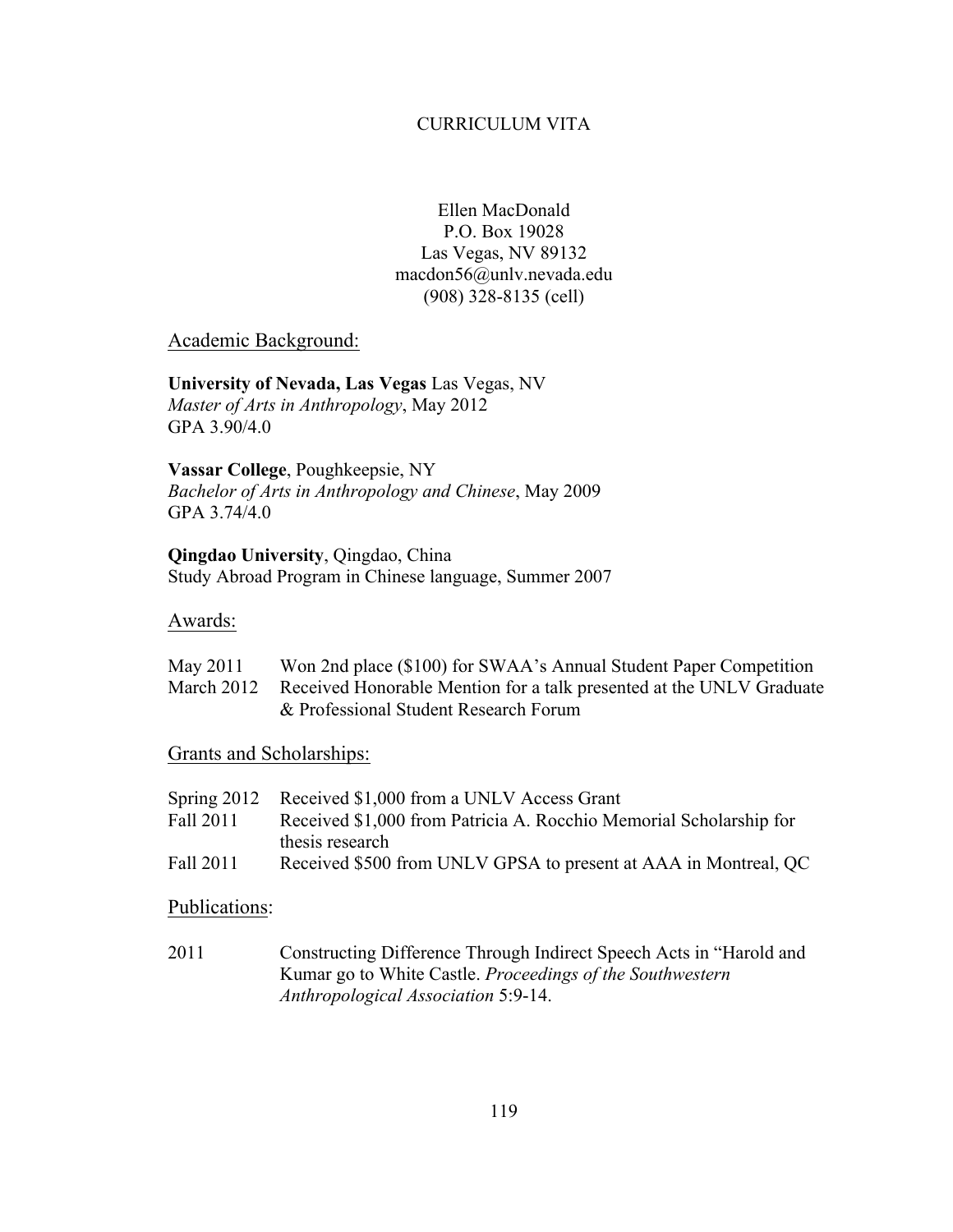# CURRICULUM VITA

Ellen MacDonald
P.O. Box 19028
Las Vegas, NV 89132
macdon56@unlv.nevada.edu
(908) 328-8135 (cell)

## Academic Background:

**University of Nevada, Las Vegas** Las Vegas, NV
*Master of Arts in Anthropology*, May 2012
GPA 3.90/4.0

**Vassar College**, Poughkeepsie, NY
*Bachelor of Arts in Anthropology and Chinese*, May 2009
GPA 3.74/4.0

**Qingdao University**, Qingdao, China
Study Abroad Program in Chinese language, Summer 2007

## Awards:

May 2011 — Won 2nd place ($100) for SWAA's Annual Student Paper Competition

March 2012 — Received Honorable Mention for a talk presented at the UNLV Graduate & Professional Student Research Forum

## Grants and Scholarships:

Spring 2012 — Received $1,000 from a UNLV Access Grant

Fall 2011 — Received $1,000 from Patricia A. Rocchio Memorial Scholarship for thesis research

Fall 2011 — Received $500 from UNLV GPSA to present at AAA in Montreal, QC

## Publications:

2011 — Constructing Difference Through Indirect Speech Acts in "Harold and Kumar go to White Castle. *Proceedings of the Southwestern Anthropological Association* 5:9-14.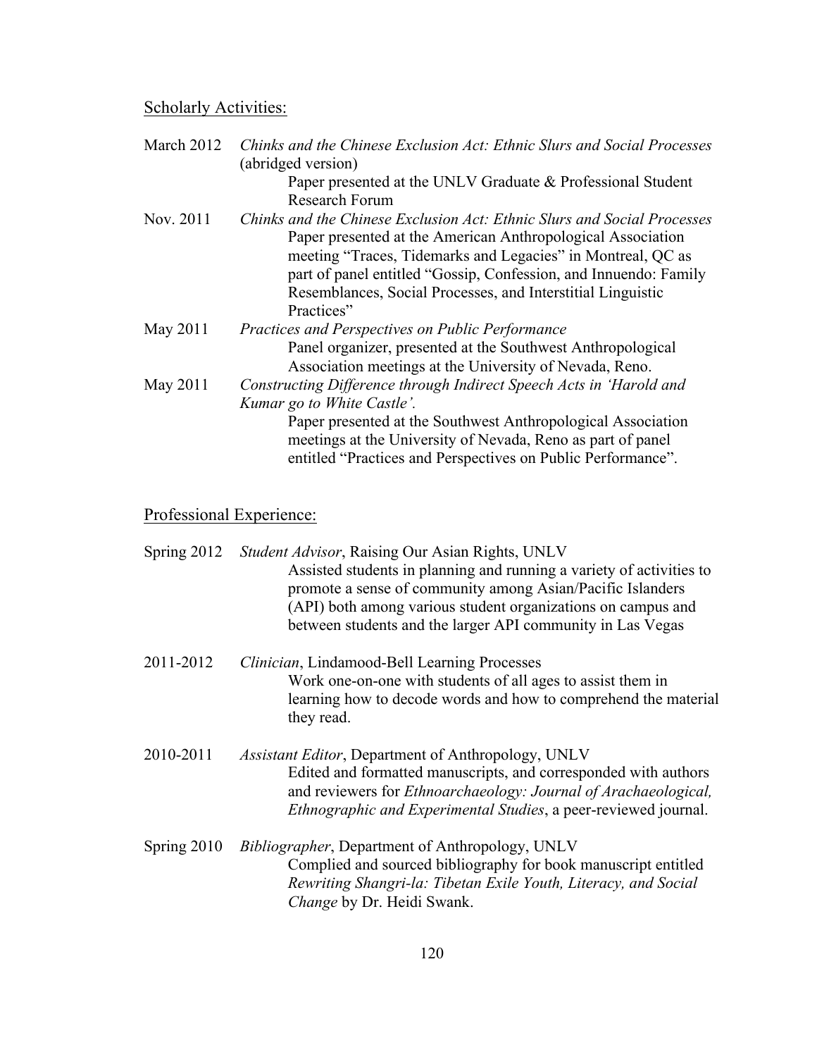Scholarly Activities:

March 2012 — *Chinks and the Chinese Exclusion Act: Ethnic Slurs and Social Processes* (abridged version)
Paper presented at the UNLV Graduate & Professional Student Research Forum

Nov. 2011 — *Chinks and the Chinese Exclusion Act: Ethnic Slurs and Social Processes*
Paper presented at the American Anthropological Association meeting "Traces, Tidemarks and Legacies" in Montreal, QC as part of panel entitled "Gossip, Confession, and Innuendo: Family Resemblances, Social Processes, and Interstitial Linguistic Practices"

May 2011 — *Practices and Perspectives on Public Performance*
Panel organizer, presented at the Southwest Anthropological Association meetings at the University of Nevada, Reno.

May 2011 — *Constructing Difference through Indirect Speech Acts in 'Harold and Kumar go to White Castle'.*
Paper presented at the Southwest Anthropological Association meetings at the University of Nevada, Reno as part of panel entitled "Practices and Perspectives on Public Performance".

Professional Experience:

Spring 2012 — *Student Advisor*, Raising Our Asian Rights, UNLV
Assisted students in planning and running a variety of activities to promote a sense of community among Asian/Pacific Islanders (API) both among various student organizations on campus and between students and the larger API community in Las Vegas

2011-2012 — *Clinician*, Lindamood-Bell Learning Processes
Work one-on-one with students of all ages to assist them in learning how to decode words and how to comprehend the material they read.

2010-2011 — *Assistant Editor*, Department of Anthropology, UNLV
Edited and formatted manuscripts, and corresponded with authors and reviewers for *Ethnoarchaeology: Journal of Arachaeological, Ethnographic and Experimental Studies*, a peer-reviewed journal.

Spring 2010 — *Bibliographer*, Department of Anthropology, UNLV
Complied and sourced bibliography for book manuscript entitled *Rewriting Shangri-la: Tibetan Exile Youth, Literacy, and Social Change* by Dr. Heidi Swank.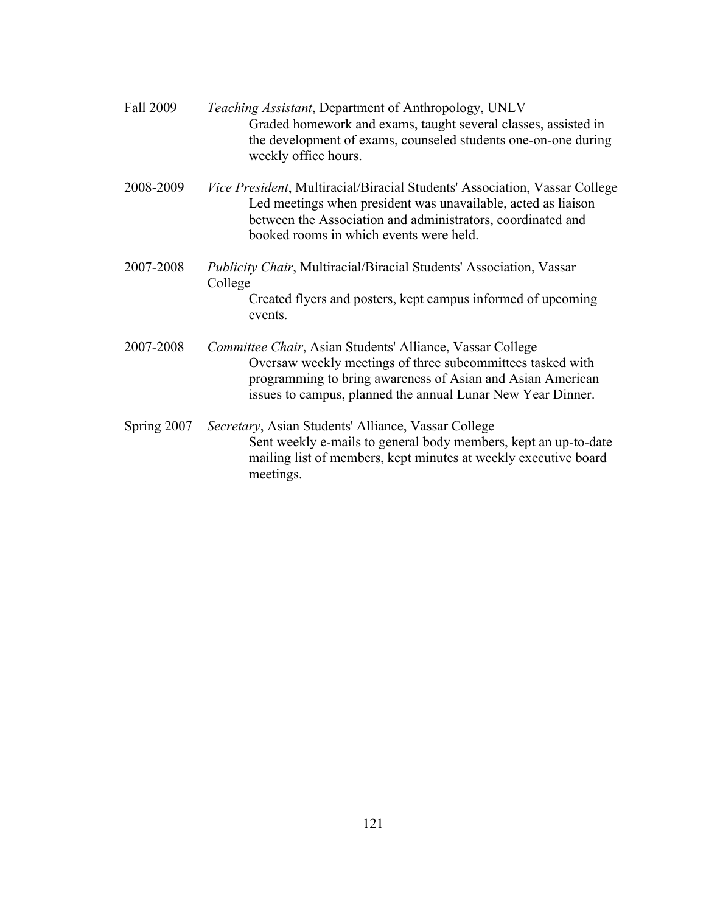Fall 2009 *Teaching Assistant*, Department of Anthropology, UNLV
Graded homework and exams, taught several classes, assisted in the development of exams, counseled students one-on-one during weekly office hours.

2008-2009 *Vice President*, Multiracial/Biracial Students' Association, Vassar College
Led meetings when president was unavailable, acted as liaison between the Association and administrators, coordinated and booked rooms in which events were held.

2007-2008 *Publicity Chair*, Multiracial/Biracial Students' Association, Vassar College
Created flyers and posters, kept campus informed of upcoming events.

2007-2008 *Committee Chair*, Asian Students' Alliance, Vassar College
Oversaw weekly meetings of three subcommittees tasked with programming to bring awareness of Asian and Asian American issues to campus, planned the annual Lunar New Year Dinner.

Spring 2007 *Secretary*, Asian Students' Alliance, Vassar College
Sent weekly e-mails to general body members, kept an up-to-date mailing list of members, kept minutes at weekly executive board meetings.